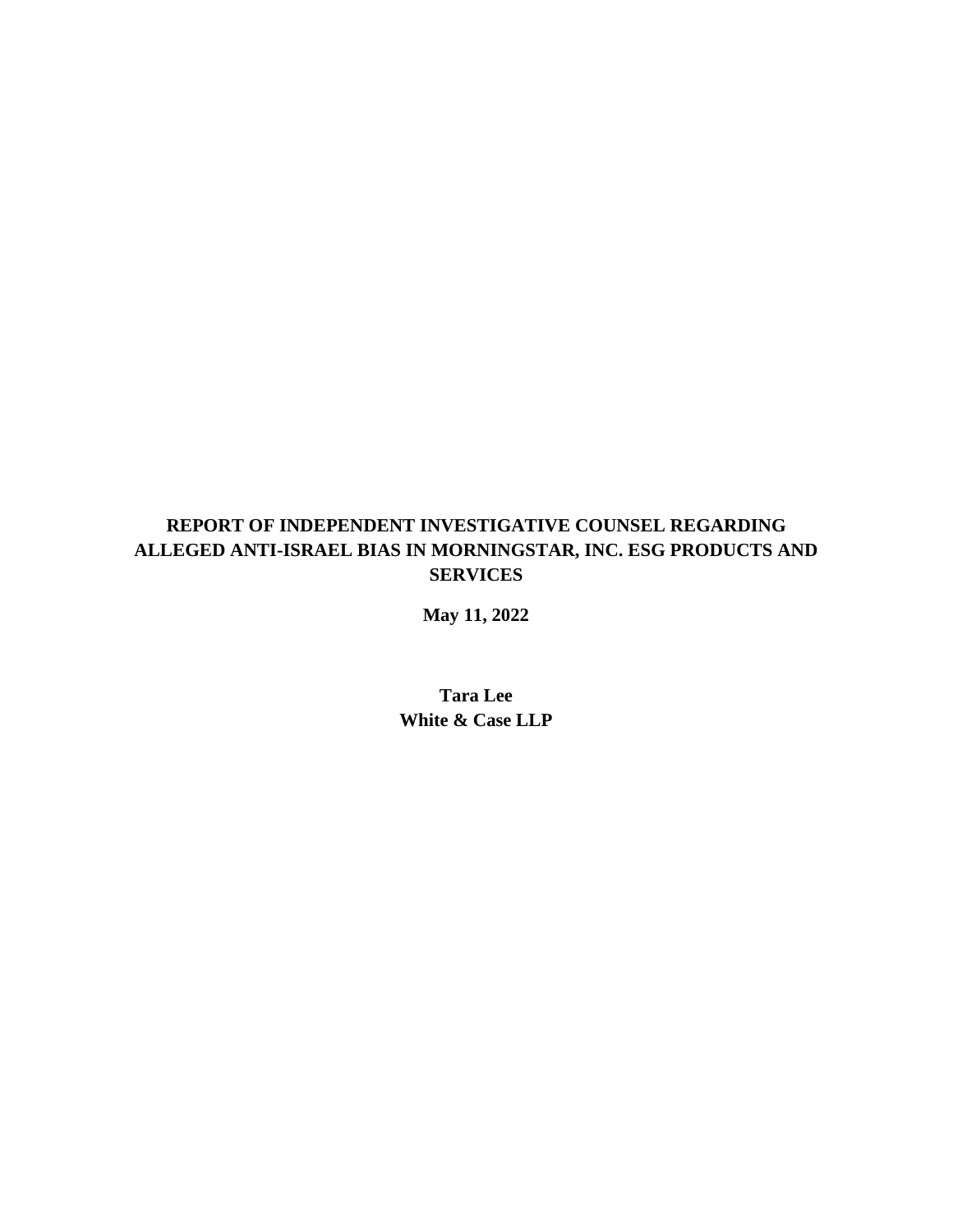# REPORT OF INDEPENDENT INVESTIGATIVE COUNSEL REGARDING ALLEGED ANTI-ISRAEL BIAS IN MORNINGSTAR, INC. ESG PRODUCTS AND SERVICES

**May 11, 2022**

**Tara Lee**
**White & Case LLP**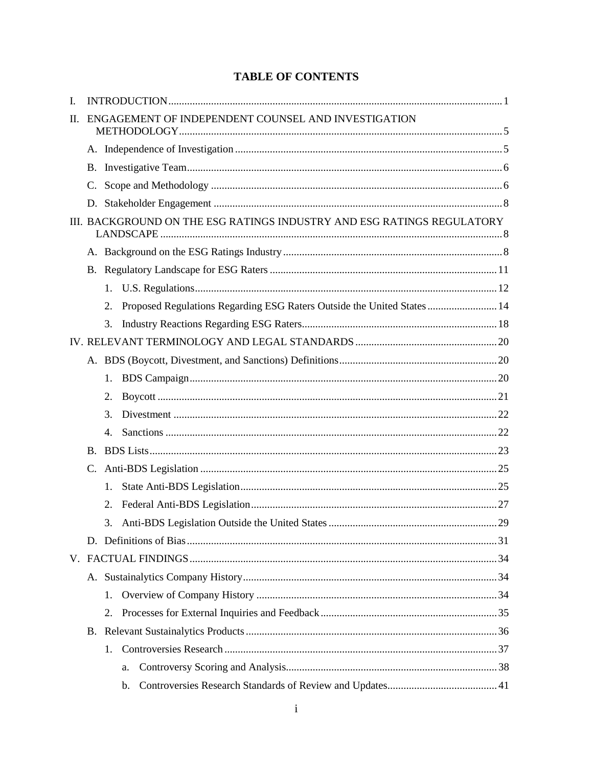# TABLE OF CONTENTS

I. INTRODUCTION ..... 1

II. ENGAGEMENT OF INDEPENDENT COUNSEL AND INVESTIGATION METHODOLOGY ..... 5

- A. Independence of Investigation ..... 5
- B. Investigative Team ..... 6
- C. Scope and Methodology ..... 6
- D. Stakeholder Engagement ..... 8

III. BACKGROUND ON THE ESG RATINGS INDUSTRY AND ESG RATINGS REGULATORY LANDSCAPE ..... 8

- A. Background on the ESG Ratings Industry ..... 8
- B. Regulatory Landscape for ESG Raters ..... 11
  1. U.S. Regulations ..... 12
  2. Proposed Regulations Regarding ESG Raters Outside the United States ..... 14
  3. Industry Reactions Regarding ESG Raters ..... 18

IV. RELEVANT TERMINOLOGY AND LEGAL STANDARDS ..... 20

- A. BDS (Boycott, Divestment, and Sanctions) Definitions ..... 20
  1. BDS Campaign ..... 20
  2. Boycott ..... 21
  3. Divestment ..... 22
  4. Sanctions ..... 22
- B. BDS Lists ..... 23
- C. Anti-BDS Legislation ..... 25
  1. State Anti-BDS Legislation ..... 25
  2. Federal Anti-BDS Legislation ..... 27
  3. Anti-BDS Legislation Outside the United States ..... 29
- D. Definitions of Bias ..... 31

V. FACTUAL FINDINGS ..... 34

- A. Sustainalytics Company History ..... 34
  1. Overview of Company History ..... 34
  2. Processes for External Inquiries and Feedback ..... 35
- B. Relevant Sustainalytics Products ..... 36
  1. Controversies Research ..... 37
     - a. Controversy Scoring and Analysis ..... 38
     - b. Controversies Research Standards of Review and Updates ..... 41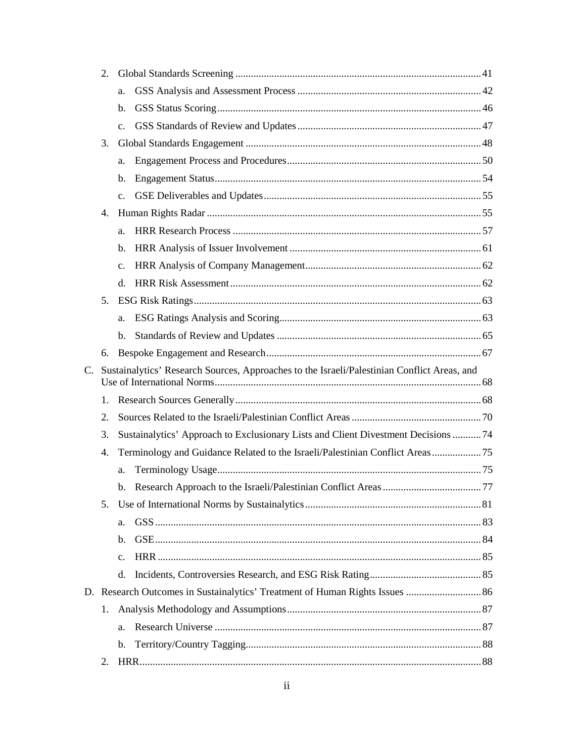2. Global Standards Screening ... 41
   a. GSS Analysis and Assessment Process ... 42
   b. GSS Status Scoring ... 46
   c. GSS Standards of Review and Updates ... 47
3. Global Standards Engagement ... 48
   a. Engagement Process and Procedures ... 50
   b. Engagement Status ... 54
   c. GSE Deliverables and Updates ... 55
4. Human Rights Radar ... 55
   a. HRR Research Process ... 57
   b. HRR Analysis of Issuer Involvement ... 61
   c. HRR Analysis of Company Management ... 62
   d. HRR Risk Assessment ... 62
5. ESG Risk Ratings ... 63
   a. ESG Ratings Analysis and Scoring ... 63
   b. Standards of Review and Updates ... 65
6. Bespoke Engagement and Research ... 67

C. Sustainalytics' Research Sources, Approaches to the Israeli/Palestinian Conflict Areas, and Use of International Norms ... 68
1. Research Sources Generally ... 68
2. Sources Related to the Israeli/Palestinian Conflict Areas ... 70
3. Sustainalytics' Approach to Exclusionary Lists and Client Divestment Decisions ... 74
4. Terminology and Guidance Related to the Israeli/Palestinian Conflict Areas ... 75
   a. Terminology Usage ... 75
   b. Research Approach to the Israeli/Palestinian Conflict Areas ... 77
5. Use of International Norms by Sustainalytics ... 81
   a. GSS ... 83
   b. GSE ... 84
   c. HRR ... 85
   d. Incidents, Controversies Research, and ESG Risk Rating ... 85

D. Research Outcomes in Sustainalytics' Treatment of Human Rights Issues ... 86
1. Analysis Methodology and Assumptions ... 87
   a. Research Universe ... 87
   b. Territory/Country Tagging ... 88
2. HRR ... 88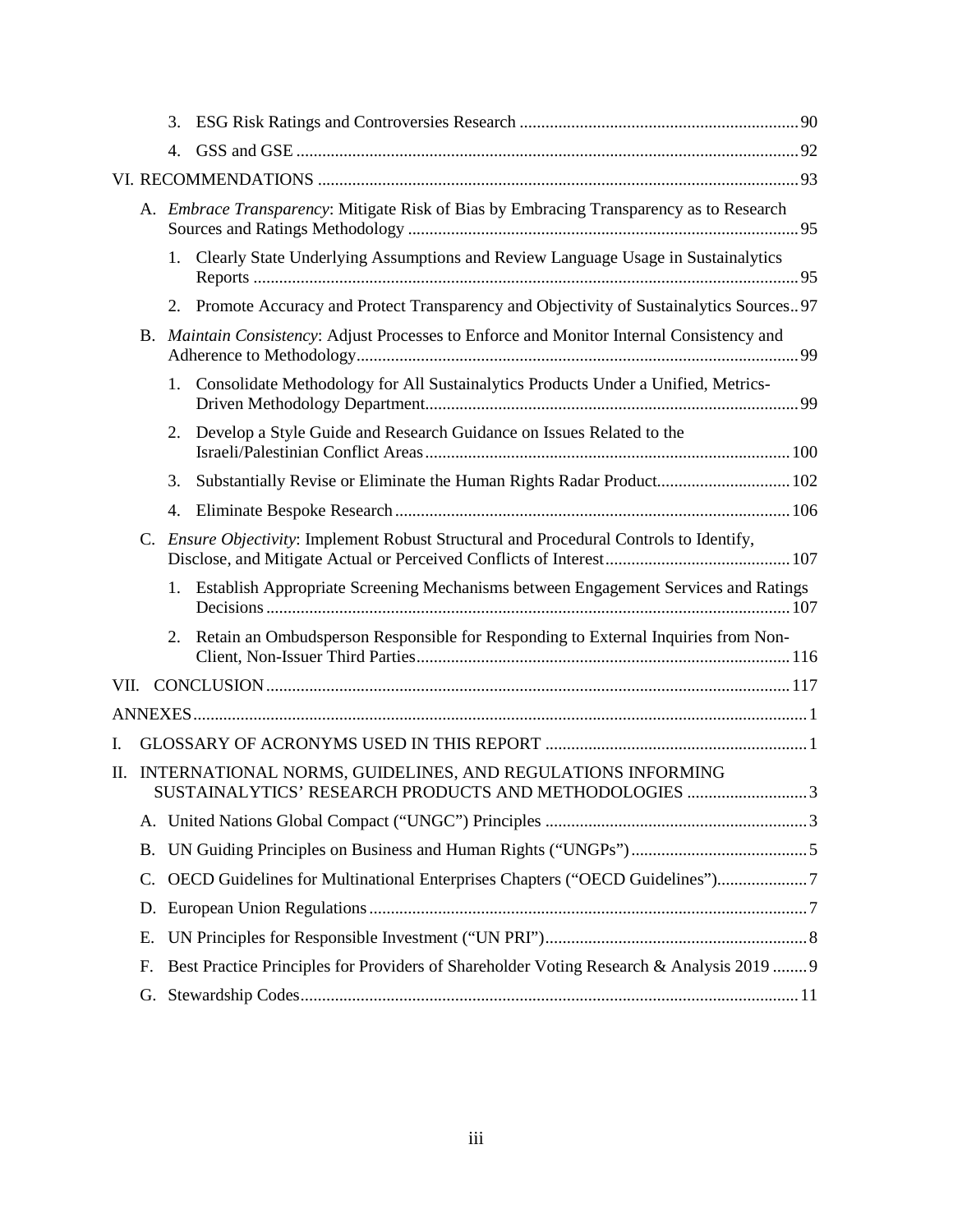3. ESG Risk Ratings and Controversies Research ... 90
4. GSS and GSE ... 92

VI. RECOMMENDATIONS ... 93

A. *Embrace Transparency*: Mitigate Risk of Bias by Embracing Transparency as to Research Sources and Ratings Methodology ... 95

1. Clearly State Underlying Assumptions and Review Language Usage in Sustainalytics Reports ... 95
2. Promote Accuracy and Protect Transparency and Objectivity of Sustainalytics Sources .. 97

B. *Maintain Consistency*: Adjust Processes to Enforce and Monitor Internal Consistency and Adherence to Methodology ... 99

1. Consolidate Methodology for All Sustainalytics Products Under a Unified, Metrics-Driven Methodology Department ... 99
2. Develop a Style Guide and Research Guidance on Issues Related to the Israeli/Palestinian Conflict Areas ... 100
3. Substantially Revise or Eliminate the Human Rights Radar Product ... 102
4. Eliminate Bespoke Research ... 106

C. *Ensure Objectivity*: Implement Robust Structural and Procedural Controls to Identify, Disclose, and Mitigate Actual or Perceived Conflicts of Interest ... 107

1. Establish Appropriate Screening Mechanisms between Engagement Services and Ratings Decisions ... 107
2. Retain an Ombudsperson Responsible for Responding to External Inquiries from Non-Client, Non-Issuer Third Parties ... 116

VII. CONCLUSION ... 117

ANNEXES ... 1

I. GLOSSARY OF ACRONYMS USED IN THIS REPORT ... 1

II. INTERNATIONAL NORMS, GUIDELINES, AND REGULATIONS INFORMING SUSTAINALYTICS' RESEARCH PRODUCTS AND METHODOLOGIES ... 3

A. United Nations Global Compact ("UNGC") Principles ... 3

B. UN Guiding Principles on Business and Human Rights ("UNGPs") ... 5

C. OECD Guidelines for Multinational Enterprises Chapters ("OECD Guidelines") ... 7

D. European Union Regulations ... 7

E. UN Principles for Responsible Investment ("UN PRI") ... 8

F. Best Practice Principles for Providers of Shareholder Voting Research & Analysis 2019 ... 9

G. Stewardship Codes ... 11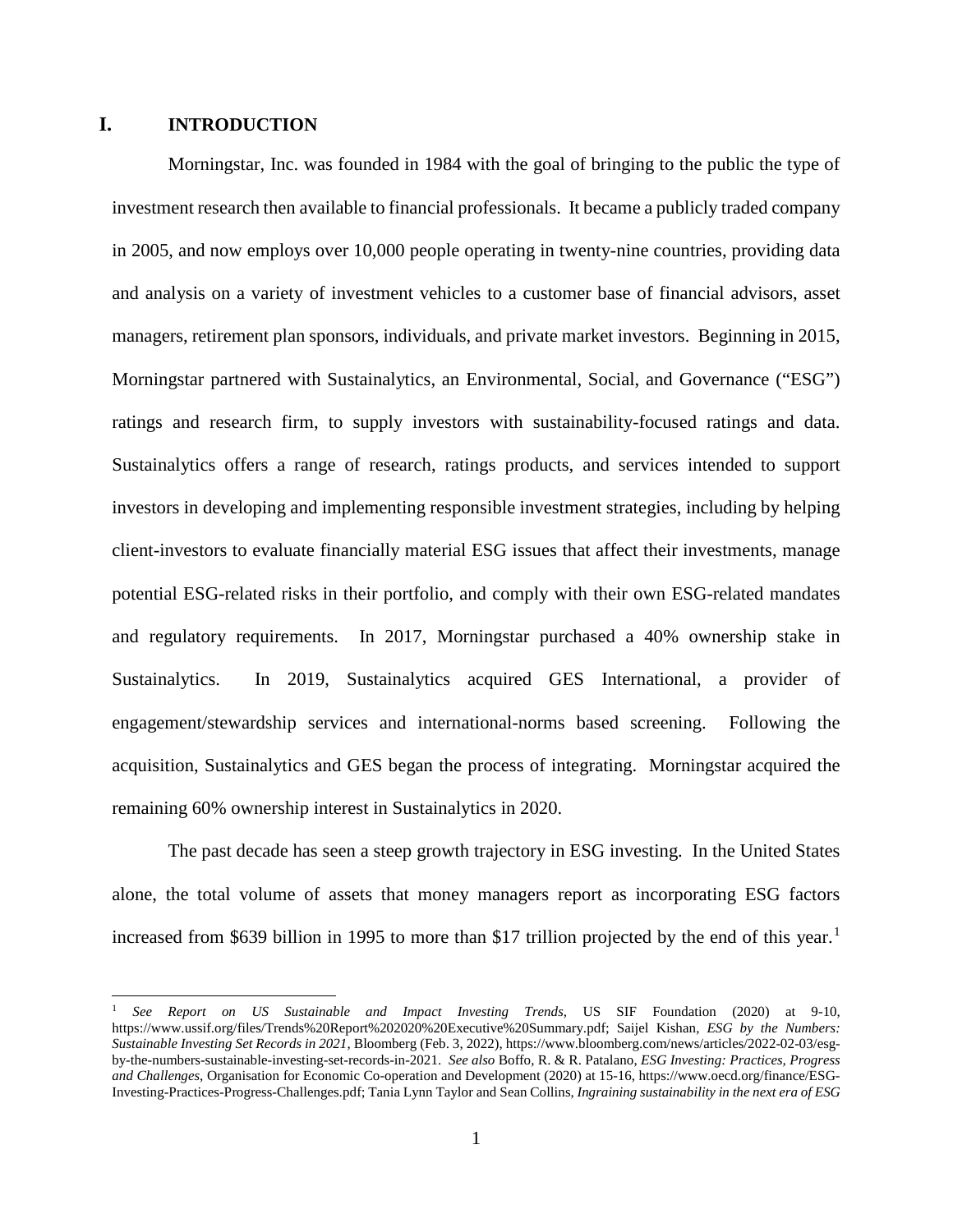# I. INTRODUCTION

Morningstar, Inc. was founded in 1984 with the goal of bringing to the public the type of investment research then available to financial professionals. It became a publicly traded company in 2005, and now employs over 10,000 people operating in twenty-nine countries, providing data and analysis on a variety of investment vehicles to a customer base of financial advisors, asset managers, retirement plan sponsors, individuals, and private market investors. Beginning in 2015, Morningstar partnered with Sustainalytics, an Environmental, Social, and Governance ("ESG") ratings and research firm, to supply investors with sustainability-focused ratings and data. Sustainalytics offers a range of research, ratings products, and services intended to support investors in developing and implementing responsible investment strategies, including by helping client-investors to evaluate financially material ESG issues that affect their investments, manage potential ESG-related risks in their portfolio, and comply with their own ESG-related mandates and regulatory requirements. In 2017, Morningstar purchased a 40% ownership stake in Sustainalytics. In 2019, Sustainalytics acquired GES International, a provider of engagement/stewardship services and international-norms based screening. Following the acquisition, Sustainalytics and GES began the process of integrating. Morningstar acquired the remaining 60% ownership interest in Sustainalytics in 2020.

The past decade has seen a steep growth trajectory in ESG investing. In the United States alone, the total volume of assets that money managers report as incorporating ESG factors increased from $639 billion in 1995 to more than $17 trillion projected by the end of this year.[1]

---

[1] *See Report on US Sustainable and Impact Investing Trends*, US SIF Foundation (2020) at 9-10, https://www.ussif.org/files/Trends%20Report%202020%20Executive%20Summary.pdf; Saijel Kishan, *ESG by the Numbers: Sustainable Investing Set Records in 2021*, Bloomberg (Feb. 3, 2022), https://www.bloomberg.com/news/articles/2022-02-03/esg-by-the-numbers-sustainable-investing-set-records-in-2021. *See also* Boffo, R. & R. Patalano, *ESG Investing: Practices, Progress and Challenges*, Organisation for Economic Co-operation and Development (2020) at 15-16, https://www.oecd.org/finance/ESG-Investing-Practices-Progress-Challenges.pdf; Tania Lynn Taylor and Sean Collins, *Ingraining sustainability in the next era of ESG*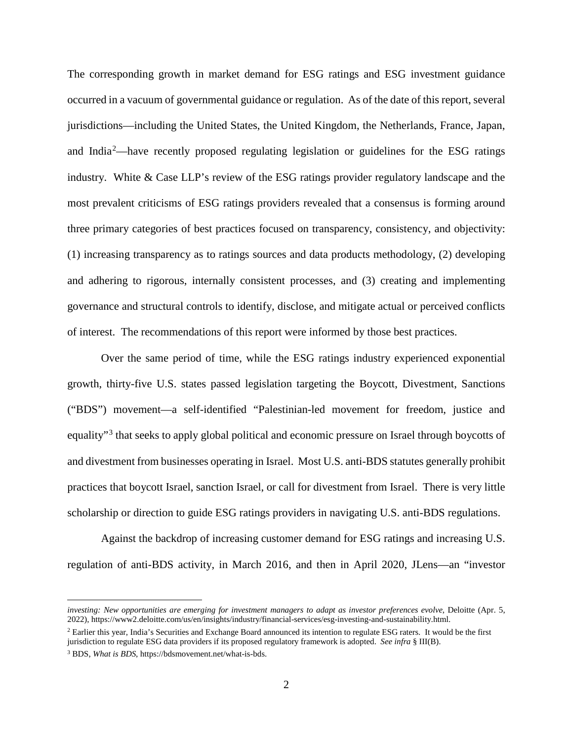The corresponding growth in market demand for ESG ratings and ESG investment guidance occurred in a vacuum of governmental guidance or regulation. As of the date of this report, several jurisdictions—including the United States, the United Kingdom, the Netherlands, France, Japan, and India[2]—have recently proposed regulating legislation or guidelines for the ESG ratings industry. White & Case LLP's review of the ESG ratings provider regulatory landscape and the most prevalent criticisms of ESG ratings providers revealed that a consensus is forming around three primary categories of best practices focused on transparency, consistency, and objectivity: (1) increasing transparency as to ratings sources and data products methodology, (2) developing and adhering to rigorous, internally consistent processes, and (3) creating and implementing governance and structural controls to identify, disclose, and mitigate actual or perceived conflicts of interest. The recommendations of this report were informed by those best practices.

Over the same period of time, while the ESG ratings industry experienced exponential growth, thirty-five U.S. states passed legislation targeting the Boycott, Divestment, Sanctions ("BDS") movement—a self-identified "Palestinian-led movement for freedom, justice and equality"[3] that seeks to apply global political and economic pressure on Israel through boycotts of and divestment from businesses operating in Israel. Most U.S. anti-BDS statutes generally prohibit practices that boycott Israel, sanction Israel, or call for divestment from Israel. There is very little scholarship or direction to guide ESG ratings providers in navigating U.S. anti-BDS regulations.

Against the backdrop of increasing customer demand for ESG ratings and increasing U.S. regulation of anti-BDS activity, in March 2016, and then in April 2020, JLens—an "investor

---

*investing: New opportunities are emerging for investment managers to adapt as investor preferences evolve*, Deloitte (Apr. 5, 2022), https://www2.deloitte.com/us/en/insights/industry/financial-services/esg-investing-and-sustainability.html.

[2] Earlier this year, India's Securities and Exchange Board announced its intention to regulate ESG raters. It would be the first jurisdiction to regulate ESG data providers if its proposed regulatory framework is adopted. *See infra* § III(B).

[3] BDS, *What is BDS*, https://bdsmovement.net/what-is-bds.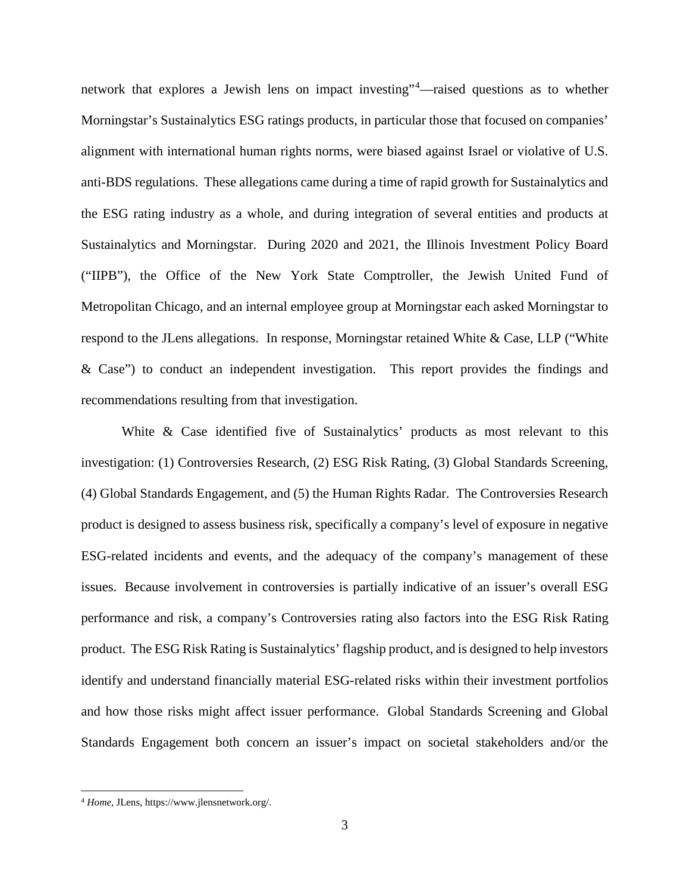network that explores a Jewish lens on impact investing"[4]—raised questions as to whether Morningstar's Sustainalytics ESG ratings products, in particular those that focused on companies' alignment with international human rights norms, were biased against Israel or violative of U.S. anti-BDS regulations. These allegations came during a time of rapid growth for Sustainalytics and the ESG rating industry as a whole, and during integration of several entities and products at Sustainalytics and Morningstar. During 2020 and 2021, the Illinois Investment Policy Board ("IIPB"), the Office of the New York State Comptroller, the Jewish United Fund of Metropolitan Chicago, and an internal employee group at Morningstar each asked Morningstar to respond to the JLens allegations. In response, Morningstar retained White & Case, LLP ("White & Case") to conduct an independent investigation. This report provides the findings and recommendations resulting from that investigation.

White & Case identified five of Sustainalytics' products as most relevant to this investigation: (1) Controversies Research, (2) ESG Risk Rating, (3) Global Standards Screening, (4) Global Standards Engagement, and (5) the Human Rights Radar. The Controversies Research product is designed to assess business risk, specifically a company's level of exposure in negative ESG-related incidents and events, and the adequacy of the company's management of these issues. Because involvement in controversies is partially indicative of an issuer's overall ESG performance and risk, a company's Controversies rating also factors into the ESG Risk Rating product. The ESG Risk Rating is Sustainalytics' flagship product, and is designed to help investors identify and understand financially material ESG-related risks within their investment portfolios and how those risks might affect issuer performance. Global Standards Screening and Global Standards Engagement both concern an issuer's impact on societal stakeholders and/or the

[4] *Home*, JLens, https://www.jlensnetwork.org/.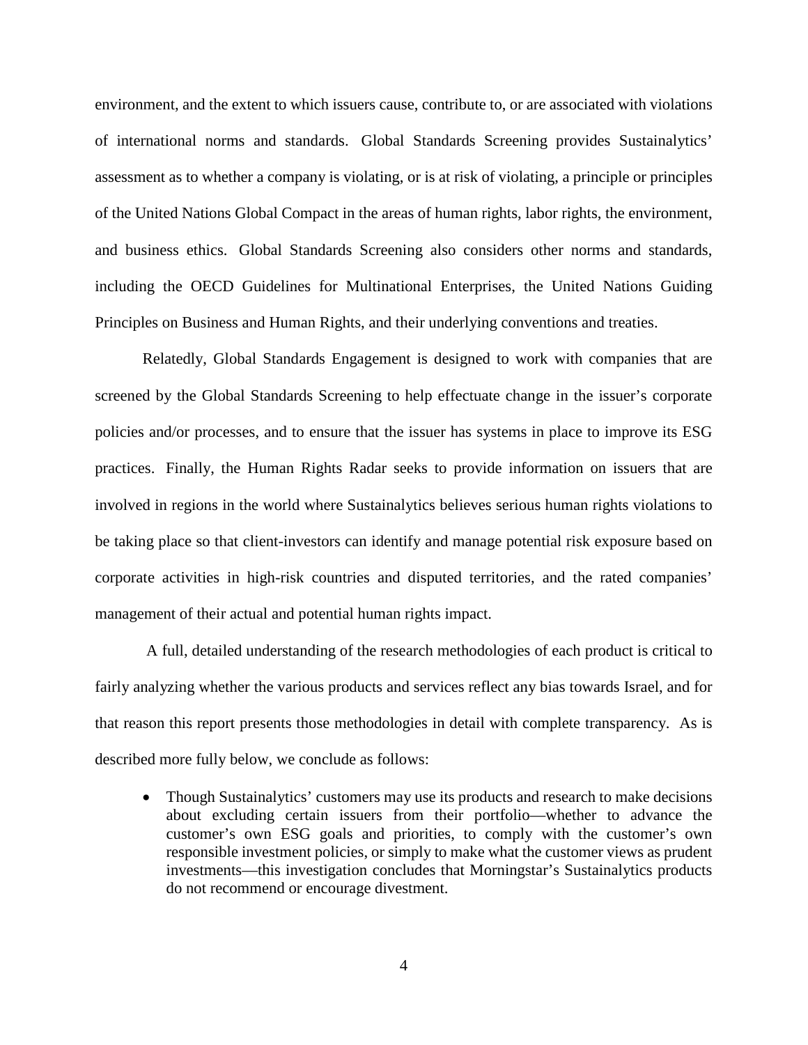environment, and the extent to which issuers cause, contribute to, or are associated with violations of international norms and standards. Global Standards Screening provides Sustainalytics' assessment as to whether a company is violating, or is at risk of violating, a principle or principles of the United Nations Global Compact in the areas of human rights, labor rights, the environment, and business ethics. Global Standards Screening also considers other norms and standards, including the OECD Guidelines for Multinational Enterprises, the United Nations Guiding Principles on Business and Human Rights, and their underlying conventions and treaties.

Relatedly, Global Standards Engagement is designed to work with companies that are screened by the Global Standards Screening to help effectuate change in the issuer's corporate policies and/or processes, and to ensure that the issuer has systems in place to improve its ESG practices. Finally, the Human Rights Radar seeks to provide information on issuers that are involved in regions in the world where Sustainalytics believes serious human rights violations to be taking place so that client-investors can identify and manage potential risk exposure based on corporate activities in high-risk countries and disputed territories, and the rated companies' management of their actual and potential human rights impact.

A full, detailed understanding of the research methodologies of each product is critical to fairly analyzing whether the various products and services reflect any bias towards Israel, and for that reason this report presents those methodologies in detail with complete transparency. As is described more fully below, we conclude as follows:

- Though Sustainalytics' customers may use its products and research to make decisions about excluding certain issuers from their portfolio—whether to advance the customer's own ESG goals and priorities, to comply with the customer's own responsible investment policies, or simply to make what the customer views as prudent investments—this investigation concludes that Morningstar's Sustainalytics products do not recommend or encourage divestment.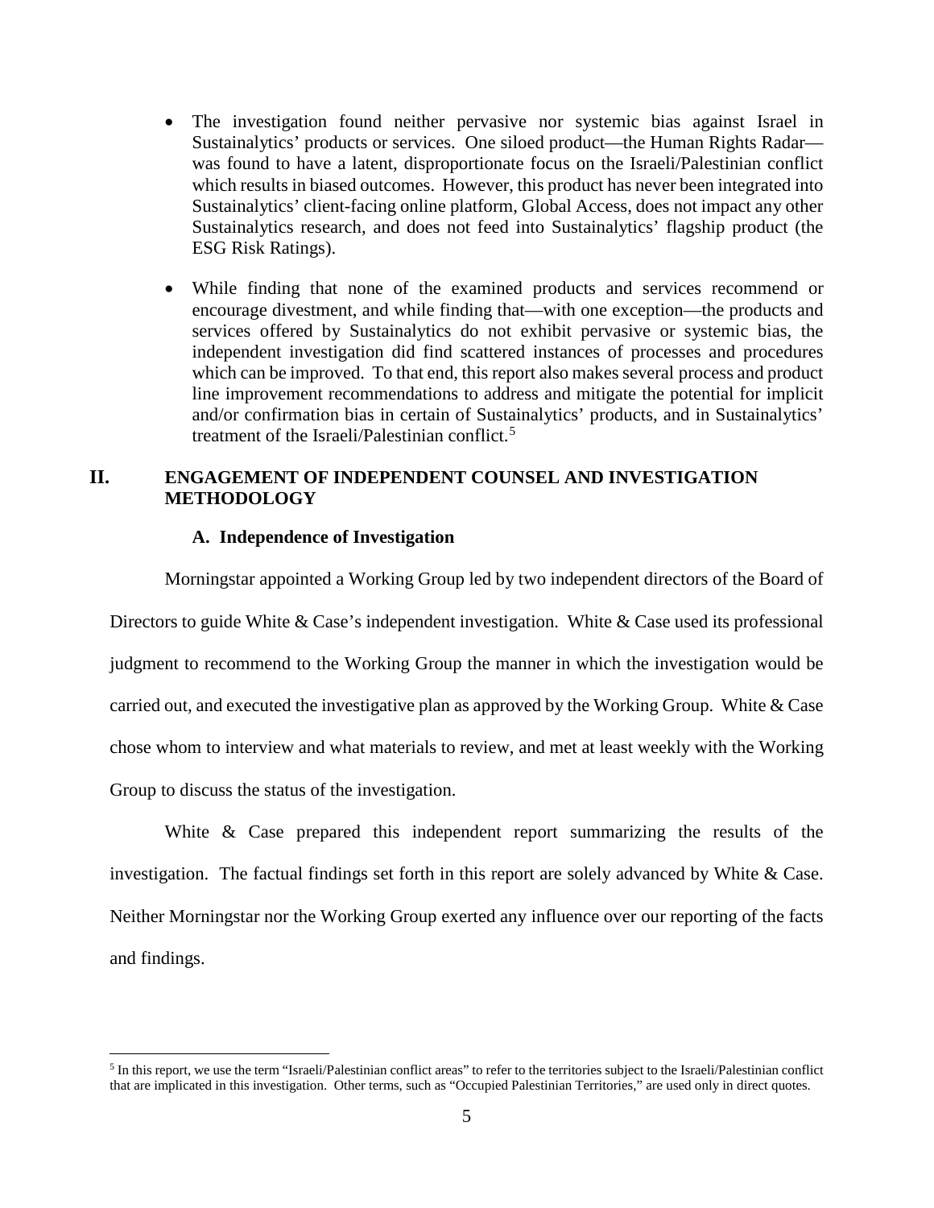- The investigation found neither pervasive nor systemic bias against Israel in Sustainalytics' products or services. One siloed product—the Human Rights Radar—was found to have a latent, disproportionate focus on the Israeli/Palestinian conflict which results in biased outcomes. However, this product has never been integrated into Sustainalytics' client-facing online platform, Global Access, does not impact any other Sustainalytics research, and does not feed into Sustainalytics' flagship product (the ESG Risk Ratings).

- While finding that none of the examined products and services recommend or encourage divestment, and while finding that—with one exception—the products and services offered by Sustainalytics do not exhibit pervasive or systemic bias, the independent investigation did find scattered instances of processes and procedures which can be improved. To that end, this report also makes several process and product line improvement recommendations to address and mitigate the potential for implicit and/or confirmation bias in certain of Sustainalytics' products, and in Sustainalytics' treatment of the Israeli/Palestinian conflict.[5]

## II. ENGAGEMENT OF INDEPENDENT COUNSEL AND INVESTIGATION METHODOLOGY

### A. Independence of Investigation

Morningstar appointed a Working Group led by two independent directors of the Board of Directors to guide White & Case's independent investigation. White & Case used its professional judgment to recommend to the Working Group the manner in which the investigation would be carried out, and executed the investigative plan as approved by the Working Group. White & Case chose whom to interview and what materials to review, and met at least weekly with the Working Group to discuss the status of the investigation.

White & Case prepared this independent report summarizing the results of the investigation. The factual findings set forth in this report are solely advanced by White & Case. Neither Morningstar nor the Working Group exerted any influence over our reporting of the facts and findings.

---

[5] In this report, we use the term "Israeli/Palestinian conflict areas" to refer to the territories subject to the Israeli/Palestinian conflict that are implicated in this investigation. Other terms, such as "Occupied Palestinian Territories," are used only in direct quotes.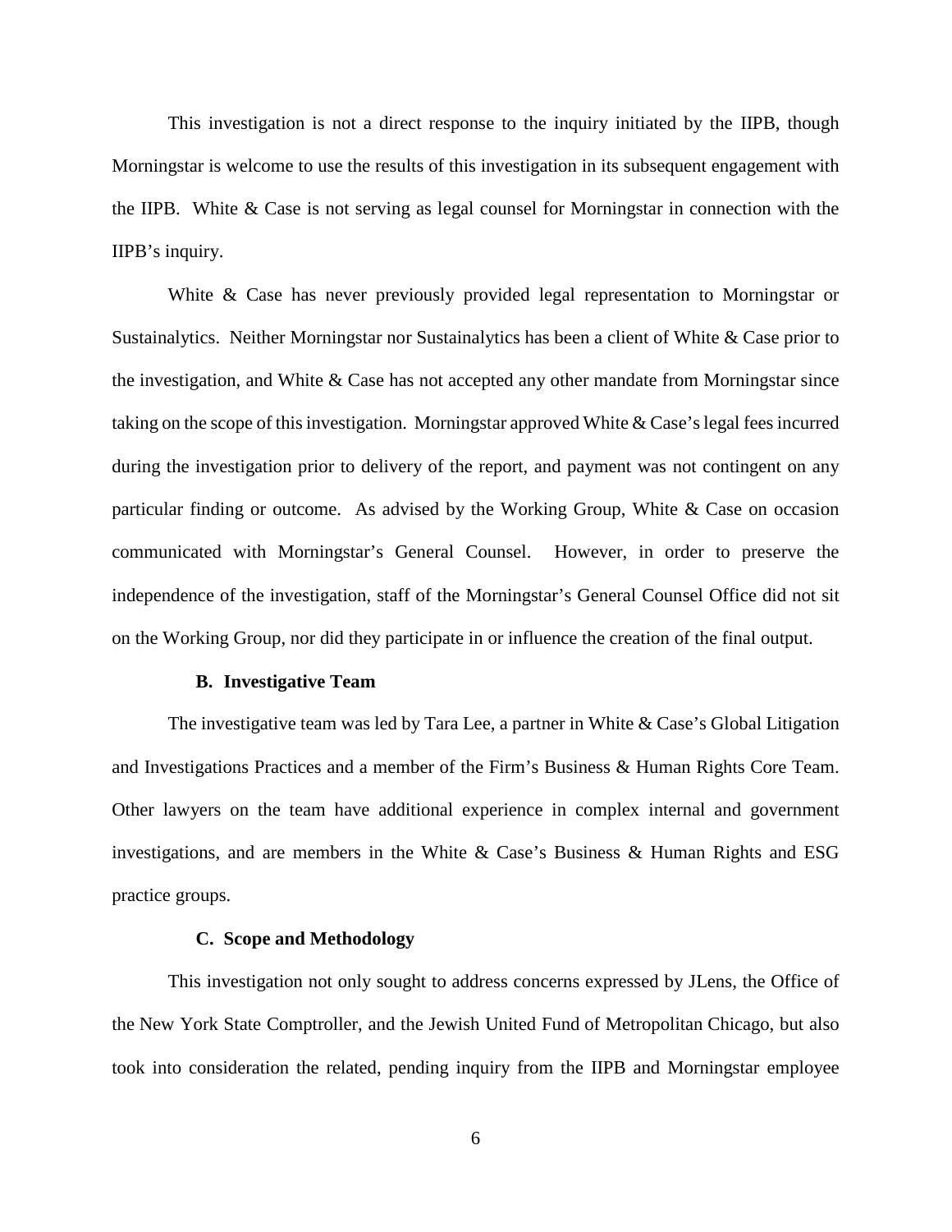This investigation is not a direct response to the inquiry initiated by the IIPB, though Morningstar is welcome to use the results of this investigation in its subsequent engagement with the IIPB. White & Case is not serving as legal counsel for Morningstar in connection with the IIPB's inquiry.

White & Case has never previously provided legal representation to Morningstar or Sustainalytics. Neither Morningstar nor Sustainalytics has been a client of White & Case prior to the investigation, and White & Case has not accepted any other mandate from Morningstar since taking on the scope of this investigation. Morningstar approved White & Case's legal fees incurred during the investigation prior to delivery of the report, and payment was not contingent on any particular finding or outcome. As advised by the Working Group, White & Case on occasion communicated with Morningstar's General Counsel. However, in order to preserve the independence of the investigation, staff of the Morningstar's General Counsel Office did not sit on the Working Group, nor did they participate in or influence the creation of the final output.

### B. Investigative Team

The investigative team was led by Tara Lee, a partner in White & Case's Global Litigation and Investigations Practices and a member of the Firm's Business & Human Rights Core Team. Other lawyers on the team have additional experience in complex internal and government investigations, and are members in the White & Case's Business & Human Rights and ESG practice groups.

### C. Scope and Methodology

This investigation not only sought to address concerns expressed by JLens, the Office of the New York State Comptroller, and the Jewish United Fund of Metropolitan Chicago, but also took into consideration the related, pending inquiry from the IIPB and Morningstar employee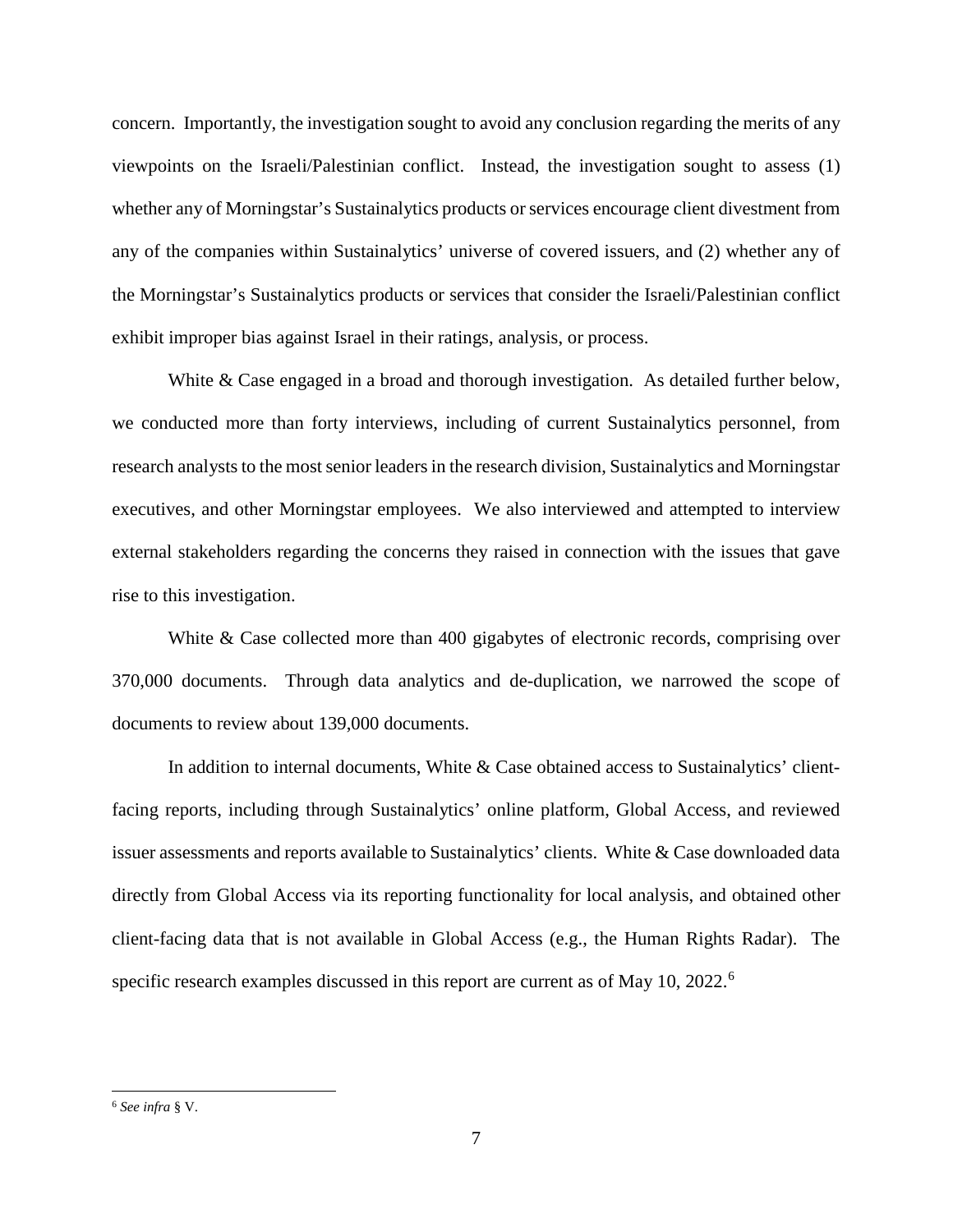concern. Importantly, the investigation sought to avoid any conclusion regarding the merits of any viewpoints on the Israeli/Palestinian conflict. Instead, the investigation sought to assess (1) whether any of Morningstar's Sustainalytics products or services encourage client divestment from any of the companies within Sustainalytics' universe of covered issuers, and (2) whether any of the Morningstar's Sustainalytics products or services that consider the Israeli/Palestinian conflict exhibit improper bias against Israel in their ratings, analysis, or process.

White & Case engaged in a broad and thorough investigation. As detailed further below, we conducted more than forty interviews, including of current Sustainalytics personnel, from research analysts to the most senior leaders in the research division, Sustainalytics and Morningstar executives, and other Morningstar employees. We also interviewed and attempted to interview external stakeholders regarding the concerns they raised in connection with the issues that gave rise to this investigation.

White & Case collected more than 400 gigabytes of electronic records, comprising over 370,000 documents. Through data analytics and de-duplication, we narrowed the scope of documents to review about 139,000 documents.

In addition to internal documents, White & Case obtained access to Sustainalytics' client-facing reports, including through Sustainalytics' online platform, Global Access, and reviewed issuer assessments and reports available to Sustainalytics' clients. White & Case downloaded data directly from Global Access via its reporting functionality for local analysis, and obtained other client-facing data that is not available in Global Access (e.g., the Human Rights Radar). The specific research examples discussed in this report are current as of May 10, 2022.[6]

---

[6] *See infra* § V.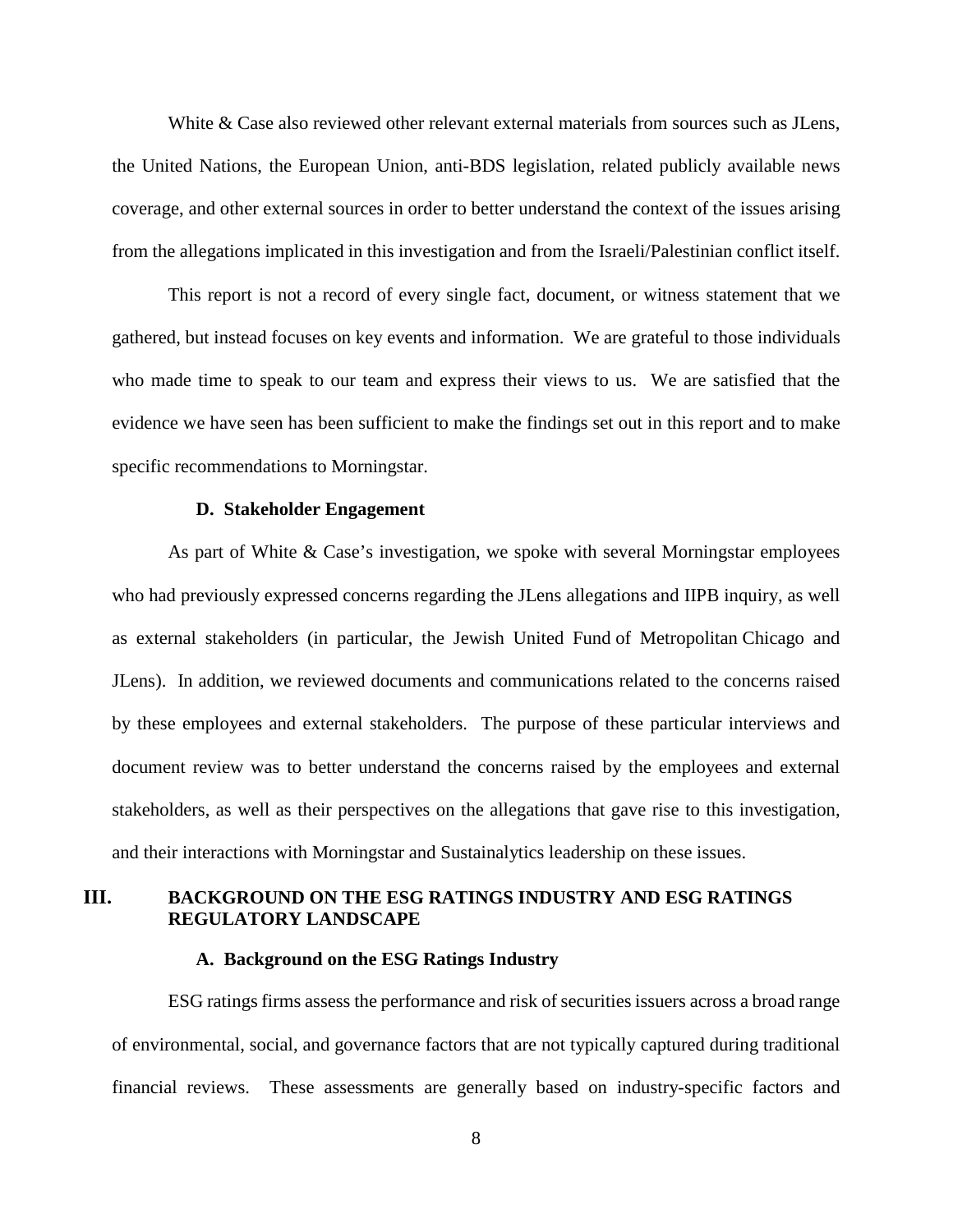White & Case also reviewed other relevant external materials from sources such as JLens, the United Nations, the European Union, anti-BDS legislation, related publicly available news coverage, and other external sources in order to better understand the context of the issues arising from the allegations implicated in this investigation and from the Israeli/Palestinian conflict itself.

This report is not a record of every single fact, document, or witness statement that we gathered, but instead focuses on key events and information. We are grateful to those individuals who made time to speak to our team and express their views to us. We are satisfied that the evidence we have seen has been sufficient to make the findings set out in this report and to make specific recommendations to Morningstar.

### D. Stakeholder Engagement

As part of White & Case's investigation, we spoke with several Morningstar employees who had previously expressed concerns regarding the JLens allegations and IIPB inquiry, as well as external stakeholders (in particular, the Jewish United Fund of Metropolitan Chicago and JLens). In addition, we reviewed documents and communications related to the concerns raised by these employees and external stakeholders. The purpose of these particular interviews and document review was to better understand the concerns raised by the employees and external stakeholders, as well as their perspectives on the allegations that gave rise to this investigation, and their interactions with Morningstar and Sustainalytics leadership on these issues.

## III. BACKGROUND ON THE ESG RATINGS INDUSTRY AND ESG RATINGS REGULATORY LANDSCAPE

### A. Background on the ESG Ratings Industry

ESG ratings firms assess the performance and risk of securities issuers across a broad range of environmental, social, and governance factors that are not typically captured during traditional financial reviews. These assessments are generally based on industry-specific factors and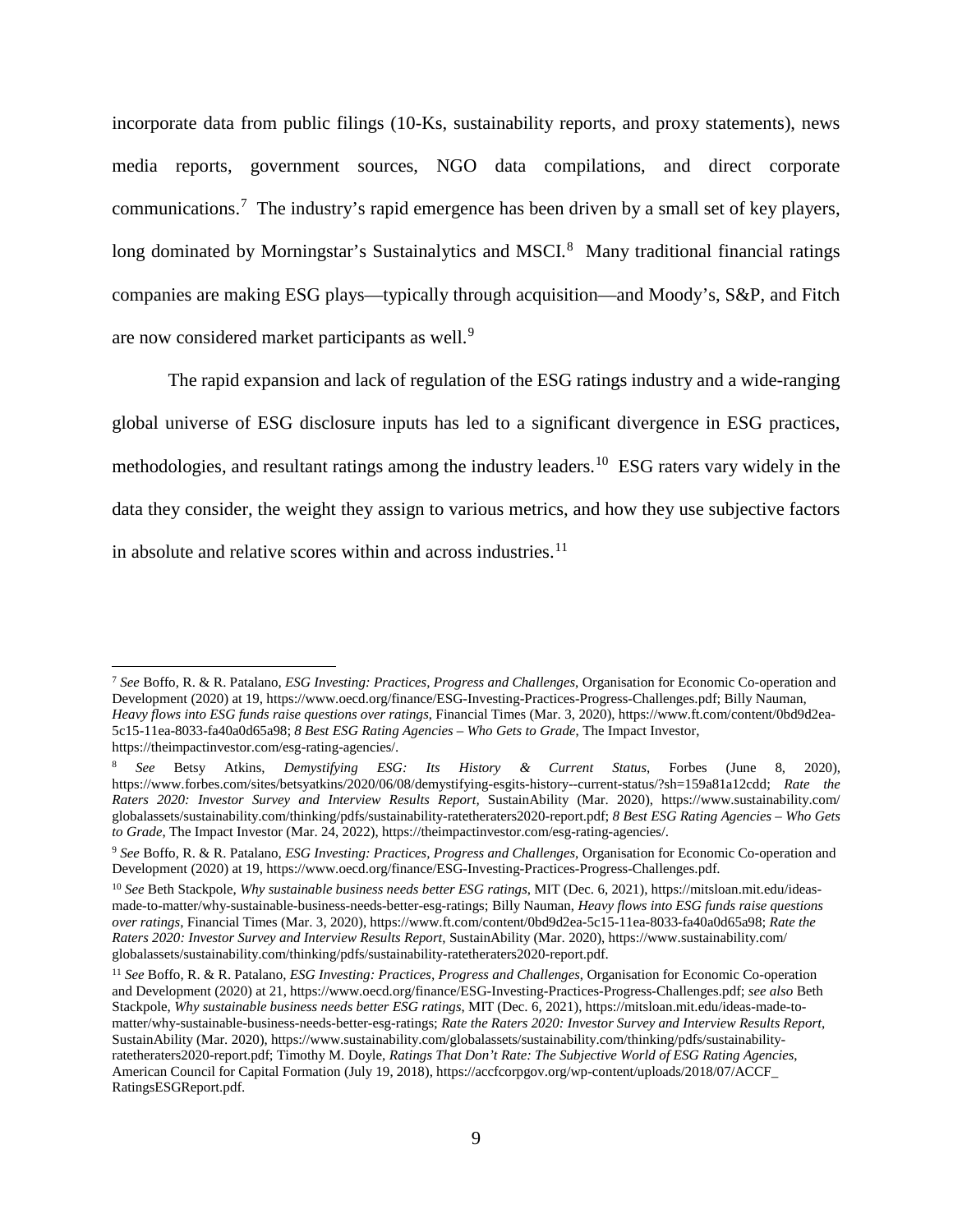incorporate data from public filings (10-Ks, sustainability reports, and proxy statements), news media reports, government sources, NGO data compilations, and direct corporate communications.[7] The industry's rapid emergence has been driven by a small set of key players, long dominated by Morningstar's Sustainalytics and MSCI.[8] Many traditional financial ratings companies are making ESG plays—typically through acquisition—and Moody's, S&P, and Fitch are now considered market participants as well.[9]

The rapid expansion and lack of regulation of the ESG ratings industry and a wide-ranging global universe of ESG disclosure inputs has led to a significant divergence in ESG practices, methodologies, and resultant ratings among the industry leaders.[10] ESG raters vary widely in the data they consider, the weight they assign to various metrics, and how they use subjective factors in absolute and relative scores within and across industries.[11]

---

[7] *See* Boffo, R. & R. Patalano, *ESG Investing: Practices, Progress and Challenges*, Organisation for Economic Co-operation and Development (2020) at 19, https://www.oecd.org/finance/ESG-Investing-Practices-Progress-Challenges.pdf; Billy Nauman, *Heavy flows into ESG funds raise questions over ratings*, Financial Times (Mar. 3, 2020), https://www.ft.com/content/0bd9d2ea-5c15-11ea-8033-fa40a0d65a98; *8 Best ESG Rating Agencies – Who Gets to Grade*, The Impact Investor, https://theimpactinvestor.com/esg-rating-agencies/.

[8] *See* Betsy Atkins, *Demystifying ESG: Its History & Current Status*, Forbes (June 8, 2020), https://www.forbes.com/sites/betsyatkins/2020/06/08/demystifying-esgits-history--current-status/?sh=159a81a12cdd; *Rate the Raters 2020: Investor Survey and Interview Results Report,* SustainAbility (Mar. 2020), https://www.sustainability.com/globalassets/sustainability.com/thinking/pdfs/sustainability-ratetheraters2020-report.pdf; *8 Best ESG Rating Agencies – Who Gets to Grade*, The Impact Investor (Mar. 24, 2022), https://theimpactinvestor.com/esg-rating-agencies/.

[9] *See* Boffo, R. & R. Patalano, *ESG Investing: Practices, Progress and Challenges*, Organisation for Economic Co-operation and Development (2020) at 19, https://www.oecd.org/finance/ESG-Investing-Practices-Progress-Challenges.pdf.

[10] *See* Beth Stackpole, *Why sustainable business needs better ESG ratings*, MIT (Dec. 6, 2021), https://mitsloan.mit.edu/ideas-made-to-matter/why-sustainable-business-needs-better-esg-ratings; Billy Nauman, *Heavy flows into ESG funds raise questions over ratings*, Financial Times (Mar. 3, 2020), https://www.ft.com/content/0bd9d2ea-5c15-11ea-8033-fa40a0d65a98; *Rate the Raters 2020: Investor Survey and Interview Results Report,* SustainAbility (Mar. 2020), https://www.sustainability.com/globalassets/sustainability.com/thinking/pdfs/sustainability-ratetheraters2020-report.pdf.

[11] *See* Boffo, R. & R. Patalano, *ESG Investing: Practices, Progress and Challenges,* Organisation for Economic Co-operation and Development (2020) at 21, https://www.oecd.org/finance/ESG-Investing-Practices-Progress-Challenges.pdf; *see also* Beth Stackpole, *Why sustainable business needs better ESG ratings*, MIT (Dec. 6, 2021), https://mitsloan.mit.edu/ideas-made-to-matter/why-sustainable-business-needs-better-esg-ratings; *Rate the Raters 2020: Investor Survey and Interview Results Report*, SustainAbility (Mar. 2020), https://www.sustainability.com/globalassets/sustainability.com/thinking/pdfs/sustainability-ratetheraters2020-report.pdf; Timothy M. Doyle, *Ratings That Don't Rate: The Subjective World of ESG Rating Agencies*, American Council for Capital Formation (July 19, 2018), https://accfcorpgov.org/wp-content/uploads/2018/07/ACCF_RatingsESGReport.pdf.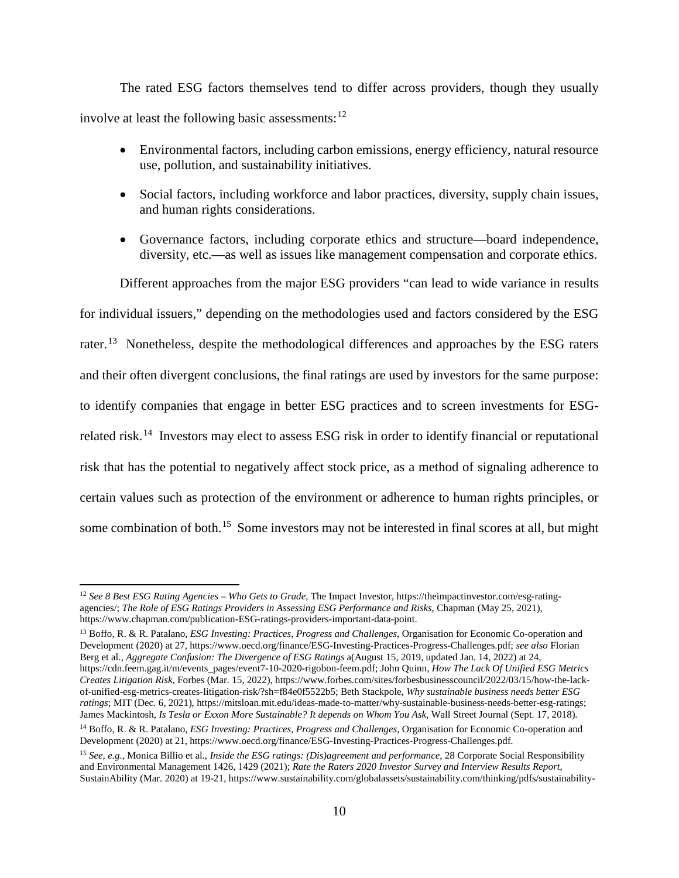The rated ESG factors themselves tend to differ across providers, though they usually involve at least the following basic assessments:[12]

- Environmental factors, including carbon emissions, energy efficiency, natural resource use, pollution, and sustainability initiatives.
- Social factors, including workforce and labor practices, diversity, supply chain issues, and human rights considerations.
- Governance factors, including corporate ethics and structure—board independence, diversity, etc.—as well as issues like management compensation and corporate ethics.

Different approaches from the major ESG providers "can lead to wide variance in results for individual issuers," depending on the methodologies used and factors considered by the ESG rater.[13] Nonetheless, despite the methodological differences and approaches by the ESG raters and their often divergent conclusions, the final ratings are used by investors for the same purpose: to identify companies that engage in better ESG practices and to screen investments for ESG-related risk.[14] Investors may elect to assess ESG risk in order to identify financial or reputational risk that has the potential to negatively affect stock price, as a method of signaling adherence to certain values such as protection of the environment or adherence to human rights principles, or some combination of both.[15] Some investors may not be interested in final scores at all, but might

---

[12] *See 8 Best ESG Rating Agencies – Who Gets to Grade*, The Impact Investor, https://theimpactinvestor.com/esg-rating-agencies/; *The Role of ESG Ratings Providers in Assessing ESG Performance and Risks*, Chapman (May 25, 2021), https://www.chapman.com/publication-ESG-ratings-providers-important-data-point.

[13] Boffo, R. & R. Patalano, *ESG Investing: Practices, Progress and Challenges*, Organisation for Economic Co-operation and Development (2020) at 27, https://www.oecd.org/finance/ESG-Investing-Practices-Progress-Challenges.pdf; *see also* Florian Berg et al., *Aggregate Confusion: The Divergence of ESG Ratings* a(August 15, 2019, updated Jan. 14, 2022) at 24, https://cdn.feem.gag.it/m/events_pages/event7-10-2020-rigobon-feem.pdf; John Quinn, *How The Lack Of Unified ESG Metrics Creates Litigation Risk*, Forbes (Mar. 15, 2022), https://www.forbes.com/sites/forbesbusinesscouncil/2022/03/15/how-the-lack-of-unified-esg-metrics-creates-litigation-risk/?sh=f84e0f5522b5; Beth Stackpole, *Why sustainable business needs better ESG ratings*; MIT (Dec. 6, 2021), https://mitsloan.mit.edu/ideas-made-to-matter/why-sustainable-business-needs-better-esg-ratings; James Mackintosh, *Is Tesla or Exxon More Sustainable? It depends on Whom You Ask*, Wall Street Journal (Sept. 17, 2018).

[14] Boffo, R. & R. Patalano, *ESG Investing: Practices, Progress and Challenges*, Organisation for Economic Co-operation and Development (2020) at 21, https://www.oecd.org/finance/ESG-Investing-Practices-Progress-Challenges.pdf.

[15] *See, e.g.*, Monica Billio et al., *Inside the ESG ratings: (Dis)agreement and performance*, 28 Corporate Social Responsibility and Environmental Management 1426, 1429 (2021); *Rate the Raters 2020 Investor Survey and Interview Results Report*, SustainAbility (Mar. 2020) at 19-21, https://www.sustainability.com/globalassets/sustainability.com/thinking/pdfs/sustainability-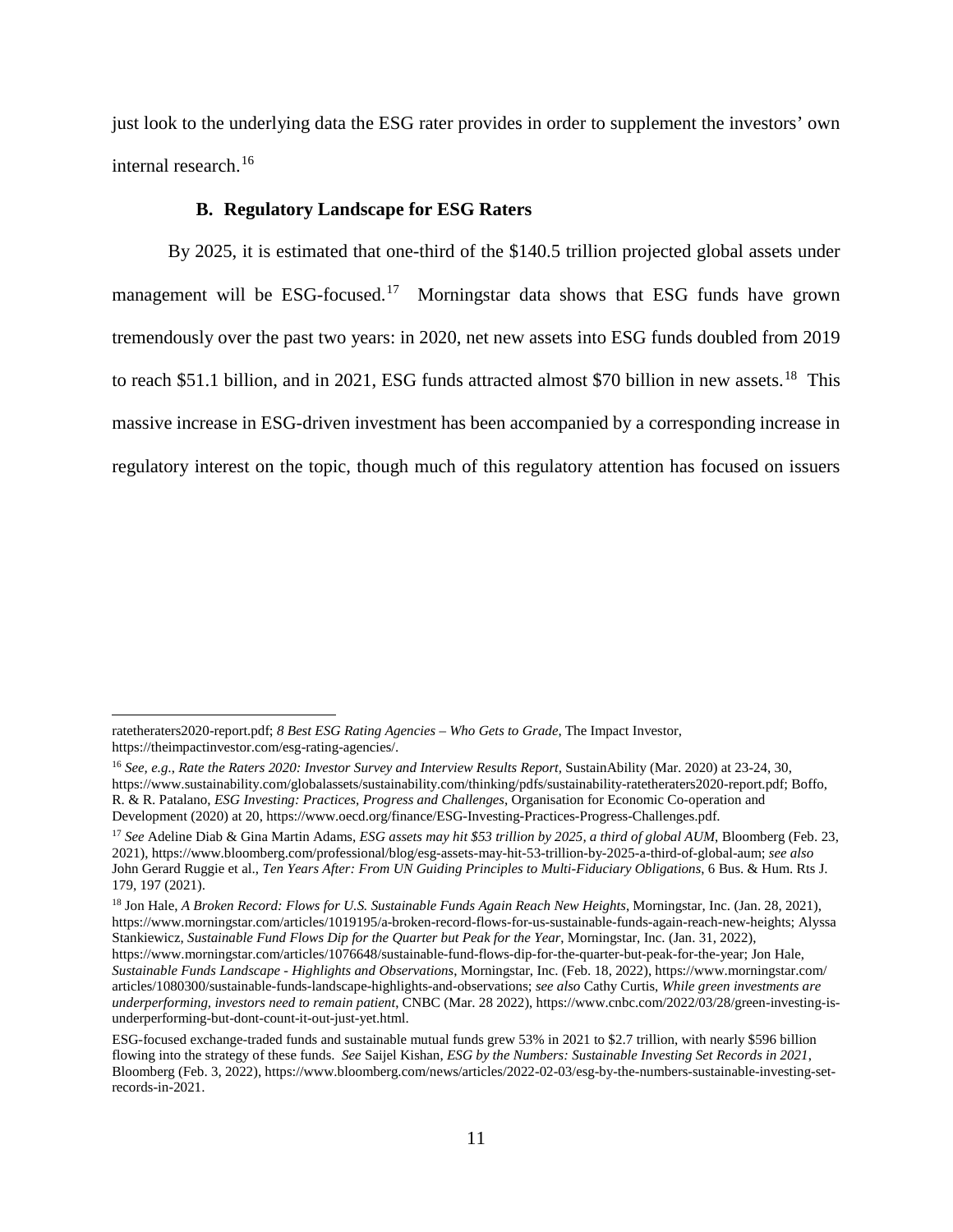just look to the underlying data the ESG rater provides in order to supplement the investors' own internal research.[16]

### B. Regulatory Landscape for ESG Raters

By 2025, it is estimated that one-third of the $140.5 trillion projected global assets under management will be ESG-focused.[17] Morningstar data shows that ESG funds have grown tremendously over the past two years: in 2020, net new assets into ESG funds doubled from 2019 to reach $51.1 billion, and in 2021, ESG funds attracted almost $70 billion in new assets.[18] This massive increase in ESG-driven investment has been accompanied by a corresponding increase in regulatory interest on the topic, though much of this regulatory attention has focused on issuers

---

ratetheraters2020-report.pdf; *8 Best ESG Rating Agencies – Who Gets to Grade*, The Impact Investor, https://theimpactinvestor.com/esg-rating-agencies/.

[16] *See, e.g.*, *Rate the Raters 2020: Investor Survey and Interview Results Report*, SustainAbility (Mar. 2020) at 23-24, 30, https://www.sustainability.com/globalassets/sustainability.com/thinking/pdfs/sustainability-ratetheraters2020-report.pdf; Boffo, R. & R. Patalano, *ESG Investing: Practices, Progress and Challenges*, Organisation for Economic Co-operation and Development (2020) at 20, https://www.oecd.org/finance/ESG-Investing-Practices-Progress-Challenges.pdf.

[17] *See* Adeline Diab & Gina Martin Adams, *ESG assets may hit $53 trillion by 2025, a third of global AUM*, Bloomberg (Feb. 23, 2021), https://www.bloomberg.com/professional/blog/esg-assets-may-hit-53-trillion-by-2025-a-third-of-global-aum; *see also* John Gerard Ruggie et al., *Ten Years After: From UN Guiding Principles to Multi-Fiduciary Obligations*, 6 Bus. & Hum. Rts J. 179, 197 (2021).

[18] Jon Hale, *A Broken Record: Flows for U.S. Sustainable Funds Again Reach New Heights*, Morningstar, Inc. (Jan. 28, 2021), https://www.morningstar.com/articles/1019195/a-broken-record-flows-for-us-sustainable-funds-again-reach-new-heights; Alyssa Stankiewicz, *Sustainable Fund Flows Dip for the Quarter but Peak for the Year*, Morningstar, Inc. (Jan. 31, 2022), https://www.morningstar.com/articles/1076648/sustainable-fund-flows-dip-for-the-quarter-but-peak-for-the-year; Jon Hale, *Sustainable Funds Landscape - Highlights and Observations*, Morningstar, Inc. (Feb. 18, 2022), https://www.morningstar.com/articles/1080300/sustainable-funds-landscape-highlights-and-observations; *see also* Cathy Curtis, *While green investments are underperforming, investors need to remain patient*, CNBC (Mar. 28 2022), https://www.cnbc.com/2022/03/28/green-investing-is-underperforming-but-dont-count-it-out-just-yet.html.

ESG-focused exchange-traded funds and sustainable mutual funds grew 53% in 2021 to $2.7 trillion, with nearly $596 billion flowing into the strategy of these funds. *See* Saijel Kishan, *ESG by the Numbers: Sustainable Investing Set Records in 2021*, Bloomberg (Feb. 3, 2022), https://www.bloomberg.com/news/articles/2022-02-03/esg-by-the-numbers-sustainable-investing-set-records-in-2021.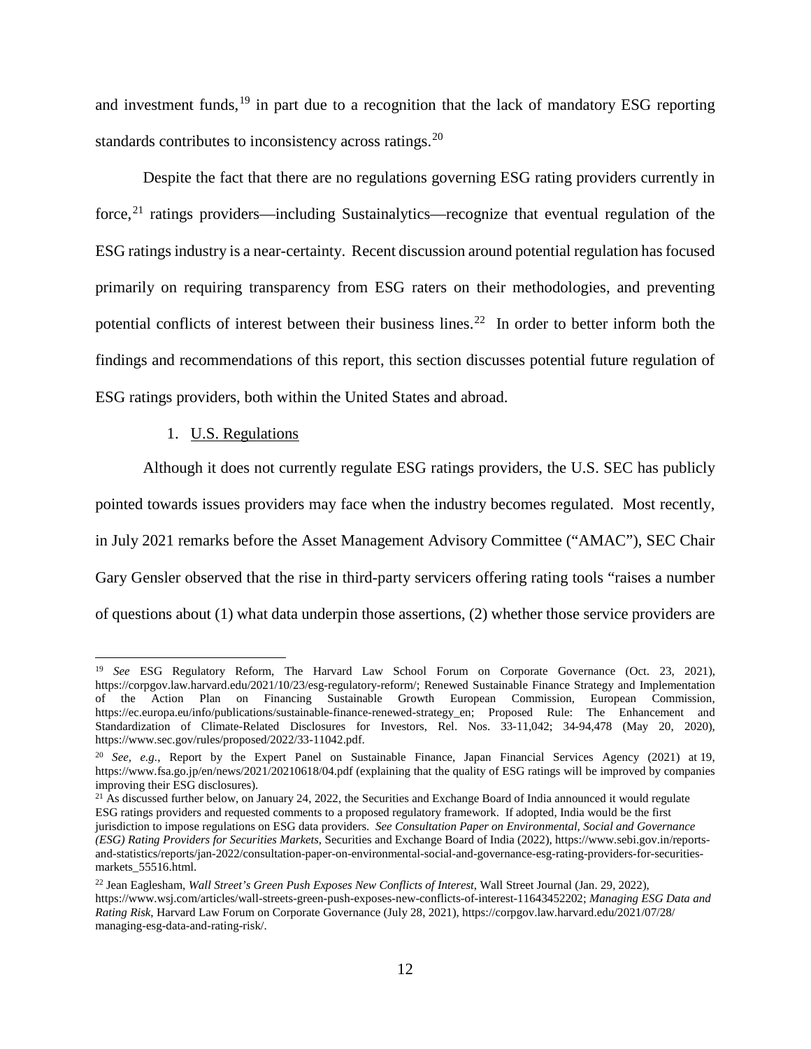and investment funds,[19] in part due to a recognition that the lack of mandatory ESG reporting standards contributes to inconsistency across ratings.[20]

Despite the fact that there are no regulations governing ESG rating providers currently in force,[21] ratings providers—including Sustainalytics—recognize that eventual regulation of the ESG ratings industry is a near-certainty. Recent discussion around potential regulation has focused primarily on requiring transparency from ESG raters on their methodologies, and preventing potential conflicts of interest between their business lines.[22] In order to better inform both the findings and recommendations of this report, this section discusses potential future regulation of ESG ratings providers, both within the United States and abroad.

1. <u>U.S. Regulations</u>

Although it does not currently regulate ESG ratings providers, the U.S. SEC has publicly pointed towards issues providers may face when the industry becomes regulated. Most recently, in July 2021 remarks before the Asset Management Advisory Committee ("AMAC"), SEC Chair Gary Gensler observed that the rise in third-party servicers offering rating tools "raises a number of questions about (1) what data underpin those assertions, (2) whether those service providers are

---

[19] *See* ESG Regulatory Reform, The Harvard Law School Forum on Corporate Governance (Oct. 23, 2021), https://corpgov.law.harvard.edu/2021/10/23/esg-regulatory-reform/; Renewed Sustainable Finance Strategy and Implementation of the Action Plan on Financing Sustainable Growth European Commission, European Commission, https://ec.europa.eu/info/publications/sustainable-finance-renewed-strategy_en; Proposed Rule: The Enhancement and Standardization of Climate-Related Disclosures for Investors, Rel. Nos. 33-11,042; 34-94,478 (May 20, 2020), https://www.sec.gov/rules/proposed/2022/33-11042.pdf.

[20] *See, e.g.*, Report by the Expert Panel on Sustainable Finance, Japan Financial Services Agency (2021) at 19, https://www.fsa.go.jp/en/news/2021/20210618/04.pdf (explaining that the quality of ESG ratings will be improved by companies improving their ESG disclosures).

[21] As discussed further below, on January 24, 2022, the Securities and Exchange Board of India announced it would regulate ESG ratings providers and requested comments to a proposed regulatory framework. If adopted, India would be the first jurisdiction to impose regulations on ESG data providers. *See Consultation Paper on Environmental, Social and Governance (ESG) Rating Providers for Securities Markets*, Securities and Exchange Board of India (2022), https://www.sebi.gov.in/reports-and-statistics/reports/jan-2022/consultation-paper-on-environmental-social-and-governance-esg-rating-providers-for-securities-markets_55516.html.

[22] Jean Eaglesham, *Wall Street's Green Push Exposes New Conflicts of Interest*, Wall Street Journal (Jan. 29, 2022), https://www.wsj.com/articles/wall-streets-green-push-exposes-new-conflicts-of-interest-11643452202; *Managing ESG Data and Rating Risk*, Harvard Law Forum on Corporate Governance (July 28, 2021), https://corpgov.law.harvard.edu/2021/07/28/managing-esg-data-and-rating-risk/.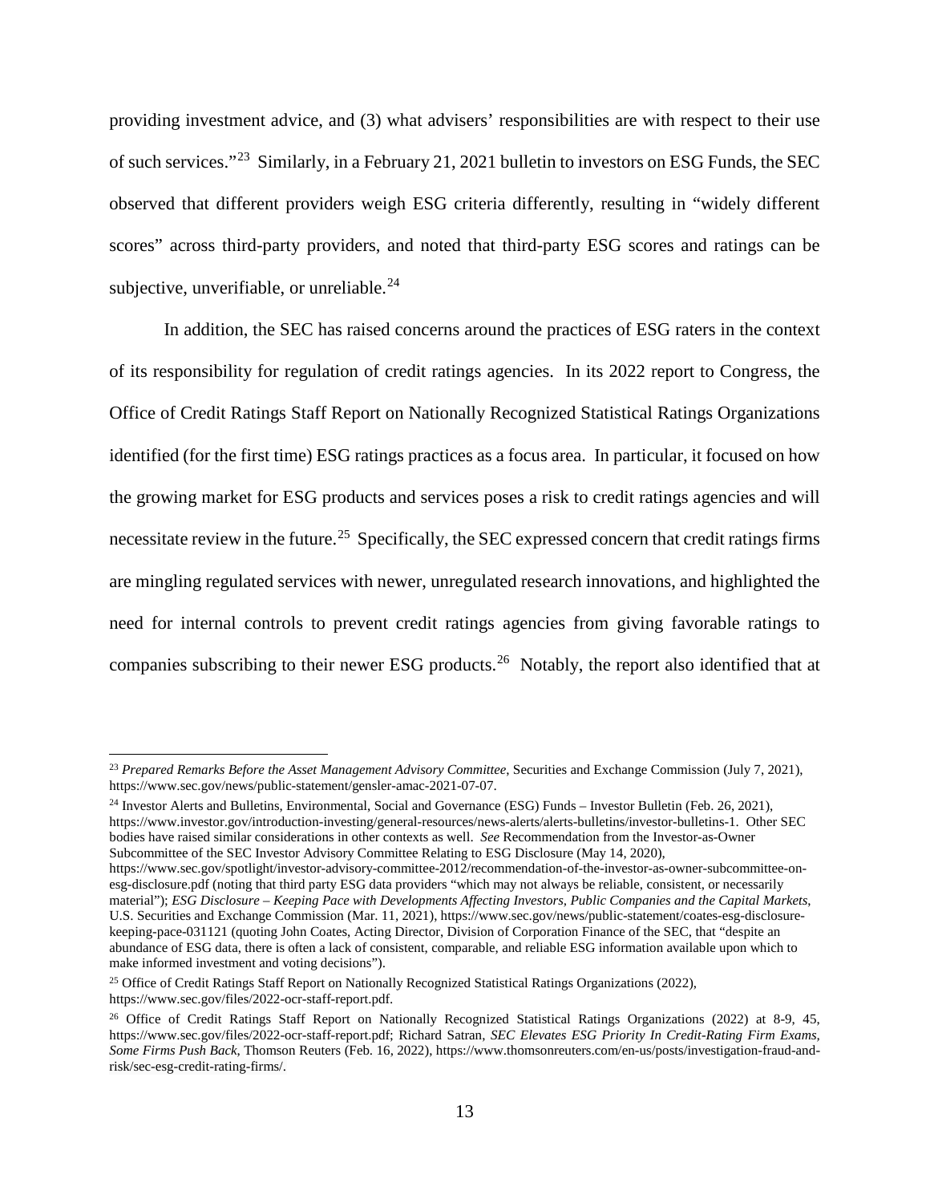providing investment advice, and (3) what advisers' responsibilities are with respect to their use of such services."[23] Similarly, in a February 21, 2021 bulletin to investors on ESG Funds, the SEC observed that different providers weigh ESG criteria differently, resulting in "widely different scores" across third-party providers, and noted that third-party ESG scores and ratings can be subjective, unverifiable, or unreliable.[24]

In addition, the SEC has raised concerns around the practices of ESG raters in the context of its responsibility for regulation of credit ratings agencies. In its 2022 report to Congress, the Office of Credit Ratings Staff Report on Nationally Recognized Statistical Ratings Organizations identified (for the first time) ESG ratings practices as a focus area. In particular, it focused on how the growing market for ESG products and services poses a risk to credit ratings agencies and will necessitate review in the future.[25] Specifically, the SEC expressed concern that credit ratings firms are mingling regulated services with newer, unregulated research innovations, and highlighted the need for internal controls to prevent credit ratings agencies from giving favorable ratings to companies subscribing to their newer ESG products.[26] Notably, the report also identified that at

---

[23] *Prepared Remarks Before the Asset Management Advisory Committee*, Securities and Exchange Commission (July 7, 2021), https://www.sec.gov/news/public-statement/gensler-amac-2021-07-07.

[24] Investor Alerts and Bulletins, Environmental, Social and Governance (ESG) Funds – Investor Bulletin (Feb. 26, 2021), https://www.investor.gov/introduction-investing/general-resources/news-alerts/alerts-bulletins/investor-bulletins-1. Other SEC bodies have raised similar considerations in other contexts as well. *See* Recommendation from the Investor-as-Owner Subcommittee of the SEC Investor Advisory Committee Relating to ESG Disclosure (May 14, 2020), https://www.sec.gov/spotlight/investor-advisory-committee-2012/recommendation-of-the-investor-as-owner-subcommittee-on-esg-disclosure.pdf (noting that third party ESG data providers "which may not always be reliable, consistent, or necessarily material"); *ESG Disclosure – Keeping Pace with Developments Affecting Investors, Public Companies and the Capital Markets*, U.S. Securities and Exchange Commission (Mar. 11, 2021), https://www.sec.gov/news/public-statement/coates-esg-disclosure-keeping-pace-031121 (quoting John Coates, Acting Director, Division of Corporation Finance of the SEC, that "despite an abundance of ESG data, there is often a lack of consistent, comparable, and reliable ESG information available upon which to make informed investment and voting decisions").

[25] Office of Credit Ratings Staff Report on Nationally Recognized Statistical Ratings Organizations (2022), https://www.sec.gov/files/2022-ocr-staff-report.pdf.

[26] Office of Credit Ratings Staff Report on Nationally Recognized Statistical Ratings Organizations (2022) at 8-9, 45, https://www.sec.gov/files/2022-ocr-staff-report.pdf; Richard Satran, *SEC Elevates ESG Priority In Credit-Rating Firm Exams, Some Firms Push Back*, Thomson Reuters (Feb. 16, 2022), https://www.thomsonreuters.com/en-us/posts/investigation-fraud-and-risk/sec-esg-credit-rating-firms/.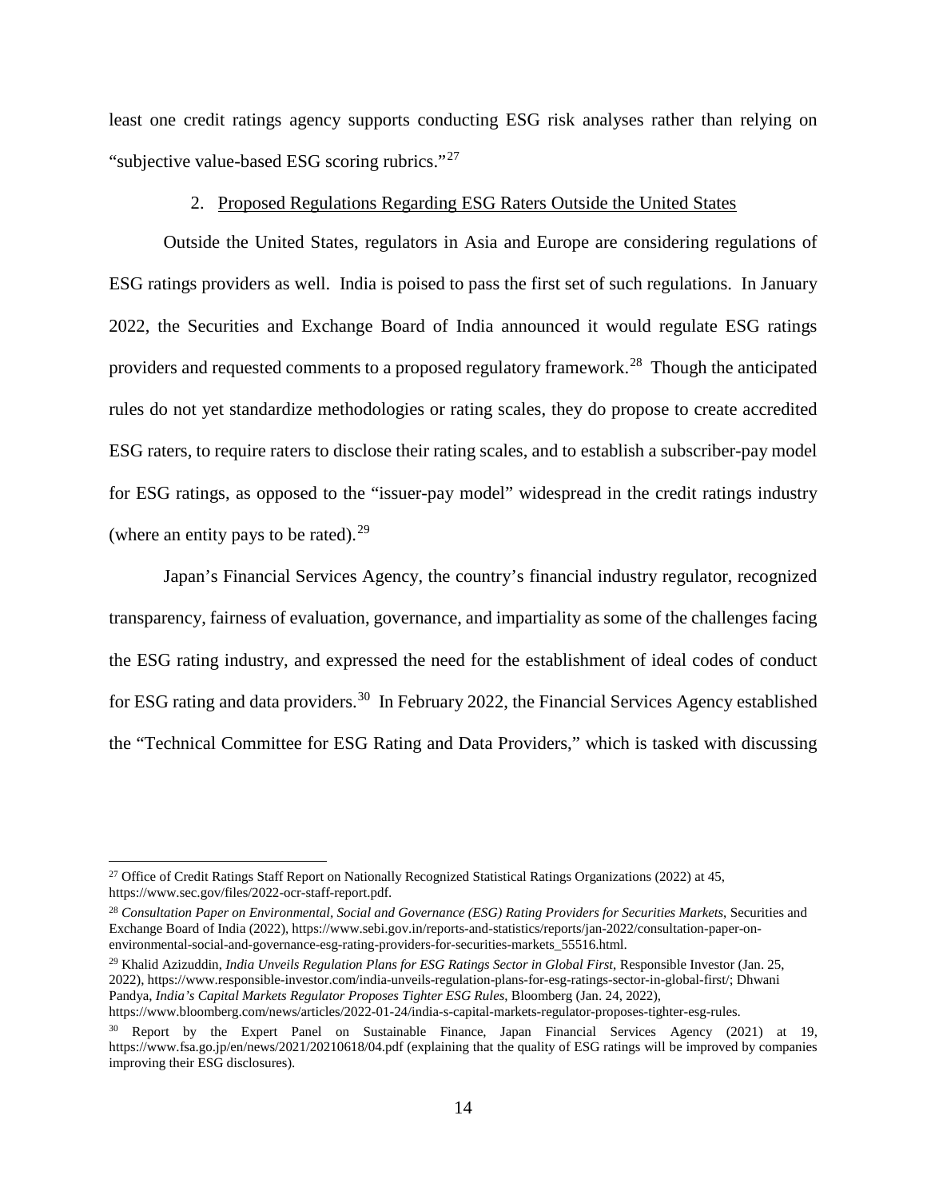least one credit ratings agency supports conducting ESG risk analyses rather than relying on "subjective value-based ESG scoring rubrics."[27]

### 2. Proposed Regulations Regarding ESG Raters Outside the United States

Outside the United States, regulators in Asia and Europe are considering regulations of ESG ratings providers as well. India is poised to pass the first set of such regulations. In January 2022, the Securities and Exchange Board of India announced it would regulate ESG ratings providers and requested comments to a proposed regulatory framework.[28] Though the anticipated rules do not yet standardize methodologies or rating scales, they do propose to create accredited ESG raters, to require raters to disclose their rating scales, and to establish a subscriber-pay model for ESG ratings, as opposed to the "issuer-pay model" widespread in the credit ratings industry (where an entity pays to be rated).[29]

Japan's Financial Services Agency, the country's financial industry regulator, recognized transparency, fairness of evaluation, governance, and impartiality as some of the challenges facing the ESG rating industry, and expressed the need for the establishment of ideal codes of conduct for ESG rating and data providers.[30] In February 2022, the Financial Services Agency established the "Technical Committee for ESG Rating and Data Providers," which is tasked with discussing

---

[27] Office of Credit Ratings Staff Report on Nationally Recognized Statistical Ratings Organizations (2022) at 45, https://www.sec.gov/files/2022-ocr-staff-report.pdf.

[28] *Consultation Paper on Environmental, Social and Governance (ESG) Rating Providers for Securities Markets*, Securities and Exchange Board of India (2022), https://www.sebi.gov.in/reports-and-statistics/reports/jan-2022/consultation-paper-on-environmental-social-and-governance-esg-rating-providers-for-securities-markets_55516.html.

[29] Khalid Azizuddin, *India Unveils Regulation Plans for ESG Ratings Sector in Global First*, Responsible Investor (Jan. 25, 2022), https://www.responsible-investor.com/india-unveils-regulation-plans-for-esg-ratings-sector-in-global-first/; Dhwani Pandya, *India's Capital Markets Regulator Proposes Tighter ESG Rules*, Bloomberg (Jan. 24, 2022), https://www.bloomberg.com/news/articles/2022-01-24/india-s-capital-markets-regulator-proposes-tighter-esg-rules.

[30] Report by the Expert Panel on Sustainable Finance, Japan Financial Services Agency (2021) at 19, https://www.fsa.go.jp/en/news/2021/20210618/04.pdf (explaining that the quality of ESG ratings will be improved by companies improving their ESG disclosures).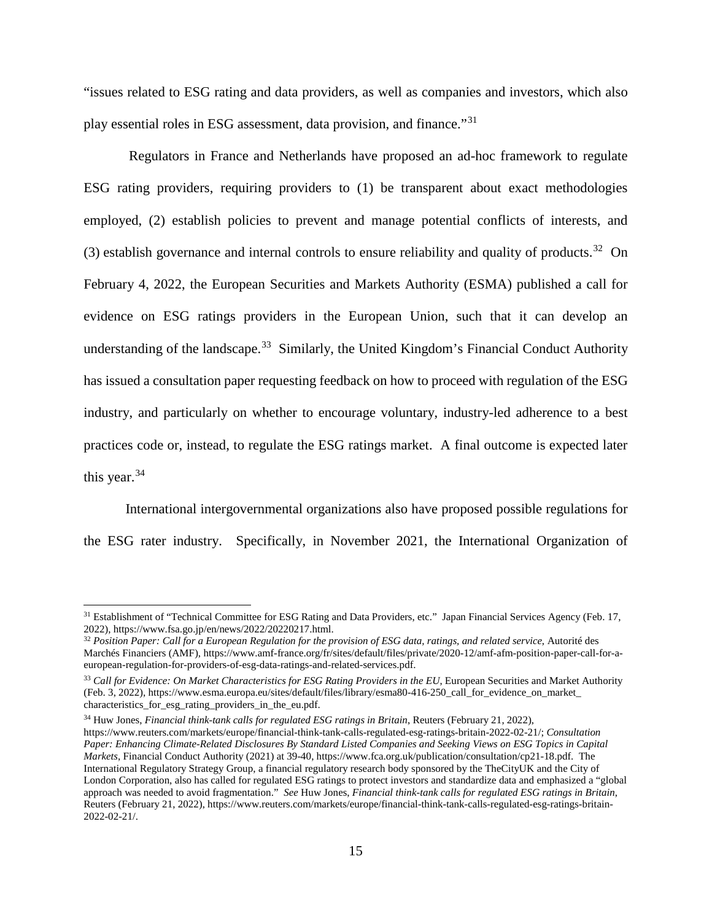"issues related to ESG rating and data providers, as well as companies and investors, which also play essential roles in ESG assessment, data provision, and finance."[31]

Regulators in France and Netherlands have proposed an ad-hoc framework to regulate ESG rating providers, requiring providers to (1) be transparent about exact methodologies employed, (2) establish policies to prevent and manage potential conflicts of interests, and (3) establish governance and internal controls to ensure reliability and quality of products.[32] On February 4, 2022, the European Securities and Markets Authority (ESMA) published a call for evidence on ESG ratings providers in the European Union, such that it can develop an understanding of the landscape.[33] Similarly, the United Kingdom's Financial Conduct Authority has issued a consultation paper requesting feedback on how to proceed with regulation of the ESG industry, and particularly on whether to encourage voluntary, industry-led adherence to a best practices code or, instead, to regulate the ESG ratings market. A final outcome is expected later this year.[34]

International intergovernmental organizations also have proposed possible regulations for the ESG rater industry. Specifically, in November 2021, the International Organization of

---

[31] Establishment of "Technical Committee for ESG Rating and Data Providers, etc." Japan Financial Services Agency (Feb. 17, 2022), https://www.fsa.go.jp/en/news/2022/20220217.html.

[32] *Position Paper: Call for a European Regulation for the provision of ESG data, ratings, and related service,* Autorité des Marchés Financiers (AMF), https://www.amf-france.org/fr/sites/default/files/private/2020-12/amf-afm-position-paper-call-for-a-european-regulation-for-providers-of-esg-data-ratings-and-related-services.pdf.

[33] *Call for Evidence: On Market Characteristics for ESG Rating Providers in the EU*, European Securities and Market Authority (Feb. 3, 2022), https://www.esma.europa.eu/sites/default/files/library/esma80-416-250_call_for_evidence_on_market_characteristics_for_esg_rating_providers_in_the_eu.pdf.

[34] Huw Jones, *Financial think-tank calls for regulated ESG ratings in Britain*, Reuters (February 21, 2022), https://www.reuters.com/markets/europe/financial-think-tank-calls-regulated-esg-ratings-britain-2022-02-21/; *Consultation Paper: Enhancing Climate-Related Disclosures By Standard Listed Companies and Seeking Views on ESG Topics in Capital Markets*, Financial Conduct Authority (2021) at 39-40, https://www.fca.org.uk/publication/consultation/cp21-18.pdf. The International Regulatory Strategy Group, a financial regulatory research body sponsored by the TheCityUK and the City of London Corporation, also has called for regulated ESG ratings to protect investors and standardize data and emphasized a "global approach was needed to avoid fragmentation." *See* Huw Jones, *Financial think-tank calls for regulated ESG ratings in Britain*, Reuters (February 21, 2022), https://www.reuters.com/markets/europe/financial-think-tank-calls-regulated-esg-ratings-britain-2022-02-21/.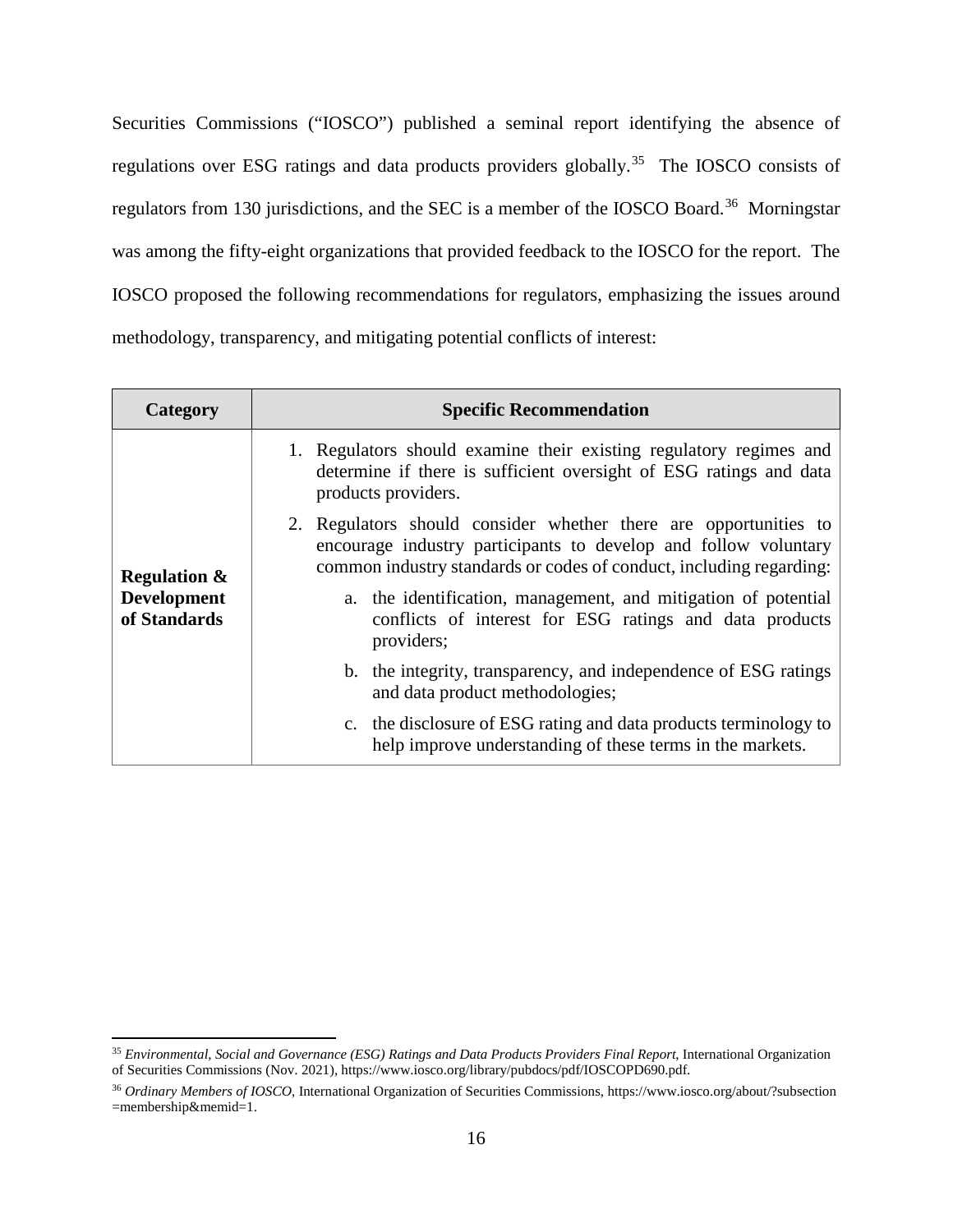Securities Commissions ("IOSCO") published a seminal report identifying the absence of regulations over ESG ratings and data products providers globally.[35] The IOSCO consists of regulators from 130 jurisdictions, and the SEC is a member of the IOSCO Board.[36] Morningstar was among the fifty-eight organizations that provided feedback to the IOSCO for the report. The IOSCO proposed the following recommendations for regulators, emphasizing the issues around methodology, transparency, and mitigating potential conflicts of interest:

| Category | Specific Recommendation |
|---|---|
| **Regulation & Development of Standards** | 1. Regulators should examine their existing regulatory regimes and determine if there is sufficient oversight of ESG ratings and data products providers.<br><br>2. Regulators should consider whether there are opportunities to encourage industry participants to develop and follow voluntary common industry standards or codes of conduct, including regarding:<br><br>a. the identification, management, and mitigation of potential conflicts of interest for ESG ratings and data products providers;<br><br>b. the integrity, transparency, and independence of ESG ratings and data product methodologies;<br><br>c. the disclosure of ESG rating and data products terminology to help improve understanding of these terms in the markets. |

[35] *Environmental, Social and Governance (ESG) Ratings and Data Products Providers Final Report*, International Organization of Securities Commissions (Nov. 2021), https://www.iosco.org/library/pubdocs/pdf/IOSCOPD690.pdf.

[36] *Ordinary Members of IOSCO*, International Organization of Securities Commissions, https://www.iosco.org/about/?subsection=membership&memid=1.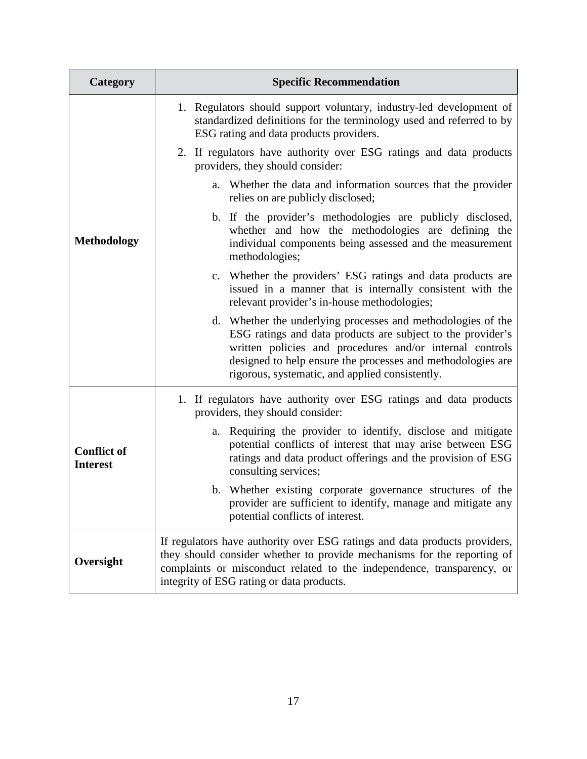| Category | Specific Recommendation |
| --- | --- |
| **Methodology** | 1. Regulators should support voluntary, industry-led development of standardized definitions for the terminology used and referred to by ESG rating and data products providers.<br>2. If regulators have authority over ESG ratings and data products providers, they should consider:<br>a. Whether the data and information sources that the provider relies on are publicly disclosed;<br>b. If the provider's methodologies are publicly disclosed, whether and how the methodologies are defining the individual components being assessed and the measurement methodologies;<br>c. Whether the providers' ESG ratings and data products are issued in a manner that is internally consistent with the relevant provider's in-house methodologies;<br>d. Whether the underlying processes and methodologies of the ESG ratings and data products are subject to the provider's written policies and procedures and/or internal controls designed to help ensure the processes and methodologies are rigorous, systematic, and applied consistently. |
| **Conflict of Interest** | 1. If regulators have authority over ESG ratings and data products providers, they should consider:<br>a. Requiring the provider to identify, disclose and mitigate potential conflicts of interest that may arise between ESG ratings and data product offerings and the provision of ESG consulting services;<br>b. Whether existing corporate governance structures of the provider are sufficient to identify, manage and mitigate any potential conflicts of interest. |
| **Oversight** | If regulators have authority over ESG ratings and data products providers, they should consider whether to provide mechanisms for the reporting of complaints or misconduct related to the independence, transparency, or integrity of ESG rating or data products. |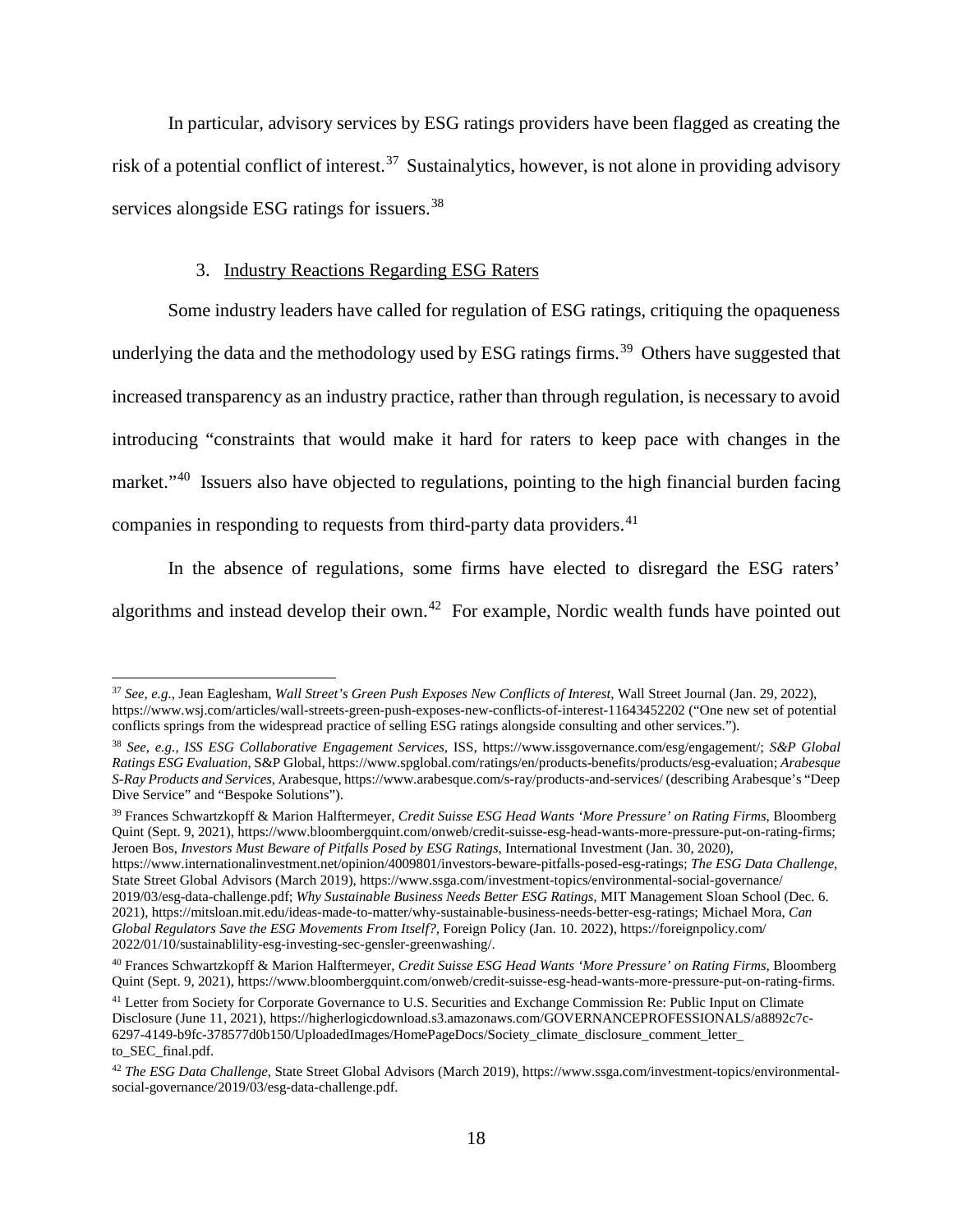In particular, advisory services by ESG ratings providers have been flagged as creating the risk of a potential conflict of interest.[37] Sustainalytics, however, is not alone in providing advisory services alongside ESG ratings for issuers.[38]

3. Industry Reactions Regarding ESG Raters

Some industry leaders have called for regulation of ESG ratings, critiquing the opaqueness underlying the data and the methodology used by ESG ratings firms.[39] Others have suggested that increased transparency as an industry practice, rather than through regulation, is necessary to avoid introducing "constraints that would make it hard for raters to keep pace with changes in the market."[40] Issuers also have objected to regulations, pointing to the high financial burden facing companies in responding to requests from third-party data providers.[41]

In the absence of regulations, some firms have elected to disregard the ESG raters' algorithms and instead develop their own.[42] For example, Nordic wealth funds have pointed out

---

[37] *See, e.g.*, Jean Eaglesham, *Wall Street's Green Push Exposes New Conflicts of Interest*, Wall Street Journal (Jan. 29, 2022), https://www.wsj.com/articles/wall-streets-green-push-exposes-new-conflicts-of-interest-11643452202 ("One new set of potential conflicts springs from the widespread practice of selling ESG ratings alongside consulting and other services.").

[38] *See, e.g., ISS ESG Collaborative Engagement Services*, ISS, https://www.issgovernance.com/esg/engagement/; *S&P Global Ratings ESG Evaluation*, S&P Global, https://www.spglobal.com/ratings/en/products-benefits/products/esg-evaluation; *Arabesque S-Ray Products and Services*, Arabesque, https://www.arabesque.com/s-ray/products-and-services/ (describing Arabesque's "Deep Dive Service" and "Bespoke Solutions").

[39] Frances Schwartzkopff & Marion Halftermeyer, *Credit Suisse ESG Head Wants 'More Pressure' on Rating Firms*, Bloomberg Quint (Sept. 9, 2021), https://www.bloombergquint.com/onweb/credit-suisse-esg-head-wants-more-pressure-put-on-rating-firms; Jeroen Bos, *Investors Must Beware of Pitfalls Posed by ESG Ratings*, International Investment (Jan. 30, 2020), https://www.internationalinvestment.net/opinion/4009801/investors-beware-pitfalls-posed-esg-ratings; *The ESG Data Challenge*, State Street Global Advisors (March 2019), https://www.ssga.com/investment-topics/environmental-social-governance/2019/03/esg-data-challenge.pdf; *Why Sustainable Business Needs Better ESG Ratings*, MIT Management Sloan School (Dec. 6. 2021), https://mitsloan.mit.edu/ideas-made-to-matter/why-sustainable-business-needs-better-esg-ratings; Michael Mora, *Can Global Regulators Save the ESG Movements From Itself?*, Foreign Policy (Jan. 10. 2022), https://foreignpolicy.com/2022/01/10/sustainablility-esg-investing-sec-gensler-greenwashing/.

[40] Frances Schwartzkopff & Marion Halftermeyer, *Credit Suisse ESG Head Wants 'More Pressure' on Rating Firms*, Bloomberg Quint (Sept. 9, 2021), https://www.bloombergquint.com/onweb/credit-suisse-esg-head-wants-more-pressure-put-on-rating-firms.

[41] Letter from Society for Corporate Governance to U.S. Securities and Exchange Commission Re: Public Input on Climate Disclosure (June 11, 2021), https://higherlogicdownload.s3.amazonaws.com/GOVERNANCEPROFESSIONALS/a8892c7c-6297-4149-b9fc-378577d0b150/UploadedImages/HomePageDocs/Society_climate_disclosure_comment_letter_to_SEC_final.pdf.

[42] *The ESG Data Challenge*, State Street Global Advisors (March 2019), https://www.ssga.com/investment-topics/environmental-social-governance/2019/03/esg-data-challenge.pdf.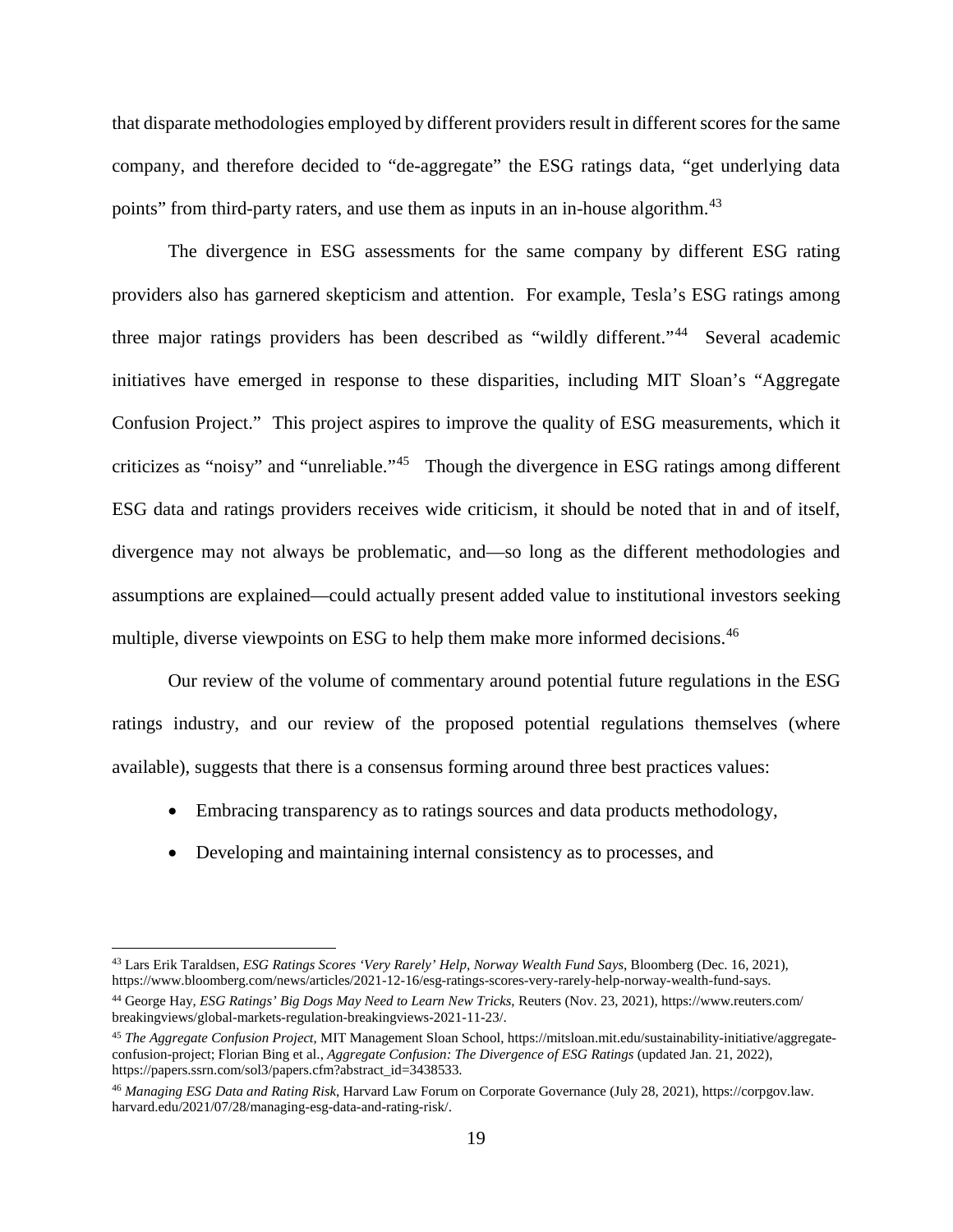that disparate methodologies employed by different providers result in different scores for the same company, and therefore decided to "de-aggregate" the ESG ratings data, "get underlying data points" from third-party raters, and use them as inputs in an in-house algorithm.[43]

The divergence in ESG assessments for the same company by different ESG rating providers also has garnered skepticism and attention. For example, Tesla's ESG ratings among three major ratings providers has been described as "wildly different."[44] Several academic initiatives have emerged in response to these disparities, including MIT Sloan's "Aggregate Confusion Project." This project aspires to improve the quality of ESG measurements, which it criticizes as "noisy" and "unreliable."[45] Though the divergence in ESG ratings among different ESG data and ratings providers receives wide criticism, it should be noted that in and of itself, divergence may not always be problematic, and—so long as the different methodologies and assumptions are explained—could actually present added value to institutional investors seeking multiple, diverse viewpoints on ESG to help them make more informed decisions.[46]

Our review of the volume of commentary around potential future regulations in the ESG ratings industry, and our review of the proposed potential regulations themselves (where available), suggests that there is a consensus forming around three best practices values:

- Embracing transparency as to ratings sources and data products methodology,
- Developing and maintaining internal consistency as to processes, and

---

[43] Lars Erik Taraldsen, *ESG Ratings Scores 'Very Rarely' Help, Norway Wealth Fund Says*, Bloomberg (Dec. 16, 2021), https://www.bloomberg.com/news/articles/2021-12-16/esg-ratings-scores-very-rarely-help-norway-wealth-fund-says.

[44] George Hay, *ESG Ratings' Big Dogs May Need to Learn New Tricks*, Reuters (Nov. 23, 2021), https://www.reuters.com/breakingviews/global-markets-regulation-breakingviews-2021-11-23/.

[45] *The Aggregate Confusion Project*, MIT Management Sloan School, https://mitsloan.mit.edu/sustainability-initiative/aggregate-confusion-project; Florian Bing et al., *Aggregate Confusion: The Divergence of ESG Ratings* (updated Jan. 21, 2022), https://papers.ssrn.com/sol3/papers.cfm?abstract_id=3438533.

[46] *Managing ESG Data and Rating Risk*, Harvard Law Forum on Corporate Governance (July 28, 2021), https://corpgov.law.harvard.edu/2021/07/28/managing-esg-data-and-rating-risk/.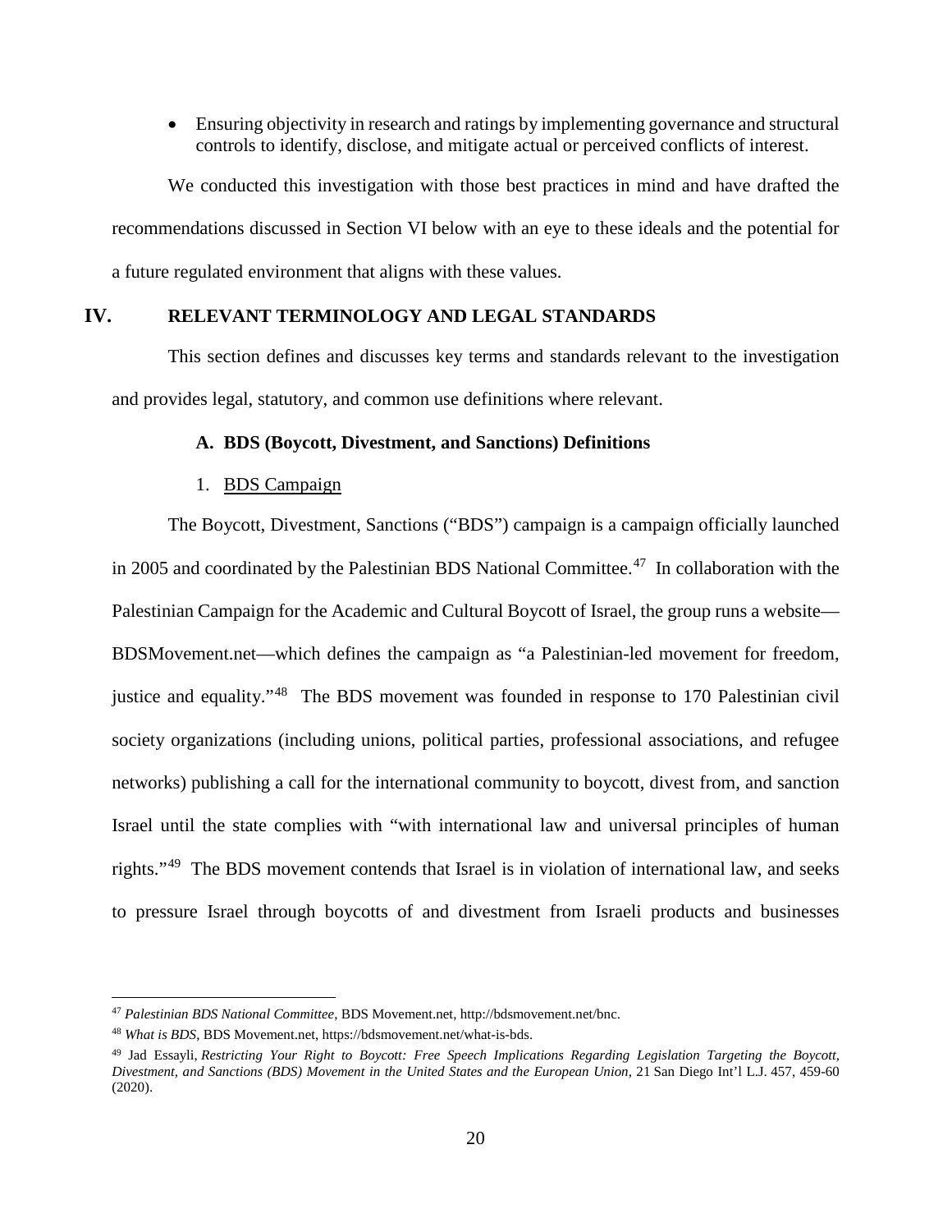- Ensuring objectivity in research and ratings by implementing governance and structural controls to identify, disclose, and mitigate actual or perceived conflicts of interest.

We conducted this investigation with those best practices in mind and have drafted the recommendations discussed in Section VI below with an eye to these ideals and the potential for a future regulated environment that aligns with these values.

## IV. RELEVANT TERMINOLOGY AND LEGAL STANDARDS

This section defines and discusses key terms and standards relevant to the investigation and provides legal, statutory, and common use definitions where relevant.

### A. BDS (Boycott, Divestment, and Sanctions) Definitions

#### 1. BDS Campaign

The Boycott, Divestment, Sanctions ("BDS") campaign is a campaign officially launched in 2005 and coordinated by the Palestinian BDS National Committee.[47] In collaboration with the Palestinian Campaign for the Academic and Cultural Boycott of Israel, the group runs a website—BDSMovement.net—which defines the campaign as "a Palestinian-led movement for freedom, justice and equality."[48] The BDS movement was founded in response to 170 Palestinian civil society organizations (including unions, political parties, professional associations, and refugee networks) publishing a call for the international community to boycott, divest from, and sanction Israel until the state complies with "with international law and universal principles of human rights."[49] The BDS movement contends that Israel is in violation of international law, and seeks to pressure Israel through boycotts of and divestment from Israeli products and businesses

---

[47] *Palestinian BDS National Committee*, BDS Movement.net, http://bdsmovement.net/bnc.

[48] *What is BDS*, BDS Movement.net, https://bdsmovement.net/what-is-bds.

[49] Jad Essayli, *Restricting Your Right to Boycott: Free Speech Implications Regarding Legislation Targeting the Boycott, Divestment, and Sanctions (BDS) Movement in the United States and the European Union*, 21 San Diego Int'l L.J. 457, 459-60 (2020).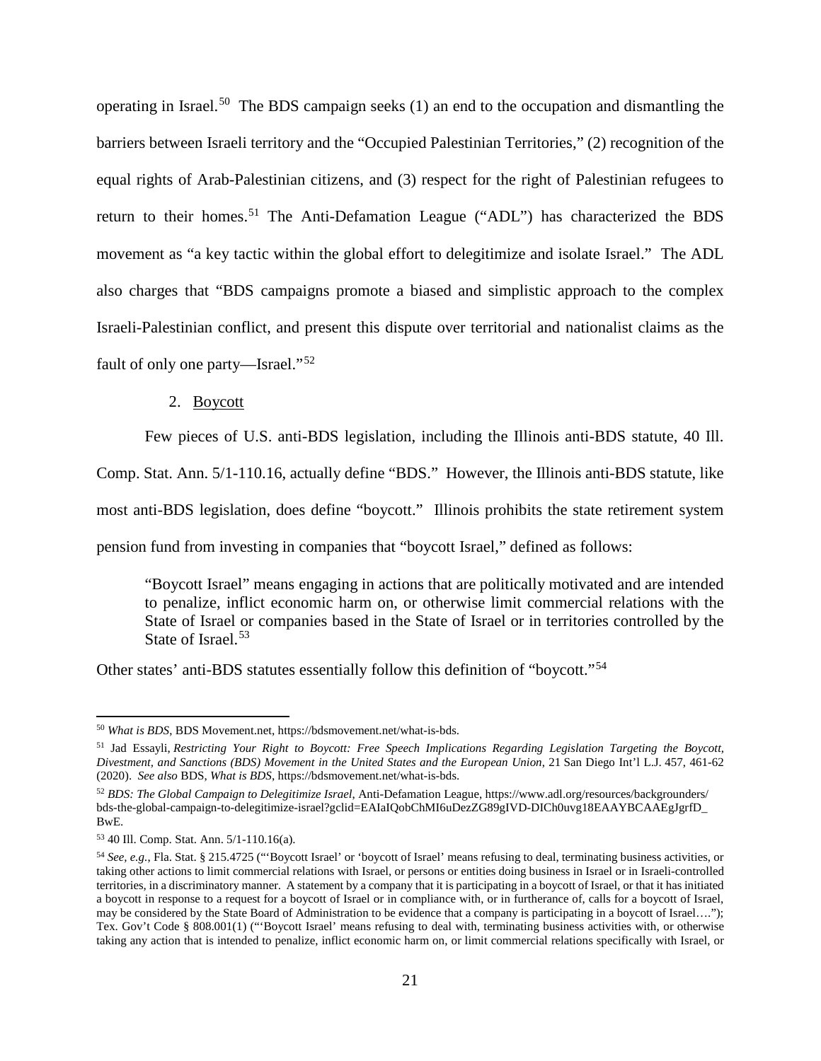operating in Israel.[50] The BDS campaign seeks (1) an end to the occupation and dismantling the barriers between Israeli territory and the "Occupied Palestinian Territories," (2) recognition of the equal rights of Arab-Palestinian citizens, and (3) respect for the right of Palestinian refugees to return to their homes.[51] The Anti-Defamation League ("ADL") has characterized the BDS movement as "a key tactic within the global effort to delegitimize and isolate Israel." The ADL also charges that "BDS campaigns promote a biased and simplistic approach to the complex Israeli-Palestinian conflict, and present this dispute over territorial and nationalist claims as the fault of only one party—Israel."[52]

2. Boycott

Few pieces of U.S. anti-BDS legislation, including the Illinois anti-BDS statute, 40 Ill. Comp. Stat. Ann. 5/1-110.16, actually define "BDS." However, the Illinois anti-BDS statute, like most anti-BDS legislation, does define "boycott." Illinois prohibits the state retirement system pension fund from investing in companies that "boycott Israel," defined as follows:

> "Boycott Israel" means engaging in actions that are politically motivated and are intended to penalize, inflict economic harm on, or otherwise limit commercial relations with the State of Israel or companies based in the State of Israel or in territories controlled by the State of Israel.[53]

Other states' anti-BDS statutes essentially follow this definition of "boycott."[54]

---

[50] *What is BDS*, BDS Movement.net, https://bdsmovement.net/what-is-bds.

[51] Jad Essayli, *Restricting Your Right to Boycott: Free Speech Implications Regarding Legislation Targeting the Boycott, Divestment, and Sanctions (BDS) Movement in the United States and the European Union*, 21 San Diego Int'l L.J. 457, 461-62 (2020). *See also* BDS, *What is BDS*, https://bdsmovement.net/what-is-bds.

[52] *BDS: The Global Campaign to Delegitimize Israel*, Anti-Defamation League, https://www.adl.org/resources/backgrounders/bds-the-global-campaign-to-delegitimize-israel?gclid=EAIaIQobChMI6uDezZG89gIVD-DICh0uvg18EAAYBCAAEgJgrfD_BwE.

[53] 40 Ill. Comp. Stat. Ann. 5/1-110.16(a).

[54] *See, e.g.*, Fla. Stat. § 215.4725 ("'Boycott Israel' or 'boycott of Israel' means refusing to deal, terminating business activities, or taking other actions to limit commercial relations with Israel, or persons or entities doing business in Israel or in Israeli-controlled territories, in a discriminatory manner. A statement by a company that it is participating in a boycott of Israel, or that it has initiated a boycott in response to a request for a boycott of Israel or in compliance with, or in furtherance of, calls for a boycott of Israel, may be considered by the State Board of Administration to be evidence that a company is participating in a boycott of Israel…."); Tex. Gov't Code § 808.001(1) ("'Boycott Israel' means refusing to deal with, terminating business activities with, or otherwise taking any action that is intended to penalize, inflict economic harm on, or limit commercial relations specifically with Israel, or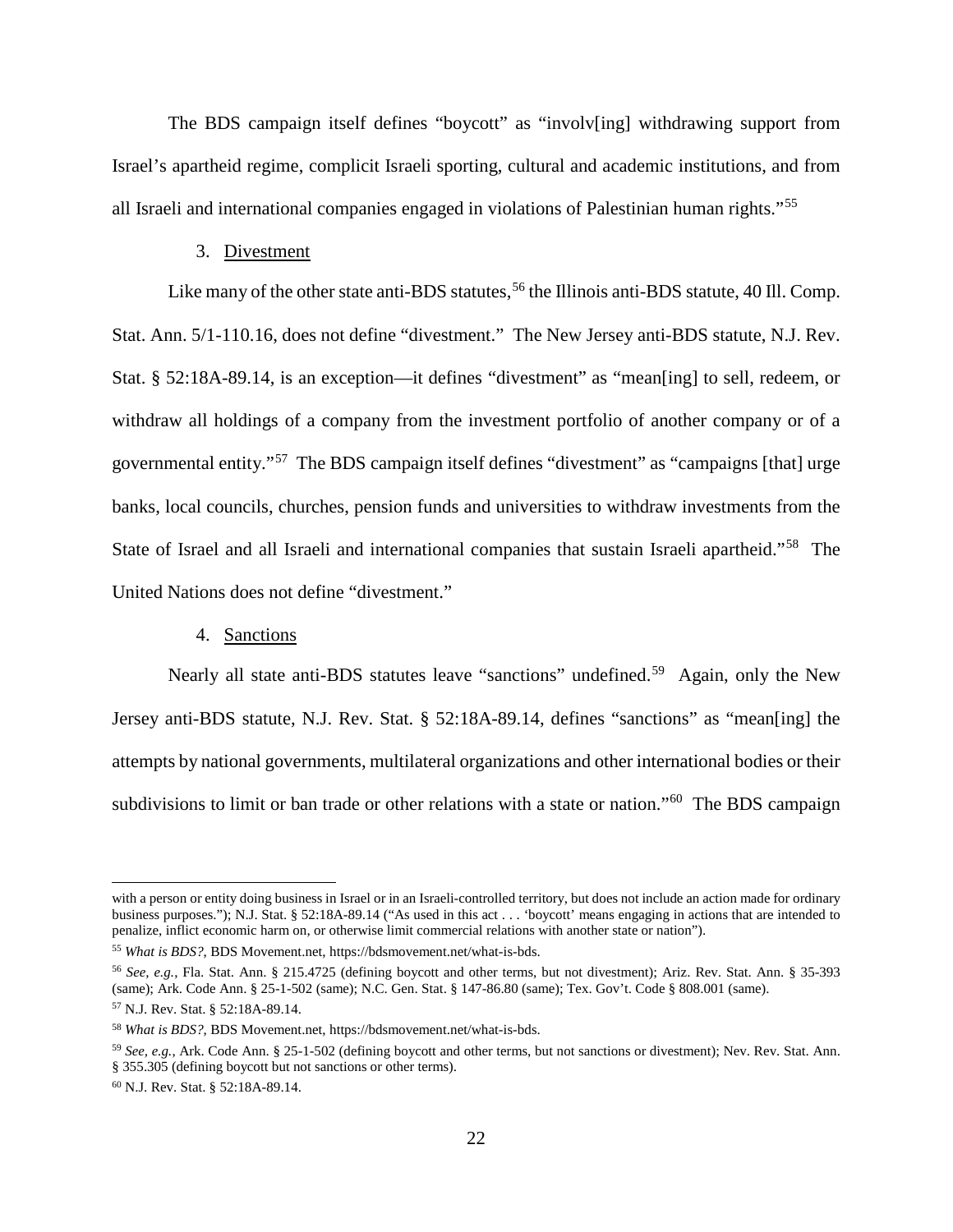The BDS campaign itself defines "boycott" as "involv[ing] withdrawing support from Israel's apartheid regime, complicit Israeli sporting, cultural and academic institutions, and from all Israeli and international companies engaged in violations of Palestinian human rights."[55]

3. Divestment

Like many of the other state anti-BDS statutes,[56] the Illinois anti-BDS statute, 40 Ill. Comp. Stat. Ann. 5/1-110.16, does not define "divestment." The New Jersey anti-BDS statute, N.J. Rev. Stat. § 52:18A-89.14, is an exception—it defines "divestment" as "mean[ing] to sell, redeem, or withdraw all holdings of a company from the investment portfolio of another company or of a governmental entity."[57] The BDS campaign itself defines "divestment" as "campaigns [that] urge banks, local councils, churches, pension funds and universities to withdraw investments from the State of Israel and all Israeli and international companies that sustain Israeli apartheid."[58] The United Nations does not define "divestment."

4. Sanctions

Nearly all state anti-BDS statutes leave "sanctions" undefined.[59] Again, only the New Jersey anti-BDS statute, N.J. Rev. Stat. § 52:18A-89.14, defines "sanctions" as "mean[ing] the attempts by national governments, multilateral organizations and other international bodies or their subdivisions to limit or ban trade or other relations with a state or nation."[60] The BDS campaign

---

with a person or entity doing business in Israel or in an Israeli-controlled territory, but does not include an action made for ordinary business purposes."); N.J. Stat. § 52:18A-89.14 ("As used in this act . . . 'boycott' means engaging in actions that are intended to penalize, inflict economic harm on, or otherwise limit commercial relations with another state or nation").

[55] *What is BDS?*, BDS Movement.net, https://bdsmovement.net/what-is-bds.

[56] *See, e.g.*, Fla. Stat. Ann. § 215.4725 (defining boycott and other terms, but not divestment); Ariz. Rev. Stat. Ann. § 35-393 (same); Ark. Code Ann. § 25-1-502 (same); N.C. Gen. Stat. § 147-86.80 (same); Tex. Gov't. Code § 808.001 (same).

[57] N.J. Rev. Stat. § 52:18A-89.14.

[58] *What is BDS?*, BDS Movement.net, https://bdsmovement.net/what-is-bds.

[59] *See, e.g.*, Ark. Code Ann. § 25-1-502 (defining boycott and other terms, but not sanctions or divestment); Nev. Rev. Stat. Ann. § 355.305 (defining boycott but not sanctions or other terms).

[60] N.J. Rev. Stat. § 52:18A-89.14.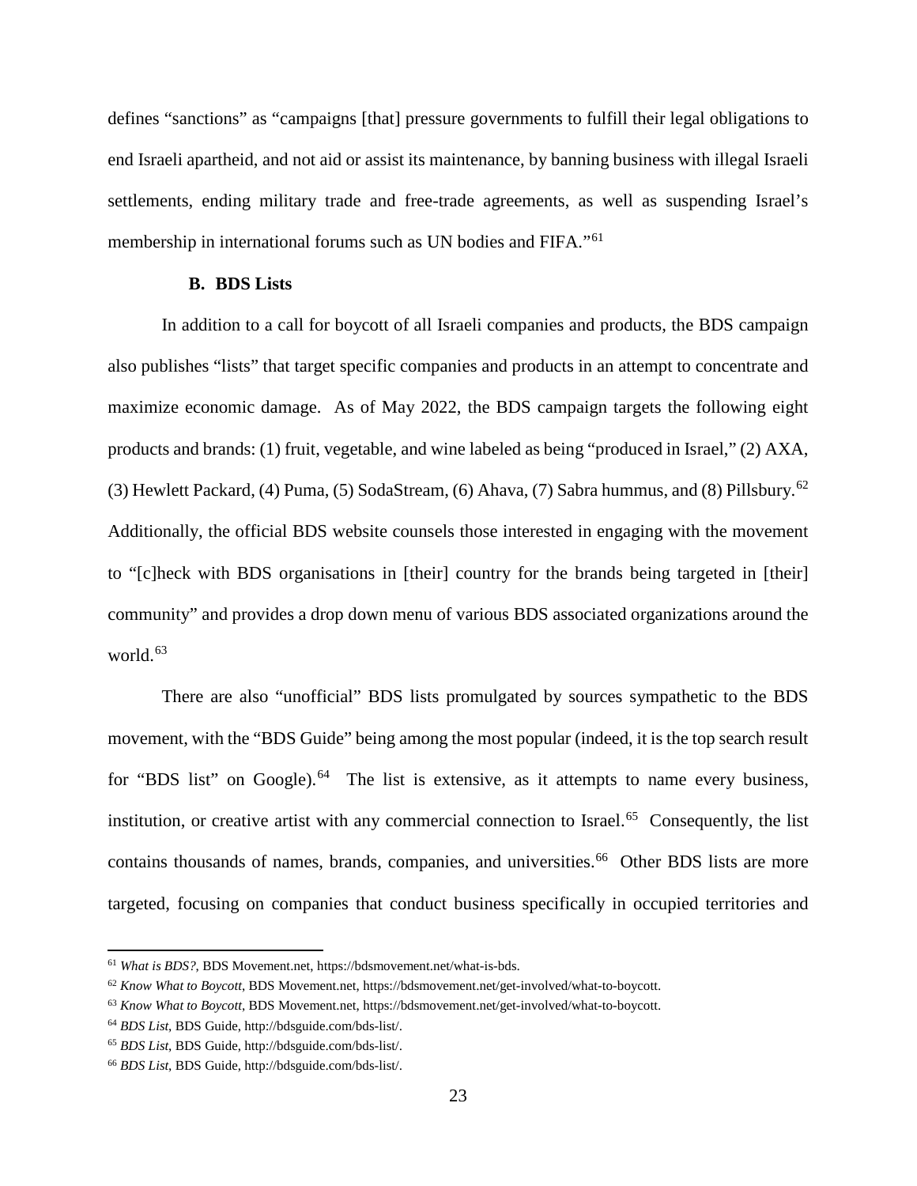defines "sanctions" as "campaigns [that] pressure governments to fulfill their legal obligations to end Israeli apartheid, and not aid or assist its maintenance, by banning business with illegal Israeli settlements, ending military trade and free-trade agreements, as well as suspending Israel's membership in international forums such as UN bodies and FIFA."[61]

### B. BDS Lists

In addition to a call for boycott of all Israeli companies and products, the BDS campaign also publishes "lists" that target specific companies and products in an attempt to concentrate and maximize economic damage. As of May 2022, the BDS campaign targets the following eight products and brands: (1) fruit, vegetable, and wine labeled as being "produced in Israel," (2) AXA, (3) Hewlett Packard, (4) Puma, (5) SodaStream, (6) Ahava, (7) Sabra hummus, and (8) Pillsbury.[62] Additionally, the official BDS website counsels those interested in engaging with the movement to "[c]heck with BDS organisations in [their] country for the brands being targeted in [their] community" and provides a drop down menu of various BDS associated organizations around the world.[63]

There are also "unofficial" BDS lists promulgated by sources sympathetic to the BDS movement, with the "BDS Guide" being among the most popular (indeed, it is the top search result for "BDS list" on Google).[64] The list is extensive, as it attempts to name every business, institution, or creative artist with any commercial connection to Israel.[65] Consequently, the list contains thousands of names, brands, companies, and universities.[66] Other BDS lists are more targeted, focusing on companies that conduct business specifically in occupied territories and

---

[61] *What is BDS?*, BDS Movement.net, https://bdsmovement.net/what-is-bds.

[62] *Know What to Boycott*, BDS Movement.net, https://bdsmovement.net/get-involved/what-to-boycott.

[63] *Know What to Boycott*, BDS Movement.net, https://bdsmovement.net/get-involved/what-to-boycott.

[64] *BDS List*, BDS Guide, http://bdsguide.com/bds-list/.

[65] *BDS List*, BDS Guide, http://bdsguide.com/bds-list/.

[66] *BDS List*, BDS Guide, http://bdsguide.com/bds-list/.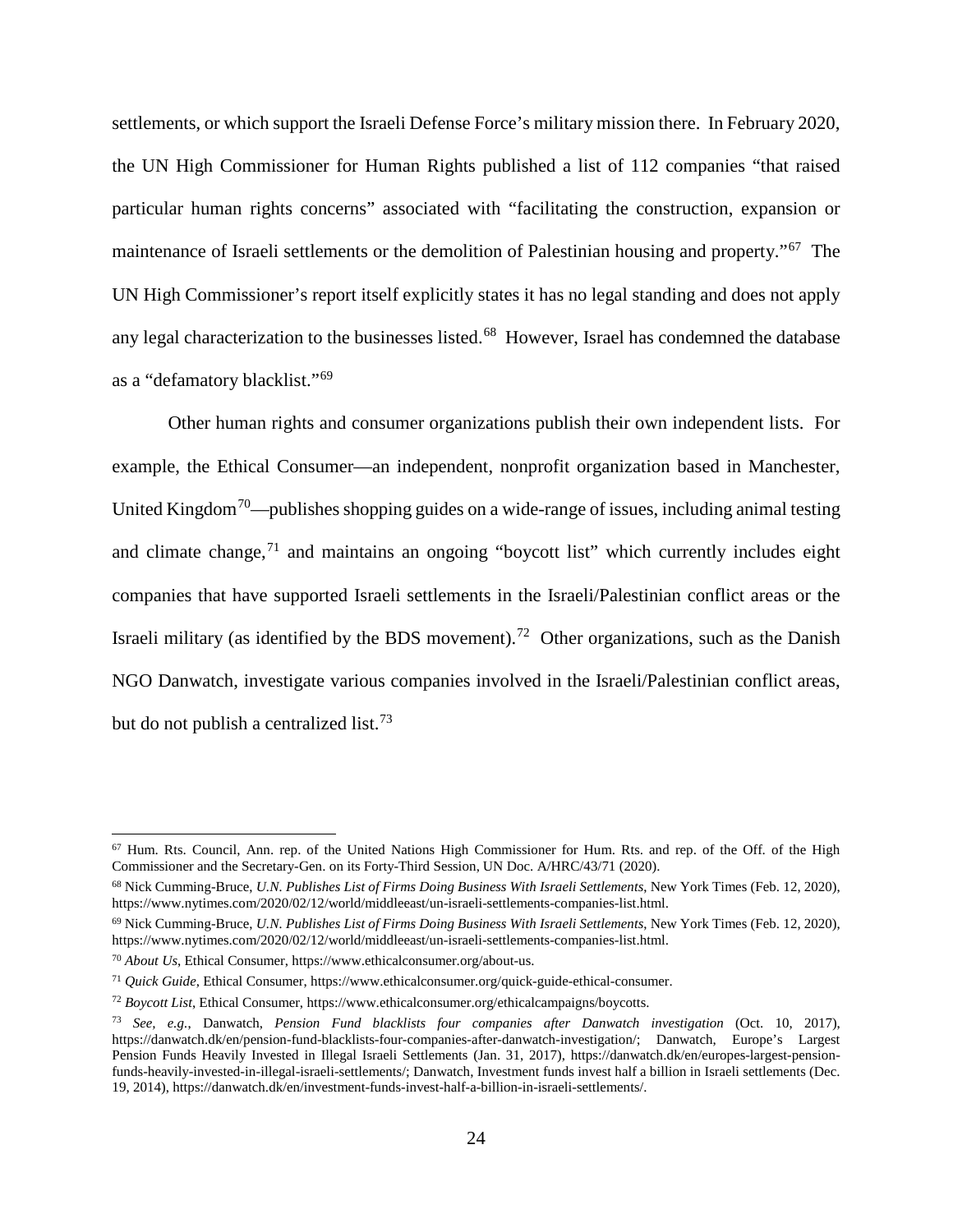settlements, or which support the Israeli Defense Force's military mission there. In February 2020, the UN High Commissioner for Human Rights published a list of 112 companies "that raised particular human rights concerns" associated with "facilitating the construction, expansion or maintenance of Israeli settlements or the demolition of Palestinian housing and property."[67] The UN High Commissioner's report itself explicitly states it has no legal standing and does not apply any legal characterization to the businesses listed.[68] However, Israel has condemned the database as a "defamatory blacklist."[69]

Other human rights and consumer organizations publish their own independent lists. For example, the Ethical Consumer—an independent, nonprofit organization based in Manchester, United Kingdom[70]—publishes shopping guides on a wide-range of issues, including animal testing and climate change,[71] and maintains an ongoing "boycott list" which currently includes eight companies that have supported Israeli settlements in the Israeli/Palestinian conflict areas or the Israeli military (as identified by the BDS movement).[72] Other organizations, such as the Danish NGO Danwatch, investigate various companies involved in the Israeli/Palestinian conflict areas, but do not publish a centralized list.[73]

---

[67] Hum. Rts. Council, Ann. rep. of the United Nations High Commissioner for Hum. Rts. and rep. of the Off. of the High Commissioner and the Secretary-Gen. on its Forty-Third Session, UN Doc. A/HRC/43/71 (2020).

[68] Nick Cumming-Bruce, *U.N. Publishes List of Firms Doing Business With Israeli Settlements*, New York Times (Feb. 12, 2020), https://www.nytimes.com/2020/02/12/world/middleeast/un-israeli-settlements-companies-list.html.

[69] Nick Cumming-Bruce, *U.N. Publishes List of Firms Doing Business With Israeli Settlements*, New York Times (Feb. 12, 2020), https://www.nytimes.com/2020/02/12/world/middleeast/un-israeli-settlements-companies-list.html.

[70] *About Us*, Ethical Consumer, https://www.ethicalconsumer.org/about-us.

[71] *Quick Guide*, Ethical Consumer, https://www.ethicalconsumer.org/quick-guide-ethical-consumer.

[72] *Boycott List*, Ethical Consumer, https://www.ethicalconsumer.org/ethicalcampaigns/boycotts.

[73] *See, e.g.*, Danwatch, *Pension Fund blacklists four companies after Danwatch investigation* (Oct. 10, 2017), https://danwatch.dk/en/pension-fund-blacklists-four-companies-after-danwatch-investigation/; Danwatch, Europe's Largest Pension Funds Heavily Invested in Illegal Israeli Settlements (Jan. 31, 2017), https://danwatch.dk/en/europes-largest-pension-funds-heavily-invested-in-illegal-israeli-settlements/; Danwatch, Investment funds invest half a billion in Israeli settlements (Dec. 19, 2014), https://danwatch.dk/en/investment-funds-invest-half-a-billion-in-israeli-settlements/.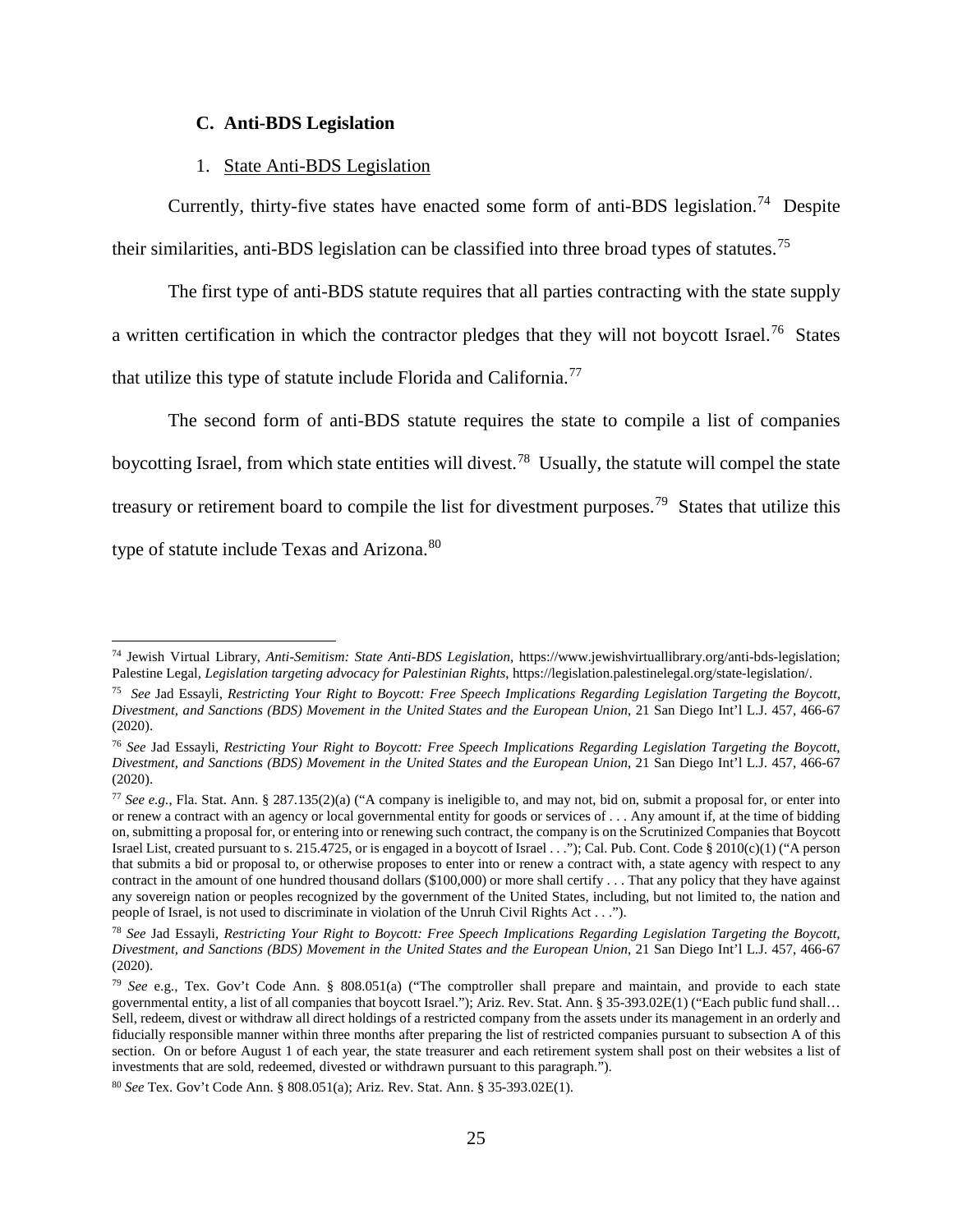### C. Anti-BDS Legislation

1. State Anti-BDS Legislation

Currently, thirty-five states have enacted some form of anti-BDS legislation.[74] Despite their similarities, anti-BDS legislation can be classified into three broad types of statutes.[75]

The first type of anti-BDS statute requires that all parties contracting with the state supply a written certification in which the contractor pledges that they will not boycott Israel.[76] States that utilize this type of statute include Florida and California.[77]

The second form of anti-BDS statute requires the state to compile a list of companies boycotting Israel, from which state entities will divest.[78] Usually, the statute will compel the state treasury or retirement board to compile the list for divestment purposes.[79] States that utilize this type of statute include Texas and Arizona.[80]

---

[74] Jewish Virtual Library, *Anti-Semitism: State Anti-BDS Legislation*, https://www.jewishvirtuallibrary.org/anti-bds-legislation; Palestine Legal, *Legislation targeting advocacy for Palestinian Rights*, https://legislation.palestinelegal.org/state-legislation/.

[75] *See* Jad Essayli, *Restricting Your Right to Boycott: Free Speech Implications Regarding Legislation Targeting the Boycott, Divestment, and Sanctions (BDS) Movement in the United States and the European Union*, 21 San Diego Int'l L.J. 457, 466-67 (2020).

[76] *See* Jad Essayli, *Restricting Your Right to Boycott: Free Speech Implications Regarding Legislation Targeting the Boycott, Divestment, and Sanctions (BDS) Movement in the United States and the European Union*, 21 San Diego Int'l L.J. 457, 466-67 (2020).

[77] *See e.g.*, Fla. Stat. Ann. § 287.135(2)(a) ("A company is ineligible to, and may not, bid on, submit a proposal for, or enter into or renew a contract with an agency or local governmental entity for goods or services of . . . Any amount if, at the time of bidding on, submitting a proposal for, or entering into or renewing such contract, the company is on the Scrutinized Companies that Boycott Israel List, created pursuant to s. 215.4725, or is engaged in a boycott of Israel . . ."); Cal. Pub. Cont. Code § 2010(c)(1) ("A person that submits a bid or proposal to, or otherwise proposes to enter into or renew a contract with, a state agency with respect to any contract in the amount of one hundred thousand dollars ($100,000) or more shall certify . . . That any policy that they have against any sovereign nation or peoples recognized by the government of the United States, including, but not limited to, the nation and people of Israel, is not used to discriminate in violation of the Unruh Civil Rights Act . . .").

[78] *See* Jad Essayli, *Restricting Your Right to Boycott: Free Speech Implications Regarding Legislation Targeting the Boycott, Divestment, and Sanctions (BDS) Movement in the United States and the European Union*, 21 San Diego Int'l L.J. 457, 466-67 (2020).

[79] *See* e.g., Tex. Gov't Code Ann. § 808.051(a) ("The comptroller shall prepare and maintain, and provide to each state governmental entity, a list of all companies that boycott Israel."); Ariz. Rev. Stat. Ann. § 35-393.02E(1) ("Each public fund shall… Sell, redeem, divest or withdraw all direct holdings of a restricted company from the assets under its management in an orderly and fiduciarily responsible manner within three months after preparing the list of restricted companies pursuant to subsection A of this section. On or before August 1 of each year, the state treasurer and each retirement system shall post on their websites a list of investments that are sold, redeemed, divested or withdrawn pursuant to this paragraph.").

[80] *See* Tex. Gov't Code Ann. § 808.051(a); Ariz. Rev. Stat. Ann. § 35-393.02E(1).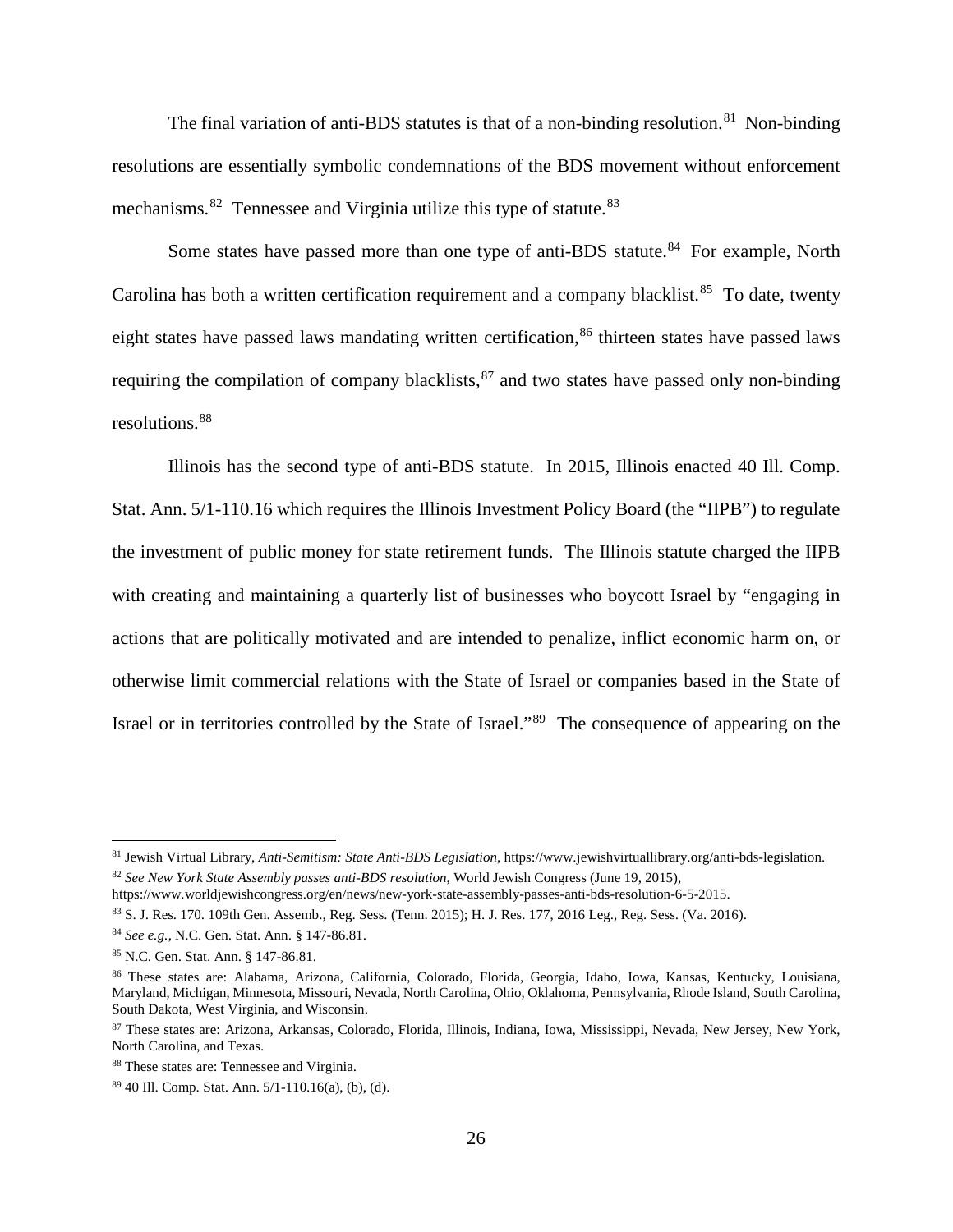The final variation of anti-BDS statutes is that of a non-binding resolution.[81] Non-binding resolutions are essentially symbolic condemnations of the BDS movement without enforcement mechanisms.[82] Tennessee and Virginia utilize this type of statute.[83]

Some states have passed more than one type of anti-BDS statute.[84] For example, North Carolina has both a written certification requirement and a company blacklist.[85] To date, twenty eight states have passed laws mandating written certification,[86] thirteen states have passed laws requiring the compilation of company blacklists,[87] and two states have passed only non-binding resolutions.[88]

Illinois has the second type of anti-BDS statute. In 2015, Illinois enacted 40 Ill. Comp. Stat. Ann. 5/1-110.16 which requires the Illinois Investment Policy Board (the "IIPB") to regulate the investment of public money for state retirement funds. The Illinois statute charged the IIPB with creating and maintaining a quarterly list of businesses who boycott Israel by "engaging in actions that are politically motivated and are intended to penalize, inflict economic harm on, or otherwise limit commercial relations with the State of Israel or companies based in the State of Israel or in territories controlled by the State of Israel."[89] The consequence of appearing on the

---

[81] Jewish Virtual Library, *Anti-Semitism: State Anti-BDS Legislation*, https://www.jewishvirtuallibrary.org/anti-bds-legislation.

[82] *See New York State Assembly passes anti-BDS resolution*, World Jewish Congress (June 19, 2015), https://www.worldjewishcongress.org/en/news/new-york-state-assembly-passes-anti-bds-resolution-6-5-2015.

[83] S. J. Res. 170. 109th Gen. Assemb., Reg. Sess. (Tenn. 2015); H. J. Res. 177, 2016 Leg., Reg. Sess. (Va. 2016).

[84] *See e.g.*, N.C. Gen. Stat. Ann. § 147-86.81.

[85] N.C. Gen. Stat. Ann. § 147-86.81.

[86] These states are: Alabama, Arizona, California, Colorado, Florida, Georgia, Idaho, Iowa, Kansas, Kentucky, Louisiana, Maryland, Michigan, Minnesota, Missouri, Nevada, North Carolina, Ohio, Oklahoma, Pennsylvania, Rhode Island, South Carolina, South Dakota, West Virginia, and Wisconsin.

[87] These states are: Arizona, Arkansas, Colorado, Florida, Illinois, Indiana, Iowa, Mississippi, Nevada, New Jersey, New York, North Carolina, and Texas.

[88] These states are: Tennessee and Virginia.

[89] 40 Ill. Comp. Stat. Ann. 5/1-110.16(a), (b), (d).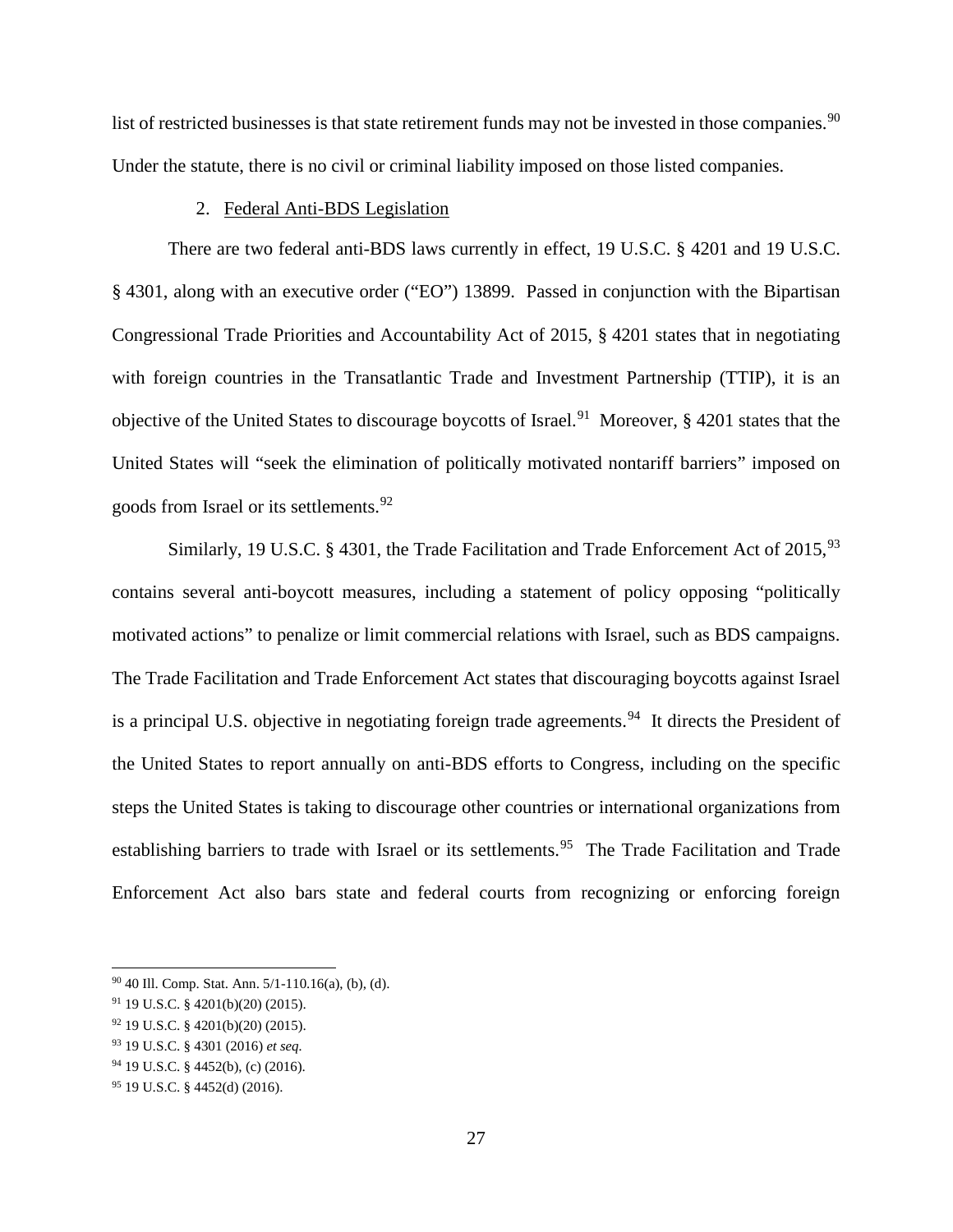list of restricted businesses is that state retirement funds may not be invested in those companies.[90] Under the statute, there is no civil or criminal liability imposed on those listed companies.

### 2. Federal Anti-BDS Legislation

There are two federal anti-BDS laws currently in effect, 19 U.S.C. § 4201 and 19 U.S.C. § 4301, along with an executive order ("EO") 13899. Passed in conjunction with the Bipartisan Congressional Trade Priorities and Accountability Act of 2015, § 4201 states that in negotiating with foreign countries in the Transatlantic Trade and Investment Partnership (TTIP), it is an objective of the United States to discourage boycotts of Israel.[91] Moreover, § 4201 states that the United States will "seek the elimination of politically motivated nontariff barriers" imposed on goods from Israel or its settlements.[92]

Similarly, 19 U.S.C. § 4301, the Trade Facilitation and Trade Enforcement Act of 2015,[93] contains several anti-boycott measures, including a statement of policy opposing "politically motivated actions" to penalize or limit commercial relations with Israel, such as BDS campaigns. The Trade Facilitation and Trade Enforcement Act states that discouraging boycotts against Israel is a principal U.S. objective in negotiating foreign trade agreements.[94] It directs the President of the United States to report annually on anti-BDS efforts to Congress, including on the specific steps the United States is taking to discourage other countries or international organizations from establishing barriers to trade with Israel or its settlements.[95] The Trade Facilitation and Trade Enforcement Act also bars state and federal courts from recognizing or enforcing foreign

[90] 40 Ill. Comp. Stat. Ann. 5/1-110.16(a), (b), (d).

[91] 19 U.S.C. § 4201(b)(20) (2015).

[92] 19 U.S.C. § 4201(b)(20) (2015).

[93] 19 U.S.C. § 4301 (2016) *et seq.*

[94] 19 U.S.C. § 4452(b), (c) (2016).

[95] 19 U.S.C. § 4452(d) (2016).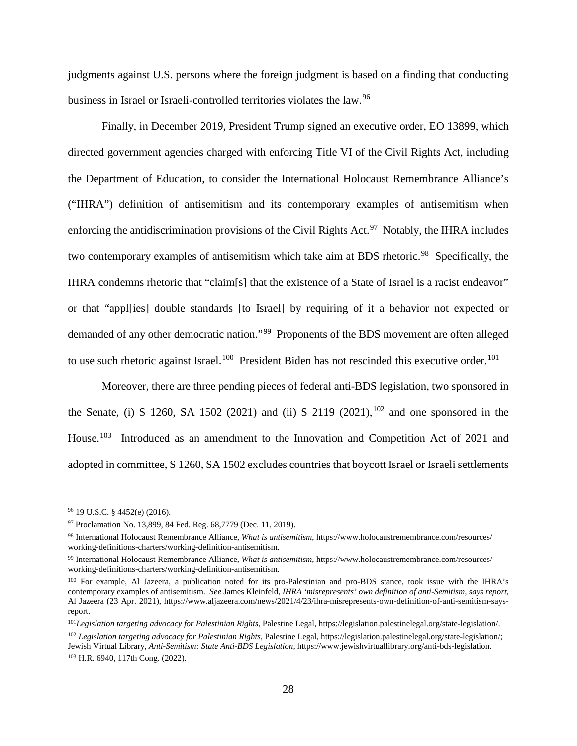judgments against U.S. persons where the foreign judgment is based on a finding that conducting business in Israel or Israeli-controlled territories violates the law.[96]

Finally, in December 2019, President Trump signed an executive order, EO 13899, which directed government agencies charged with enforcing Title VI of the Civil Rights Act, including the Department of Education, to consider the International Holocaust Remembrance Alliance's ("IHRA") definition of antisemitism and its contemporary examples of antisemitism when enforcing the antidiscrimination provisions of the Civil Rights Act.[97] Notably, the IHRA includes two contemporary examples of antisemitism which take aim at BDS rhetoric.[98] Specifically, the IHRA condemns rhetoric that "claim[s] that the existence of a State of Israel is a racist endeavor" or that "appl[ies] double standards [to Israel] by requiring of it a behavior not expected or demanded of any other democratic nation."[99] Proponents of the BDS movement are often alleged to use such rhetoric against Israel.[100] President Biden has not rescinded this executive order.[101]

Moreover, there are three pending pieces of federal anti-BDS legislation, two sponsored in the Senate, (i) S 1260, SA 1502 (2021) and (ii) S 2119 (2021),[102] and one sponsored in the House.[103] Introduced as an amendment to the Innovation and Competition Act of 2021 and adopted in committee, S 1260, SA 1502 excludes countries that boycott Israel or Israeli settlements

---

[96] 19 U.S.C. § 4452(e) (2016).

[97] Proclamation No. 13,899, 84 Fed. Reg. 68,7779 (Dec. 11, 2019).

[98] International Holocaust Remembrance Alliance, *What is antisemitism*, https://www.holocaustremembrance.com/resources/working-definitions-charters/working-definition-antisemitism.

[99] International Holocaust Remembrance Alliance, *What is antisemitism*, https://www.holocaustremembrance.com/resources/working-definitions-charters/working-definition-antisemitism.

[100] For example, Al Jazeera, a publication noted for its pro-Palestinian and pro-BDS stance, took issue with the IHRA's contemporary examples of antisemitism. *See* James Kleinfeld, *IHRA 'misrepresents' own definition of anti-Semitism, says report*, Al Jazeera (23 Apr. 2021), https://www.aljazeera.com/news/2021/4/23/ihra-misrepresents-own-definition-of-anti-semitism-says-report.

[101] *Legislation targeting advocacy for Palestinian Rights*, Palestine Legal, https://legislation.palestinelegal.org/state-legislation/.

[102] *Legislation targeting advocacy for Palestinian Rights*, Palestine Legal, https://legislation.palestinelegal.org/state-legislation/; Jewish Virtual Library, *Anti-Semitism: State Anti-BDS Legislation*, https://www.jewishvirtuallibrary.org/anti-bds-legislation.

[103] H.R. 6940, 117th Cong. (2022).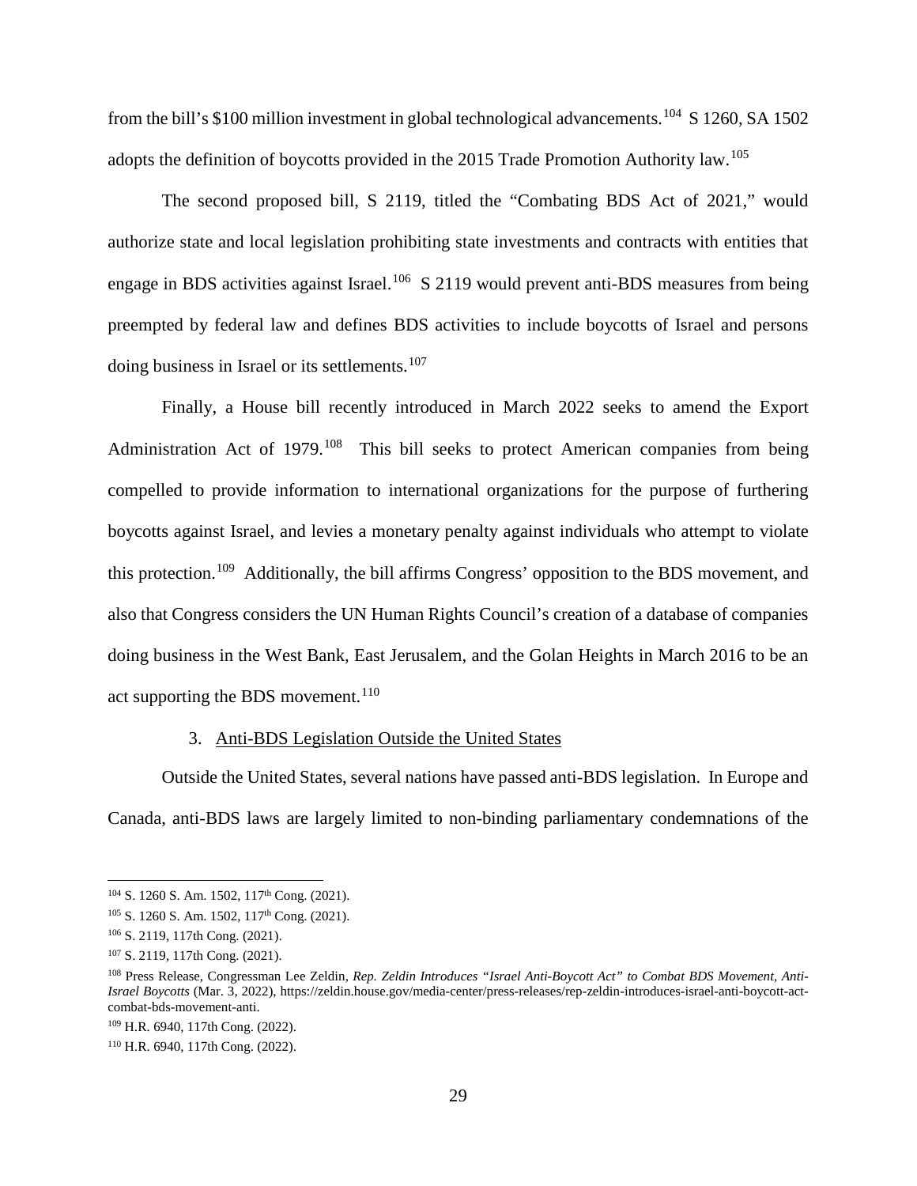from the bill's $100 million investment in global technological advancements.[104] S 1260, SA 1502 adopts the definition of boycotts provided in the 2015 Trade Promotion Authority law.[105]

The second proposed bill, S 2119, titled the "Combating BDS Act of 2021," would authorize state and local legislation prohibiting state investments and contracts with entities that engage in BDS activities against Israel.[106] S 2119 would prevent anti-BDS measures from being preempted by federal law and defines BDS activities to include boycotts of Israel and persons doing business in Israel or its settlements.[107]

Finally, a House bill recently introduced in March 2022 seeks to amend the Export Administration Act of 1979.[108] This bill seeks to protect American companies from being compelled to provide information to international organizations for the purpose of furthering boycotts against Israel, and levies a monetary penalty against individuals who attempt to violate this protection.[109] Additionally, the bill affirms Congress' opposition to the BDS movement, and also that Congress considers the UN Human Rights Council's creation of a database of companies doing business in the West Bank, East Jerusalem, and the Golan Heights in March 2016 to be an act supporting the BDS movement.[110]

### 3. Anti-BDS Legislation Outside the United States

Outside the United States, several nations have passed anti-BDS legislation. In Europe and Canada, anti-BDS laws are largely limited to non-binding parliamentary condemnations of the

---

[104] S. 1260 S. Am. 1502, 117th Cong. (2021).

[105] S. 1260 S. Am. 1502, 117th Cong. (2021).

[106] S. 2119, 117th Cong. (2021).

[107] S. 2119, 117th Cong. (2021).

[108] Press Release, Congressman Lee Zeldin, *Rep. Zeldin Introduces "Israel Anti-Boycott Act" to Combat BDS Movement, Anti-Israel Boycotts* (Mar. 3, 2022), https://zeldin.house.gov/media-center/press-releases/rep-zeldin-introduces-israel-anti-boycott-act-combat-bds-movement-anti.

[109] H.R. 6940, 117th Cong. (2022).

[110] H.R. 6940, 117th Cong. (2022).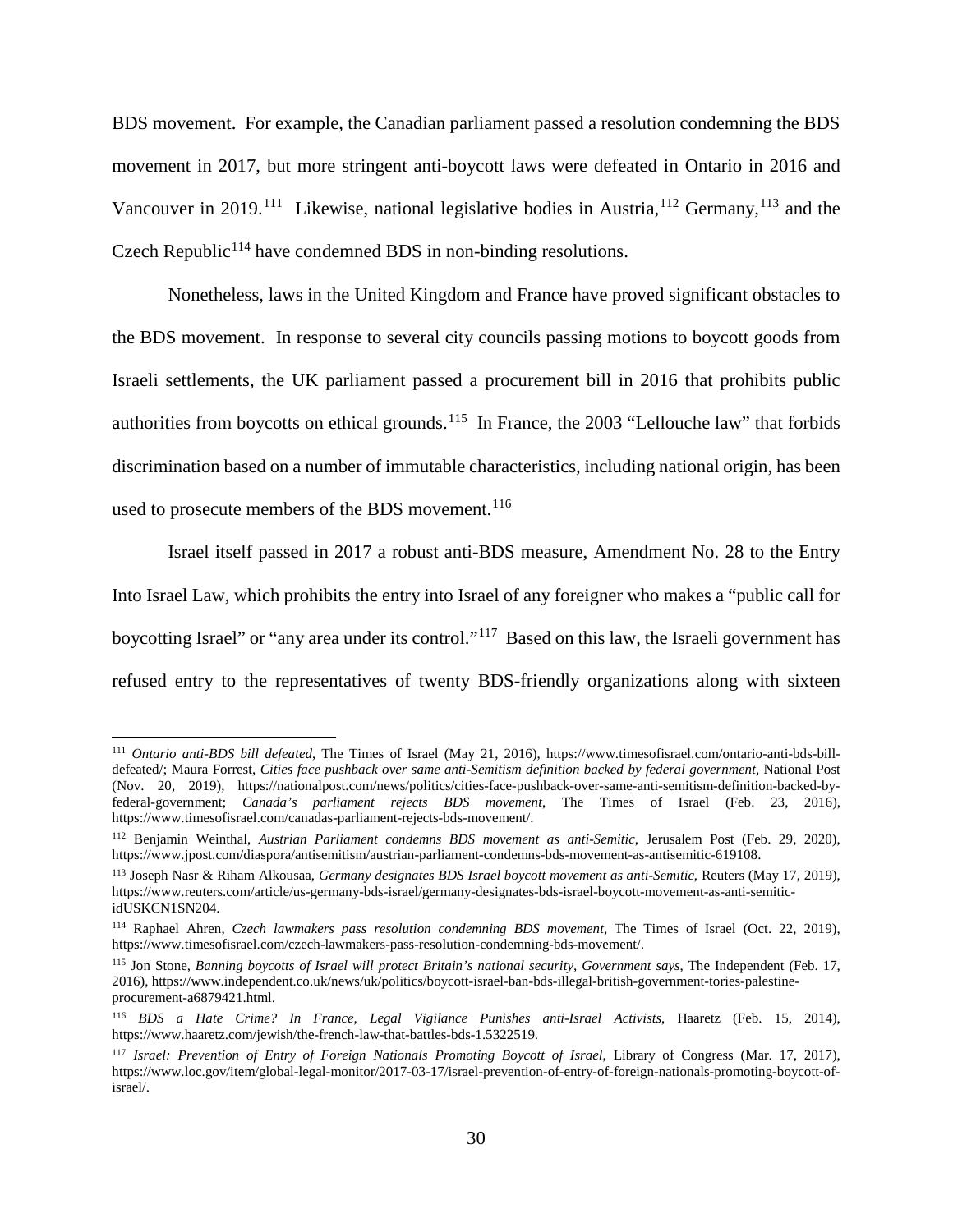BDS movement. For example, the Canadian parliament passed a resolution condemning the BDS movement in 2017, but more stringent anti-boycott laws were defeated in Ontario in 2016 and Vancouver in 2019.[111] Likewise, national legislative bodies in Austria,[112] Germany,[113] and the Czech Republic[114] have condemned BDS in non-binding resolutions.

Nonetheless, laws in the United Kingdom and France have proved significant obstacles to the BDS movement. In response to several city councils passing motions to boycott goods from Israeli settlements, the UK parliament passed a procurement bill in 2016 that prohibits public authorities from boycotts on ethical grounds.[115] In France, the 2003 "Lellouche law" that forbids discrimination based on a number of immutable characteristics, including national origin, has been used to prosecute members of the BDS movement.[116]

Israel itself passed in 2017 a robust anti-BDS measure, Amendment No. 28 to the Entry Into Israel Law, which prohibits the entry into Israel of any foreigner who makes a "public call for boycotting Israel" or "any area under its control."[117] Based on this law, the Israeli government has refused entry to the representatives of twenty BDS-friendly organizations along with sixteen

---

[111] *Ontario anti-BDS bill defeated*, The Times of Israel (May 21, 2016), https://www.timesofisrael.com/ontario-anti-bds-bill-defeated/; Maura Forrest, *Cities face pushback over same anti-Semitism definition backed by federal government*, National Post (Nov. 20, 2019), https://nationalpost.com/news/politics/cities-face-pushback-over-same-anti-semitism-definition-backed-by-federal-government; *Canada's parliament rejects BDS movement*, The Times of Israel (Feb. 23, 2016), https://www.timesofisrael.com/canadas-parliament-rejects-bds-movement/.

[112] Benjamin Weinthal, *Austrian Parliament condemns BDS movement as anti-Semitic*, Jerusalem Post (Feb. 29, 2020), https://www.jpost.com/diaspora/antisemitism/austrian-parliament-condemns-bds-movement-as-antisemitic-619108.

[113] Joseph Nasr & Riham Alkousaa, *Germany designates BDS Israel boycott movement as anti-Semitic*, Reuters (May 17, 2019), https://www.reuters.com/article/us-germany-bds-israel/germany-designates-bds-israel-boycott-movement-as-anti-semitic-idUSKCN1SN204.

[114] Raphael Ahren, *Czech lawmakers pass resolution condemning BDS movement*, The Times of Israel (Oct. 22, 2019), https://www.timesofisrael.com/czech-lawmakers-pass-resolution-condemning-bds-movement/.

[115] Jon Stone, *Banning boycotts of Israel will protect Britain's national security, Government says*, The Independent (Feb. 17, 2016), https://www.independent.co.uk/news/uk/politics/boycott-israel-ban-bds-illegal-british-government-tories-palestine-procurement-a6879421.html.

[116] *BDS a Hate Crime? In France, Legal Vigilance Punishes anti-Israel Activists*, Haaretz (Feb. 15, 2014), https://www.haaretz.com/jewish/the-french-law-that-battles-bds-1.5322519.

[117] *Israel: Prevention of Entry of Foreign Nationals Promoting Boycott of Israel*, Library of Congress (Mar. 17, 2017), https://www.loc.gov/item/global-legal-monitor/2017-03-17/israel-prevention-of-entry-of-foreign-nationals-promoting-boycott-of-israel/.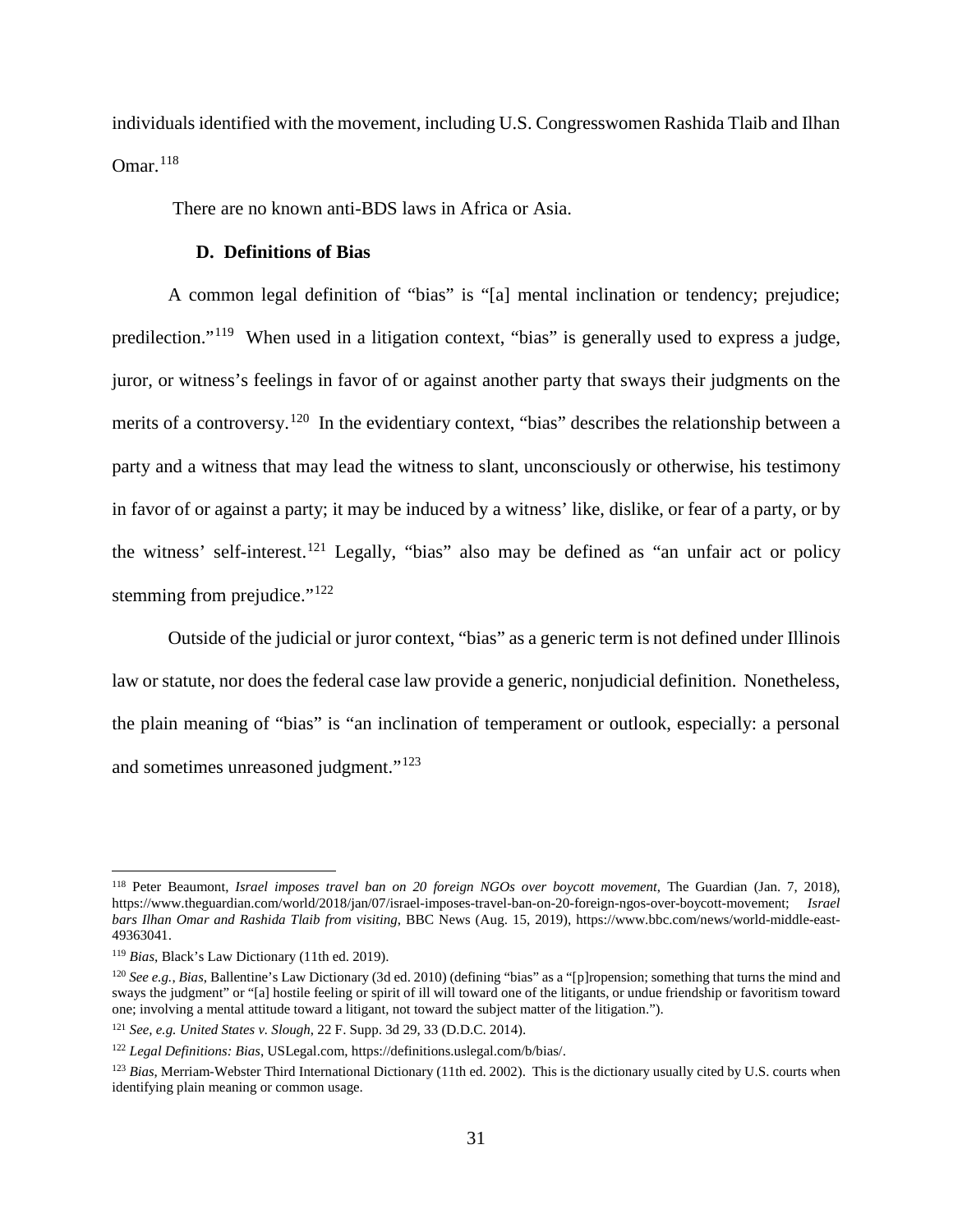individuals identified with the movement, including U.S. Congresswomen Rashida Tlaib and Ilhan Omar.[118]

There are no known anti-BDS laws in Africa or Asia.

### D. Definitions of Bias

A common legal definition of "bias" is "[a] mental inclination or tendency; prejudice; predilection."[119] When used in a litigation context, "bias" is generally used to express a judge, juror, or witness's feelings in favor of or against another party that sways their judgments on the merits of a controversy.[120] In the evidentiary context, "bias" describes the relationship between a party and a witness that may lead the witness to slant, unconsciously or otherwise, his testimony in favor of or against a party; it may be induced by a witness' like, dislike, or fear of a party, or by the witness' self-interest.[121] Legally, "bias" also may be defined as "an unfair act or policy stemming from prejudice."[122]

Outside of the judicial or juror context, "bias" as a generic term is not defined under Illinois law or statute, nor does the federal case law provide a generic, nonjudicial definition. Nonetheless, the plain meaning of "bias" is "an inclination of temperament or outlook, especially: a personal and sometimes unreasoned judgment."[123]

---

[118] Peter Beaumont, *Israel imposes travel ban on 20 foreign NGOs over boycott movement*, The Guardian (Jan. 7, 2018), https://www.theguardian.com/world/2018/jan/07/israel-imposes-travel-ban-on-20-foreign-ngos-over-boycott-movement; *Israel bars Ilhan Omar and Rashida Tlaib from visiting*, BBC News (Aug. 15, 2019), https://www.bbc.com/news/world-middle-east-49363041.

[119] *Bias*, Black's Law Dictionary (11th ed. 2019).

[120] *See e.g.*, *Bias*, Ballentine's Law Dictionary (3d ed. 2010) (defining "bias" as a "[p]ropension; something that turns the mind and sways the judgment" or "[a] hostile feeling or spirit of ill will toward one of the litigants, or undue friendship or favoritism toward one; involving a mental attitude toward a litigant, not toward the subject matter of the litigation.").

[121] *See, e.g. United States v. Slough*, 22 F. Supp. 3d 29, 33 (D.D.C. 2014).

[122] *Legal Definitions: Bias*, USLegal.com, https://definitions.uslegal.com/b/bias/.

[123] *Bias*, Merriam-Webster Third International Dictionary (11th ed. 2002). This is the dictionary usually cited by U.S. courts when identifying plain meaning or common usage.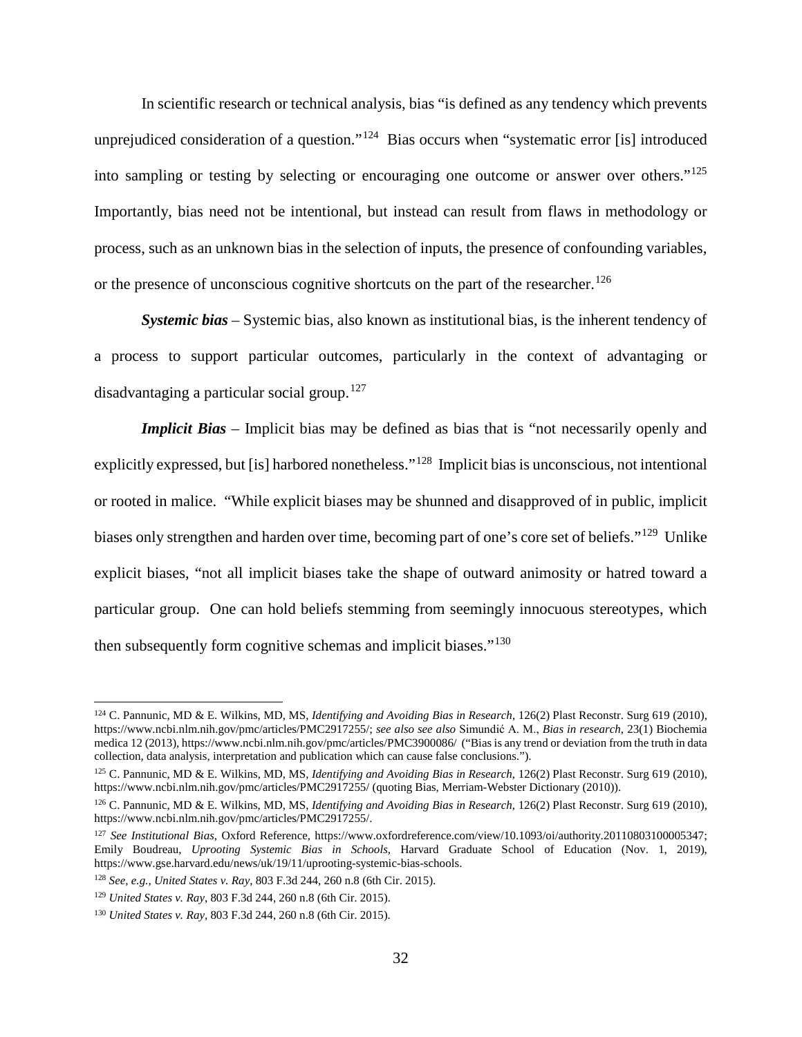In scientific research or technical analysis, bias "is defined as any tendency which prevents unprejudiced consideration of a question."[124] Bias occurs when "systematic error [is] introduced into sampling or testing by selecting or encouraging one outcome or answer over others."[125] Importantly, bias need not be intentional, but instead can result from flaws in methodology or process, such as an unknown bias in the selection of inputs, the presence of confounding variables, or the presence of unconscious cognitive shortcuts on the part of the researcher.[126]

***Systemic bias*** – Systemic bias, also known as institutional bias, is the inherent tendency of a process to support particular outcomes, particularly in the context of advantaging or disadvantaging a particular social group.[127]

***Implicit Bias*** – Implicit bias may be defined as bias that is "not necessarily openly and explicitly expressed, but [is] harbored nonetheless."[128] Implicit bias is unconscious, not intentional or rooted in malice. "While explicit biases may be shunned and disapproved of in public, implicit biases only strengthen and harden over time, becoming part of one's core set of beliefs."[129] Unlike explicit biases, "not all implicit biases take the shape of outward animosity or hatred toward a particular group. One can hold beliefs stemming from seemingly innocuous stereotypes, which then subsequently form cognitive schemas and implicit biases."[130]

---

[124] C. Pannunic, MD & E. Wilkins, MD, MS, *Identifying and Avoiding Bias in Research*, 126(2) Plast Reconstr. Surg 619 (2010), https://www.ncbi.nlm.nih.gov/pmc/articles/PMC2917255/; *see also see also* Simundić A. M., *Bias in research*, 23(1) Biochemia medica 12 (2013), https://www.ncbi.nlm.nih.gov/pmc/articles/PMC3900086/ ("Bias is any trend or deviation from the truth in data collection, data analysis, interpretation and publication which can cause false conclusions.").

[125] C. Pannunic, MD & E. Wilkins, MD, MS, *Identifying and Avoiding Bias in Research*, 126(2) Plast Reconstr. Surg 619 (2010), https://www.ncbi.nlm.nih.gov/pmc/articles/PMC2917255/ (quoting Bias, Merriam-Webster Dictionary (2010)).

[126] C. Pannunic, MD & E. Wilkins, MD, MS, *Identifying and Avoiding Bias in Research*, 126(2) Plast Reconstr. Surg 619 (2010), https://www.ncbi.nlm.nih.gov/pmc/articles/PMC2917255/.

[127] *See Institutional Bias*, Oxford Reference, https://www.oxfordreference.com/view/10.1093/oi/authority.20110803100005347; Emily Boudreau, *Uprooting Systemic Bias in Schools*, Harvard Graduate School of Education (Nov. 1, 2019), https://www.gse.harvard.edu/news/uk/19/11/uprooting-systemic-bias-schools.

[128] *See, e.g., United States v. Ray*, 803 F.3d 244, 260 n.8 (6th Cir. 2015).

[129] *United States v. Ray*, 803 F.3d 244, 260 n.8 (6th Cir. 2015).

[130] *United States v. Ray*, 803 F.3d 244, 260 n.8 (6th Cir. 2015).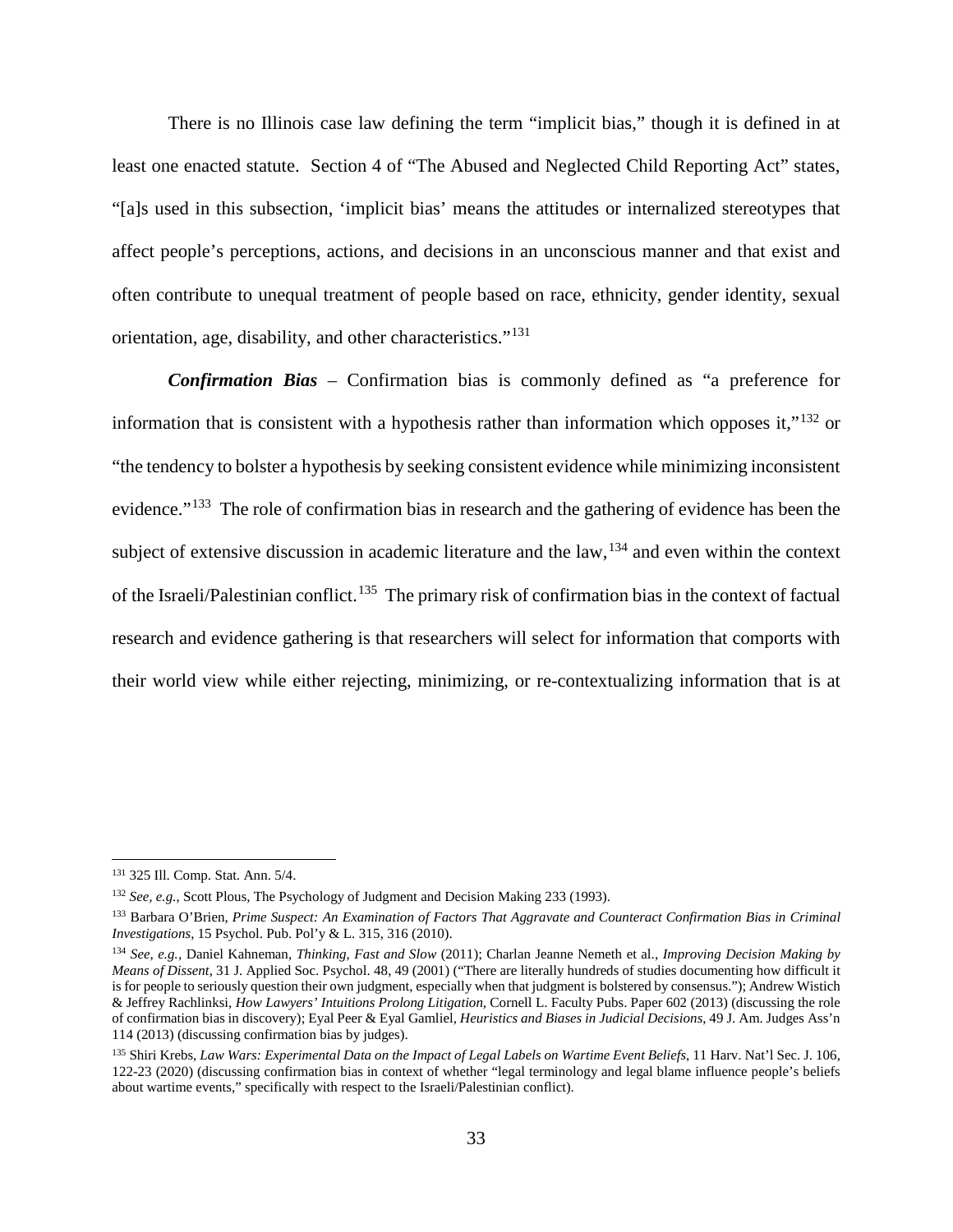There is no Illinois case law defining the term "implicit bias," though it is defined in at least one enacted statute. Section 4 of "The Abused and Neglected Child Reporting Act" states, "[a]s used in this subsection, 'implicit bias' means the attitudes or internalized stereotypes that affect people's perceptions, actions, and decisions in an unconscious manner and that exist and often contribute to unequal treatment of people based on race, ethnicity, gender identity, sexual orientation, age, disability, and other characteristics."[131]

***Confirmation Bias*** – Confirmation bias is commonly defined as "a preference for information that is consistent with a hypothesis rather than information which opposes it,"[132] or "the tendency to bolster a hypothesis by seeking consistent evidence while minimizing inconsistent evidence."[133] The role of confirmation bias in research and the gathering of evidence has been the subject of extensive discussion in academic literature and the law,[134] and even within the context of the Israeli/Palestinian conflict.[135] The primary risk of confirmation bias in the context of factual research and evidence gathering is that researchers will select for information that comports with their world view while either rejecting, minimizing, or re-contextualizing information that is at

---

[131] 325 Ill. Comp. Stat. Ann. 5/4.

[132] *See, e.g.*, Scott Plous, The Psychology of Judgment and Decision Making 233 (1993).

[133] Barbara O'Brien, *Prime Suspect: An Examination of Factors That Aggravate and Counteract Confirmation Bias in Criminal Investigations*, 15 Psychol. Pub. Pol'y & L. 315, 316 (2010).

[134] *See, e.g.*, Daniel Kahneman, *Thinking, Fast and Slow* (2011); Charlan Jeanne Nemeth et al., *Improving Decision Making by Means of Dissent*, 31 J. Applied Soc. Psychol. 48, 49 (2001) ("There are literally hundreds of studies documenting how difficult it is for people to seriously question their own judgment, especially when that judgment is bolstered by consensus."); Andrew Wistich & Jeffrey Rachlinksi, *How Lawyers' Intuitions Prolong Litigation*, Cornell L. Faculty Pubs. Paper 602 (2013) (discussing the role of confirmation bias in discovery); Eyal Peer & Eyal Gamliel, *Heuristics and Biases in Judicial Decisions*, 49 J. Am. Judges Ass'n 114 (2013) (discussing confirmation bias by judges).

[135] Shiri Krebs, *Law Wars: Experimental Data on the Impact of Legal Labels on Wartime Event Beliefs*, 11 Harv. Nat'l Sec. J. 106, 122-23 (2020) (discussing confirmation bias in context of whether "legal terminology and legal blame influence people's beliefs about wartime events," specifically with respect to the Israeli/Palestinian conflict).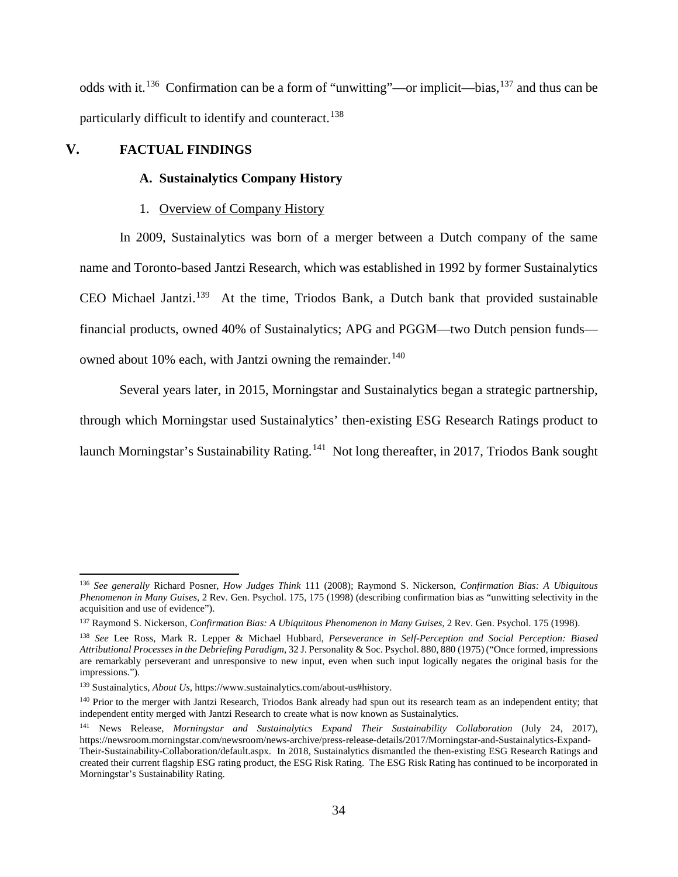odds with it.[136] Confirmation can be a form of "unwitting"—or implicit—bias,[137] and thus can be particularly difficult to identify and counteract.[138]

# V. FACTUAL FINDINGS

## A. Sustainalytics Company History

### 1. Overview of Company History

In 2009, Sustainalytics was born of a merger between a Dutch company of the same name and Toronto-based Jantzi Research, which was established in 1992 by former Sustainalytics CEO Michael Jantzi.[139] At the time, Triodos Bank, a Dutch bank that provided sustainable financial products, owned 40% of Sustainalytics; APG and PGGM—two Dutch pension funds—owned about 10% each, with Jantzi owning the remainder.[140]

Several years later, in 2015, Morningstar and Sustainalytics began a strategic partnership, through which Morningstar used Sustainalytics' then-existing ESG Research Ratings product to launch Morningstar's Sustainability Rating.[141] Not long thereafter, in 2017, Triodos Bank sought

---

[136] *See generally* Richard Posner, *How Judges Think* 111 (2008); Raymond S. Nickerson, *Confirmation Bias: A Ubiquitous Phenomenon in Many Guises*, 2 Rev. Gen. Psychol. 175, 175 (1998) (describing confirmation bias as "unwitting selectivity in the acquisition and use of evidence").

[137] Raymond S. Nickerson, *Confirmation Bias: A Ubiquitous Phenomenon in Many Guises*, 2 Rev. Gen. Psychol. 175 (1998).

[138] *See* Lee Ross, Mark R. Lepper & Michael Hubbard, *Perseverance in Self-Perception and Social Perception: Biased Attributional Processes in the Debriefing Paradigm*, 32 J. Personality & Soc. Psychol. 880, 880 (1975) ("Once formed, impressions are remarkably perseverant and unresponsive to new input, even when such input logically negates the original basis for the impressions.").

[139] Sustainalytics, *About Us*, https://www.sustainalytics.com/about-us#history.

[140] Prior to the merger with Jantzi Research, Triodos Bank already had spun out its research team as an independent entity; that independent entity merged with Jantzi Research to create what is now known as Sustainalytics.

[141] News Release, *Morningstar and Sustainalytics Expand Their Sustainability Collaboration* (July 24, 2017), https://newsroom.morningstar.com/newsroom/news-archive/press-release-details/2017/Morningstar-and-Sustainalytics-Expand-Their-Sustainability-Collaboration/default.aspx. In 2018, Sustainalytics dismantled the then-existing ESG Research Ratings and created their current flagship ESG rating product, the ESG Risk Rating. The ESG Risk Rating has continued to be incorporated in Morningstar's Sustainability Rating.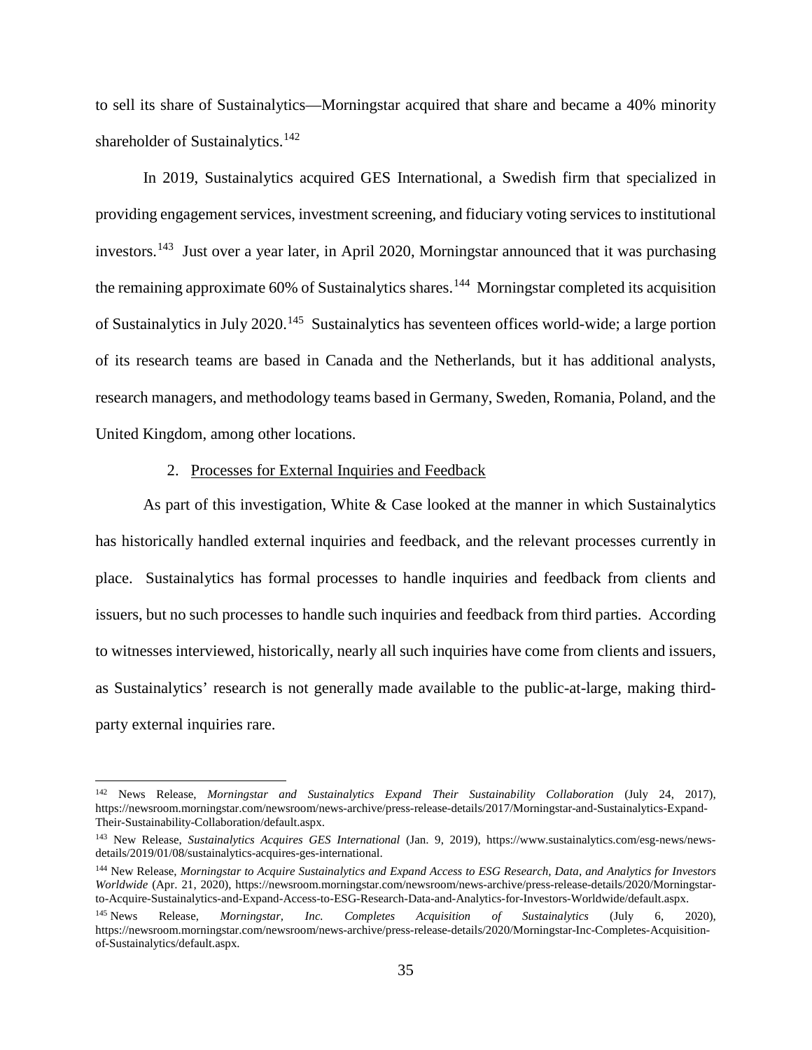to sell its share of Sustainalytics—Morningstar acquired that share and became a 40% minority shareholder of Sustainalytics.[142]

In 2019, Sustainalytics acquired GES International, a Swedish firm that specialized in providing engagement services, investment screening, and fiduciary voting services to institutional investors.[143] Just over a year later, in April 2020, Morningstar announced that it was purchasing the remaining approximate 60% of Sustainalytics shares.[144] Morningstar completed its acquisition of Sustainalytics in July 2020.[145] Sustainalytics has seventeen offices world-wide; a large portion of its research teams are based in Canada and the Netherlands, but it has additional analysts, research managers, and methodology teams based in Germany, Sweden, Romania, Poland, and the United Kingdom, among other locations.

2. Processes for External Inquiries and Feedback

As part of this investigation, White & Case looked at the manner in which Sustainalytics has historically handled external inquiries and feedback, and the relevant processes currently in place. Sustainalytics has formal processes to handle inquiries and feedback from clients and issuers, but no such processes to handle such inquiries and feedback from third parties. According to witnesses interviewed, historically, nearly all such inquiries have come from clients and issuers, as Sustainalytics' research is not generally made available to the public-at-large, making third-party external inquiries rare.

---

[142] News Release, *Morningstar and Sustainalytics Expand Their Sustainability Collaboration* (July 24, 2017), https://newsroom.morningstar.com/newsroom/news-archive/press-release-details/2017/Morningstar-and-Sustainalytics-Expand-Their-Sustainability-Collaboration/default.aspx.

[143] New Release, *Sustainalytics Acquires GES International* (Jan. 9, 2019), https://www.sustainalytics.com/esg-news/news-details/2019/01/08/sustainalytics-acquires-ges-international.

[144] New Release, *Morningstar to Acquire Sustainalytics and Expand Access to ESG Research, Data, and Analytics for Investors Worldwide* (Apr. 21, 2020), https://newsroom.morningstar.com/newsroom/news-archive/press-release-details/2020/Morningstar-to-Acquire-Sustainalytics-and-Expand-Access-to-ESG-Research-Data-and-Analytics-for-Investors-Worldwide/default.aspx.

[145] News Release, *Morningstar, Inc. Completes Acquisition of Sustainalytics* (July 6, 2020), https://newsroom.morningstar.com/newsroom/news-archive/press-release-details/2020/Morningstar-Inc-Completes-Acquisition-of-Sustainalytics/default.aspx.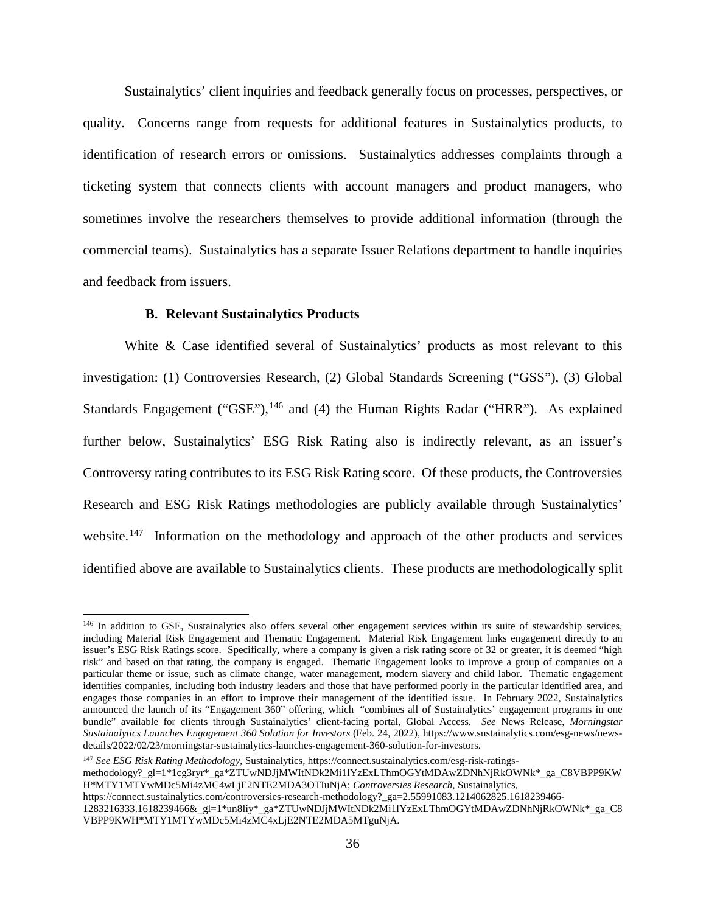Sustainalytics' client inquiries and feedback generally focus on processes, perspectives, or quality. Concerns range from requests for additional features in Sustainalytics products, to identification of research errors or omissions. Sustainalytics addresses complaints through a ticketing system that connects clients with account managers and product managers, who sometimes involve the researchers themselves to provide additional information (through the commercial teams). Sustainalytics has a separate Issuer Relations department to handle inquiries and feedback from issuers.

### B. Relevant Sustainalytics Products

White & Case identified several of Sustainalytics' products as most relevant to this investigation: (1) Controversies Research, (2) Global Standards Screening ("GSS"), (3) Global Standards Engagement ("GSE"),[146] and (4) the Human Rights Radar ("HRR"). As explained further below, Sustainalytics' ESG Risk Rating also is indirectly relevant, as an issuer's Controversy rating contributes to its ESG Risk Rating score. Of these products, the Controversies Research and ESG Risk Ratings methodologies are publicly available through Sustainalytics' website.[147] Information on the methodology and approach of the other products and services identified above are available to Sustainalytics clients. These products are methodologically split

---

[146] In addition to GSE, Sustainalytics also offers several other engagement services within its suite of stewardship services, including Material Risk Engagement and Thematic Engagement. Material Risk Engagement links engagement directly to an issuer's ESG Risk Ratings score. Specifically, where a company is given a risk rating score of 32 or greater, it is deemed "high risk" and based on that rating, the company is engaged. Thematic Engagement looks to improve a group of companies on a particular theme or issue, such as climate change, water management, modern slavery and child labor. Thematic engagement identifies companies, including both industry leaders and those that have performed poorly in the particular identified area, and engages those companies in an effort to improve their management of the identified issue. In February 2022, Sustainalytics announced the launch of its "Engagement 360" offering, which "combines all of Sustainalytics' engagement programs in one bundle" available for clients through Sustainalytics' client-facing portal, Global Access. *See* News Release, *Morningstar Sustainalytics Launches Engagement 360 Solution for Investors* (Feb. 24, 2022), https://www.sustainalytics.com/esg-news/news-details/2022/02/23/morningstar-sustainalytics-launches-engagement-360-solution-for-investors.

[147] *See ESG Risk Rating Methodology*, Sustainalytics, https://connect.sustainalytics.com/esg-risk-ratings-methodology?_gl=1*1cg3ryr*_ga*ZTUwNDJjMWItNDk2Mi1lYzExLThmOGYtMDAwZDNhNjRkOWNk*_ga_C8VBPP9KWH*MTY1MTYwMDc5Mi4zMC4wLjE2NTE2MDA3OTIuNjA; *Controversies Research*, Sustainalytics, https://connect.sustainalytics.com/controversies-research-methodology?_ga=2.55991083.1214062825.1618239466-1283216333.1618239466&_gl=1*un8liy*_ga*ZTUwNDJjMWItNDk2Mi1lYzExLThmOGYtMDAwZDNhNjRkOWNk*_ga_C8VBPP9KWH*MTY1MTYwMDc5Mi4zMC4xLjE2NTE2MDA5MTguNjA.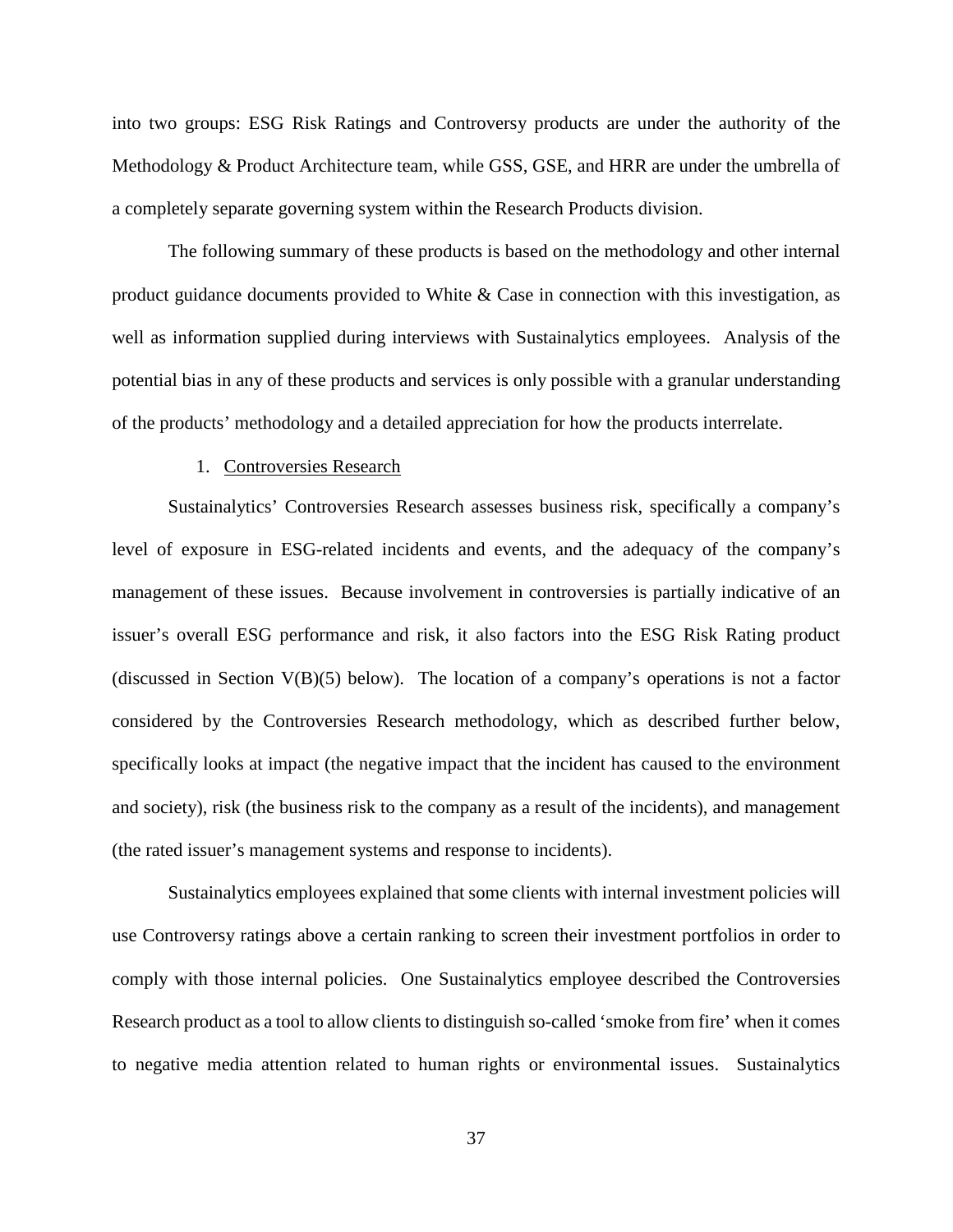into two groups: ESG Risk Ratings and Controversy products are under the authority of the Methodology & Product Architecture team, while GSS, GSE, and HRR are under the umbrella of a completely separate governing system within the Research Products division.

The following summary of these products is based on the methodology and other internal product guidance documents provided to White & Case in connection with this investigation, as well as information supplied during interviews with Sustainalytics employees. Analysis of the potential bias in any of these products and services is only possible with a granular understanding of the products' methodology and a detailed appreciation for how the products interrelate.

1. Controversies Research

Sustainalytics' Controversies Research assesses business risk, specifically a company's level of exposure in ESG-related incidents and events, and the adequacy of the company's management of these issues. Because involvement in controversies is partially indicative of an issuer's overall ESG performance and risk, it also factors into the ESG Risk Rating product (discussed in Section V(B)(5) below). The location of a company's operations is not a factor considered by the Controversies Research methodology, which as described further below, specifically looks at impact (the negative impact that the incident has caused to the environment and society), risk (the business risk to the company as a result of the incidents), and management (the rated issuer's management systems and response to incidents).

Sustainalytics employees explained that some clients with internal investment policies will use Controversy ratings above a certain ranking to screen their investment portfolios in order to comply with those internal policies. One Sustainalytics employee described the Controversies Research product as a tool to allow clients to distinguish so-called 'smoke from fire' when it comes to negative media attention related to human rights or environmental issues. Sustainalytics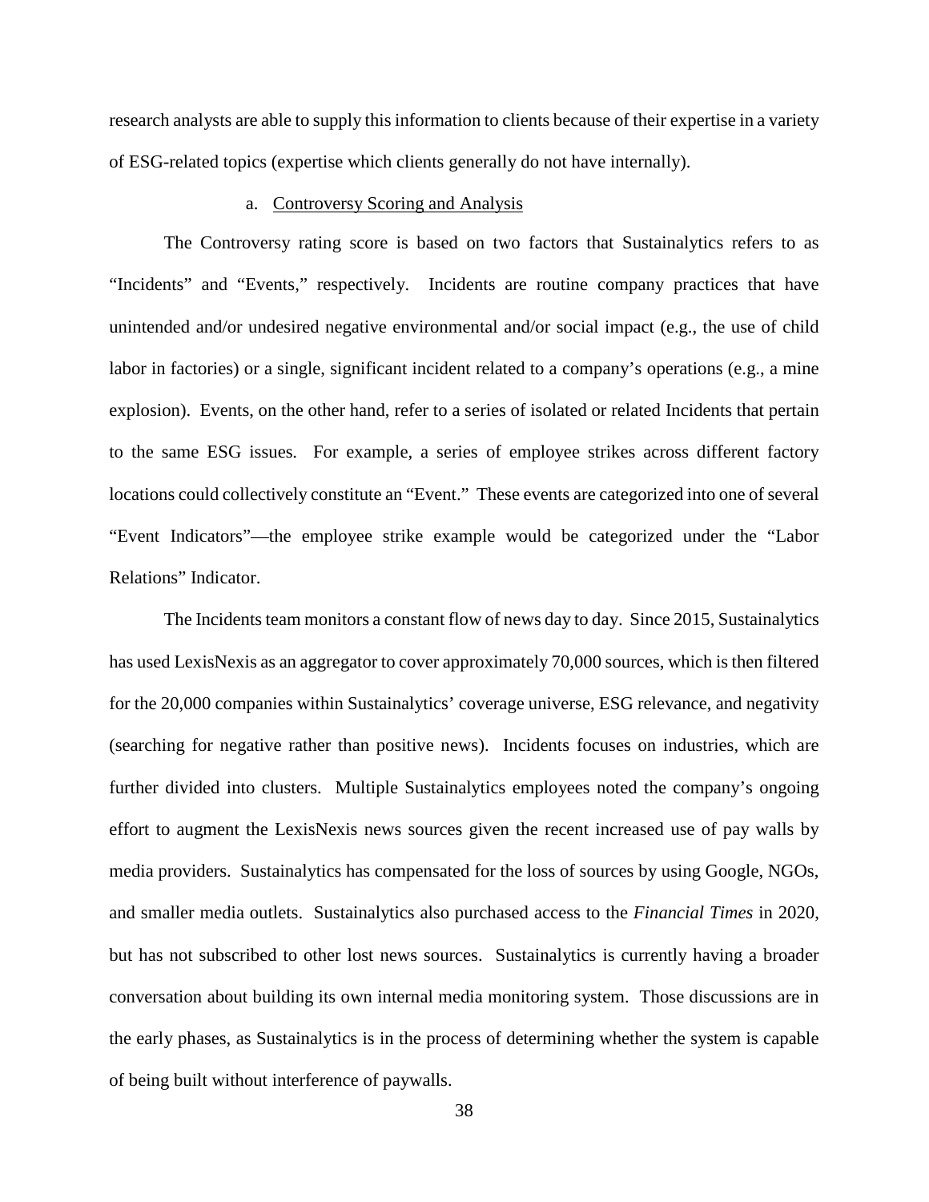research analysts are able to supply this information to clients because of their expertise in a variety of ESG-related topics (expertise which clients generally do not have internally).

a. Controversy Scoring and Analysis

The Controversy rating score is based on two factors that Sustainalytics refers to as "Incidents" and "Events," respectively. Incidents are routine company practices that have unintended and/or undesired negative environmental and/or social impact (e.g., the use of child labor in factories) or a single, significant incident related to a company's operations (e.g., a mine explosion). Events, on the other hand, refer to a series of isolated or related Incidents that pertain to the same ESG issues. For example, a series of employee strikes across different factory locations could collectively constitute an "Event." These events are categorized into one of several "Event Indicators"—the employee strike example would be categorized under the "Labor Relations" Indicator.

The Incidents team monitors a constant flow of news day to day. Since 2015, Sustainalytics has used LexisNexis as an aggregator to cover approximately 70,000 sources, which is then filtered for the 20,000 companies within Sustainalytics' coverage universe, ESG relevance, and negativity (searching for negative rather than positive news). Incidents focuses on industries, which are further divided into clusters. Multiple Sustainalytics employees noted the company's ongoing effort to augment the LexisNexis news sources given the recent increased use of pay walls by media providers. Sustainalytics has compensated for the loss of sources by using Google, NGOs, and smaller media outlets. Sustainalytics also purchased access to the *Financial Times* in 2020, but has not subscribed to other lost news sources. Sustainalytics is currently having a broader conversation about building its own internal media monitoring system. Those discussions are in the early phases, as Sustainalytics is in the process of determining whether the system is capable of being built without interference of paywalls.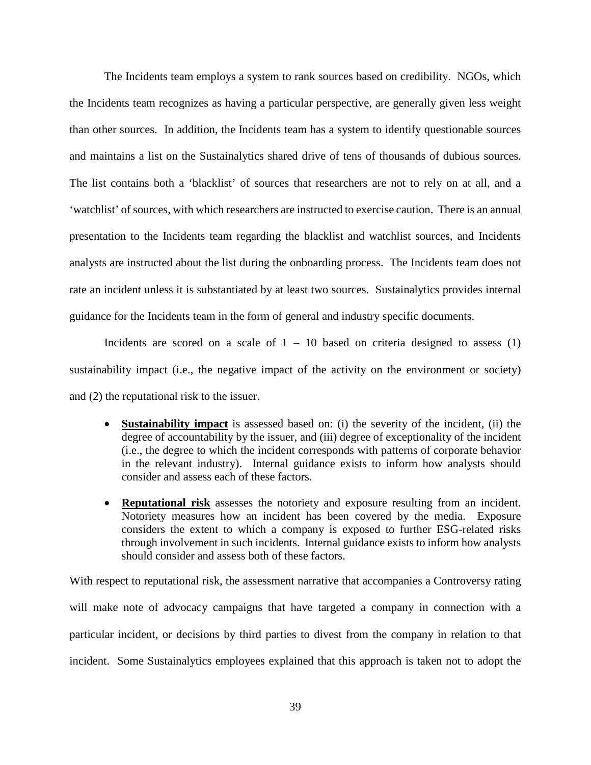The Incidents team employs a system to rank sources based on credibility. NGOs, which the Incidents team recognizes as having a particular perspective, are generally given less weight than other sources. In addition, the Incidents team has a system to identify questionable sources and maintains a list on the Sustainalytics shared drive of tens of thousands of dubious sources. The list contains both a 'blacklist' of sources that researchers are not to rely on at all, and a 'watchlist' of sources, with which researchers are instructed to exercise caution. There is an annual presentation to the Incidents team regarding the blacklist and watchlist sources, and Incidents analysts are instructed about the list during the onboarding process. The Incidents team does not rate an incident unless it is substantiated by at least two sources. Sustainalytics provides internal guidance for the Incidents team in the form of general and industry specific documents.

Incidents are scored on a scale of 1 – 10 based on criteria designed to assess (1) sustainability impact (i.e., the negative impact of the activity on the environment or society) and (2) the reputational risk to the issuer.

- **Sustainability impact** is assessed based on: (i) the severity of the incident, (ii) the degree of accountability by the issuer, and (iii) degree of exceptionality of the incident (i.e., the degree to which the incident corresponds with patterns of corporate behavior in the relevant industry). Internal guidance exists to inform how analysts should consider and assess each of these factors.
- **Reputational risk** assesses the notoriety and exposure resulting from an incident. Notoriety measures how an incident has been covered by the media. Exposure considers the extent to which a company is exposed to further ESG-related risks through involvement in such incidents. Internal guidance exists to inform how analysts should consider and assess both of these factors.

With respect to reputational risk, the assessment narrative that accompanies a Controversy rating will make note of advocacy campaigns that have targeted a company in connection with a particular incident, or decisions by third parties to divest from the company in relation to that incident. Some Sustainalytics employees explained that this approach is taken not to adopt the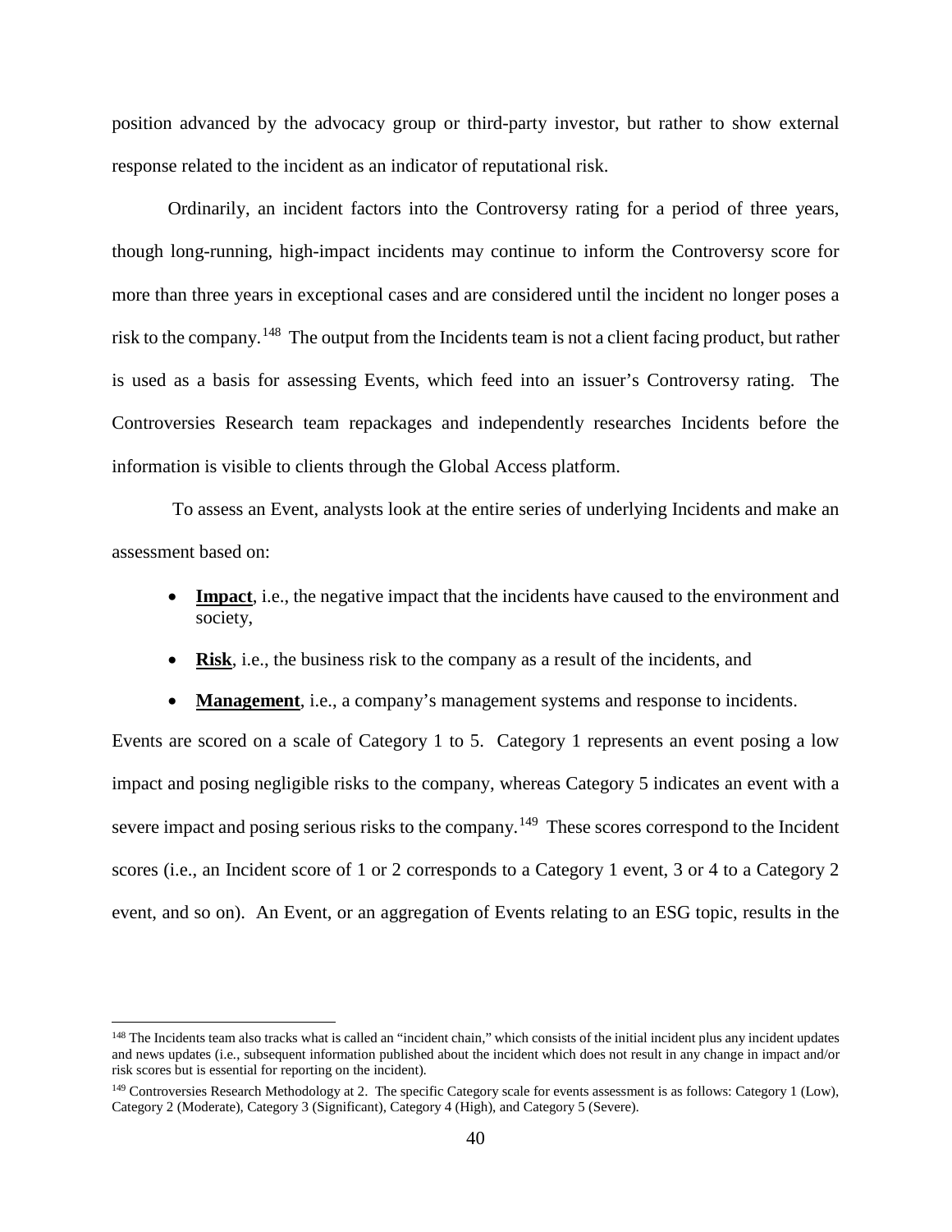position advanced by the advocacy group or third-party investor, but rather to show external response related to the incident as an indicator of reputational risk.

Ordinarily, an incident factors into the Controversy rating for a period of three years, though long-running, high-impact incidents may continue to inform the Controversy score for more than three years in exceptional cases and are considered until the incident no longer poses a risk to the company.[148] The output from the Incidents team is not a client facing product, but rather is used as a basis for assessing Events, which feed into an issuer's Controversy rating. The Controversies Research team repackages and independently researches Incidents before the information is visible to clients through the Global Access platform.

To assess an Event, analysts look at the entire series of underlying Incidents and make an assessment based on:

- **Impact**, i.e., the negative impact that the incidents have caused to the environment and society,
- **Risk**, i.e., the business risk to the company as a result of the incidents, and
- **Management**, i.e., a company's management systems and response to incidents.

Events are scored on a scale of Category 1 to 5. Category 1 represents an event posing a low impact and posing negligible risks to the company, whereas Category 5 indicates an event with a severe impact and posing serious risks to the company.[149] These scores correspond to the Incident scores (i.e., an Incident score of 1 or 2 corresponds to a Category 1 event, 3 or 4 to a Category 2 event, and so on). An Event, or an aggregation of Events relating to an ESG topic, results in the

---

[148] The Incidents team also tracks what is called an "incident chain," which consists of the initial incident plus any incident updates and news updates (i.e., subsequent information published about the incident which does not result in any change in impact and/or risk scores but is essential for reporting on the incident).

[149] Controversies Research Methodology at 2. The specific Category scale for events assessment is as follows: Category 1 (Low), Category 2 (Moderate), Category 3 (Significant), Category 4 (High), and Category 5 (Severe).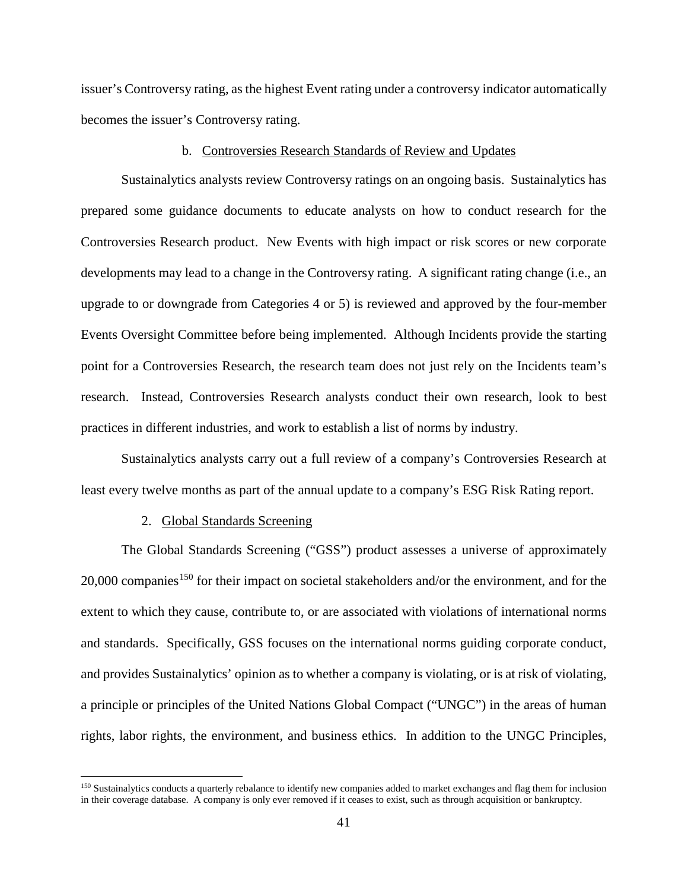issuer's Controversy rating, as the highest Event rating under a controversy indicator automatically becomes the issuer's Controversy rating.

#### b. Controversies Research Standards of Review and Updates

Sustainalytics analysts review Controversy ratings on an ongoing basis. Sustainalytics has prepared some guidance documents to educate analysts on how to conduct research for the Controversies Research product. New Events with high impact or risk scores or new corporate developments may lead to a change in the Controversy rating. A significant rating change (i.e., an upgrade to or downgrade from Categories 4 or 5) is reviewed and approved by the four-member Events Oversight Committee before being implemented. Although Incidents provide the starting point for a Controversies Research, the research team does not just rely on the Incidents team's research. Instead, Controversies Research analysts conduct their own research, look to best practices in different industries, and work to establish a list of norms by industry.

Sustainalytics analysts carry out a full review of a company's Controversies Research at least every twelve months as part of the annual update to a company's ESG Risk Rating report.

### 2. Global Standards Screening

The Global Standards Screening ("GSS") product assesses a universe of approximately 20,000 companies[150] for their impact on societal stakeholders and/or the environment, and for the extent to which they cause, contribute to, or are associated with violations of international norms and standards. Specifically, GSS focuses on the international norms guiding corporate conduct, and provides Sustainalytics' opinion as to whether a company is violating, or is at risk of violating, a principle or principles of the United Nations Global Compact ("UNGC") in the areas of human rights, labor rights, the environment, and business ethics. In addition to the UNGC Principles,

[150] Sustainalytics conducts a quarterly rebalance to identify new companies added to market exchanges and flag them for inclusion in their coverage database. A company is only ever removed if it ceases to exist, such as through acquisition or bankruptcy.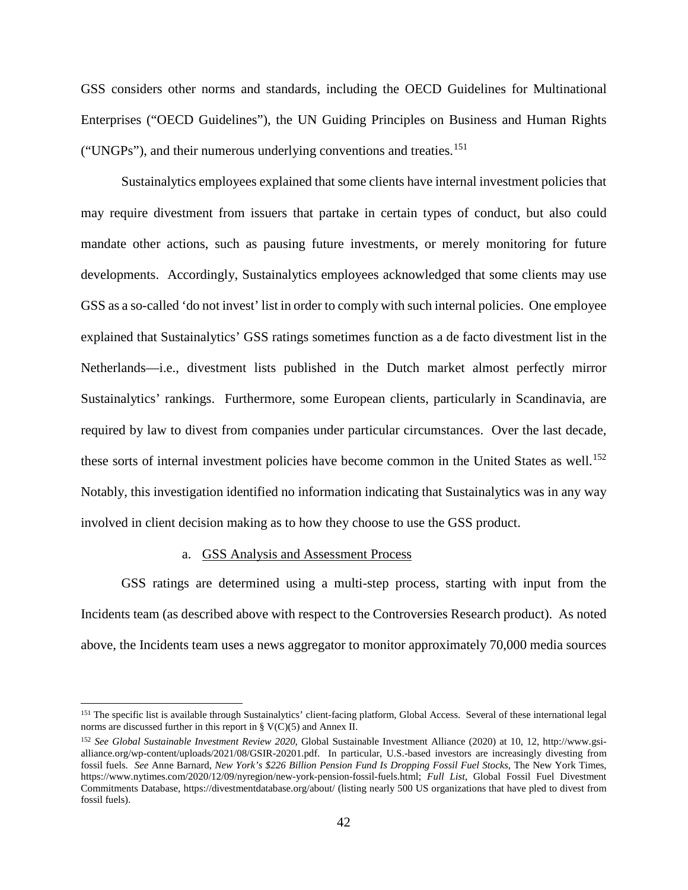GSS considers other norms and standards, including the OECD Guidelines for Multinational Enterprises ("OECD Guidelines"), the UN Guiding Principles on Business and Human Rights ("UNGPs"), and their numerous underlying conventions and treaties.[151]

Sustainalytics employees explained that some clients have internal investment policies that may require divestment from issuers that partake in certain types of conduct, but also could mandate other actions, such as pausing future investments, or merely monitoring for future developments. Accordingly, Sustainalytics employees acknowledged that some clients may use GSS as a so-called 'do not invest' list in order to comply with such internal policies. One employee explained that Sustainalytics' GSS ratings sometimes function as a de facto divestment list in the Netherlands—i.e., divestment lists published in the Dutch market almost perfectly mirror Sustainalytics' rankings. Furthermore, some European clients, particularly in Scandinavia, are required by law to divest from companies under particular circumstances. Over the last decade, these sorts of internal investment policies have become common in the United States as well.[152] Notably, this investigation identified no information indicating that Sustainalytics was in any way involved in client decision making as to how they choose to use the GSS product.

a. GSS Analysis and Assessment Process

GSS ratings are determined using a multi-step process, starting with input from the Incidents team (as described above with respect to the Controversies Research product). As noted above, the Incidents team uses a news aggregator to monitor approximately 70,000 media sources

---

[151] The specific list is available through Sustainalytics' client-facing platform, Global Access. Several of these international legal norms are discussed further in this report in § V(C)(5) and Annex II.

[152] *See Global Sustainable Investment Review 2020*, Global Sustainable Investment Alliance (2020) at 10, 12, http://www.gsi-alliance.org/wp-content/uploads/2021/08/GSIR-20201.pdf. In particular, U.S.-based investors are increasingly divesting from fossil fuels. *See* Anne Barnard, *New York's $226 Billion Pension Fund Is Dropping Fossil Fuel Stocks*, The New York Times, https://www.nytimes.com/2020/12/09/nyregion/new-york-pension-fossil-fuels.html; *Full List*, Global Fossil Fuel Divestment Commitments Database, https://divestmentdatabase.org/about/ (listing nearly 500 US organizations that have pled to divest from fossil fuels).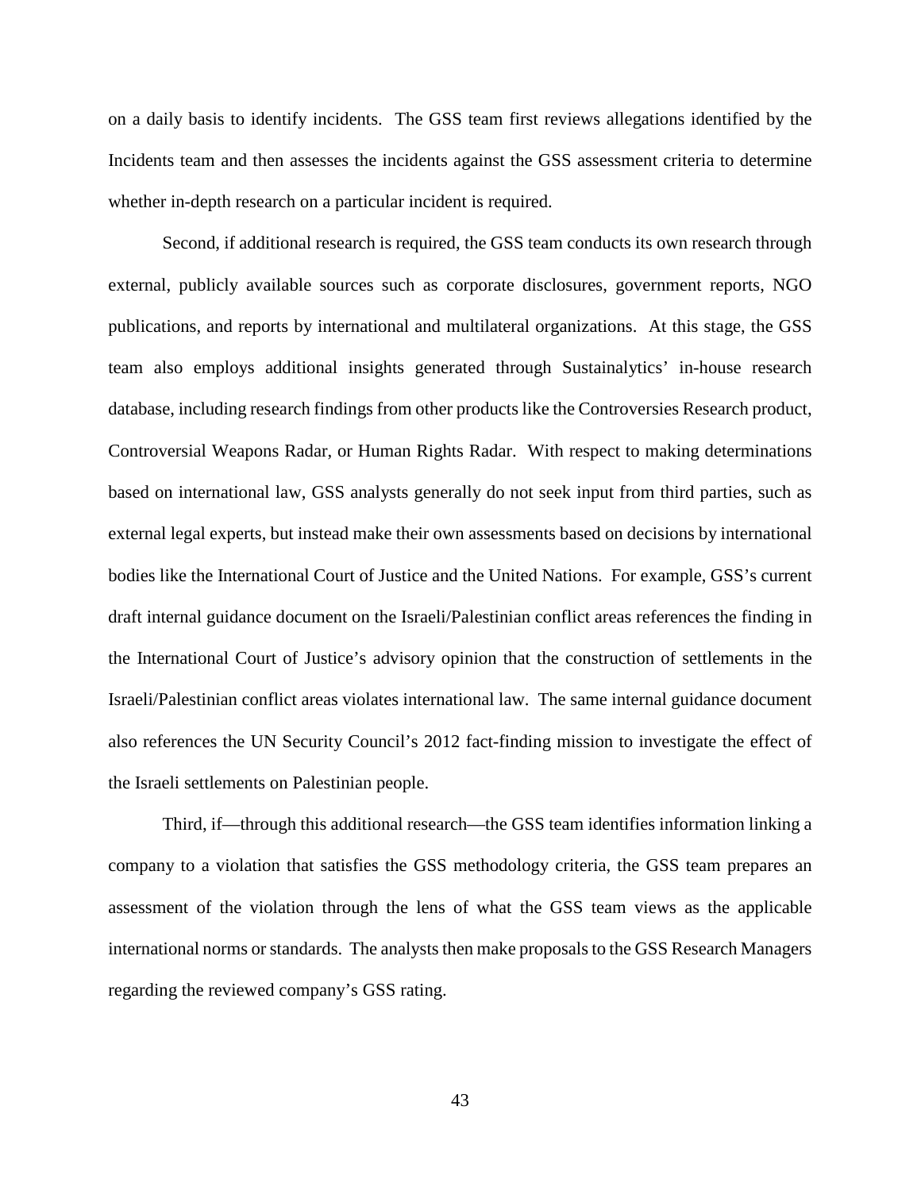on a daily basis to identify incidents. The GSS team first reviews allegations identified by the Incidents team and then assesses the incidents against the GSS assessment criteria to determine whether in-depth research on a particular incident is required.

Second, if additional research is required, the GSS team conducts its own research through external, publicly available sources such as corporate disclosures, government reports, NGO publications, and reports by international and multilateral organizations. At this stage, the GSS team also employs additional insights generated through Sustainalytics' in-house research database, including research findings from other products like the Controversies Research product, Controversial Weapons Radar, or Human Rights Radar. With respect to making determinations based on international law, GSS analysts generally do not seek input from third parties, such as external legal experts, but instead make their own assessments based on decisions by international bodies like the International Court of Justice and the United Nations. For example, GSS's current draft internal guidance document on the Israeli/Palestinian conflict areas references the finding in the International Court of Justice's advisory opinion that the construction of settlements in the Israeli/Palestinian conflict areas violates international law. The same internal guidance document also references the UN Security Council's 2012 fact-finding mission to investigate the effect of the Israeli settlements on Palestinian people.

Third, if—through this additional research—the GSS team identifies information linking a company to a violation that satisfies the GSS methodology criteria, the GSS team prepares an assessment of the violation through the lens of what the GSS team views as the applicable international norms or standards. The analysts then make proposals to the GSS Research Managers regarding the reviewed company's GSS rating.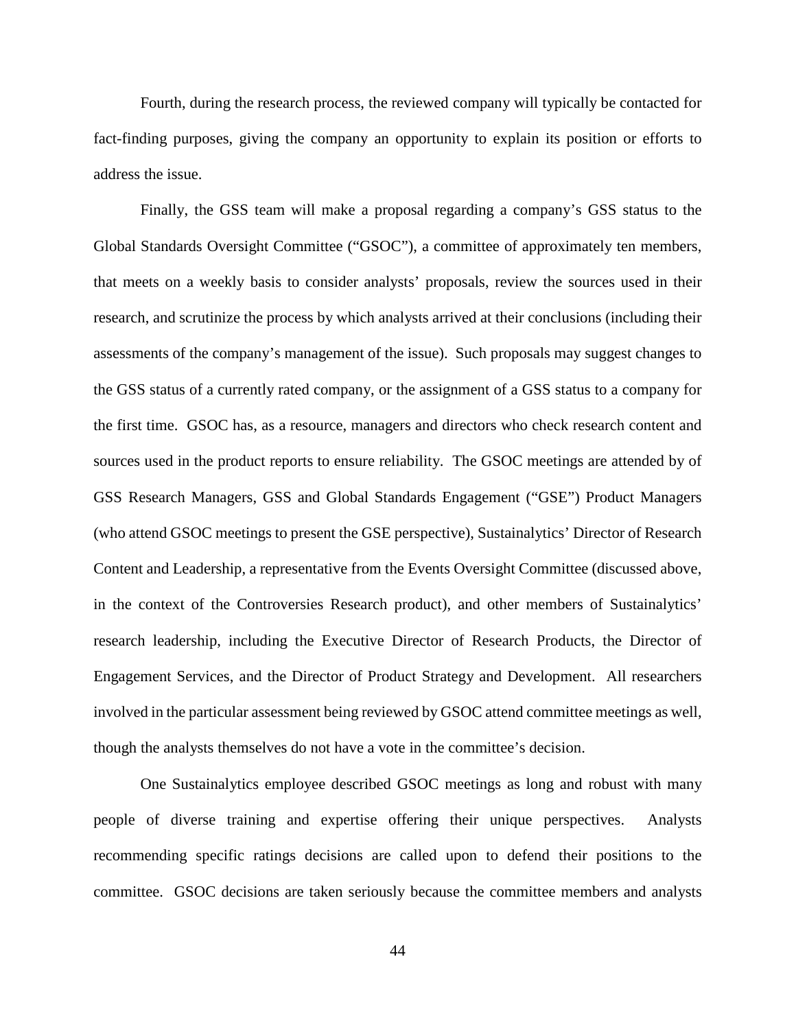Fourth, during the research process, the reviewed company will typically be contacted for fact-finding purposes, giving the company an opportunity to explain its position or efforts to address the issue.

Finally, the GSS team will make a proposal regarding a company's GSS status to the Global Standards Oversight Committee ("GSOC"), a committee of approximately ten members, that meets on a weekly basis to consider analysts' proposals, review the sources used in their research, and scrutinize the process by which analysts arrived at their conclusions (including their assessments of the company's management of the issue). Such proposals may suggest changes to the GSS status of a currently rated company, or the assignment of a GSS status to a company for the first time. GSOC has, as a resource, managers and directors who check research content and sources used in the product reports to ensure reliability. The GSOC meetings are attended by of GSS Research Managers, GSS and Global Standards Engagement ("GSE") Product Managers (who attend GSOC meetings to present the GSE perspective), Sustainalytics' Director of Research Content and Leadership, a representative from the Events Oversight Committee (discussed above, in the context of the Controversies Research product), and other members of Sustainalytics' research leadership, including the Executive Director of Research Products, the Director of Engagement Services, and the Director of Product Strategy and Development. All researchers involved in the particular assessment being reviewed by GSOC attend committee meetings as well, though the analysts themselves do not have a vote in the committee's decision.

One Sustainalytics employee described GSOC meetings as long and robust with many people of diverse training and expertise offering their unique perspectives. Analysts recommending specific ratings decisions are called upon to defend their positions to the committee. GSOC decisions are taken seriously because the committee members and analysts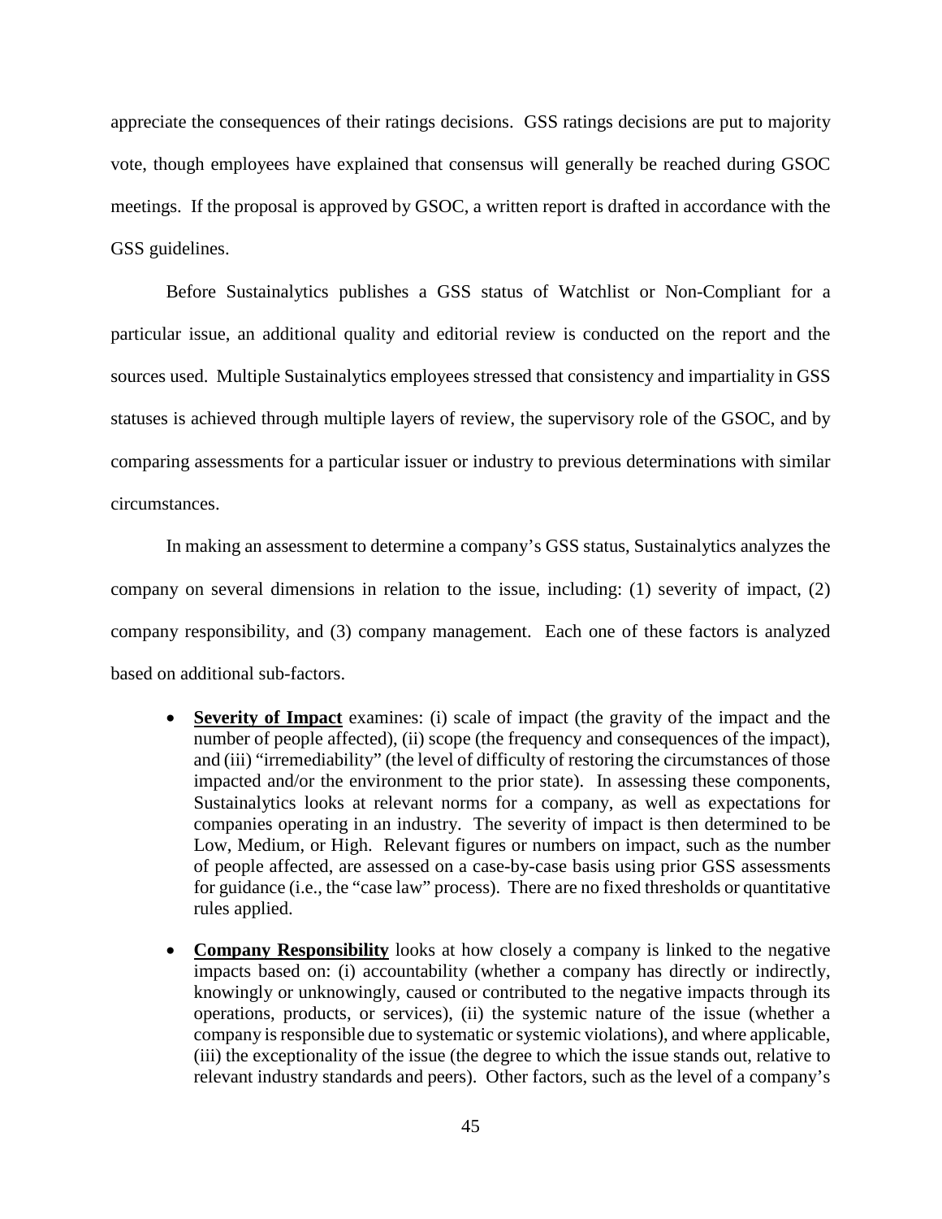appreciate the consequences of their ratings decisions. GSS ratings decisions are put to majority vote, though employees have explained that consensus will generally be reached during GSOC meetings. If the proposal is approved by GSOC, a written report is drafted in accordance with the GSS guidelines.

Before Sustainalytics publishes a GSS status of Watchlist or Non-Compliant for a particular issue, an additional quality and editorial review is conducted on the report and the sources used. Multiple Sustainalytics employees stressed that consistency and impartiality in GSS statuses is achieved through multiple layers of review, the supervisory role of the GSOC, and by comparing assessments for a particular issuer or industry to previous determinations with similar circumstances.

In making an assessment to determine a company's GSS status, Sustainalytics analyzes the company on several dimensions in relation to the issue, including: (1) severity of impact, (2) company responsibility, and (3) company management. Each one of these factors is analyzed based on additional sub-factors.

- **Severity of Impact** examines: (i) scale of impact (the gravity of the impact and the number of people affected), (ii) scope (the frequency and consequences of the impact), and (iii) "irremediability" (the level of difficulty of restoring the circumstances of those impacted and/or the environment to the prior state). In assessing these components, Sustainalytics looks at relevant norms for a company, as well as expectations for companies operating in an industry. The severity of impact is then determined to be Low, Medium, or High. Relevant figures or numbers on impact, such as the number of people affected, are assessed on a case-by-case basis using prior GSS assessments for guidance (i.e., the "case law" process). There are no fixed thresholds or quantitative rules applied.

- **Company Responsibility** looks at how closely a company is linked to the negative impacts based on: (i) accountability (whether a company has directly or indirectly, knowingly or unknowingly, caused or contributed to the negative impacts through its operations, products, or services), (ii) the systemic nature of the issue (whether a company is responsible due to systematic or systemic violations), and where applicable, (iii) the exceptionality of the issue (the degree to which the issue stands out, relative to relevant industry standards and peers). Other factors, such as the level of a company's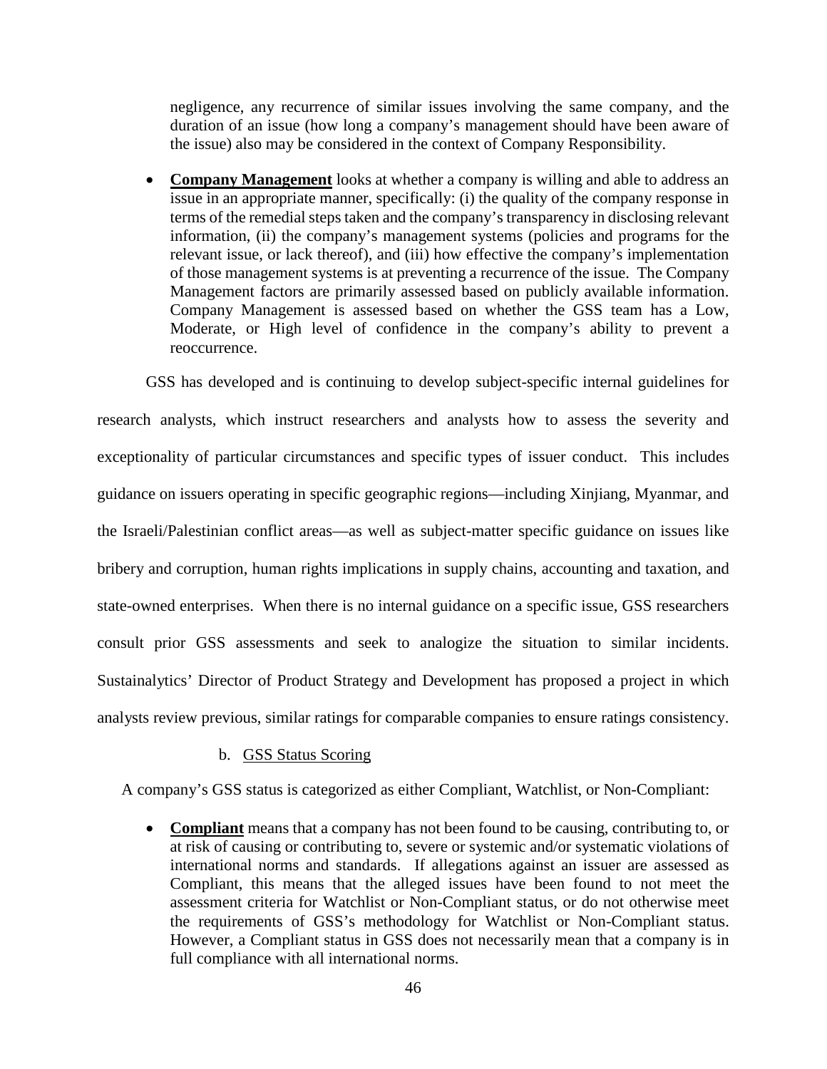negligence, any recurrence of similar issues involving the same company, and the duration of an issue (how long a company's management should have been aware of the issue) also may be considered in the context of Company Responsibility.

- **Company Management** looks at whether a company is willing and able to address an issue in an appropriate manner, specifically: (i) the quality of the company response in terms of the remedial steps taken and the company's transparency in disclosing relevant information, (ii) the company's management systems (policies and programs for the relevant issue, or lack thereof), and (iii) how effective the company's implementation of those management systems is at preventing a recurrence of the issue. The Company Management factors are primarily assessed based on publicly available information. Company Management is assessed based on whether the GSS team has a Low, Moderate, or High level of confidence in the company's ability to prevent a reoccurrence.

GSS has developed and is continuing to develop subject-specific internal guidelines for research analysts, which instruct researchers and analysts how to assess the severity and exceptionality of particular circumstances and specific types of issuer conduct. This includes guidance on issuers operating in specific geographic regions—including Xinjiang, Myanmar, and the Israeli/Palestinian conflict areas—as well as subject-matter specific guidance on issues like bribery and corruption, human rights implications in supply chains, accounting and taxation, and state-owned enterprises. When there is no internal guidance on a specific issue, GSS researchers consult prior GSS assessments and seek to analogize the situation to similar incidents. Sustainalytics' Director of Product Strategy and Development has proposed a project in which analysts review previous, similar ratings for comparable companies to ensure ratings consistency.

b. <u>GSS Status Scoring</u>

A company's GSS status is categorized as either Compliant, Watchlist, or Non-Compliant:

- **Compliant** means that a company has not been found to be causing, contributing to, or at risk of causing or contributing to, severe or systemic and/or systematic violations of international norms and standards. If allegations against an issuer are assessed as Compliant, this means that the alleged issues have been found to not meet the assessment criteria for Watchlist or Non-Compliant status, or do not otherwise meet the requirements of GSS's methodology for Watchlist or Non-Compliant status. However, a Compliant status in GSS does not necessarily mean that a company is in full compliance with all international norms.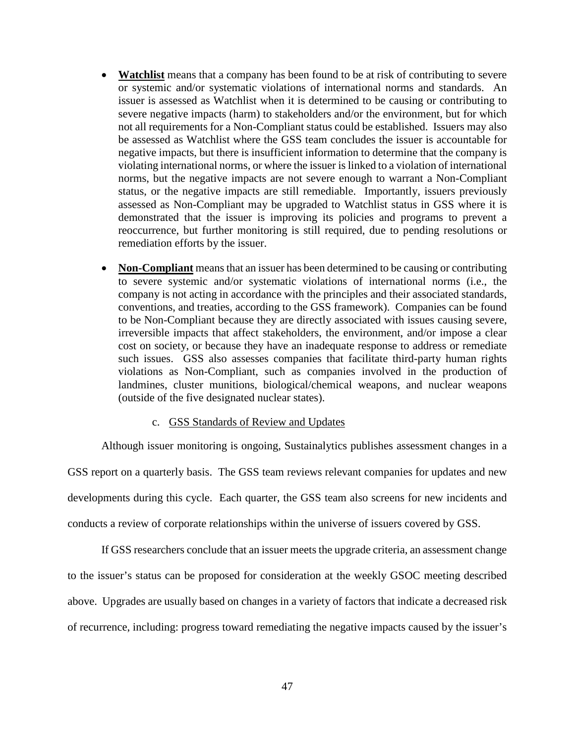- **Watchlist** means that a company has been found to be at risk of contributing to severe or systemic and/or systematic violations of international norms and standards. An issuer is assessed as Watchlist when it is determined to be causing or contributing to severe negative impacts (harm) to stakeholders and/or the environment, but for which not all requirements for a Non-Compliant status could be established. Issuers may also be assessed as Watchlist where the GSS team concludes the issuer is accountable for negative impacts, but there is insufficient information to determine that the company is violating international norms, or where the issuer is linked to a violation of international norms, but the negative impacts are not severe enough to warrant a Non-Compliant status, or the negative impacts are still remediable. Importantly, issuers previously assessed as Non-Compliant may be upgraded to Watchlist status in GSS where it is demonstrated that the issuer is improving its policies and programs to prevent a reoccurrence, but further monitoring is still required, due to pending resolutions or remediation efforts by the issuer.

- **Non-Compliant** means that an issuer has been determined to be causing or contributing to severe systemic and/or systematic violations of international norms (i.e., the company is not acting in accordance with the principles and their associated standards, conventions, and treaties, according to the GSS framework). Companies can be found to be Non-Compliant because they are directly associated with issues causing severe, irreversible impacts that affect stakeholders, the environment, and/or impose a clear cost on society, or because they have an inadequate response to address or remediate such issues. GSS also assesses companies that facilitate third-party human rights violations as Non-Compliant, such as companies involved in the production of landmines, cluster munitions, biological/chemical weapons, and nuclear weapons (outside of the five designated nuclear states).

c. GSS Standards of Review and Updates

Although issuer monitoring is ongoing, Sustainalytics publishes assessment changes in a GSS report on a quarterly basis. The GSS team reviews relevant companies for updates and new developments during this cycle. Each quarter, the GSS team also screens for new incidents and conducts a review of corporate relationships within the universe of issuers covered by GSS.

If GSS researchers conclude that an issuer meets the upgrade criteria, an assessment change to the issuer's status can be proposed for consideration at the weekly GSOC meeting described above. Upgrades are usually based on changes in a variety of factors that indicate a decreased risk of recurrence, including: progress toward remediating the negative impacts caused by the issuer's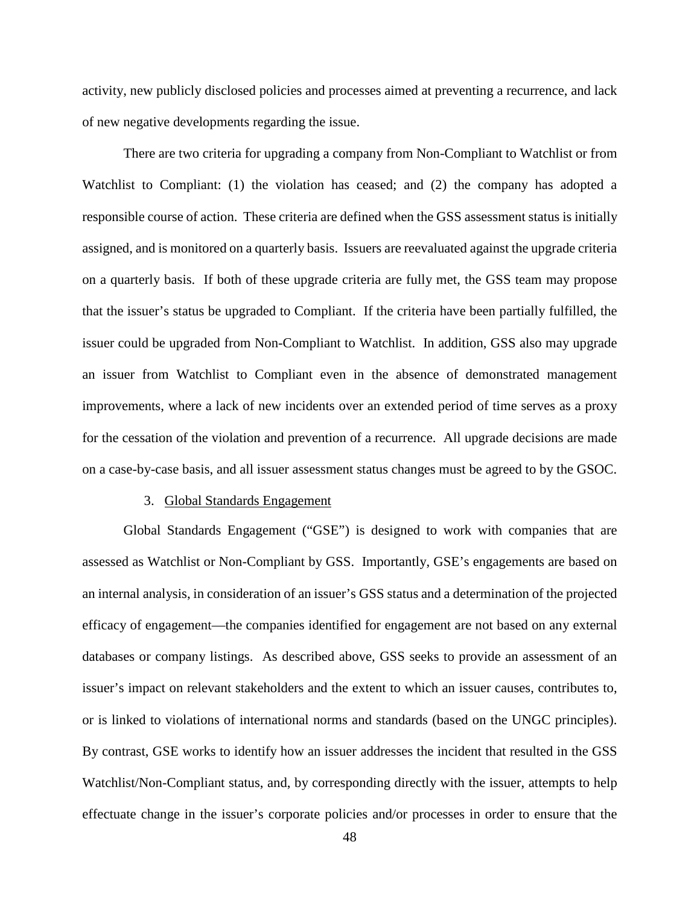activity, new publicly disclosed policies and processes aimed at preventing a recurrence, and lack of new negative developments regarding the issue.

There are two criteria for upgrading a company from Non-Compliant to Watchlist or from Watchlist to Compliant: (1) the violation has ceased; and (2) the company has adopted a responsible course of action. These criteria are defined when the GSS assessment status is initially assigned, and is monitored on a quarterly basis. Issuers are reevaluated against the upgrade criteria on a quarterly basis. If both of these upgrade criteria are fully met, the GSS team may propose that the issuer's status be upgraded to Compliant. If the criteria have been partially fulfilled, the issuer could be upgraded from Non-Compliant to Watchlist. In addition, GSS also may upgrade an issuer from Watchlist to Compliant even in the absence of demonstrated management improvements, where a lack of new incidents over an extended period of time serves as a proxy for the cessation of the violation and prevention of a recurrence. All upgrade decisions are made on a case-by-case basis, and all issuer assessment status changes must be agreed to by the GSOC.

3. Global Standards Engagement

Global Standards Engagement ("GSE") is designed to work with companies that are assessed as Watchlist or Non-Compliant by GSS. Importantly, GSE's engagements are based on an internal analysis, in consideration of an issuer's GSS status and a determination of the projected efficacy of engagement—the companies identified for engagement are not based on any external databases or company listings. As described above, GSS seeks to provide an assessment of an issuer's impact on relevant stakeholders and the extent to which an issuer causes, contributes to, or is linked to violations of international norms and standards (based on the UNGC principles). By contrast, GSE works to identify how an issuer addresses the incident that resulted in the GSS Watchlist/Non-Compliant status, and, by corresponding directly with the issuer, attempts to help effectuate change in the issuer's corporate policies and/or processes in order to ensure that the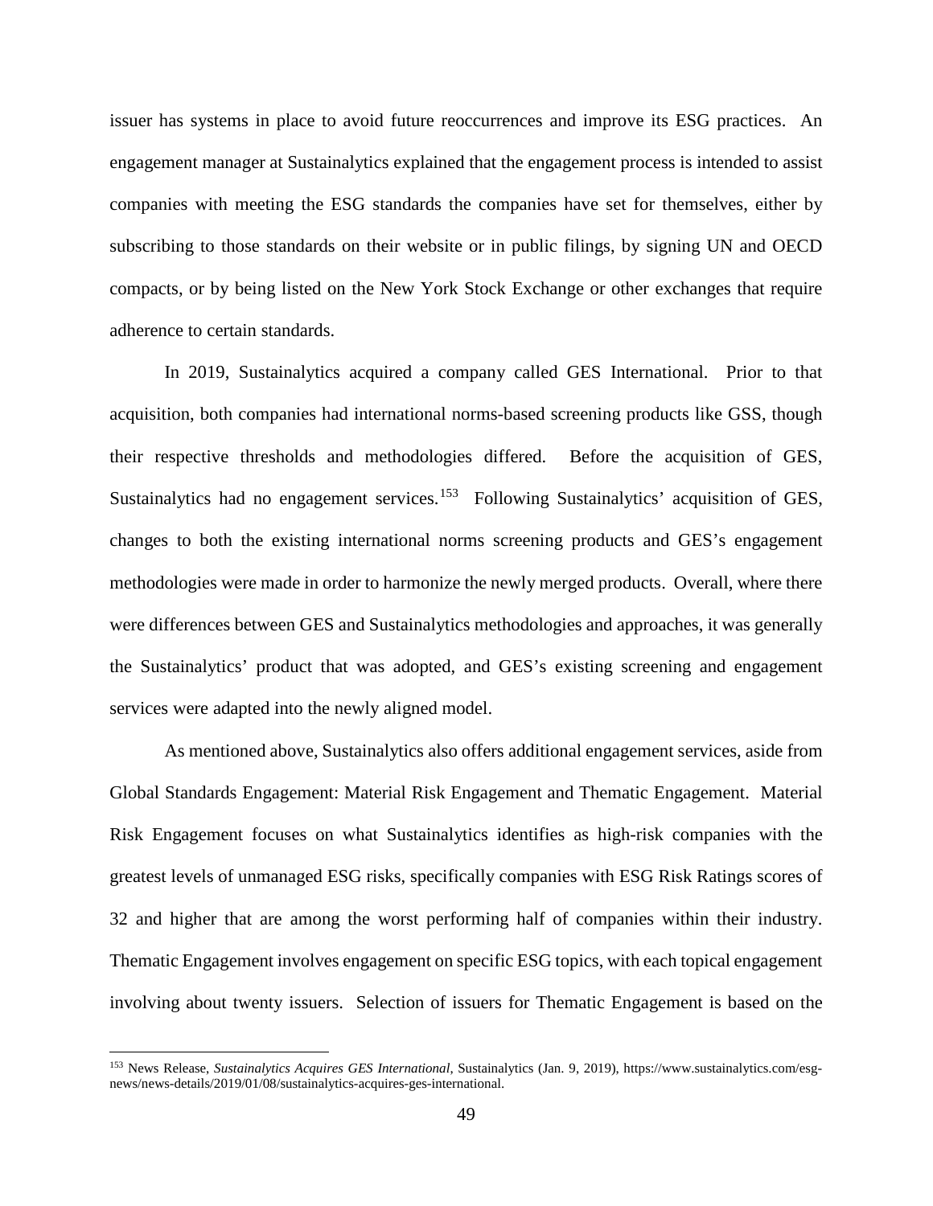issuer has systems in place to avoid future reoccurrences and improve its ESG practices. An engagement manager at Sustainalytics explained that the engagement process is intended to assist companies with meeting the ESG standards the companies have set for themselves, either by subscribing to those standards on their website or in public filings, by signing UN and OECD compacts, or by being listed on the New York Stock Exchange or other exchanges that require adherence to certain standards.

In 2019, Sustainalytics acquired a company called GES International. Prior to that acquisition, both companies had international norms-based screening products like GSS, though their respective thresholds and methodologies differed. Before the acquisition of GES, Sustainalytics had no engagement services.[153] Following Sustainalytics' acquisition of GES, changes to both the existing international norms screening products and GES's engagement methodologies were made in order to harmonize the newly merged products. Overall, where there were differences between GES and Sustainalytics methodologies and approaches, it was generally the Sustainalytics' product that was adopted, and GES's existing screening and engagement services were adapted into the newly aligned model.

As mentioned above, Sustainalytics also offers additional engagement services, aside from Global Standards Engagement: Material Risk Engagement and Thematic Engagement. Material Risk Engagement focuses on what Sustainalytics identifies as high-risk companies with the greatest levels of unmanaged ESG risks, specifically companies with ESG Risk Ratings scores of 32 and higher that are among the worst performing half of companies within their industry. Thematic Engagement involves engagement on specific ESG topics, with each topical engagement involving about twenty issuers. Selection of issuers for Thematic Engagement is based on the

[153] News Release, *Sustainalytics Acquires GES International*, Sustainalytics (Jan. 9, 2019), https://www.sustainalytics.com/esg-news/news-details/2019/01/08/sustainalytics-acquires-ges-international.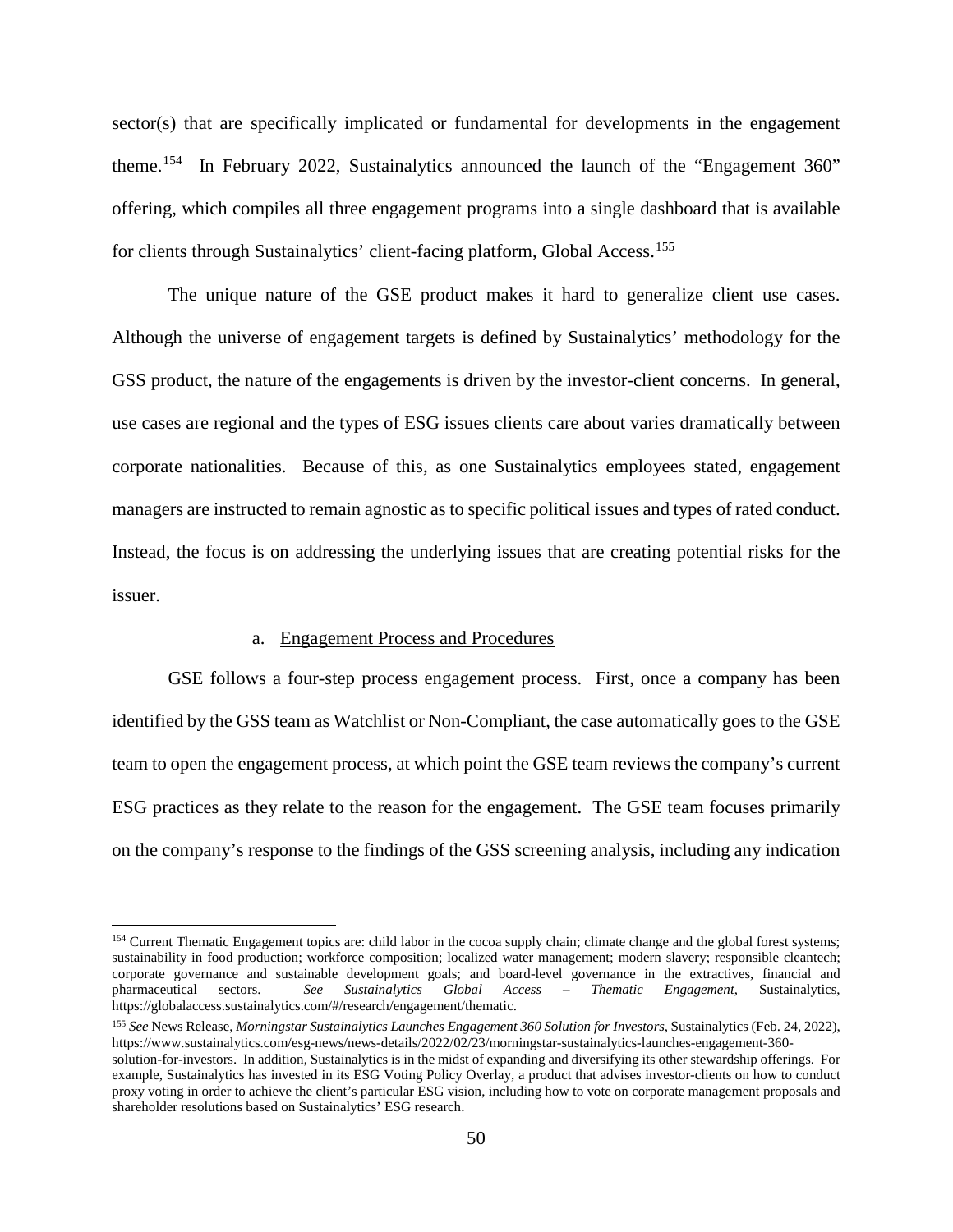sector(s) that are specifically implicated or fundamental for developments in the engagement theme.[154] In February 2022, Sustainalytics announced the launch of the "Engagement 360" offering, which compiles all three engagement programs into a single dashboard that is available for clients through Sustainalytics' client-facing platform, Global Access.[155]

The unique nature of the GSE product makes it hard to generalize client use cases. Although the universe of engagement targets is defined by Sustainalytics' methodology for the GSS product, the nature of the engagements is driven by the investor-client concerns. In general, use cases are regional and the types of ESG issues clients care about varies dramatically between corporate nationalities. Because of this, as one Sustainalytics employees stated, engagement managers are instructed to remain agnostic as to specific political issues and types of rated conduct. Instead, the focus is on addressing the underlying issues that are creating potential risks for the issuer.

a. Engagement Process and Procedures

GSE follows a four-step process engagement process. First, once a company has been identified by the GSS team as Watchlist or Non-Compliant, the case automatically goes to the GSE team to open the engagement process, at which point the GSE team reviews the company's current ESG practices as they relate to the reason for the engagement. The GSE team focuses primarily on the company's response to the findings of the GSS screening analysis, including any indication

---

[154] Current Thematic Engagement topics are: child labor in the cocoa supply chain; climate change and the global forest systems; sustainability in food production; workforce composition; localized water management; modern slavery; responsible cleantech; corporate governance and sustainable development goals; and board-level governance in the extractives, financial and pharmaceutical sectors. *See Sustainalytics Global Access – Thematic Engagement*, Sustainalytics, https://globalaccess.sustainalytics.com/#/research/engagement/thematic.

[155] *See* News Release, *Morningstar Sustainalytics Launches Engagement 360 Solution for Investors*, Sustainalytics (Feb. 24, 2022), https://www.sustainalytics.com/esg-news/news-details/2022/02/23/morningstar-sustainalytics-launches-engagement-360-solution-for-investors. In addition, Sustainalytics is in the midst of expanding and diversifying its other stewardship offerings. For example, Sustainalytics has invested in its ESG Voting Policy Overlay, a product that advises investor-clients on how to conduct proxy voting in order to achieve the client's particular ESG vision, including how to vote on corporate management proposals and shareholder resolutions based on Sustainalytics' ESG research.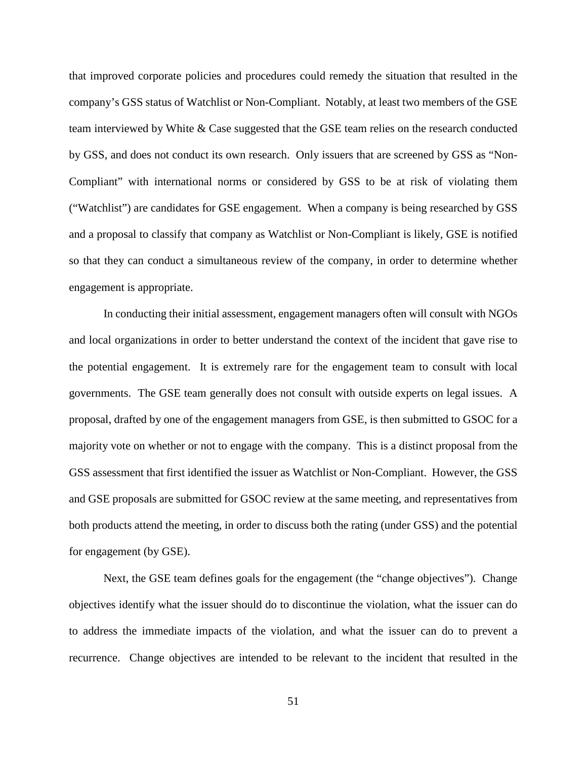that improved corporate policies and procedures could remedy the situation that resulted in the company's GSS status of Watchlist or Non-Compliant. Notably, at least two members of the GSE team interviewed by White & Case suggested that the GSE team relies on the research conducted by GSS, and does not conduct its own research. Only issuers that are screened by GSS as "Non-Compliant" with international norms or considered by GSS to be at risk of violating them ("Watchlist") are candidates for GSE engagement. When a company is being researched by GSS and a proposal to classify that company as Watchlist or Non-Compliant is likely, GSE is notified so that they can conduct a simultaneous review of the company, in order to determine whether engagement is appropriate.

In conducting their initial assessment, engagement managers often will consult with NGOs and local organizations in order to better understand the context of the incident that gave rise to the potential engagement. It is extremely rare for the engagement team to consult with local governments. The GSE team generally does not consult with outside experts on legal issues. A proposal, drafted by one of the engagement managers from GSE, is then submitted to GSOC for a majority vote on whether or not to engage with the company. This is a distinct proposal from the GSS assessment that first identified the issuer as Watchlist or Non-Compliant. However, the GSS and GSE proposals are submitted for GSOC review at the same meeting, and representatives from both products attend the meeting, in order to discuss both the rating (under GSS) and the potential for engagement (by GSE).

Next, the GSE team defines goals for the engagement (the "change objectives"). Change objectives identify what the issuer should do to discontinue the violation, what the issuer can do to address the immediate impacts of the violation, and what the issuer can do to prevent a recurrence. Change objectives are intended to be relevant to the incident that resulted in the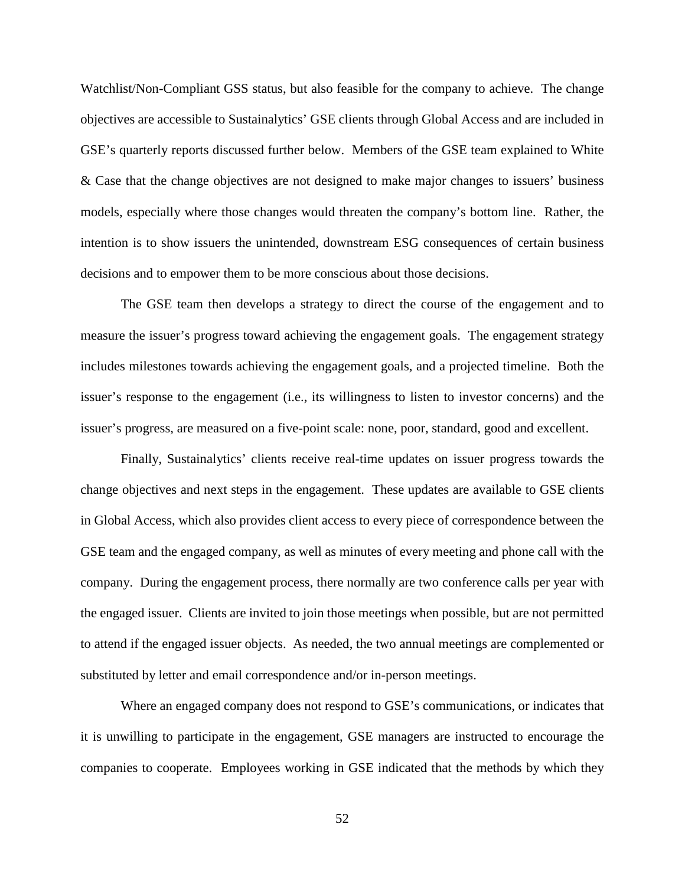Watchlist/Non-Compliant GSS status, but also feasible for the company to achieve. The change objectives are accessible to Sustainalytics' GSE clients through Global Access and are included in GSE's quarterly reports discussed further below. Members of the GSE team explained to White & Case that the change objectives are not designed to make major changes to issuers' business models, especially where those changes would threaten the company's bottom line. Rather, the intention is to show issuers the unintended, downstream ESG consequences of certain business decisions and to empower them to be more conscious about those decisions.

The GSE team then develops a strategy to direct the course of the engagement and to measure the issuer's progress toward achieving the engagement goals. The engagement strategy includes milestones towards achieving the engagement goals, and a projected timeline. Both the issuer's response to the engagement (i.e., its willingness to listen to investor concerns) and the issuer's progress, are measured on a five-point scale: none, poor, standard, good and excellent.

Finally, Sustainalytics' clients receive real-time updates on issuer progress towards the change objectives and next steps in the engagement. These updates are available to GSE clients in Global Access, which also provides client access to every piece of correspondence between the GSE team and the engaged company, as well as minutes of every meeting and phone call with the company. During the engagement process, there normally are two conference calls per year with the engaged issuer. Clients are invited to join those meetings when possible, but are not permitted to attend if the engaged issuer objects. As needed, the two annual meetings are complemented or substituted by letter and email correspondence and/or in-person meetings.

Where an engaged company does not respond to GSE's communications, or indicates that it is unwilling to participate in the engagement, GSE managers are instructed to encourage the companies to cooperate. Employees working in GSE indicated that the methods by which they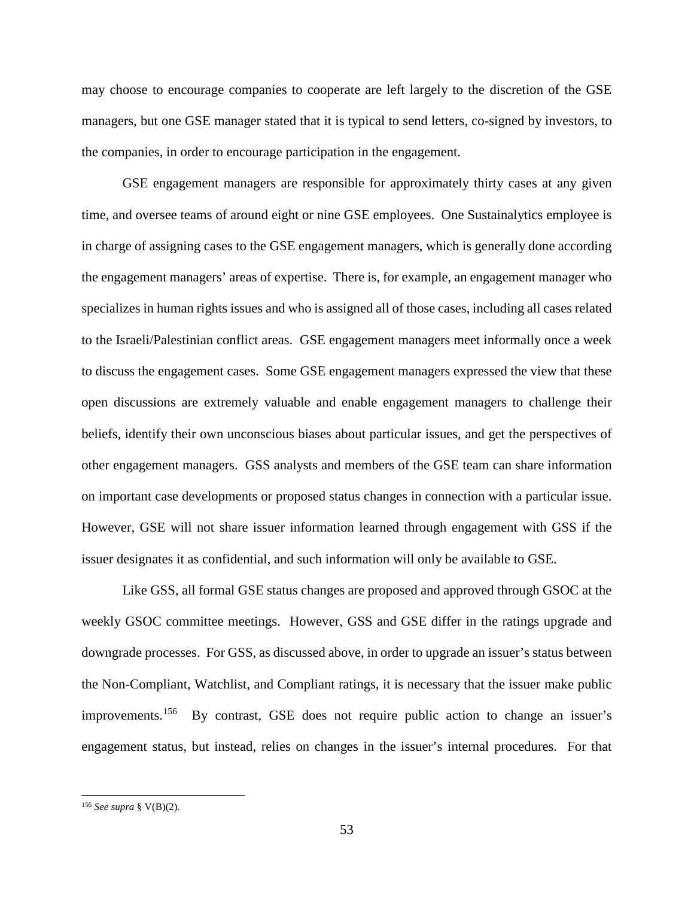may choose to encourage companies to cooperate are left largely to the discretion of the GSE managers, but one GSE manager stated that it is typical to send letters, co-signed by investors, to the companies, in order to encourage participation in the engagement.

GSE engagement managers are responsible for approximately thirty cases at any given time, and oversee teams of around eight or nine GSE employees. One Sustainalytics employee is in charge of assigning cases to the GSE engagement managers, which is generally done according the engagement managers' areas of expertise. There is, for example, an engagement manager who specializes in human rights issues and who is assigned all of those cases, including all cases related to the Israeli/Palestinian conflict areas. GSE engagement managers meet informally once a week to discuss the engagement cases. Some GSE engagement managers expressed the view that these open discussions are extremely valuable and enable engagement managers to challenge their beliefs, identify their own unconscious biases about particular issues, and get the perspectives of other engagement managers. GSS analysts and members of the GSE team can share information on important case developments or proposed status changes in connection with a particular issue. However, GSE will not share issuer information learned through engagement with GSS if the issuer designates it as confidential, and such information will only be available to GSE.

Like GSS, all formal GSE status changes are proposed and approved through GSOC at the weekly GSOC committee meetings. However, GSS and GSE differ in the ratings upgrade and downgrade processes. For GSS, as discussed above, in order to upgrade an issuer's status between the Non-Compliant, Watchlist, and Compliant ratings, it is necessary that the issuer make public improvements.[156] By contrast, GSE does not require public action to change an issuer's engagement status, but instead, relies on changes in the issuer's internal procedures. For that

[156] *See supra* § V(B)(2).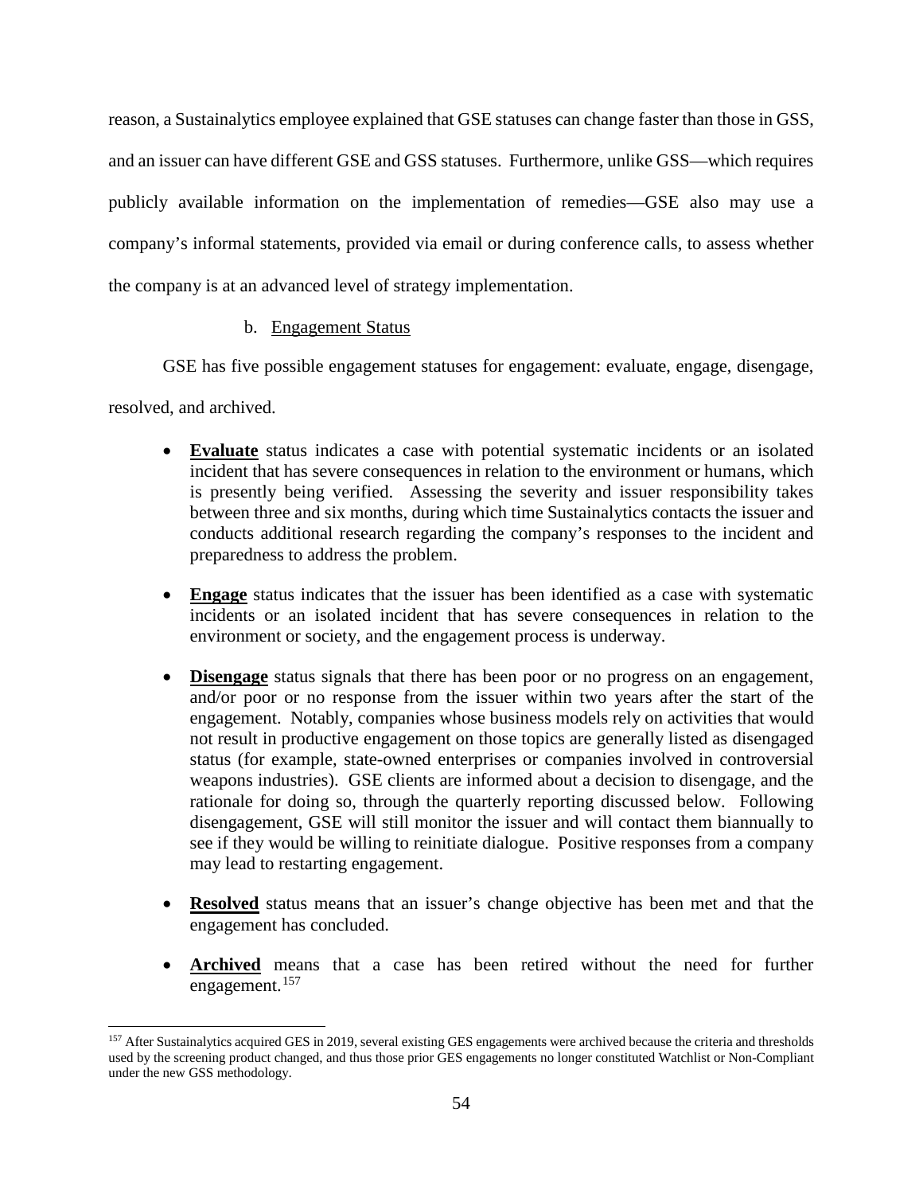reason, a Sustainalytics employee explained that GSE statuses can change faster than those in GSS, and an issuer can have different GSE and GSS statuses. Furthermore, unlike GSS—which requires publicly available information on the implementation of remedies—GSE also may use a company's informal statements, provided via email or during conference calls, to assess whether the company is at an advanced level of strategy implementation.

b. Engagement Status

GSE has five possible engagement statuses for engagement: evaluate, engage, disengage, resolved, and archived.

- **Evaluate** status indicates a case with potential systematic incidents or an isolated incident that has severe consequences in relation to the environment or humans, which is presently being verified. Assessing the severity and issuer responsibility takes between three and six months, during which time Sustainalytics contacts the issuer and conducts additional research regarding the company's responses to the incident and preparedness to address the problem.

- **Engage** status indicates that the issuer has been identified as a case with systematic incidents or an isolated incident that has severe consequences in relation to the environment or society, and the engagement process is underway.

- **Disengage** status signals that there has been poor or no progress on an engagement, and/or poor or no response from the issuer within two years after the start of the engagement. Notably, companies whose business models rely on activities that would not result in productive engagement on those topics are generally listed as disengaged status (for example, state-owned enterprises or companies involved in controversial weapons industries). GSE clients are informed about a decision to disengage, and the rationale for doing so, through the quarterly reporting discussed below. Following disengagement, GSE will still monitor the issuer and will contact them biannually to see if they would be willing to reinitiate dialogue. Positive responses from a company may lead to restarting engagement.

- **Resolved** status means that an issuer's change objective has been met and that the engagement has concluded.

- **Archived** means that a case has been retired without the need for further engagement.[157]

[157] After Sustainalytics acquired GES in 2019, several existing GES engagements were archived because the criteria and thresholds used by the screening product changed, and thus those prior GES engagements no longer constituted Watchlist or Non-Compliant under the new GSS methodology.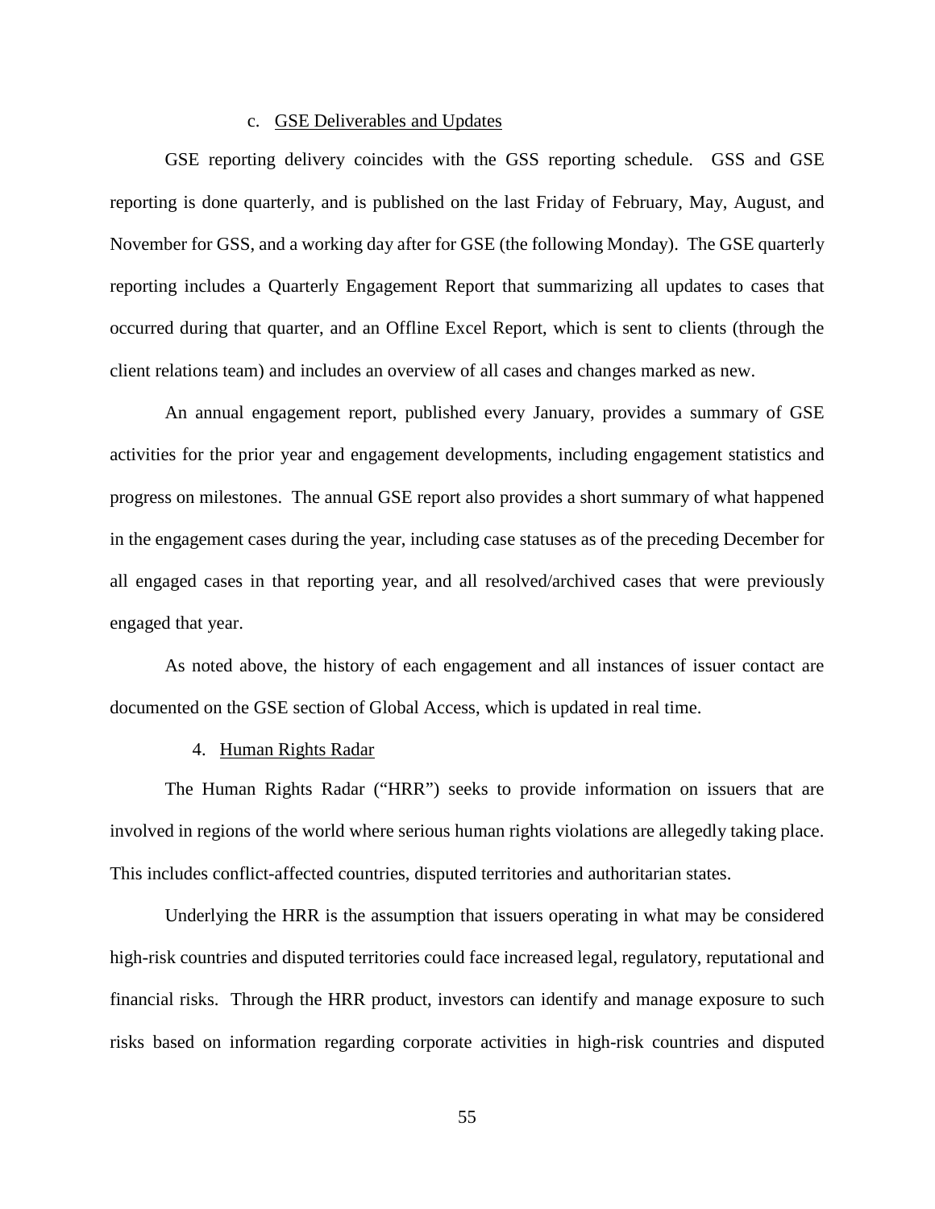### c. GSE Deliverables and Updates

GSE reporting delivery coincides with the GSS reporting schedule. GSS and GSE reporting is done quarterly, and is published on the last Friday of February, May, August, and November for GSS, and a working day after for GSE (the following Monday). The GSE quarterly reporting includes a Quarterly Engagement Report that summarizing all updates to cases that occurred during that quarter, and an Offline Excel Report, which is sent to clients (through the client relations team) and includes an overview of all cases and changes marked as new.

An annual engagement report, published every January, provides a summary of GSE activities for the prior year and engagement developments, including engagement statistics and progress on milestones. The annual GSE report also provides a short summary of what happened in the engagement cases during the year, including case statuses as of the preceding December for all engaged cases in that reporting year, and all resolved/archived cases that were previously engaged that year.

As noted above, the history of each engagement and all instances of issuer contact are documented on the GSE section of Global Access, which is updated in real time.

## 4. Human Rights Radar

The Human Rights Radar ("HRR") seeks to provide information on issuers that are involved in regions of the world where serious human rights violations are allegedly taking place. This includes conflict-affected countries, disputed territories and authoritarian states.

Underlying the HRR is the assumption that issuers operating in what may be considered high-risk countries and disputed territories could face increased legal, regulatory, reputational and financial risks. Through the HRR product, investors can identify and manage exposure to such risks based on information regarding corporate activities in high-risk countries and disputed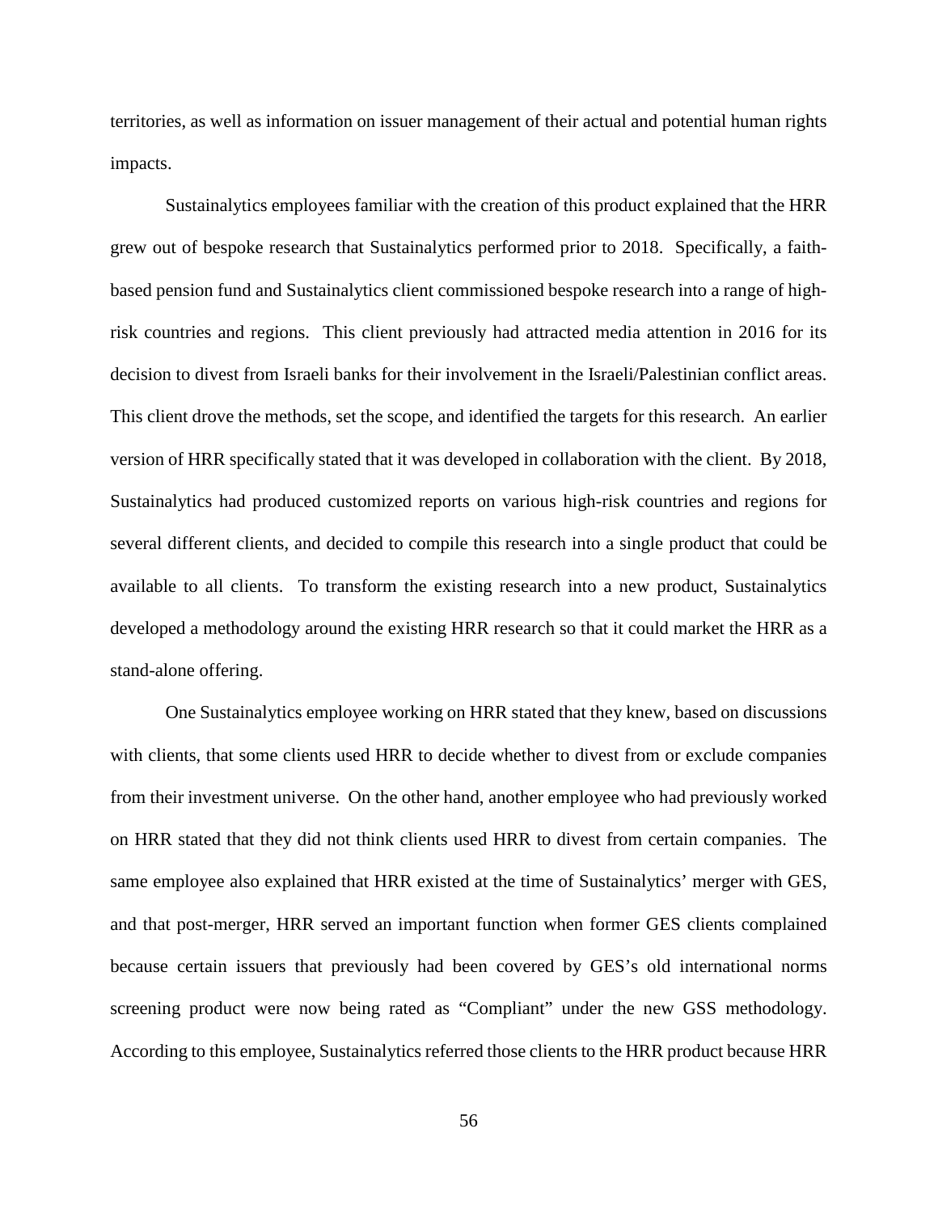territories, as well as information on issuer management of their actual and potential human rights impacts.

Sustainalytics employees familiar with the creation of this product explained that the HRR grew out of bespoke research that Sustainalytics performed prior to 2018. Specifically, a faith-based pension fund and Sustainalytics client commissioned bespoke research into a range of high-risk countries and regions. This client previously had attracted media attention in 2016 for its decision to divest from Israeli banks for their involvement in the Israeli/Palestinian conflict areas. This client drove the methods, set the scope, and identified the targets for this research. An earlier version of HRR specifically stated that it was developed in collaboration with the client. By 2018, Sustainalytics had produced customized reports on various high-risk countries and regions for several different clients, and decided to compile this research into a single product that could be available to all clients. To transform the existing research into a new product, Sustainalytics developed a methodology around the existing HRR research so that it could market the HRR as a stand-alone offering.

One Sustainalytics employee working on HRR stated that they knew, based on discussions with clients, that some clients used HRR to decide whether to divest from or exclude companies from their investment universe. On the other hand, another employee who had previously worked on HRR stated that they did not think clients used HRR to divest from certain companies. The same employee also explained that HRR existed at the time of Sustainalytics' merger with GES, and that post-merger, HRR served an important function when former GES clients complained because certain issuers that previously had been covered by GES's old international norms screening product were now being rated as "Compliant" under the new GSS methodology. According to this employee, Sustainalytics referred those clients to the HRR product because HRR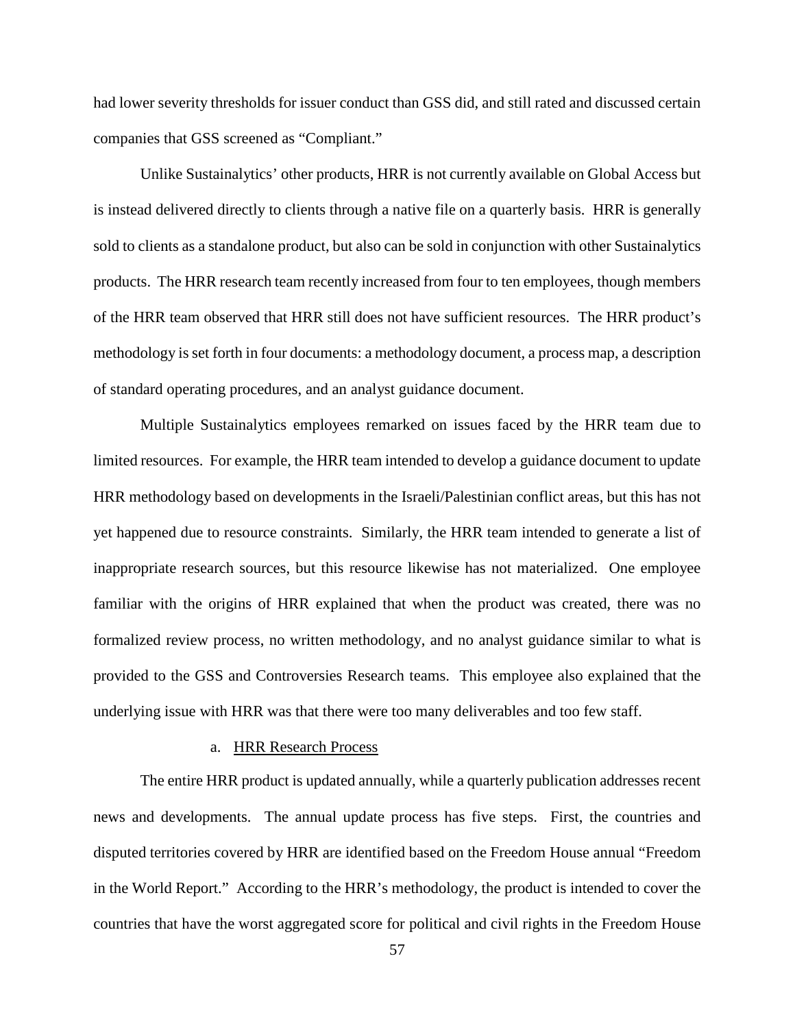had lower severity thresholds for issuer conduct than GSS did, and still rated and discussed certain companies that GSS screened as "Compliant."

Unlike Sustainalytics' other products, HRR is not currently available on Global Access but is instead delivered directly to clients through a native file on a quarterly basis. HRR is generally sold to clients as a standalone product, but also can be sold in conjunction with other Sustainalytics products. The HRR research team recently increased from four to ten employees, though members of the HRR team observed that HRR still does not have sufficient resources. The HRR product's methodology is set forth in four documents: a methodology document, a process map, a description of standard operating procedures, and an analyst guidance document.

Multiple Sustainalytics employees remarked on issues faced by the HRR team due to limited resources. For example, the HRR team intended to develop a guidance document to update HRR methodology based on developments in the Israeli/Palestinian conflict areas, but this has not yet happened due to resource constraints. Similarly, the HRR team intended to generate a list of inappropriate research sources, but this resource likewise has not materialized. One employee familiar with the origins of HRR explained that when the product was created, there was no formalized review process, no written methodology, and no analyst guidance similar to what is provided to the GSS and Controversies Research teams. This employee also explained that the underlying issue with HRR was that there were too many deliverables and too few staff.

a. <u>HRR Research Process</u>

The entire HRR product is updated annually, while a quarterly publication addresses recent news and developments. The annual update process has five steps. First, the countries and disputed territories covered by HRR are identified based on the Freedom House annual "Freedom in the World Report." According to the HRR's methodology, the product is intended to cover the countries that have the worst aggregated score for political and civil rights in the Freedom House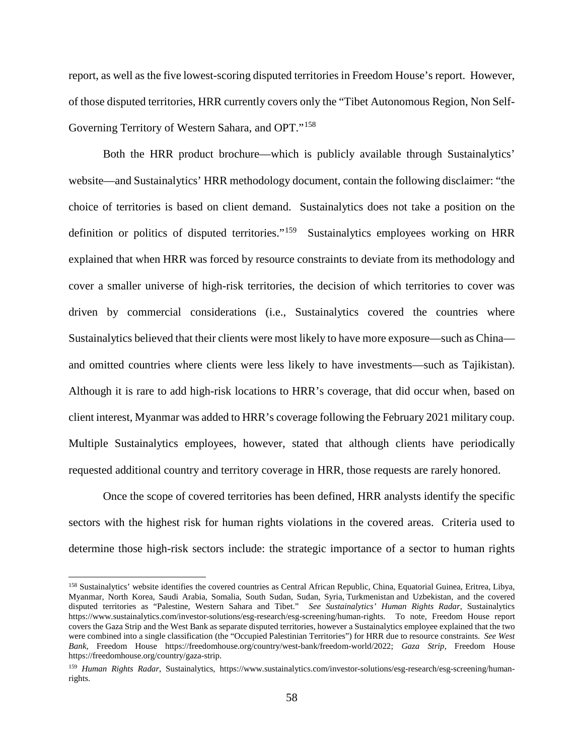report, as well as the five lowest-scoring disputed territories in Freedom House's report. However, of those disputed territories, HRR currently covers only the "Tibet Autonomous Region, Non Self-Governing Territory of Western Sahara, and OPT."[158]

Both the HRR product brochure—which is publicly available through Sustainalytics' website—and Sustainalytics' HRR methodology document, contain the following disclaimer: "the choice of territories is based on client demand. Sustainalytics does not take a position on the definition or politics of disputed territories."[159] Sustainalytics employees working on HRR explained that when HRR was forced by resource constraints to deviate from its methodology and cover a smaller universe of high-risk territories, the decision of which territories to cover was driven by commercial considerations (i.e., Sustainalytics covered the countries where Sustainalytics believed that their clients were most likely to have more exposure—such as China—and omitted countries where clients were less likely to have investments—such as Tajikistan). Although it is rare to add high-risk locations to HRR's coverage, that did occur when, based on client interest, Myanmar was added to HRR's coverage following the February 2021 military coup. Multiple Sustainalytics employees, however, stated that although clients have periodically requested additional country and territory coverage in HRR, those requests are rarely honored.

Once the scope of covered territories has been defined, HRR analysts identify the specific sectors with the highest risk for human rights violations in the covered areas. Criteria used to determine those high-risk sectors include: the strategic importance of a sector to human rights

---

[158] Sustainalytics' website identifies the covered countries as Central African Republic, China, Equatorial Guinea, Eritrea, Libya, Myanmar, North Korea, Saudi Arabia, Somalia, South Sudan, Sudan, Syria, Turkmenistan and Uzbekistan, and the covered disputed territories as "Palestine, Western Sahara and Tibet." *See Sustainalytics' Human Rights Radar*, Sustainalytics https://www.sustainalytics.com/investor-solutions/esg-research/esg-screening/human-rights. To note, Freedom House report covers the Gaza Strip and the West Bank as separate disputed territories, however a Sustainalytics employee explained that the two were combined into a single classification (the "Occupied Palestinian Territories") for HRR due to resource constraints. *See West Bank*, Freedom House https://freedomhouse.org/country/west-bank/freedom-world/2022; *Gaza Strip*, Freedom House https://freedomhouse.org/country/gaza-strip.

[159] *Human Rights Radar*, Sustainalytics, https://www.sustainalytics.com/investor-solutions/esg-research/esg-screening/human-rights.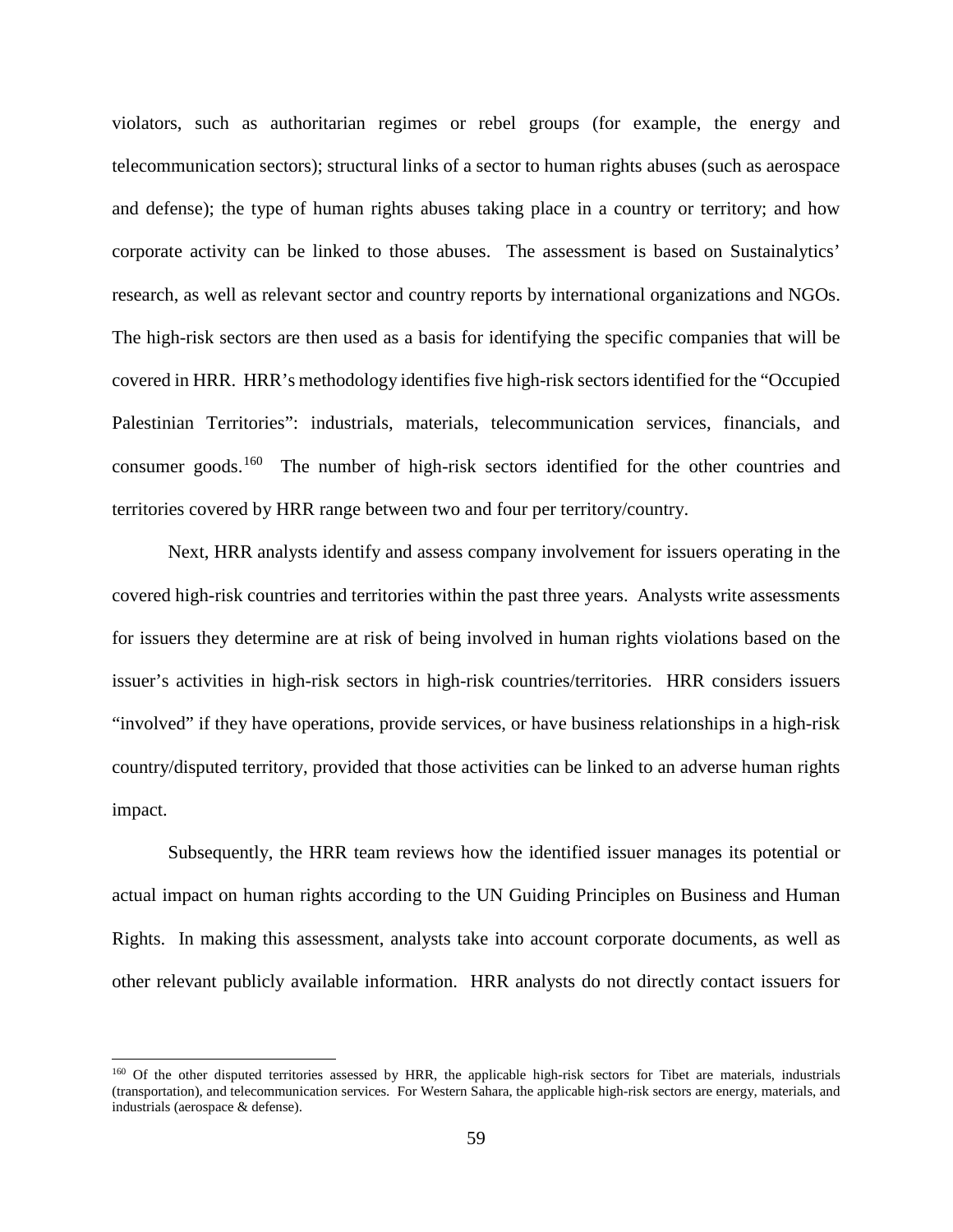violators, such as authoritarian regimes or rebel groups (for example, the energy and telecommunication sectors); structural links of a sector to human rights abuses (such as aerospace and defense); the type of human rights abuses taking place in a country or territory; and how corporate activity can be linked to those abuses. The assessment is based on Sustainalytics' research, as well as relevant sector and country reports by international organizations and NGOs. The high-risk sectors are then used as a basis for identifying the specific companies that will be covered in HRR. HRR's methodology identifies five high-risk sectors identified for the "Occupied Palestinian Territories": industrials, materials, telecommunication services, financials, and consumer goods.[160] The number of high-risk sectors identified for the other countries and territories covered by HRR range between two and four per territory/country.

Next, HRR analysts identify and assess company involvement for issuers operating in the covered high-risk countries and territories within the past three years. Analysts write assessments for issuers they determine are at risk of being involved in human rights violations based on the issuer's activities in high-risk sectors in high-risk countries/territories. HRR considers issuers "involved" if they have operations, provide services, or have business relationships in a high-risk country/disputed territory, provided that those activities can be linked to an adverse human rights impact.

Subsequently, the HRR team reviews how the identified issuer manages its potential or actual impact on human rights according to the UN Guiding Principles on Business and Human Rights. In making this assessment, analysts take into account corporate documents, as well as other relevant publicly available information. HRR analysts do not directly contact issuers for

---

[160] Of the other disputed territories assessed by HRR, the applicable high-risk sectors for Tibet are materials, industrials (transportation), and telecommunication services. For Western Sahara, the applicable high-risk sectors are energy, materials, and industrials (aerospace & defense).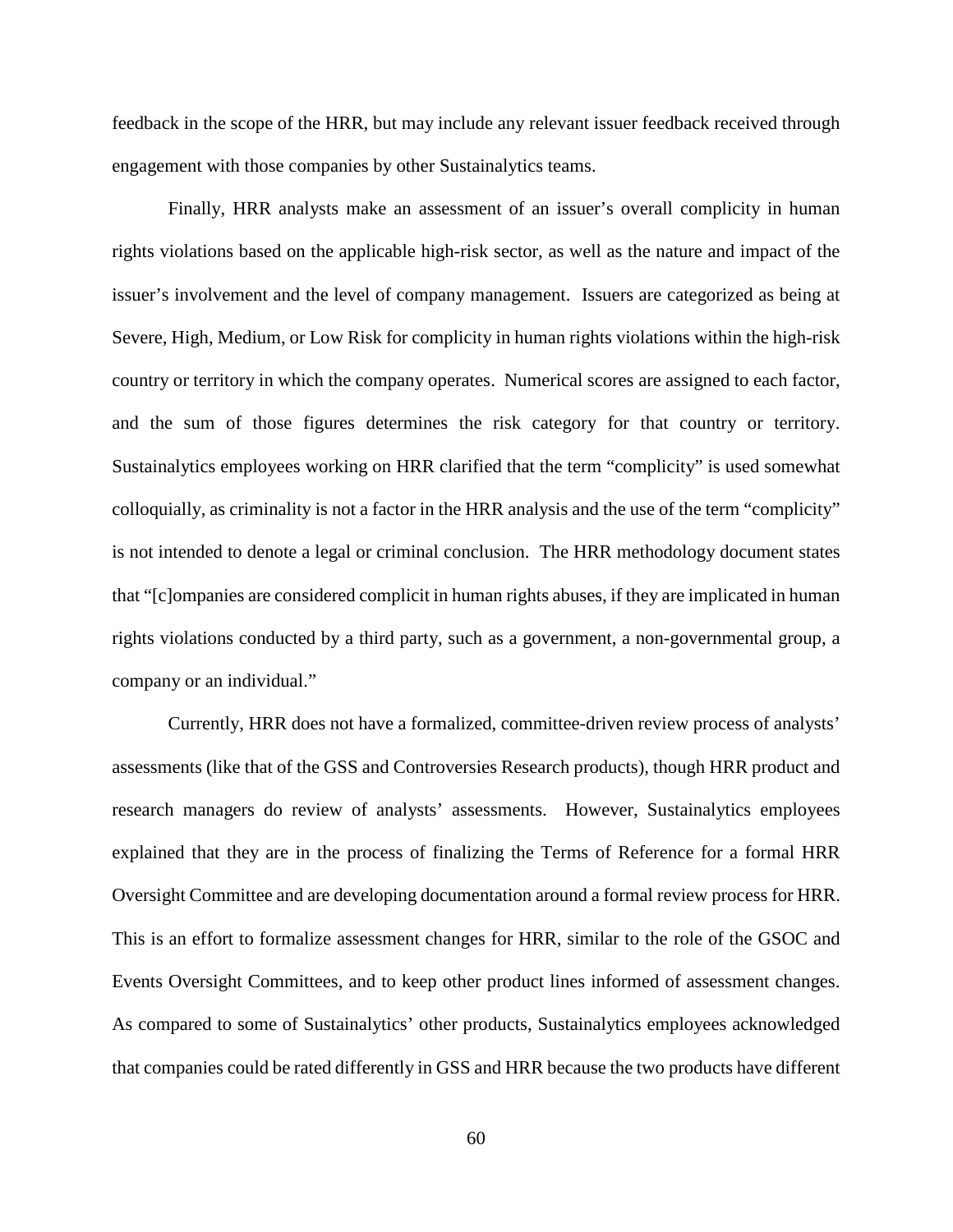feedback in the scope of the HRR, but may include any relevant issuer feedback received through engagement with those companies by other Sustainalytics teams.

Finally, HRR analysts make an assessment of an issuer's overall complicity in human rights violations based on the applicable high-risk sector, as well as the nature and impact of the issuer's involvement and the level of company management. Issuers are categorized as being at Severe, High, Medium, or Low Risk for complicity in human rights violations within the high-risk country or territory in which the company operates. Numerical scores are assigned to each factor, and the sum of those figures determines the risk category for that country or territory. Sustainalytics employees working on HRR clarified that the term "complicity" is used somewhat colloquially, as criminality is not a factor in the HRR analysis and the use of the term "complicity" is not intended to denote a legal or criminal conclusion. The HRR methodology document states that "[c]ompanies are considered complicit in human rights abuses, if they are implicated in human rights violations conducted by a third party, such as a government, a non-governmental group, a company or an individual."

Currently, HRR does not have a formalized, committee-driven review process of analysts' assessments (like that of the GSS and Controversies Research products), though HRR product and research managers do review of analysts' assessments. However, Sustainalytics employees explained that they are in the process of finalizing the Terms of Reference for a formal HRR Oversight Committee and are developing documentation around a formal review process for HRR. This is an effort to formalize assessment changes for HRR, similar to the role of the GSOC and Events Oversight Committees, and to keep other product lines informed of assessment changes. As compared to some of Sustainalytics' other products, Sustainalytics employees acknowledged that companies could be rated differently in GSS and HRR because the two products have different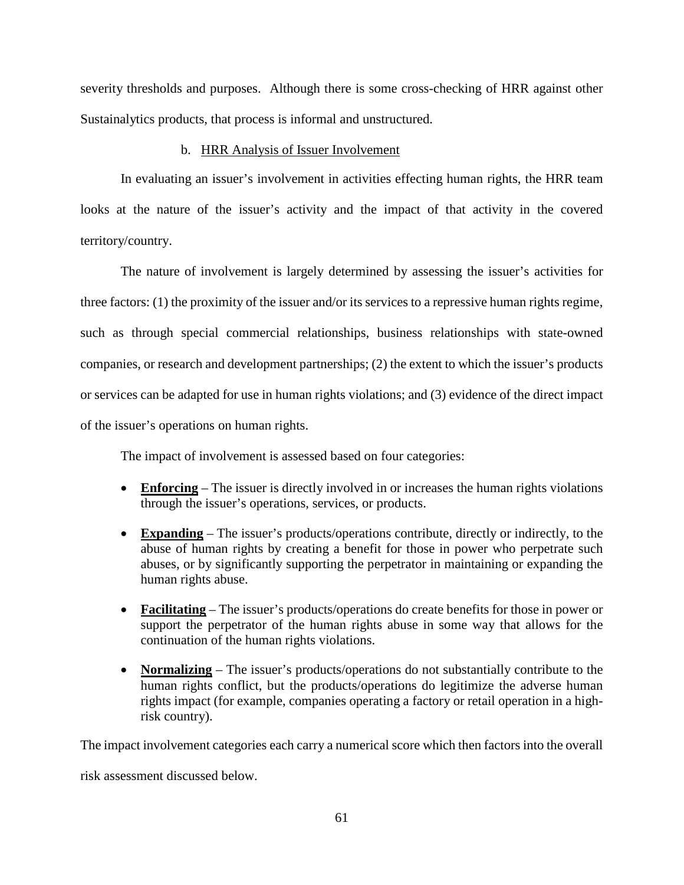severity thresholds and purposes. Although there is some cross-checking of HRR against other Sustainalytics products, that process is informal and unstructured.

### b. HRR Analysis of Issuer Involvement

In evaluating an issuer's involvement in activities effecting human rights, the HRR team looks at the nature of the issuer's activity and the impact of that activity in the covered territory/country.

The nature of involvement is largely determined by assessing the issuer's activities for three factors: (1) the proximity of the issuer and/or its services to a repressive human rights regime, such as through special commercial relationships, business relationships with state-owned companies, or research and development partnerships; (2) the extent to which the issuer's products or services can be adapted for use in human rights violations; and (3) evidence of the direct impact of the issuer's operations on human rights.

The impact of involvement is assessed based on four categories:

- **Enforcing** – The issuer is directly involved in or increases the human rights violations through the issuer's operations, services, or products.
- **Expanding** – The issuer's products/operations contribute, directly or indirectly, to the abuse of human rights by creating a benefit for those in power who perpetrate such abuses, or by significantly supporting the perpetrator in maintaining or expanding the human rights abuse.
- **Facilitating** – The issuer's products/operations do create benefits for those in power or support the perpetrator of the human rights abuse in some way that allows for the continuation of the human rights violations.
- **Normalizing** – The issuer's products/operations do not substantially contribute to the human rights conflict, but the products/operations do legitimize the adverse human rights impact (for example, companies operating a factory or retail operation in a high-risk country).

The impact involvement categories each carry a numerical score which then factors into the overall risk assessment discussed below.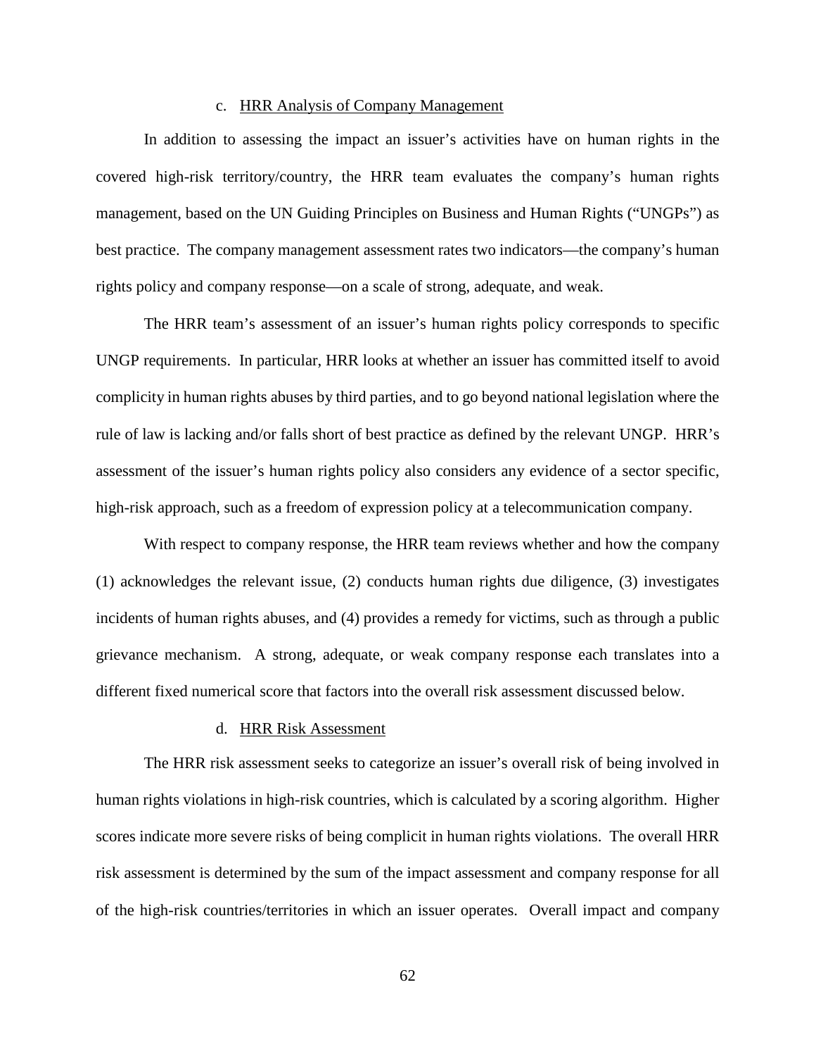### c. HRR Analysis of Company Management

In addition to assessing the impact an issuer's activities have on human rights in the covered high-risk territory/country, the HRR team evaluates the company's human rights management, based on the UN Guiding Principles on Business and Human Rights ("UNGPs") as best practice. The company management assessment rates two indicators—the company's human rights policy and company response—on a scale of strong, adequate, and weak.

The HRR team's assessment of an issuer's human rights policy corresponds to specific UNGP requirements. In particular, HRR looks at whether an issuer has committed itself to avoid complicity in human rights abuses by third parties, and to go beyond national legislation where the rule of law is lacking and/or falls short of best practice as defined by the relevant UNGP. HRR's assessment of the issuer's human rights policy also considers any evidence of a sector specific, high-risk approach, such as a freedom of expression policy at a telecommunication company.

With respect to company response, the HRR team reviews whether and how the company (1) acknowledges the relevant issue, (2) conducts human rights due diligence, (3) investigates incidents of human rights abuses, and (4) provides a remedy for victims, such as through a public grievance mechanism. A strong, adequate, or weak company response each translates into a different fixed numerical score that factors into the overall risk assessment discussed below.

### d. HRR Risk Assessment

The HRR risk assessment seeks to categorize an issuer's overall risk of being involved in human rights violations in high-risk countries, which is calculated by a scoring algorithm. Higher scores indicate more severe risks of being complicit in human rights violations. The overall HRR risk assessment is determined by the sum of the impact assessment and company response for all of the high-risk countries/territories in which an issuer operates. Overall impact and company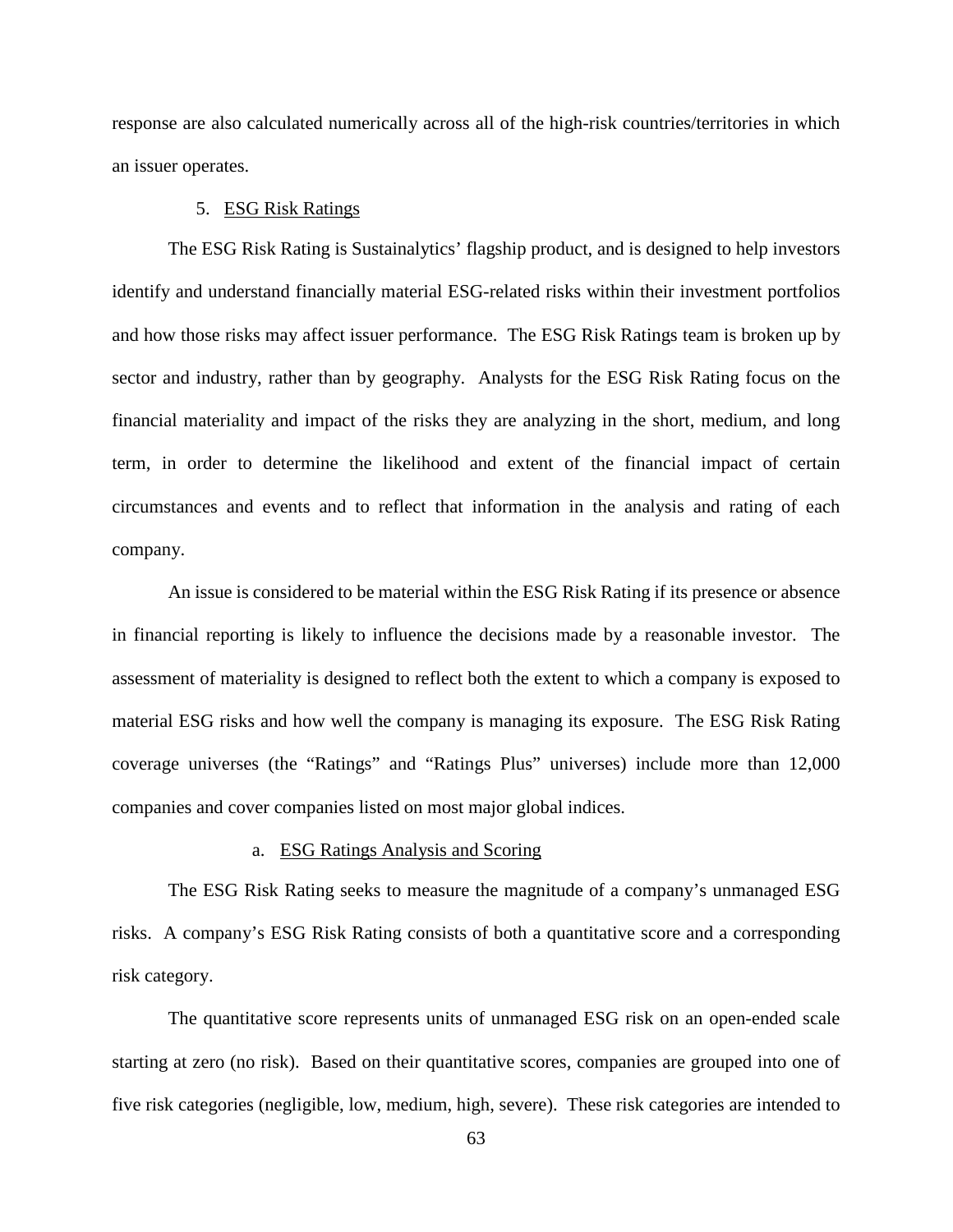response are also calculated numerically across all of the high-risk countries/territories in which an issuer operates.

5. <u>ESG Risk Ratings</u>

The ESG Risk Rating is Sustainalytics' flagship product, and is designed to help investors identify and understand financially material ESG-related risks within their investment portfolios and how those risks may affect issuer performance. The ESG Risk Ratings team is broken up by sector and industry, rather than by geography. Analysts for the ESG Risk Rating focus on the financial materiality and impact of the risks they are analyzing in the short, medium, and long term, in order to determine the likelihood and extent of the financial impact of certain circumstances and events and to reflect that information in the analysis and rating of each company.

An issue is considered to be material within the ESG Risk Rating if its presence or absence in financial reporting is likely to influence the decisions made by a reasonable investor. The assessment of materiality is designed to reflect both the extent to which a company is exposed to material ESG risks and how well the company is managing its exposure. The ESG Risk Rating coverage universes (the "Ratings" and "Ratings Plus" universes) include more than 12,000 companies and cover companies listed on most major global indices.

a. <u>ESG Ratings Analysis and Scoring</u>

The ESG Risk Rating seeks to measure the magnitude of a company's unmanaged ESG risks. A company's ESG Risk Rating consists of both a quantitative score and a corresponding risk category.

The quantitative score represents units of unmanaged ESG risk on an open-ended scale starting at zero (no risk). Based on their quantitative scores, companies are grouped into one of five risk categories (negligible, low, medium, high, severe). These risk categories are intended to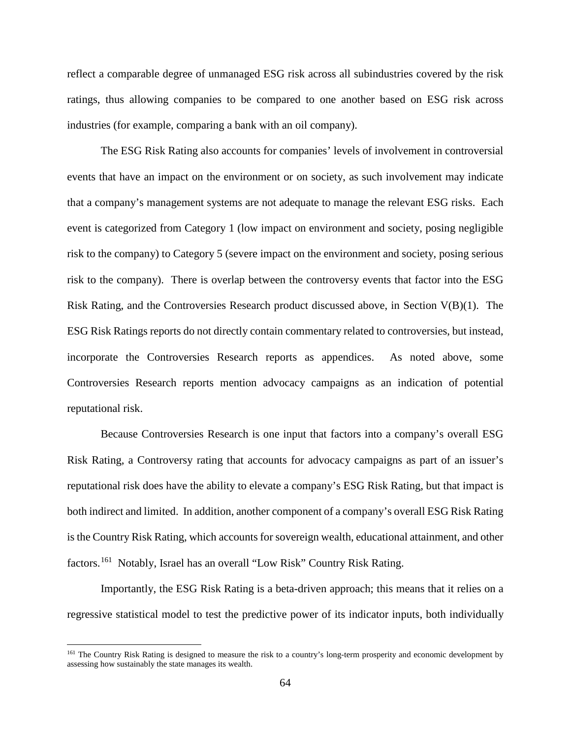reflect a comparable degree of unmanaged ESG risk across all subindustries covered by the risk ratings, thus allowing companies to be compared to one another based on ESG risk across industries (for example, comparing a bank with an oil company).

The ESG Risk Rating also accounts for companies' levels of involvement in controversial events that have an impact on the environment or on society, as such involvement may indicate that a company's management systems are not adequate to manage the relevant ESG risks. Each event is categorized from Category 1 (low impact on environment and society, posing negligible risk to the company) to Category 5 (severe impact on the environment and society, posing serious risk to the company). There is overlap between the controversy events that factor into the ESG Risk Rating, and the Controversies Research product discussed above, in Section V(B)(1). The ESG Risk Ratings reports do not directly contain commentary related to controversies, but instead, incorporate the Controversies Research reports as appendices. As noted above, some Controversies Research reports mention advocacy campaigns as an indication of potential reputational risk.

Because Controversies Research is one input that factors into a company's overall ESG Risk Rating, a Controversy rating that accounts for advocacy campaigns as part of an issuer's reputational risk does have the ability to elevate a company's ESG Risk Rating, but that impact is both indirect and limited. In addition, another component of a company's overall ESG Risk Rating is the Country Risk Rating, which accounts for sovereign wealth, educational attainment, and other factors.[161] Notably, Israel has an overall "Low Risk" Country Risk Rating.

Importantly, the ESG Risk Rating is a beta-driven approach; this means that it relies on a regressive statistical model to test the predictive power of its indicator inputs, both individually

---

[161] The Country Risk Rating is designed to measure the risk to a country's long-term prosperity and economic development by assessing how sustainably the state manages its wealth.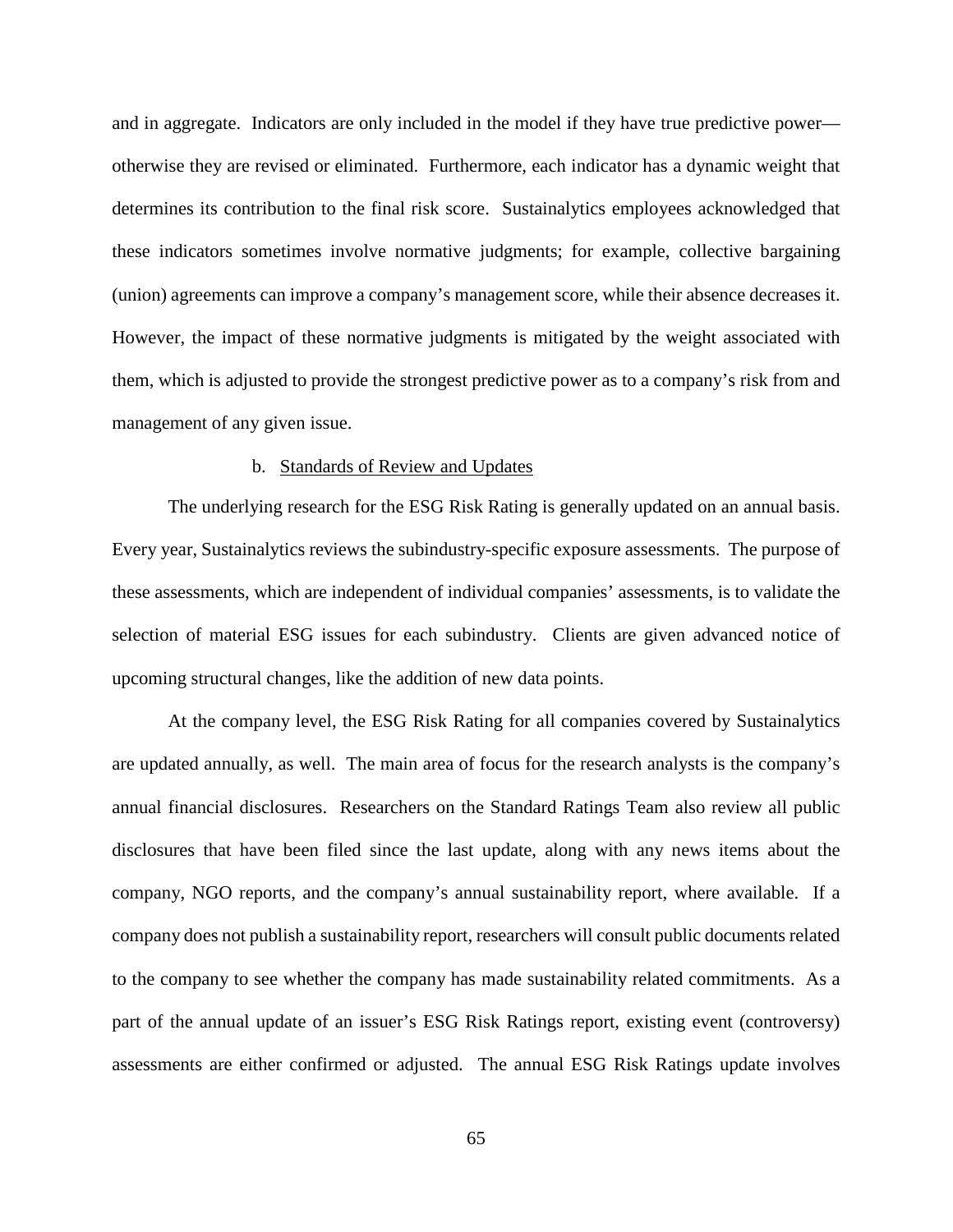and in aggregate. Indicators are only included in the model if they have true predictive power—otherwise they are revised or eliminated. Furthermore, each indicator has a dynamic weight that determines its contribution to the final risk score. Sustainalytics employees acknowledged that these indicators sometimes involve normative judgments; for example, collective bargaining (union) agreements can improve a company's management score, while their absence decreases it. However, the impact of these normative judgments is mitigated by the weight associated with them, which is adjusted to provide the strongest predictive power as to a company's risk from and management of any given issue.

b. Standards of Review and Updates

The underlying research for the ESG Risk Rating is generally updated on an annual basis. Every year, Sustainalytics reviews the subindustry-specific exposure assessments. The purpose of these assessments, which are independent of individual companies' assessments, is to validate the selection of material ESG issues for each subindustry. Clients are given advanced notice of upcoming structural changes, like the addition of new data points.

At the company level, the ESG Risk Rating for all companies covered by Sustainalytics are updated annually, as well. The main area of focus for the research analysts is the company's annual financial disclosures. Researchers on the Standard Ratings Team also review all public disclosures that have been filed since the last update, along with any news items about the company, NGO reports, and the company's annual sustainability report, where available. If a company does not publish a sustainability report, researchers will consult public documents related to the company to see whether the company has made sustainability related commitments. As a part of the annual update of an issuer's ESG Risk Ratings report, existing event (controversy) assessments are either confirmed or adjusted. The annual ESG Risk Ratings update involves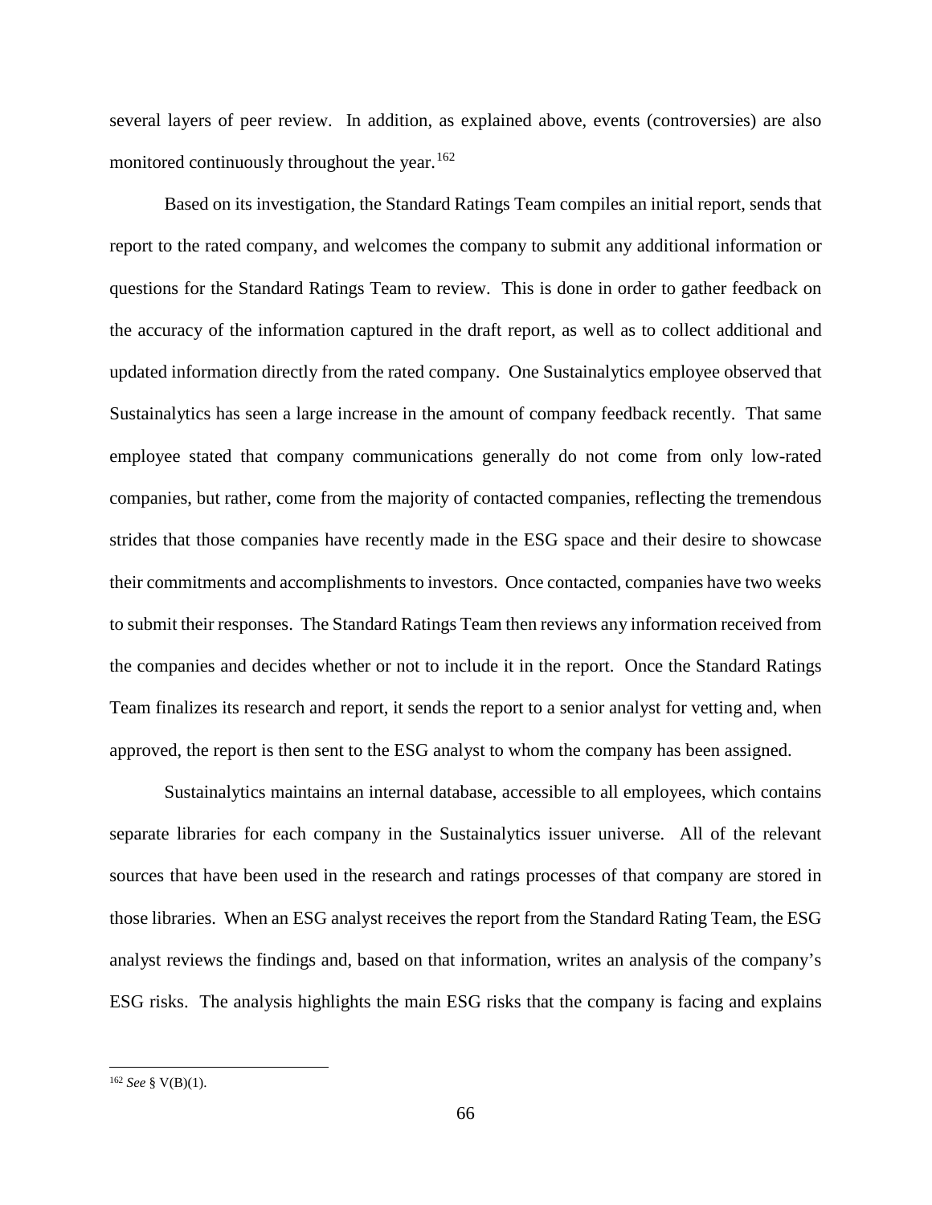several layers of peer review. In addition, as explained above, events (controversies) are also monitored continuously throughout the year.[162]

Based on its investigation, the Standard Ratings Team compiles an initial report, sends that report to the rated company, and welcomes the company to submit any additional information or questions for the Standard Ratings Team to review. This is done in order to gather feedback on the accuracy of the information captured in the draft report, as well as to collect additional and updated information directly from the rated company. One Sustainalytics employee observed that Sustainalytics has seen a large increase in the amount of company feedback recently. That same employee stated that company communications generally do not come from only low-rated companies, but rather, come from the majority of contacted companies, reflecting the tremendous strides that those companies have recently made in the ESG space and their desire to showcase their commitments and accomplishments to investors. Once contacted, companies have two weeks to submit their responses. The Standard Ratings Team then reviews any information received from the companies and decides whether or not to include it in the report. Once the Standard Ratings Team finalizes its research and report, it sends the report to a senior analyst for vetting and, when approved, the report is then sent to the ESG analyst to whom the company has been assigned.

Sustainalytics maintains an internal database, accessible to all employees, which contains separate libraries for each company in the Sustainalytics issuer universe. All of the relevant sources that have been used in the research and ratings processes of that company are stored in those libraries. When an ESG analyst receives the report from the Standard Rating Team, the ESG analyst reviews the findings and, based on that information, writes an analysis of the company's ESG risks. The analysis highlights the main ESG risks that the company is facing and explains

[162] *See* § V(B)(1).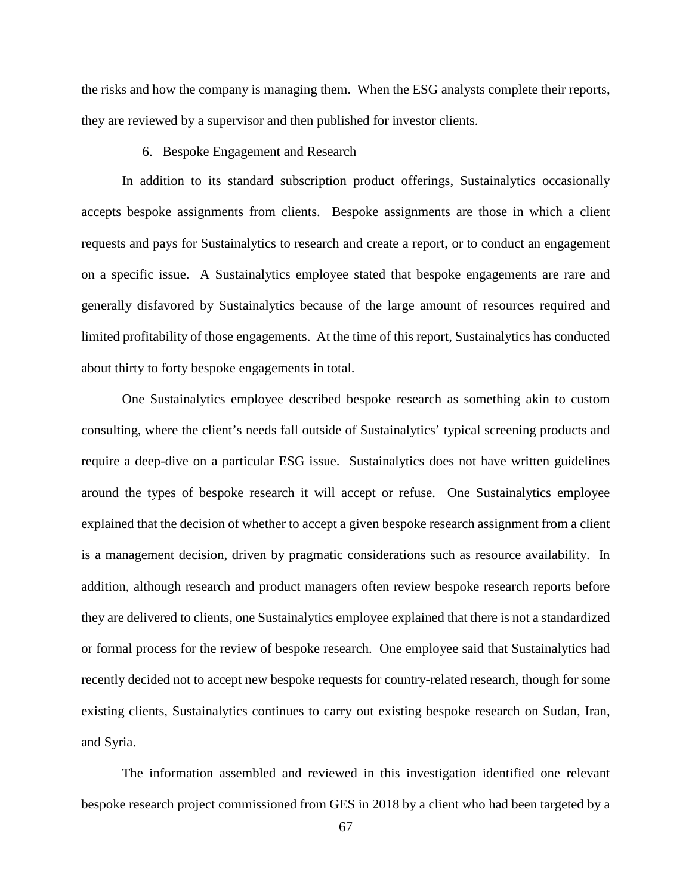the risks and how the company is managing them. When the ESG analysts complete their reports, they are reviewed by a supervisor and then published for investor clients.

6. Bespoke Engagement and Research

In addition to its standard subscription product offerings, Sustainalytics occasionally accepts bespoke assignments from clients. Bespoke assignments are those in which a client requests and pays for Sustainalytics to research and create a report, or to conduct an engagement on a specific issue. A Sustainalytics employee stated that bespoke engagements are rare and generally disfavored by Sustainalytics because of the large amount of resources required and limited profitability of those engagements. At the time of this report, Sustainalytics has conducted about thirty to forty bespoke engagements in total.

One Sustainalytics employee described bespoke research as something akin to custom consulting, where the client's needs fall outside of Sustainalytics' typical screening products and require a deep-dive on a particular ESG issue. Sustainalytics does not have written guidelines around the types of bespoke research it will accept or refuse. One Sustainalytics employee explained that the decision of whether to accept a given bespoke research assignment from a client is a management decision, driven by pragmatic considerations such as resource availability. In addition, although research and product managers often review bespoke research reports before they are delivered to clients, one Sustainalytics employee explained that there is not a standardized or formal process for the review of bespoke research. One employee said that Sustainalytics had recently decided not to accept new bespoke requests for country-related research, though for some existing clients, Sustainalytics continues to carry out existing bespoke research on Sudan, Iran, and Syria.

The information assembled and reviewed in this investigation identified one relevant bespoke research project commissioned from GES in 2018 by a client who had been targeted by a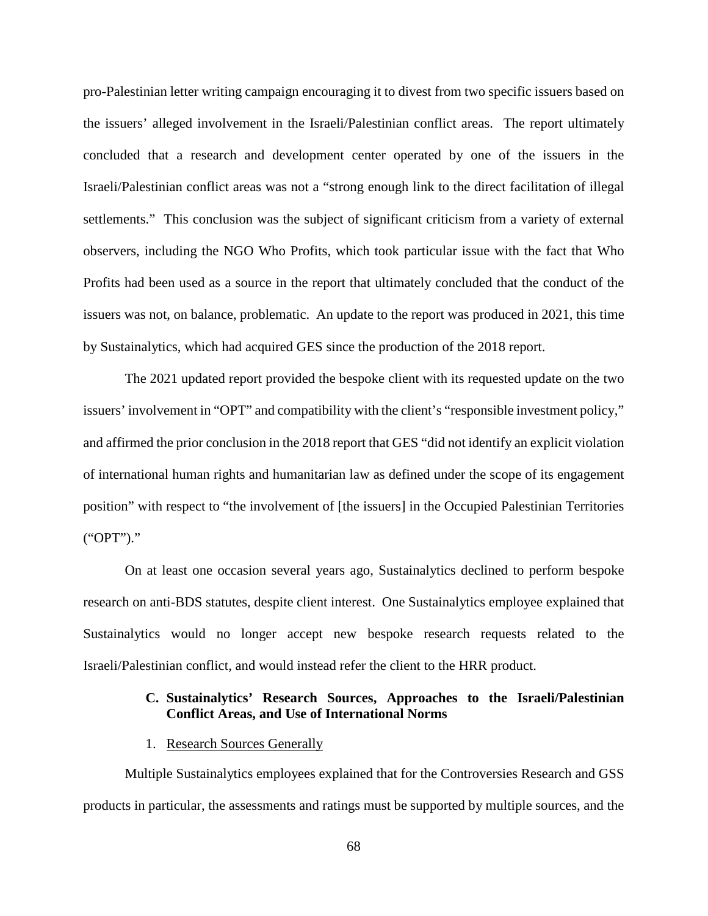pro-Palestinian letter writing campaign encouraging it to divest from two specific issuers based on the issuers' alleged involvement in the Israeli/Palestinian conflict areas. The report ultimately concluded that a research and development center operated by one of the issuers in the Israeli/Palestinian conflict areas was not a "strong enough link to the direct facilitation of illegal settlements." This conclusion was the subject of significant criticism from a variety of external observers, including the NGO Who Profits, which took particular issue with the fact that Who Profits had been used as a source in the report that ultimately concluded that the conduct of the issuers was not, on balance, problematic. An update to the report was produced in 2021, this time by Sustainalytics, which had acquired GES since the production of the 2018 report.

The 2021 updated report provided the bespoke client with its requested update on the two issuers' involvement in "OPT" and compatibility with the client's "responsible investment policy," and affirmed the prior conclusion in the 2018 report that GES "did not identify an explicit violation of international human rights and humanitarian law as defined under the scope of its engagement position" with respect to "the involvement of [the issuers] in the Occupied Palestinian Territories ("OPT")."

On at least one occasion several years ago, Sustainalytics declined to perform bespoke research on anti-BDS statutes, despite client interest. One Sustainalytics employee explained that Sustainalytics would no longer accept new bespoke research requests related to the Israeli/Palestinian conflict, and would instead refer the client to the HRR product.

### C. Sustainalytics' Research Sources, Approaches to the Israeli/Palestinian Conflict Areas, and Use of International Norms

#### 1. Research Sources Generally

Multiple Sustainalytics employees explained that for the Controversies Research and GSS products in particular, the assessments and ratings must be supported by multiple sources, and the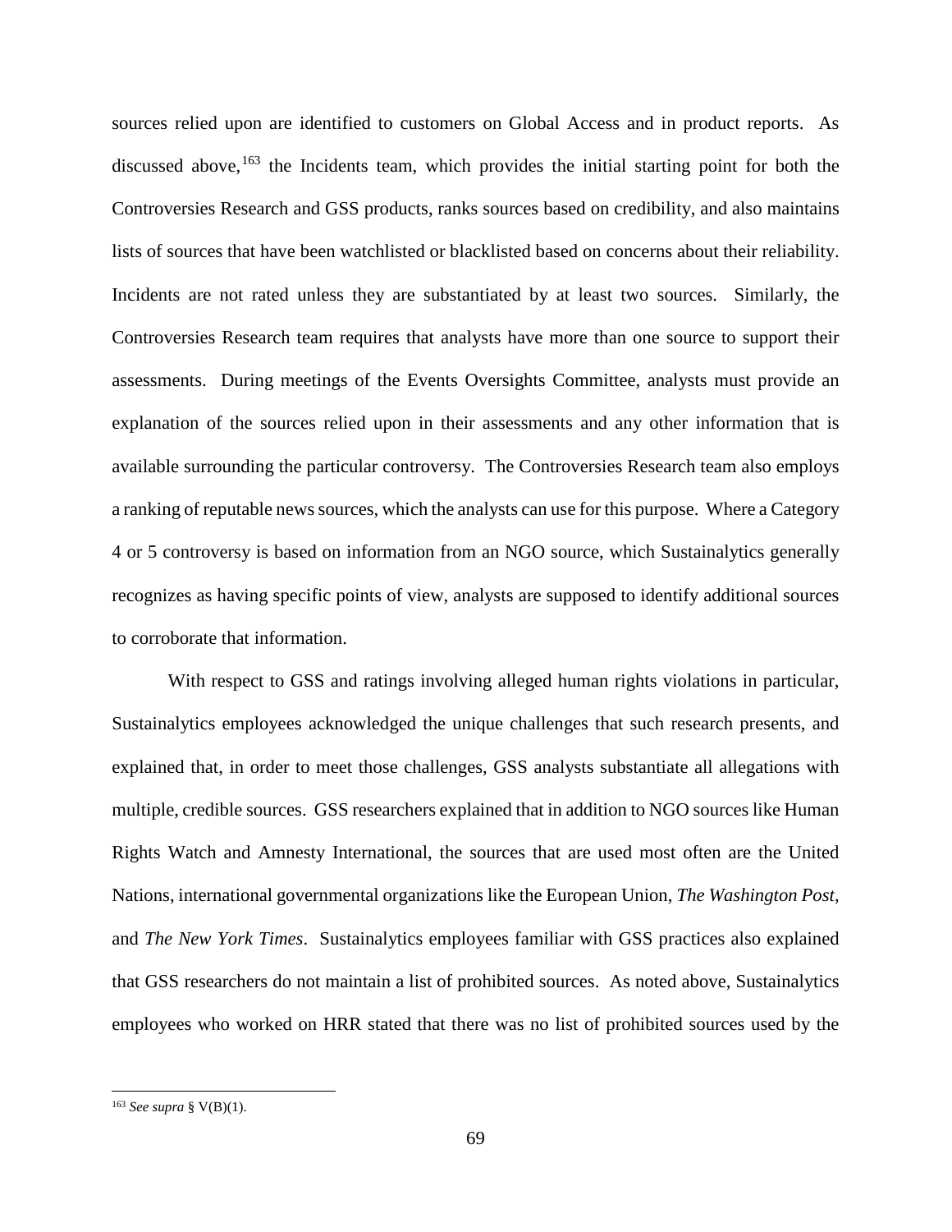sources relied upon are identified to customers on Global Access and in product reports. As discussed above,[163] the Incidents team, which provides the initial starting point for both the Controversies Research and GSS products, ranks sources based on credibility, and also maintains lists of sources that have been watchlisted or blacklisted based on concerns about their reliability. Incidents are not rated unless they are substantiated by at least two sources. Similarly, the Controversies Research team requires that analysts have more than one source to support their assessments. During meetings of the Events Oversights Committee, analysts must provide an explanation of the sources relied upon in their assessments and any other information that is available surrounding the particular controversy. The Controversies Research team also employs a ranking of reputable news sources, which the analysts can use for this purpose. Where a Category 4 or 5 controversy is based on information from an NGO source, which Sustainalytics generally recognizes as having specific points of view, analysts are supposed to identify additional sources to corroborate that information.

With respect to GSS and ratings involving alleged human rights violations in particular, Sustainalytics employees acknowledged the unique challenges that such research presents, and explained that, in order to meet those challenges, GSS analysts substantiate all allegations with multiple, credible sources. GSS researchers explained that in addition to NGO sources like Human Rights Watch and Amnesty International, the sources that are used most often are the United Nations, international governmental organizations like the European Union, *The Washington Post*, and *The New York Times*. Sustainalytics employees familiar with GSS practices also explained that GSS researchers do not maintain a list of prohibited sources. As noted above, Sustainalytics employees who worked on HRR stated that there was no list of prohibited sources used by the

---

[163] *See supra* § V(B)(1).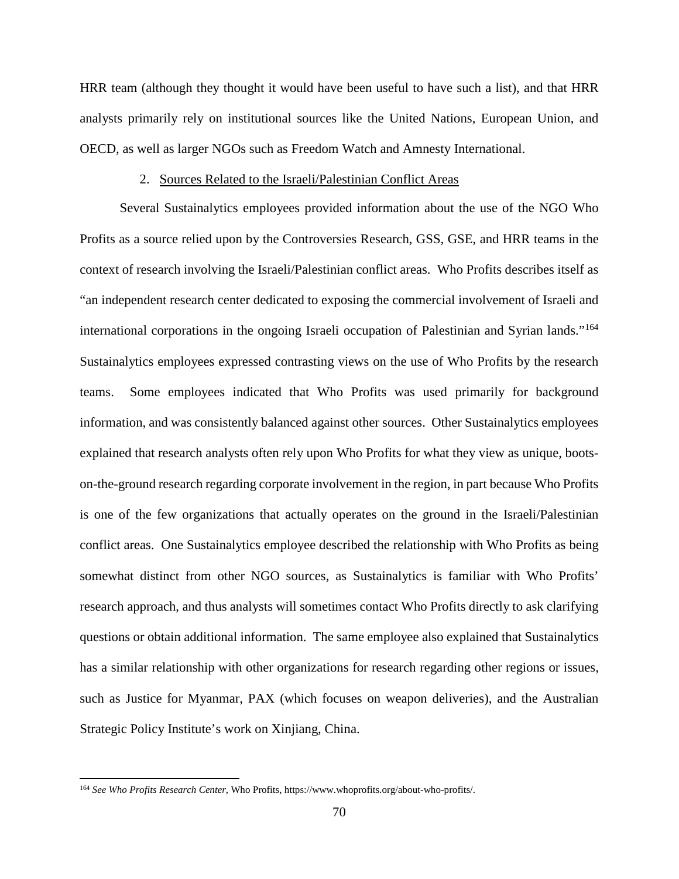HRR team (although they thought it would have been useful to have such a list), and that HRR analysts primarily rely on institutional sources like the United Nations, European Union, and OECD, as well as larger NGOs such as Freedom Watch and Amnesty International.

2. Sources Related to the Israeli/Palestinian Conflict Areas

Several Sustainalytics employees provided information about the use of the NGO Who Profits as a source relied upon by the Controversies Research, GSS, GSE, and HRR teams in the context of research involving the Israeli/Palestinian conflict areas. Who Profits describes itself as "an independent research center dedicated to exposing the commercial involvement of Israeli and international corporations in the ongoing Israeli occupation of Palestinian and Syrian lands."[164] Sustainalytics employees expressed contrasting views on the use of Who Profits by the research teams. Some employees indicated that Who Profits was used primarily for background information, and was consistently balanced against other sources. Other Sustainalytics employees explained that research analysts often rely upon Who Profits for what they view as unique, boots-on-the-ground research regarding corporate involvement in the region, in part because Who Profits is one of the few organizations that actually operates on the ground in the Israeli/Palestinian conflict areas. One Sustainalytics employee described the relationship with Who Profits as being somewhat distinct from other NGO sources, as Sustainalytics is familiar with Who Profits' research approach, and thus analysts will sometimes contact Who Profits directly to ask clarifying questions or obtain additional information. The same employee also explained that Sustainalytics has a similar relationship with other organizations for research regarding other regions or issues, such as Justice for Myanmar, PAX (which focuses on weapon deliveries), and the Australian Strategic Policy Institute's work on Xinjiang, China.

---

[164] *See Who Profits Research Center*, Who Profits, https://www.whoprofits.org/about-who-profits/.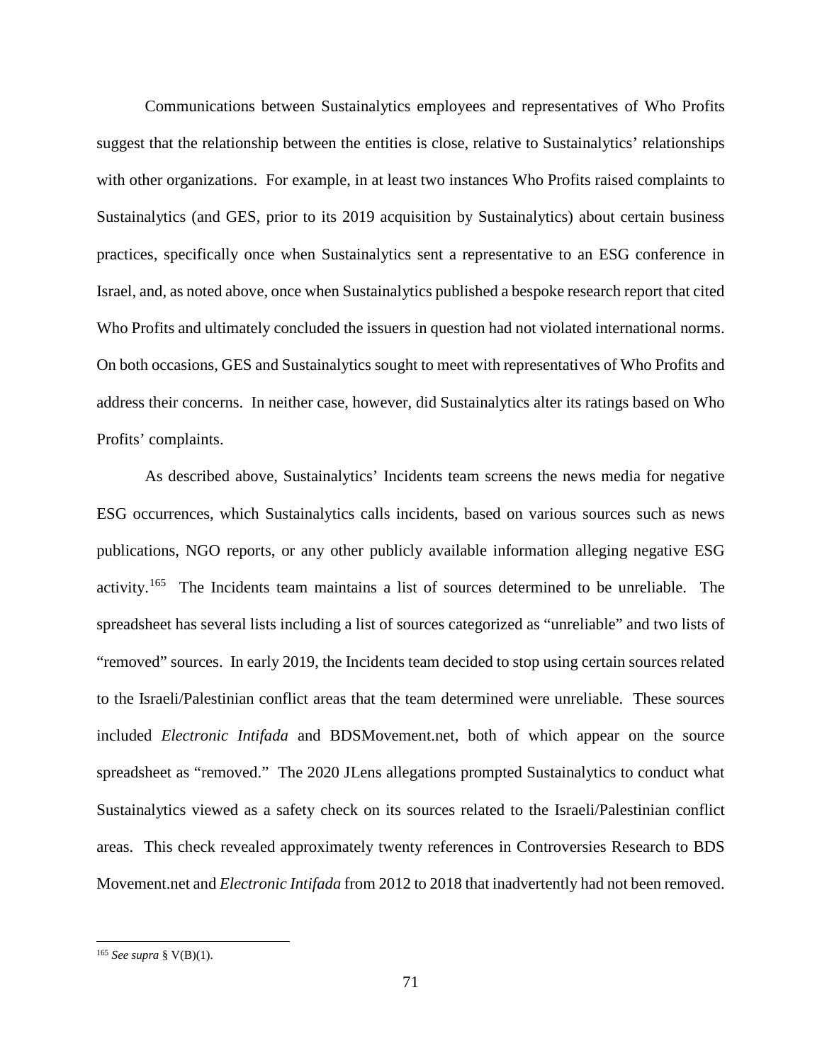Communications between Sustainalytics employees and representatives of Who Profits suggest that the relationship between the entities is close, relative to Sustainalytics' relationships with other organizations. For example, in at least two instances Who Profits raised complaints to Sustainalytics (and GES, prior to its 2019 acquisition by Sustainalytics) about certain business practices, specifically once when Sustainalytics sent a representative to an ESG conference in Israel, and, as noted above, once when Sustainalytics published a bespoke research report that cited Who Profits and ultimately concluded the issuers in question had not violated international norms. On both occasions, GES and Sustainalytics sought to meet with representatives of Who Profits and address their concerns. In neither case, however, did Sustainalytics alter its ratings based on Who Profits' complaints.

As described above, Sustainalytics' Incidents team screens the news media for negative ESG occurrences, which Sustainalytics calls incidents, based on various sources such as news publications, NGO reports, or any other publicly available information alleging negative ESG activity.[165] The Incidents team maintains a list of sources determined to be unreliable. The spreadsheet has several lists including a list of sources categorized as "unreliable" and two lists of "removed" sources. In early 2019, the Incidents team decided to stop using certain sources related to the Israeli/Palestinian conflict areas that the team determined were unreliable. These sources included *Electronic Intifada* and BDSMovement.net, both of which appear on the source spreadsheet as "removed." The 2020 JLens allegations prompted Sustainalytics to conduct what Sustainalytics viewed as a safety check on its sources related to the Israeli/Palestinian conflict areas. This check revealed approximately twenty references in Controversies Research to BDS Movement.net and *Electronic Intifada* from 2012 to 2018 that inadvertently had not been removed.

---

[165] *See supra* § V(B)(1).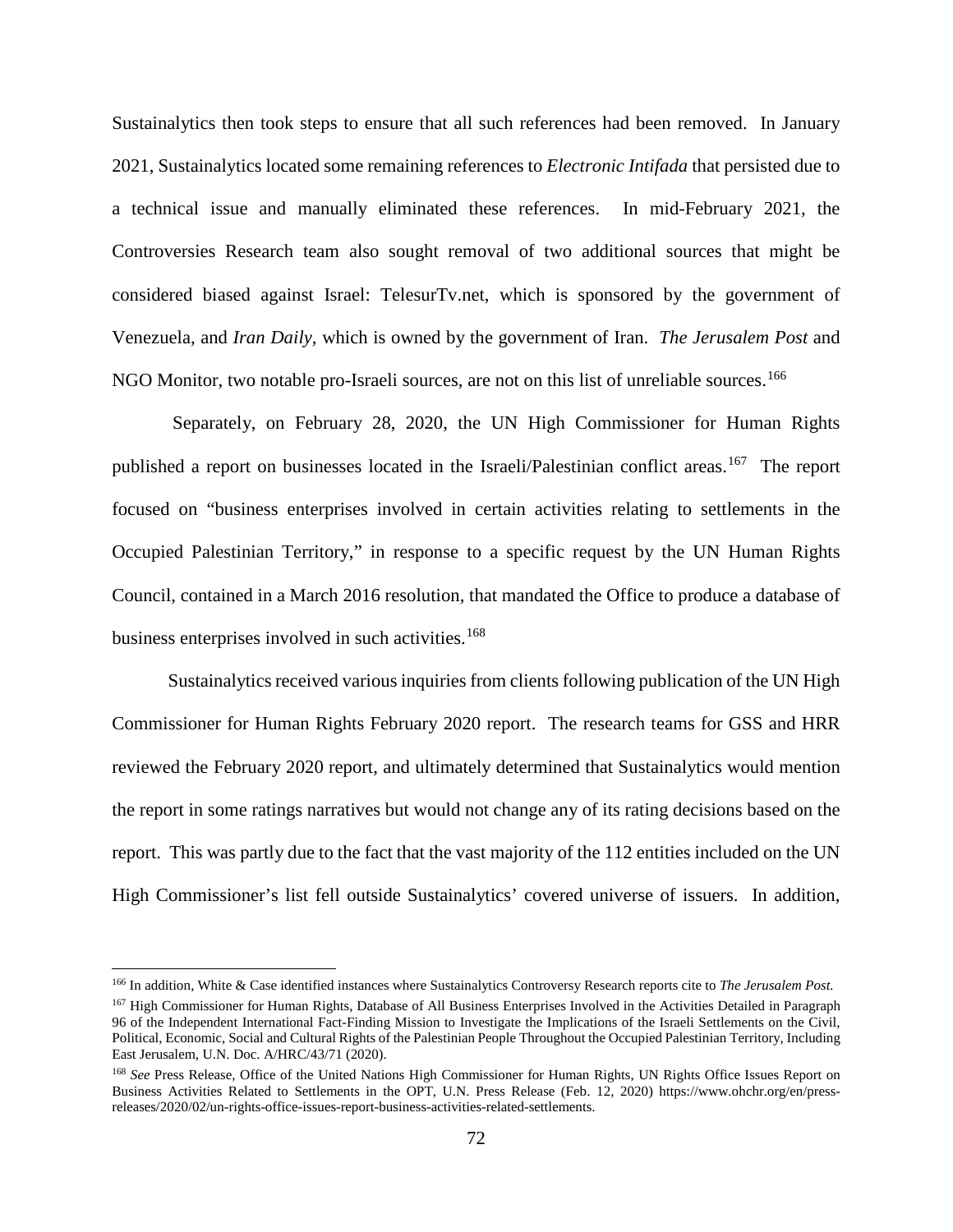Sustainalytics then took steps to ensure that all such references had been removed. In January 2021, Sustainalytics located some remaining references to *Electronic Intifada* that persisted due to a technical issue and manually eliminated these references. In mid-February 2021, the Controversies Research team also sought removal of two additional sources that might be considered biased against Israel: TelesurTv.net, which is sponsored by the government of Venezuela, and *Iran Daily*, which is owned by the government of Iran. *The Jerusalem Post* and NGO Monitor, two notable pro-Israeli sources, are not on this list of unreliable sources.[166]

Separately, on February 28, 2020, the UN High Commissioner for Human Rights published a report on businesses located in the Israeli/Palestinian conflict areas.[167] The report focused on "business enterprises involved in certain activities relating to settlements in the Occupied Palestinian Territory," in response to a specific request by the UN Human Rights Council, contained in a March 2016 resolution, that mandated the Office to produce a database of business enterprises involved in such activities.[168]

Sustainalytics received various inquiries from clients following publication of the UN High Commissioner for Human Rights February 2020 report. The research teams for GSS and HRR reviewed the February 2020 report, and ultimately determined that Sustainalytics would mention the report in some ratings narratives but would not change any of its rating decisions based on the report. This was partly due to the fact that the vast majority of the 112 entities included on the UN High Commissioner's list fell outside Sustainalytics' covered universe of issuers. In addition,

---

[166] In addition, White & Case identified instances where Sustainalytics Controversy Research reports cite to *The Jerusalem Post.*

[167] High Commissioner for Human Rights, Database of All Business Enterprises Involved in the Activities Detailed in Paragraph 96 of the Independent International Fact-Finding Mission to Investigate the Implications of the Israeli Settlements on the Civil, Political, Economic, Social and Cultural Rights of the Palestinian People Throughout the Occupied Palestinian Territory, Including East Jerusalem, U.N. Doc. A/HRC/43/71 (2020).

[168] *See* Press Release, Office of the United Nations High Commissioner for Human Rights, UN Rights Office Issues Report on Business Activities Related to Settlements in the OPT, U.N. Press Release (Feb. 12, 2020) https://www.ohchr.org/en/press-releases/2020/02/un-rights-office-issues-report-business-activities-related-settlements.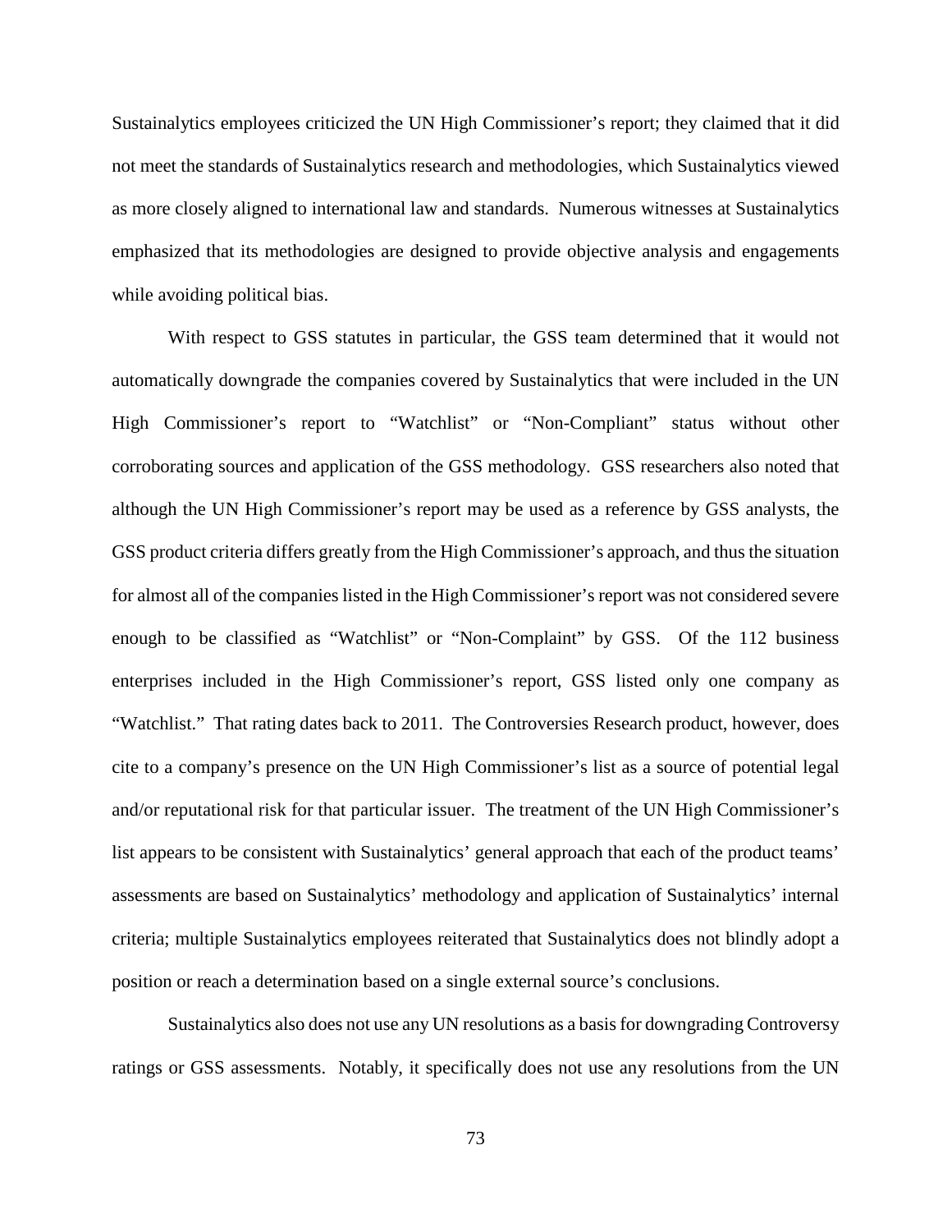Sustainalytics employees criticized the UN High Commissioner's report; they claimed that it did not meet the standards of Sustainalytics research and methodologies, which Sustainalytics viewed as more closely aligned to international law and standards. Numerous witnesses at Sustainalytics emphasized that its methodologies are designed to provide objective analysis and engagements while avoiding political bias.

With respect to GSS statutes in particular, the GSS team determined that it would not automatically downgrade the companies covered by Sustainalytics that were included in the UN High Commissioner's report to "Watchlist" or "Non-Compliant" status without other corroborating sources and application of the GSS methodology. GSS researchers also noted that although the UN High Commissioner's report may be used as a reference by GSS analysts, the GSS product criteria differs greatly from the High Commissioner's approach, and thus the situation for almost all of the companies listed in the High Commissioner's report was not considered severe enough to be classified as "Watchlist" or "Non-Complaint" by GSS. Of the 112 business enterprises included in the High Commissioner's report, GSS listed only one company as "Watchlist." That rating dates back to 2011. The Controversies Research product, however, does cite to a company's presence on the UN High Commissioner's list as a source of potential legal and/or reputational risk for that particular issuer. The treatment of the UN High Commissioner's list appears to be consistent with Sustainalytics' general approach that each of the product teams' assessments are based on Sustainalytics' methodology and application of Sustainalytics' internal criteria; multiple Sustainalytics employees reiterated that Sustainalytics does not blindly adopt a position or reach a determination based on a single external source's conclusions.

Sustainalytics also does not use any UN resolutions as a basis for downgrading Controversy ratings or GSS assessments. Notably, it specifically does not use any resolutions from the UN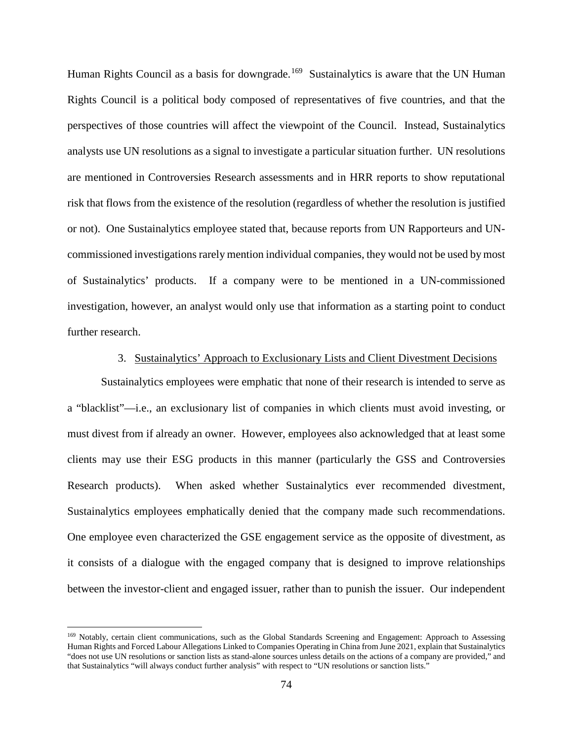Human Rights Council as a basis for downgrade.[169] Sustainalytics is aware that the UN Human Rights Council is a political body composed of representatives of five countries, and that the perspectives of those countries will affect the viewpoint of the Council. Instead, Sustainalytics analysts use UN resolutions as a signal to investigate a particular situation further. UN resolutions are mentioned in Controversies Research assessments and in HRR reports to show reputational risk that flows from the existence of the resolution (regardless of whether the resolution is justified or not). One Sustainalytics employee stated that, because reports from UN Rapporteurs and UN-commissioned investigations rarely mention individual companies, they would not be used by most of Sustainalytics' products. If a company were to be mentioned in a UN-commissioned investigation, however, an analyst would only use that information as a starting point to conduct further research.

### 3. Sustainalytics' Approach to Exclusionary Lists and Client Divestment Decisions

Sustainalytics employees were emphatic that none of their research is intended to serve as a "blacklist"—i.e., an exclusionary list of companies in which clients must avoid investing, or must divest from if already an owner. However, employees also acknowledged that at least some clients may use their ESG products in this manner (particularly the GSS and Controversies Research products). When asked whether Sustainalytics ever recommended divestment, Sustainalytics employees emphatically denied that the company made such recommendations. One employee even characterized the GSE engagement service as the opposite of divestment, as it consists of a dialogue with the engaged company that is designed to improve relationships between the investor-client and engaged issuer, rather than to punish the issuer. Our independent

---

[169] Notably, certain client communications, such as the Global Standards Screening and Engagement: Approach to Assessing Human Rights and Forced Labour Allegations Linked to Companies Operating in China from June 2021, explain that Sustainalytics "does not use UN resolutions or sanction lists as stand-alone sources unless details on the actions of a company are provided," and that Sustainalytics "will always conduct further analysis" with respect to "UN resolutions or sanction lists."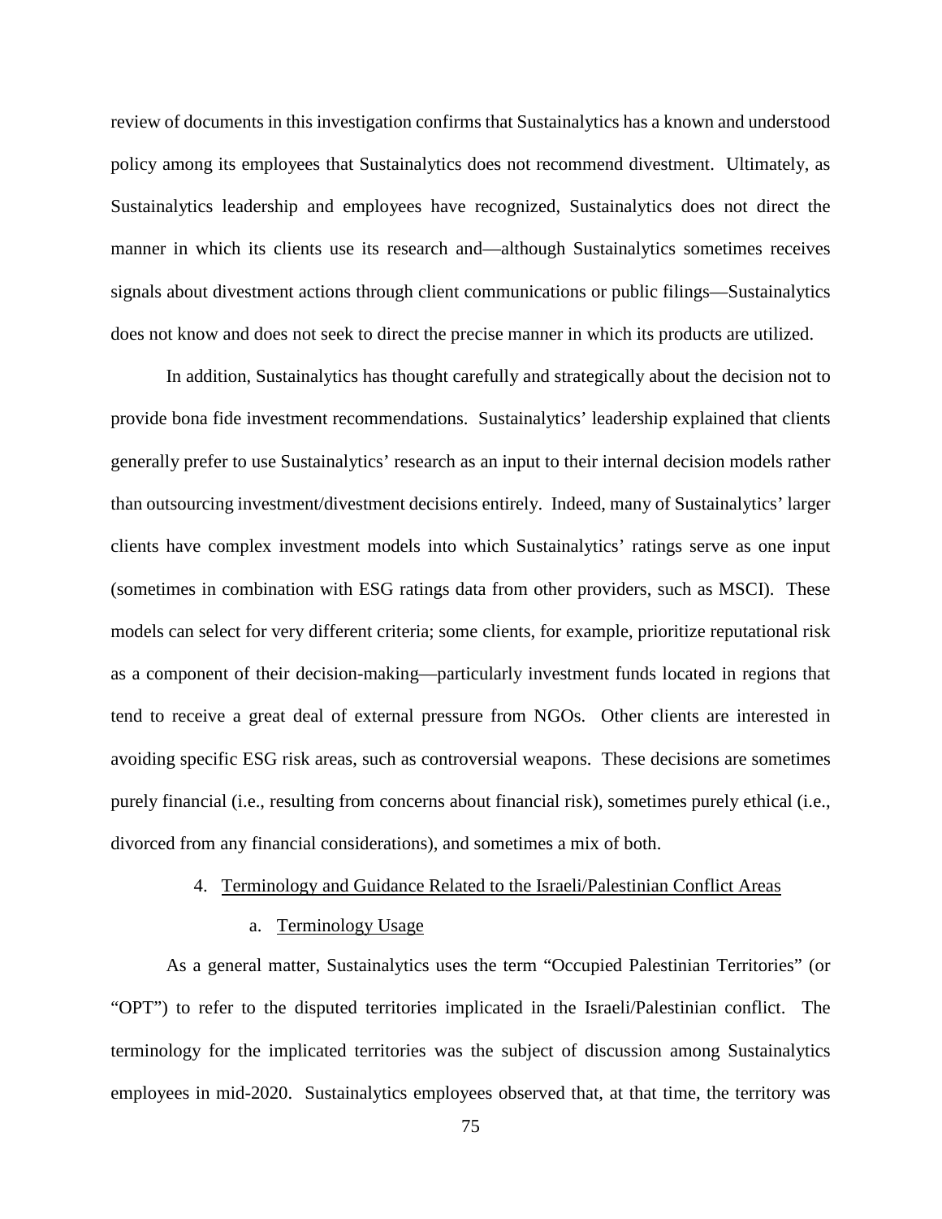review of documents in this investigation confirms that Sustainalytics has a known and understood policy among its employees that Sustainalytics does not recommend divestment. Ultimately, as Sustainalytics leadership and employees have recognized, Sustainalytics does not direct the manner in which its clients use its research and—although Sustainalytics sometimes receives signals about divestment actions through client communications or public filings—Sustainalytics does not know and does not seek to direct the precise manner in which its products are utilized.

In addition, Sustainalytics has thought carefully and strategically about the decision not to provide bona fide investment recommendations. Sustainalytics' leadership explained that clients generally prefer to use Sustainalytics' research as an input to their internal decision models rather than outsourcing investment/divestment decisions entirely. Indeed, many of Sustainalytics' larger clients have complex investment models into which Sustainalytics' ratings serve as one input (sometimes in combination with ESG ratings data from other providers, such as MSCI). These models can select for very different criteria; some clients, for example, prioritize reputational risk as a component of their decision-making—particularly investment funds located in regions that tend to receive a great deal of external pressure from NGOs. Other clients are interested in avoiding specific ESG risk areas, such as controversial weapons. These decisions are sometimes purely financial (i.e., resulting from concerns about financial risk), sometimes purely ethical (i.e., divorced from any financial considerations), and sometimes a mix of both.

### 4. Terminology and Guidance Related to the Israeli/Palestinian Conflict Areas

#### a. Terminology Usage

As a general matter, Sustainalytics uses the term "Occupied Palestinian Territories" (or "OPT") to refer to the disputed territories implicated in the Israeli/Palestinian conflict. The terminology for the implicated territories was the subject of discussion among Sustainalytics employees in mid-2020. Sustainalytics employees observed that, at that time, the territory was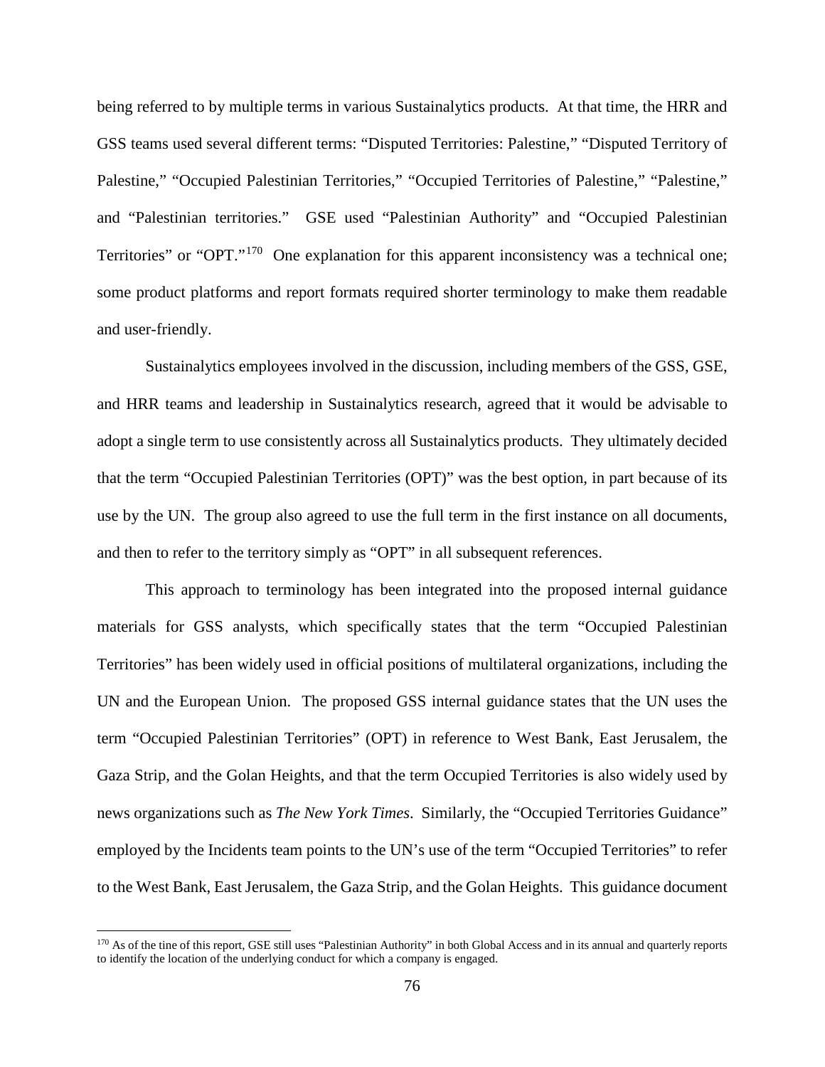being referred to by multiple terms in various Sustainalytics products. At that time, the HRR and GSS teams used several different terms: "Disputed Territories: Palestine," "Disputed Territory of Palestine," "Occupied Palestinian Territories," "Occupied Territories of Palestine," "Palestine," and "Palestinian territories." GSE used "Palestinian Authority" and "Occupied Palestinian Territories" or "OPT."[170] One explanation for this apparent inconsistency was a technical one; some product platforms and report formats required shorter terminology to make them readable and user-friendly.

Sustainalytics employees involved in the discussion, including members of the GSS, GSE, and HRR teams and leadership in Sustainalytics research, agreed that it would be advisable to adopt a single term to use consistently across all Sustainalytics products. They ultimately decided that the term "Occupied Palestinian Territories (OPT)" was the best option, in part because of its use by the UN. The group also agreed to use the full term in the first instance on all documents, and then to refer to the territory simply as "OPT" in all subsequent references.

This approach to terminology has been integrated into the proposed internal guidance materials for GSS analysts, which specifically states that the term "Occupied Palestinian Territories" has been widely used in official positions of multilateral organizations, including the UN and the European Union. The proposed GSS internal guidance states that the UN uses the term "Occupied Palestinian Territories" (OPT) in reference to West Bank, East Jerusalem, the Gaza Strip, and the Golan Heights, and that the term Occupied Territories is also widely used by news organizations such as *The New York Times*. Similarly, the "Occupied Territories Guidance" employed by the Incidents team points to the UN's use of the term "Occupied Territories" to refer to the West Bank, East Jerusalem, the Gaza Strip, and the Golan Heights. This guidance document

[170] As of the tine of this report, GSE still uses "Palestinian Authority" in both Global Access and in its annual and quarterly reports to identify the location of the underlying conduct for which a company is engaged.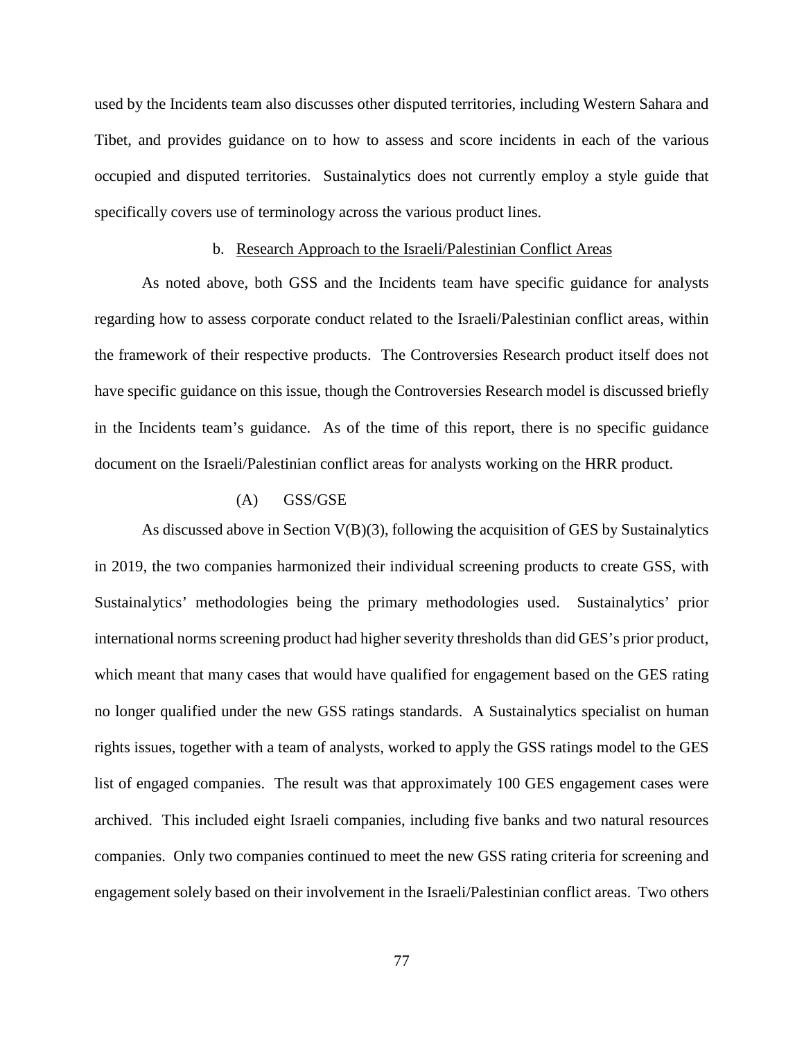used by the Incidents team also discusses other disputed territories, including Western Sahara and Tibet, and provides guidance on to how to assess and score incidents in each of the various occupied and disputed territories. Sustainalytics does not currently employ a style guide that specifically covers use of terminology across the various product lines.

#### b. Research Approach to the Israeli/Palestinian Conflict Areas

As noted above, both GSS and the Incidents team have specific guidance for analysts regarding how to assess corporate conduct related to the Israeli/Palestinian conflict areas, within the framework of their respective products. The Controversies Research product itself does not have specific guidance on this issue, though the Controversies Research model is discussed briefly in the Incidents team's guidance. As of the time of this report, there is no specific guidance document on the Israeli/Palestinian conflict areas for analysts working on the HRR product.

##### (A) GSS/GSE

As discussed above in Section V(B)(3), following the acquisition of GES by Sustainalytics in 2019, the two companies harmonized their individual screening products to create GSS, with Sustainalytics' methodologies being the primary methodologies used. Sustainalytics' prior international norms screening product had higher severity thresholds than did GES's prior product, which meant that many cases that would have qualified for engagement based on the GES rating no longer qualified under the new GSS ratings standards. A Sustainalytics specialist on human rights issues, together with a team of analysts, worked to apply the GSS ratings model to the GES list of engaged companies. The result was that approximately 100 GES engagement cases were archived. This included eight Israeli companies, including five banks and two natural resources companies. Only two companies continued to meet the new GSS rating criteria for screening and engagement solely based on their involvement in the Israeli/Palestinian conflict areas. Two others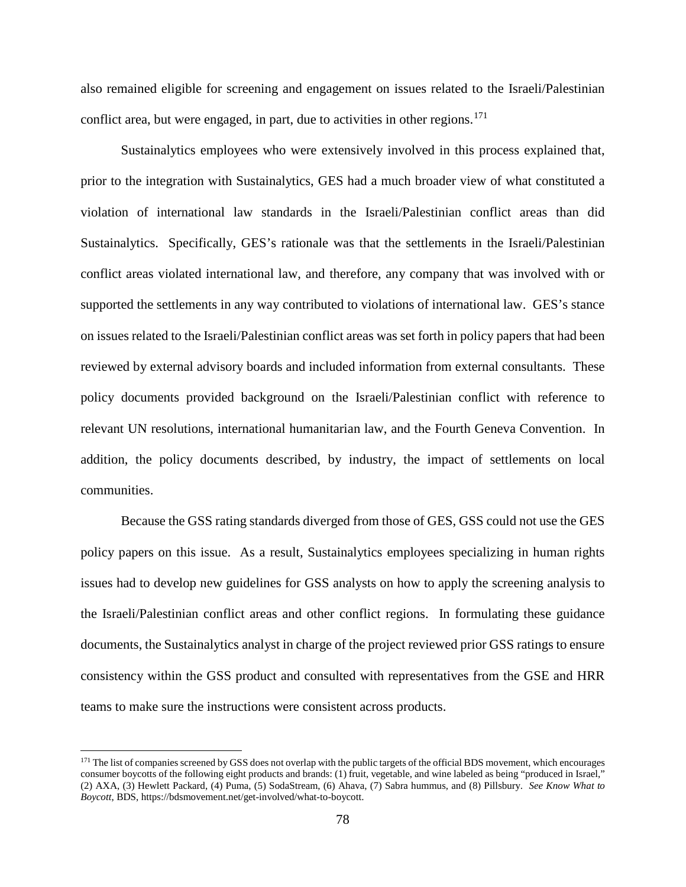also remained eligible for screening and engagement on issues related to the Israeli/Palestinian conflict area, but were engaged, in part, due to activities in other regions.[171]

Sustainalytics employees who were extensively involved in this process explained that, prior to the integration with Sustainalytics, GES had a much broader view of what constituted a violation of international law standards in the Israeli/Palestinian conflict areas than did Sustainalytics. Specifically, GES's rationale was that the settlements in the Israeli/Palestinian conflict areas violated international law, and therefore, any company that was involved with or supported the settlements in any way contributed to violations of international law. GES's stance on issues related to the Israeli/Palestinian conflict areas was set forth in policy papers that had been reviewed by external advisory boards and included information from external consultants. These policy documents provided background on the Israeli/Palestinian conflict with reference to relevant UN resolutions, international humanitarian law, and the Fourth Geneva Convention. In addition, the policy documents described, by industry, the impact of settlements on local communities.

Because the GSS rating standards diverged from those of GES, GSS could not use the GES policy papers on this issue. As a result, Sustainalytics employees specializing in human rights issues had to develop new guidelines for GSS analysts on how to apply the screening analysis to the Israeli/Palestinian conflict areas and other conflict regions. In formulating these guidance documents, the Sustainalytics analyst in charge of the project reviewed prior GSS ratings to ensure consistency within the GSS product and consulted with representatives from the GSE and HRR teams to make sure the instructions were consistent across products.

---

[171] The list of companies screened by GSS does not overlap with the public targets of the official BDS movement, which encourages consumer boycotts of the following eight products and brands: (1) fruit, vegetable, and wine labeled as being "produced in Israel," (2) AXA, (3) Hewlett Packard, (4) Puma, (5) SodaStream, (6) Ahava, (7) Sabra hummus, and (8) Pillsbury. *See Know What to Boycott*, BDS, https://bdsmovement.net/get-involved/what-to-boycott.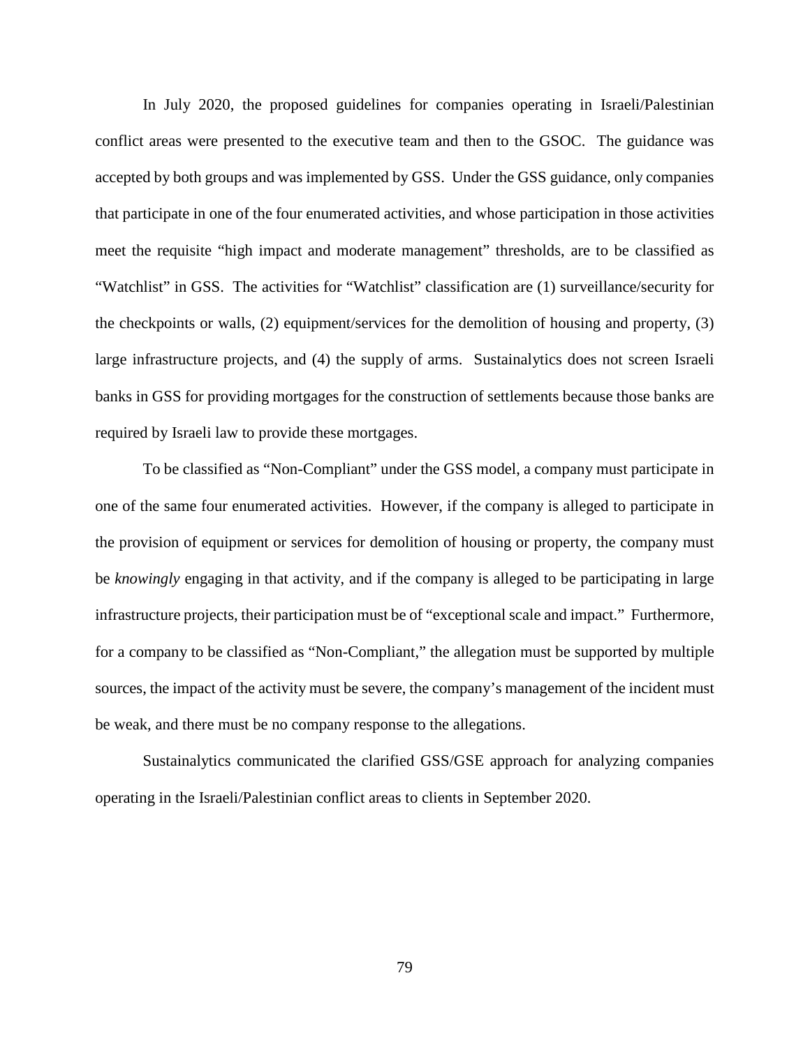In July 2020, the proposed guidelines for companies operating in Israeli/Palestinian conflict areas were presented to the executive team and then to the GSOC. The guidance was accepted by both groups and was implemented by GSS. Under the GSS guidance, only companies that participate in one of the four enumerated activities, and whose participation in those activities meet the requisite "high impact and moderate management" thresholds, are to be classified as "Watchlist" in GSS. The activities for "Watchlist" classification are (1) surveillance/security for the checkpoints or walls, (2) equipment/services for the demolition of housing and property, (3) large infrastructure projects, and (4) the supply of arms. Sustainalytics does not screen Israeli banks in GSS for providing mortgages for the construction of settlements because those banks are required by Israeli law to provide these mortgages.

To be classified as "Non-Compliant" under the GSS model, a company must participate in one of the same four enumerated activities. However, if the company is alleged to participate in the provision of equipment or services for demolition of housing or property, the company must be *knowingly* engaging in that activity, and if the company is alleged to be participating in large infrastructure projects, their participation must be of "exceptional scale and impact." Furthermore, for a company to be classified as "Non-Compliant," the allegation must be supported by multiple sources, the impact of the activity must be severe, the company's management of the incident must be weak, and there must be no company response to the allegations.

Sustainalytics communicated the clarified GSS/GSE approach for analyzing companies operating in the Israeli/Palestinian conflict areas to clients in September 2020.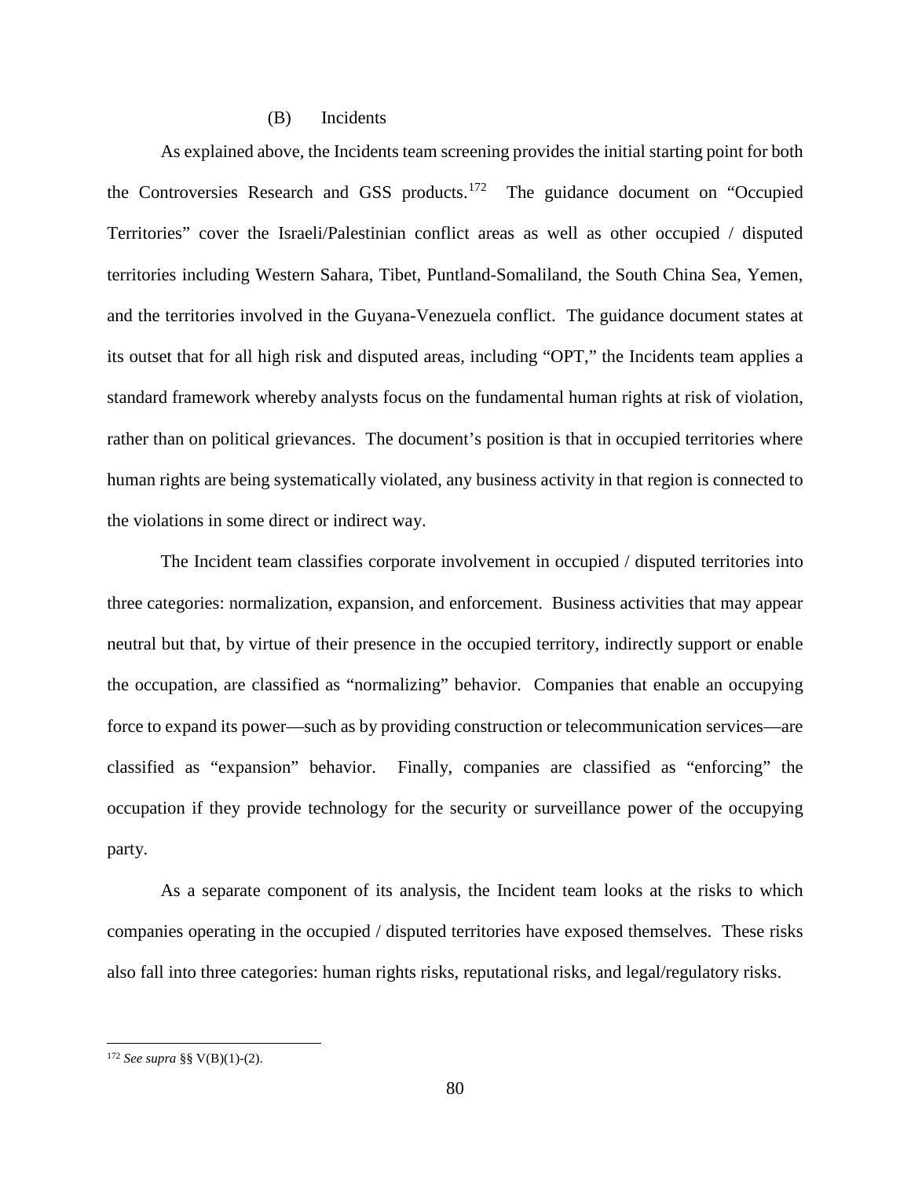### (B) Incidents

As explained above, the Incidents team screening provides the initial starting point for both the Controversies Research and GSS products.[172] The guidance document on "Occupied Territories" cover the Israeli/Palestinian conflict areas as well as other occupied / disputed territories including Western Sahara, Tibet, Puntland-Somaliland, the South China Sea, Yemen, and the territories involved in the Guyana-Venezuela conflict. The guidance document states at its outset that for all high risk and disputed areas, including "OPT," the Incidents team applies a standard framework whereby analysts focus on the fundamental human rights at risk of violation, rather than on political grievances. The document's position is that in occupied territories where human rights are being systematically violated, any business activity in that region is connected to the violations in some direct or indirect way.

The Incident team classifies corporate involvement in occupied / disputed territories into three categories: normalization, expansion, and enforcement. Business activities that may appear neutral but that, by virtue of their presence in the occupied territory, indirectly support or enable the occupation, are classified as "normalizing" behavior. Companies that enable an occupying force to expand its power—such as by providing construction or telecommunication services—are classified as "expansion" behavior. Finally, companies are classified as "enforcing" the occupation if they provide technology for the security or surveillance power of the occupying party.

As a separate component of its analysis, the Incident team looks at the risks to which companies operating in the occupied / disputed territories have exposed themselves. These risks also fall into three categories: human rights risks, reputational risks, and legal/regulatory risks.

[172] *See supra* §§ V(B)(1)-(2).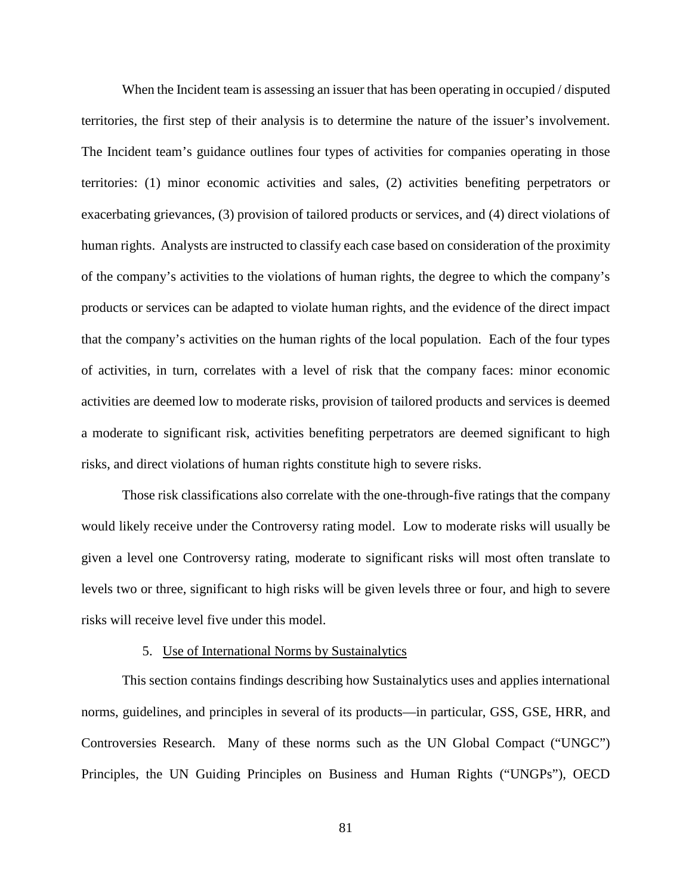When the Incident team is assessing an issuer that has been operating in occupied / disputed territories, the first step of their analysis is to determine the nature of the issuer's involvement. The Incident team's guidance outlines four types of activities for companies operating in those territories: (1) minor economic activities and sales, (2) activities benefiting perpetrators or exacerbating grievances, (3) provision of tailored products or services, and (4) direct violations of human rights. Analysts are instructed to classify each case based on consideration of the proximity of the company's activities to the violations of human rights, the degree to which the company's products or services can be adapted to violate human rights, and the evidence of the direct impact that the company's activities on the human rights of the local population. Each of the four types of activities, in turn, correlates with a level of risk that the company faces: minor economic activities are deemed low to moderate risks, provision of tailored products and services is deemed a moderate to significant risk, activities benefiting perpetrators are deemed significant to high risks, and direct violations of human rights constitute high to severe risks.

Those risk classifications also correlate with the one-through-five ratings that the company would likely receive under the Controversy rating model. Low to moderate risks will usually be given a level one Controversy rating, moderate to significant risks will most often translate to levels two or three, significant to high risks will be given levels three or four, and high to severe risks will receive level five under this model.

5. Use of International Norms by Sustainalytics

This section contains findings describing how Sustainalytics uses and applies international norms, guidelines, and principles in several of its products—in particular, GSS, GSE, HRR, and Controversies Research. Many of these norms such as the UN Global Compact ("UNGC") Principles, the UN Guiding Principles on Business and Human Rights ("UNGPs"), OECD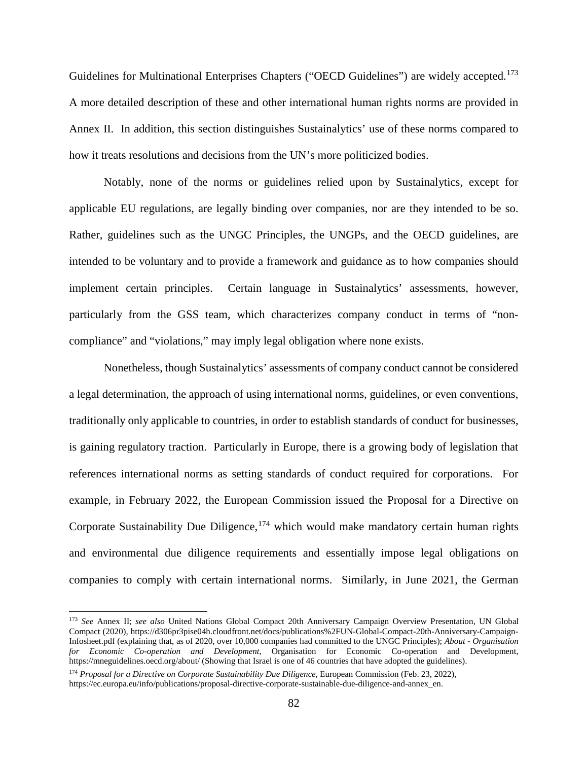Guidelines for Multinational Enterprises Chapters ("OECD Guidelines") are widely accepted.[173] A more detailed description of these and other international human rights norms are provided in Annex II. In addition, this section distinguishes Sustainalytics' use of these norms compared to how it treats resolutions and decisions from the UN's more politicized bodies.

Notably, none of the norms or guidelines relied upon by Sustainalytics, except for applicable EU regulations, are legally binding over companies, nor are they intended to be so. Rather, guidelines such as the UNGC Principles, the UNGPs, and the OECD guidelines, are intended to be voluntary and to provide a framework and guidance as to how companies should implement certain principles. Certain language in Sustainalytics' assessments, however, particularly from the GSS team, which characterizes company conduct in terms of "non-compliance" and "violations," may imply legal obligation where none exists.

Nonetheless, though Sustainalytics' assessments of company conduct cannot be considered a legal determination, the approach of using international norms, guidelines, or even conventions, traditionally only applicable to countries, in order to establish standards of conduct for businesses, is gaining regulatory traction. Particularly in Europe, there is a growing body of legislation that references international norms as setting standards of conduct required for corporations. For example, in February 2022, the European Commission issued the Proposal for a Directive on Corporate Sustainability Due Diligence,[174] which would make mandatory certain human rights and environmental due diligence requirements and essentially impose legal obligations on companies to comply with certain international norms. Similarly, in June 2021, the German

---

[173] *See* Annex II; *see also* United Nations Global Compact 20th Anniversary Campaign Overview Presentation, UN Global Compact (2020), https://d306pr3pise04h.cloudfront.net/docs/publications%2FUN-Global-Compact-20th-Anniversary-Campaign-Infosheet.pdf (explaining that, as of 2020, over 10,000 companies had committed to the UNGC Principles); *About - Organisation for Economic Co-operation and Development*, Organisation for Economic Co-operation and Development, https://mneguidelines.oecd.org/about/ (Showing that Israel is one of 46 countries that have adopted the guidelines).

[174] *Proposal for a Directive on Corporate Sustainability Due Diligence*, European Commission (Feb. 23, 2022), https://ec.europa.eu/info/publications/proposal-directive-corporate-sustainable-due-diligence-and-annex_en.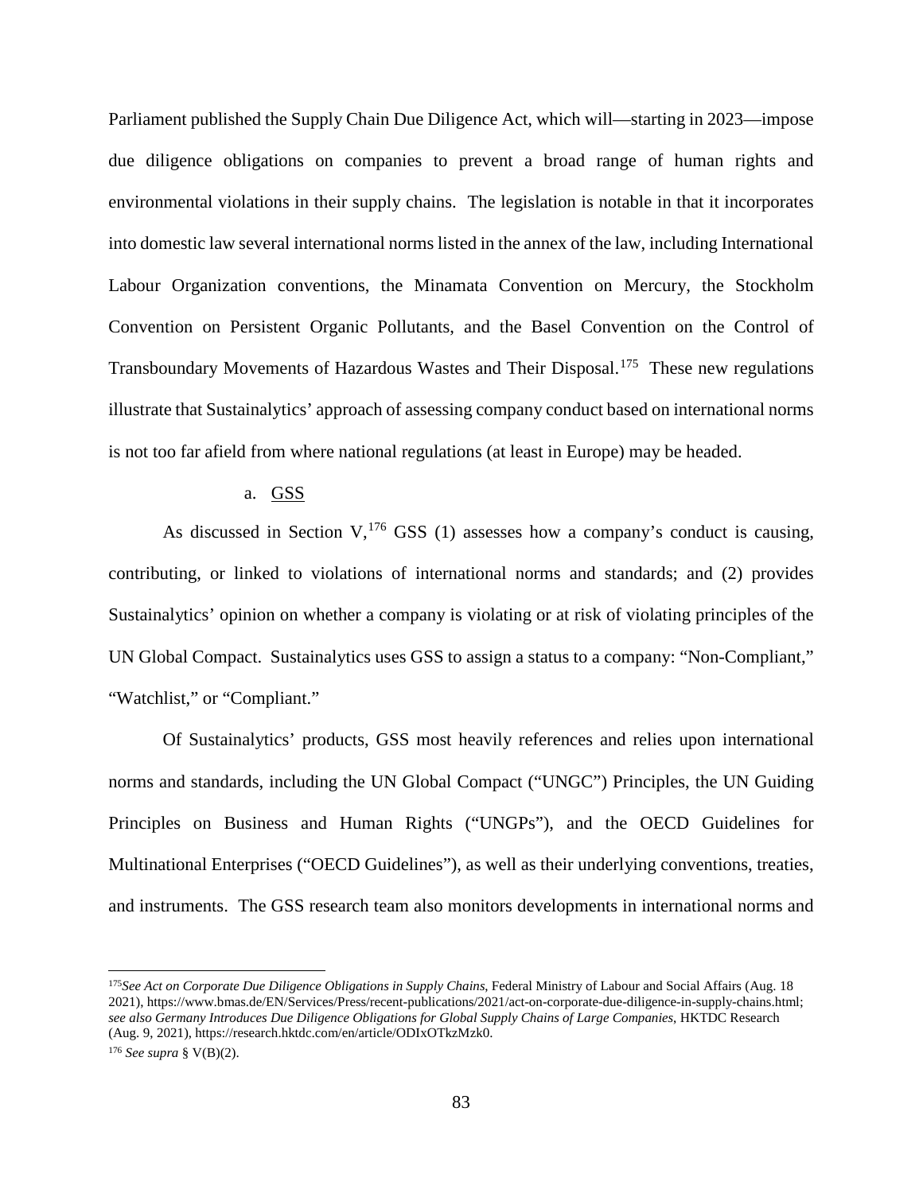Parliament published the Supply Chain Due Diligence Act, which will—starting in 2023—impose due diligence obligations on companies to prevent a broad range of human rights and environmental violations in their supply chains. The legislation is notable in that it incorporates into domestic law several international norms listed in the annex of the law, including International Labour Organization conventions, the Minamata Convention on Mercury, the Stockholm Convention on Persistent Organic Pollutants, and the Basel Convention on the Control of Transboundary Movements of Hazardous Wastes and Their Disposal.[175] These new regulations illustrate that Sustainalytics' approach of assessing company conduct based on international norms is not too far afield from where national regulations (at least in Europe) may be headed.

a. GSS

As discussed in Section V,[176] GSS (1) assesses how a company's conduct is causing, contributing, or linked to violations of international norms and standards; and (2) provides Sustainalytics' opinion on whether a company is violating or at risk of violating principles of the UN Global Compact. Sustainalytics uses GSS to assign a status to a company: "Non-Compliant," "Watchlist," or "Compliant."

Of Sustainalytics' products, GSS most heavily references and relies upon international norms and standards, including the UN Global Compact ("UNGC") Principles, the UN Guiding Principles on Business and Human Rights ("UNGPs"), and the OECD Guidelines for Multinational Enterprises ("OECD Guidelines"), as well as their underlying conventions, treaties, and instruments. The GSS research team also monitors developments in international norms and

---

[175] *See Act on Corporate Due Diligence Obligations in Supply Chains*, Federal Ministry of Labour and Social Affairs (Aug. 18 2021), https://www.bmas.de/EN/Services/Press/recent-publications/2021/act-on-corporate-due-diligence-in-supply-chains.html; *see also Germany Introduces Due Diligence Obligations for Global Supply Chains of Large Companies*, HKTDC Research (Aug. 9, 2021), https://research.hktdc.com/en/article/ODIxOTkzMzk0.

[176] *See supra* § V(B)(2).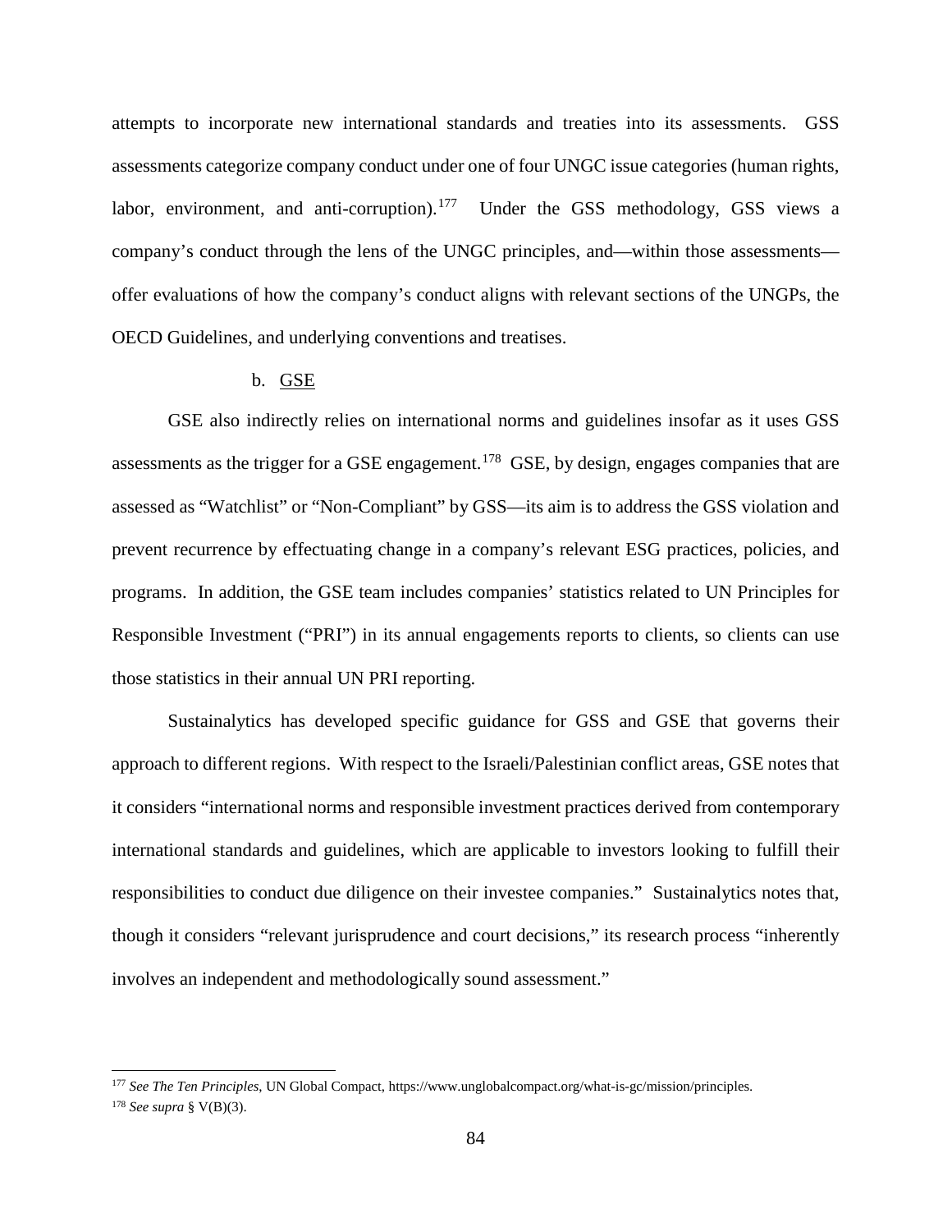attempts to incorporate new international standards and treaties into its assessments. GSS assessments categorize company conduct under one of four UNGC issue categories (human rights, labor, environment, and anti-corruption).[177] Under the GSS methodology, GSS views a company's conduct through the lens of the UNGC principles, and—within those assessments—offer evaluations of how the company's conduct aligns with relevant sections of the UNGPs, the OECD Guidelines, and underlying conventions and treatises.

b. GSE

GSE also indirectly relies on international norms and guidelines insofar as it uses GSS assessments as the trigger for a GSE engagement.[178] GSE, by design, engages companies that are assessed as "Watchlist" or "Non-Compliant" by GSS—its aim is to address the GSS violation and prevent recurrence by effectuating change in a company's relevant ESG practices, policies, and programs. In addition, the GSE team includes companies' statistics related to UN Principles for Responsible Investment ("PRI") in its annual engagements reports to clients, so clients can use those statistics in their annual UN PRI reporting.

Sustainalytics has developed specific guidance for GSS and GSE that governs their approach to different regions. With respect to the Israeli/Palestinian conflict areas, GSE notes that it considers "international norms and responsible investment practices derived from contemporary international standards and guidelines, which are applicable to investors looking to fulfill their responsibilities to conduct due diligence on their investee companies." Sustainalytics notes that, though it considers "relevant jurisprudence and court decisions," its research process "inherently involves an independent and methodologically sound assessment."

---

[177] *See The Ten Principles*, UN Global Compact, https://www.unglobalcompact.org/what-is-gc/mission/principles.

[178] *See supra* § V(B)(3).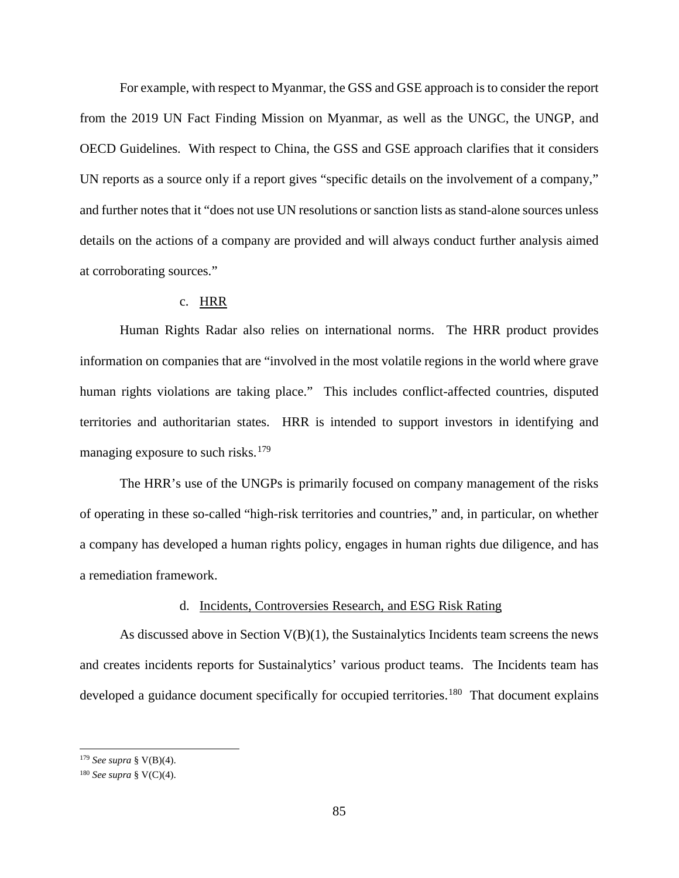For example, with respect to Myanmar, the GSS and GSE approach is to consider the report from the 2019 UN Fact Finding Mission on Myanmar, as well as the UNGC, the UNGP, and OECD Guidelines. With respect to China, the GSS and GSE approach clarifies that it considers UN reports as a source only if a report gives "specific details on the involvement of a company," and further notes that it "does not use UN resolutions or sanction lists as stand-alone sources unless details on the actions of a company are provided and will always conduct further analysis aimed at corroborating sources."

c. HRR

Human Rights Radar also relies on international norms. The HRR product provides information on companies that are "involved in the most volatile regions in the world where grave human rights violations are taking place." This includes conflict-affected countries, disputed territories and authoritarian states. HRR is intended to support investors in identifying and managing exposure to such risks.[179]

The HRR's use of the UNGPs is primarily focused on company management of the risks of operating in these so-called "high-risk territories and countries," and, in particular, on whether a company has developed a human rights policy, engages in human rights due diligence, and has a remediation framework.

d. Incidents, Controversies Research, and ESG Risk Rating

As discussed above in Section V(B)(1), the Sustainalytics Incidents team screens the news and creates incidents reports for Sustainalytics' various product teams. The Incidents team has developed a guidance document specifically for occupied territories.[180] That document explains

---

[179] *See supra* § V(B)(4).

[180] *See supra* § V(C)(4).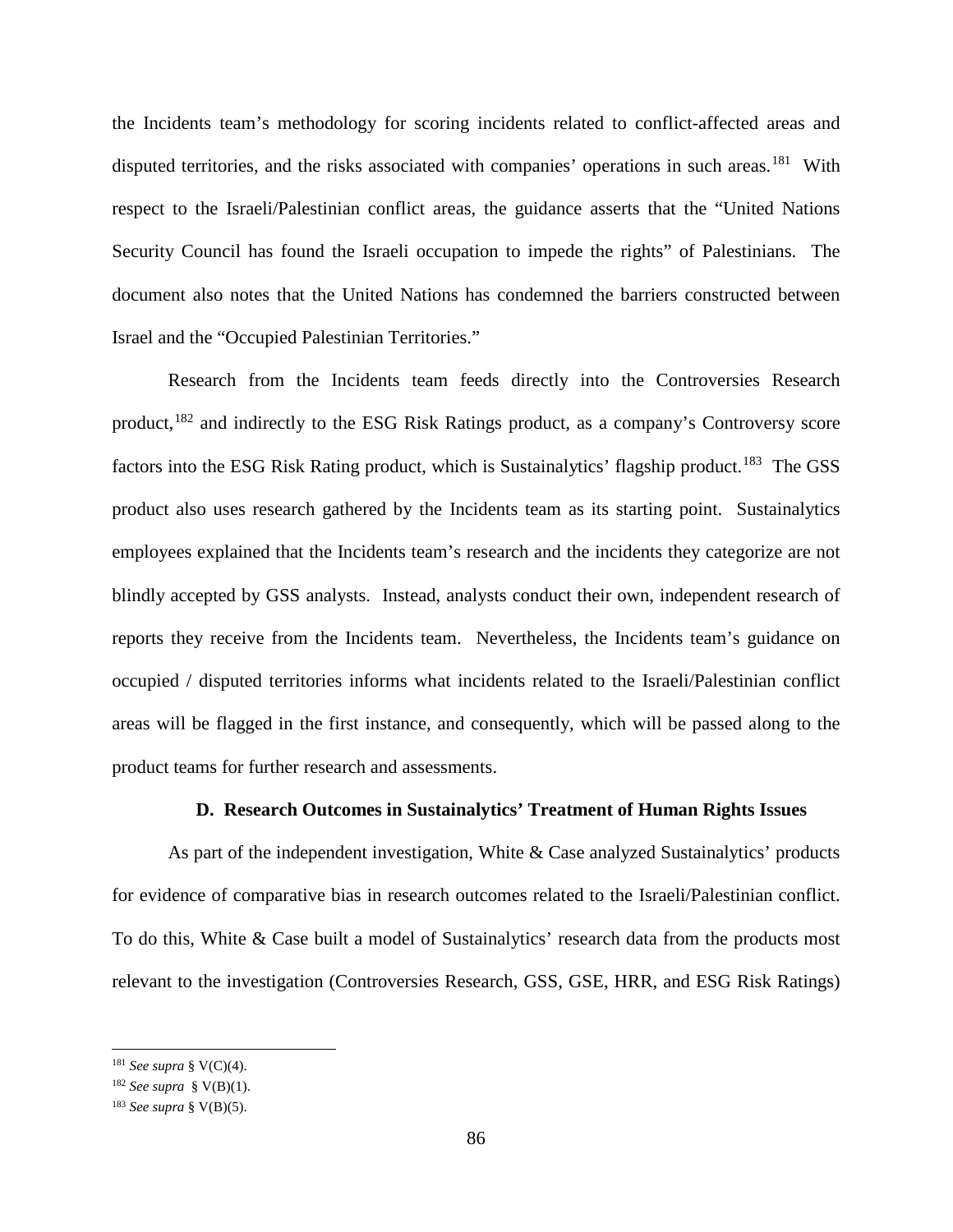the Incidents team's methodology for scoring incidents related to conflict-affected areas and disputed territories, and the risks associated with companies' operations in such areas.[181] With respect to the Israeli/Palestinian conflict areas, the guidance asserts that the "United Nations Security Council has found the Israeli occupation to impede the rights" of Palestinians. The document also notes that the United Nations has condemned the barriers constructed between Israel and the "Occupied Palestinian Territories."

Research from the Incidents team feeds directly into the Controversies Research product,[182] and indirectly to the ESG Risk Ratings product, as a company's Controversy score factors into the ESG Risk Rating product, which is Sustainalytics' flagship product.[183] The GSS product also uses research gathered by the Incidents team as its starting point. Sustainalytics employees explained that the Incidents team's research and the incidents they categorize are not blindly accepted by GSS analysts. Instead, analysts conduct their own, independent research of reports they receive from the Incidents team. Nevertheless, the Incidents team's guidance on occupied / disputed territories informs what incidents related to the Israeli/Palestinian conflict areas will be flagged in the first instance, and consequently, which will be passed along to the product teams for further research and assessments.

### D. Research Outcomes in Sustainalytics' Treatment of Human Rights Issues

As part of the independent investigation, White & Case analyzed Sustainalytics' products for evidence of comparative bias in research outcomes related to the Israeli/Palestinian conflict. To do this, White & Case built a model of Sustainalytics' research data from the products most relevant to the investigation (Controversies Research, GSS, GSE, HRR, and ESG Risk Ratings)

---

[181] *See supra* § V(C)(4).

[182] *See supra* § V(B)(1).

[183] *See supra* § V(B)(5).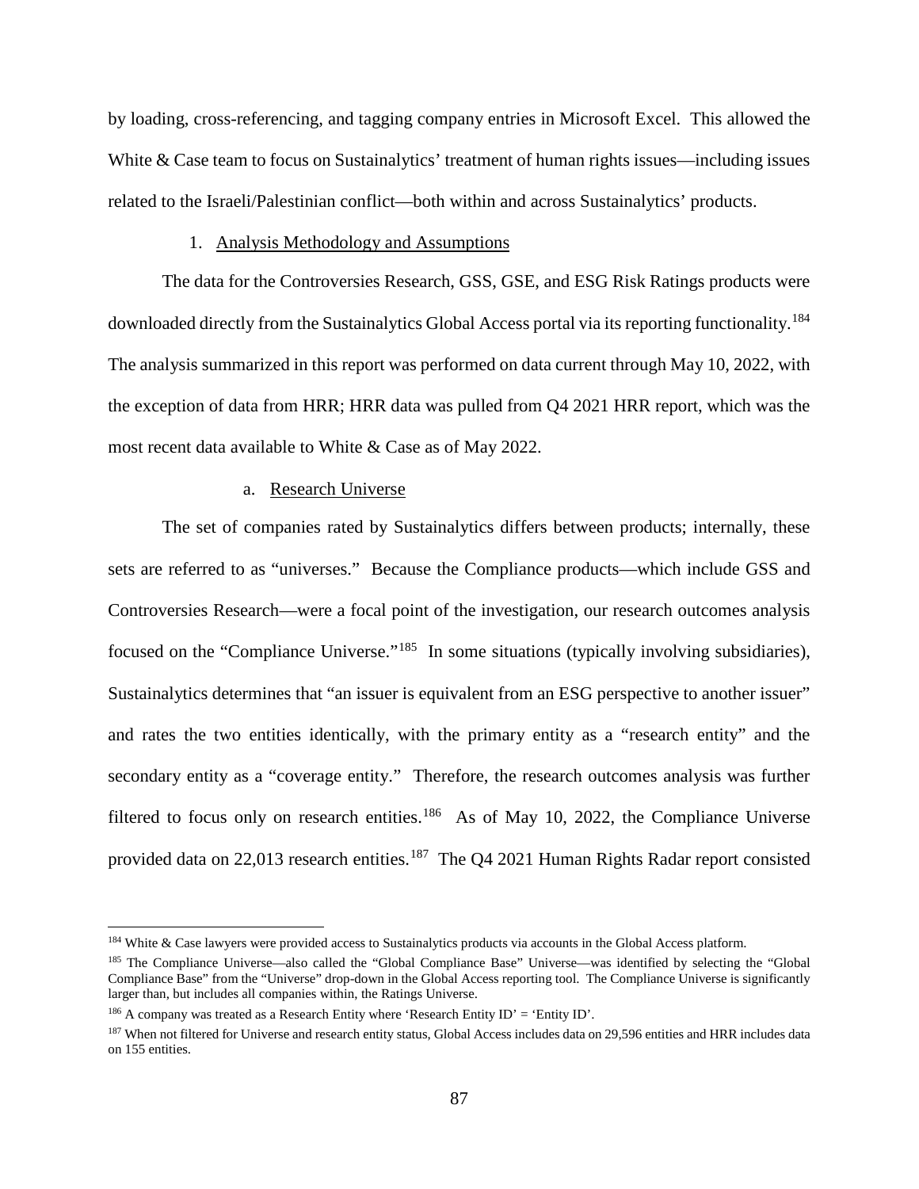by loading, cross-referencing, and tagging company entries in Microsoft Excel. This allowed the White & Case team to focus on Sustainalytics' treatment of human rights issues—including issues related to the Israeli/Palestinian conflict—both within and across Sustainalytics' products.

1. Analysis Methodology and Assumptions

The data for the Controversies Research, GSS, GSE, and ESG Risk Ratings products were downloaded directly from the Sustainalytics Global Access portal via its reporting functionality.[184] The analysis summarized in this report was performed on data current through May 10, 2022, with the exception of data from HRR; HRR data was pulled from Q4 2021 HRR report, which was the most recent data available to White & Case as of May 2022.

a. Research Universe

The set of companies rated by Sustainalytics differs between products; internally, these sets are referred to as "universes." Because the Compliance products—which include GSS and Controversies Research—were a focal point of the investigation, our research outcomes analysis focused on the "Compliance Universe."[185] In some situations (typically involving subsidiaries), Sustainalytics determines that "an issuer is equivalent from an ESG perspective to another issuer" and rates the two entities identically, with the primary entity as a "research entity" and the secondary entity as a "coverage entity." Therefore, the research outcomes analysis was further filtered to focus only on research entities.[186] As of May 10, 2022, the Compliance Universe provided data on 22,013 research entities.[187] The Q4 2021 Human Rights Radar report consisted

---

[184] White & Case lawyers were provided access to Sustainalytics products via accounts in the Global Access platform.

[185] The Compliance Universe—also called the "Global Compliance Base" Universe—was identified by selecting the "Global Compliance Base" from the "Universe" drop-down in the Global Access reporting tool. The Compliance Universe is significantly larger than, but includes all companies within, the Ratings Universe.

[186] A company was treated as a Research Entity where 'Research Entity ID' = 'Entity ID'.

[187] When not filtered for Universe and research entity status, Global Access includes data on 29,596 entities and HRR includes data on 155 entities.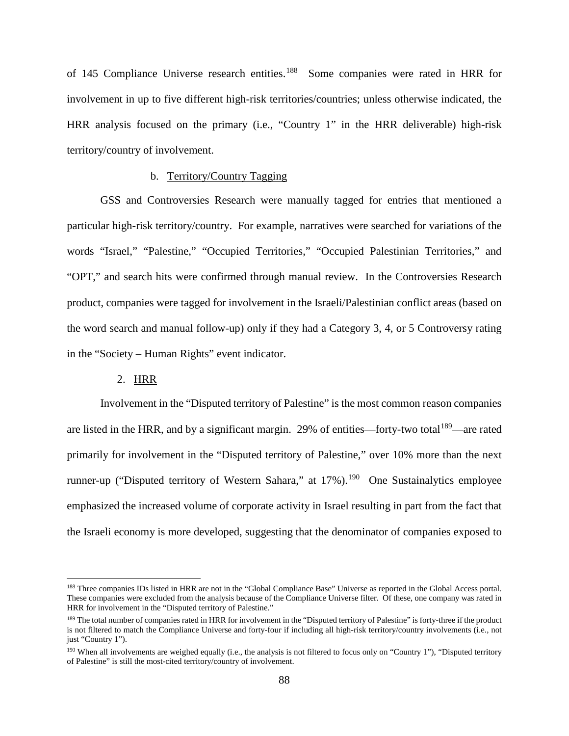of 145 Compliance Universe research entities.[188] Some companies were rated in HRR for involvement in up to five different high-risk territories/countries; unless otherwise indicated, the HRR analysis focused on the primary (i.e., "Country 1" in the HRR deliverable) high-risk territory/country of involvement.

b. Territory/Country Tagging

GSS and Controversies Research were manually tagged for entries that mentioned a particular high-risk territory/country. For example, narratives were searched for variations of the words "Israel," "Palestine," "Occupied Territories," "Occupied Palestinian Territories," and "OPT," and search hits were confirmed through manual review. In the Controversies Research product, companies were tagged for involvement in the Israeli/Palestinian conflict areas (based on the word search and manual follow-up) only if they had a Category 3, 4, or 5 Controversy rating in the "Society – Human Rights" event indicator.

2. HRR

Involvement in the "Disputed territory of Palestine" is the most common reason companies are listed in the HRR, and by a significant margin. 29% of entities—forty-two total[189]—are rated primarily for involvement in the "Disputed territory of Palestine," over 10% more than the next runner-up ("Disputed territory of Western Sahara," at 17%).[190] One Sustainalytics employee emphasized the increased volume of corporate activity in Israel resulting in part from the fact that the Israeli economy is more developed, suggesting that the denominator of companies exposed to

---

[188] Three companies IDs listed in HRR are not in the "Global Compliance Base" Universe as reported in the Global Access portal. These companies were excluded from the analysis because of the Compliance Universe filter. Of these, one company was rated in HRR for involvement in the "Disputed territory of Palestine."

[189] The total number of companies rated in HRR for involvement in the "Disputed territory of Palestine" is forty-three if the product is not filtered to match the Compliance Universe and forty-four if including all high-risk territory/country involvements (i.e., not just "Country 1").

[190] When all involvements are weighed equally (i.e., the analysis is not filtered to focus only on "Country 1"), "Disputed territory of Palestine" is still the most-cited territory/country of involvement.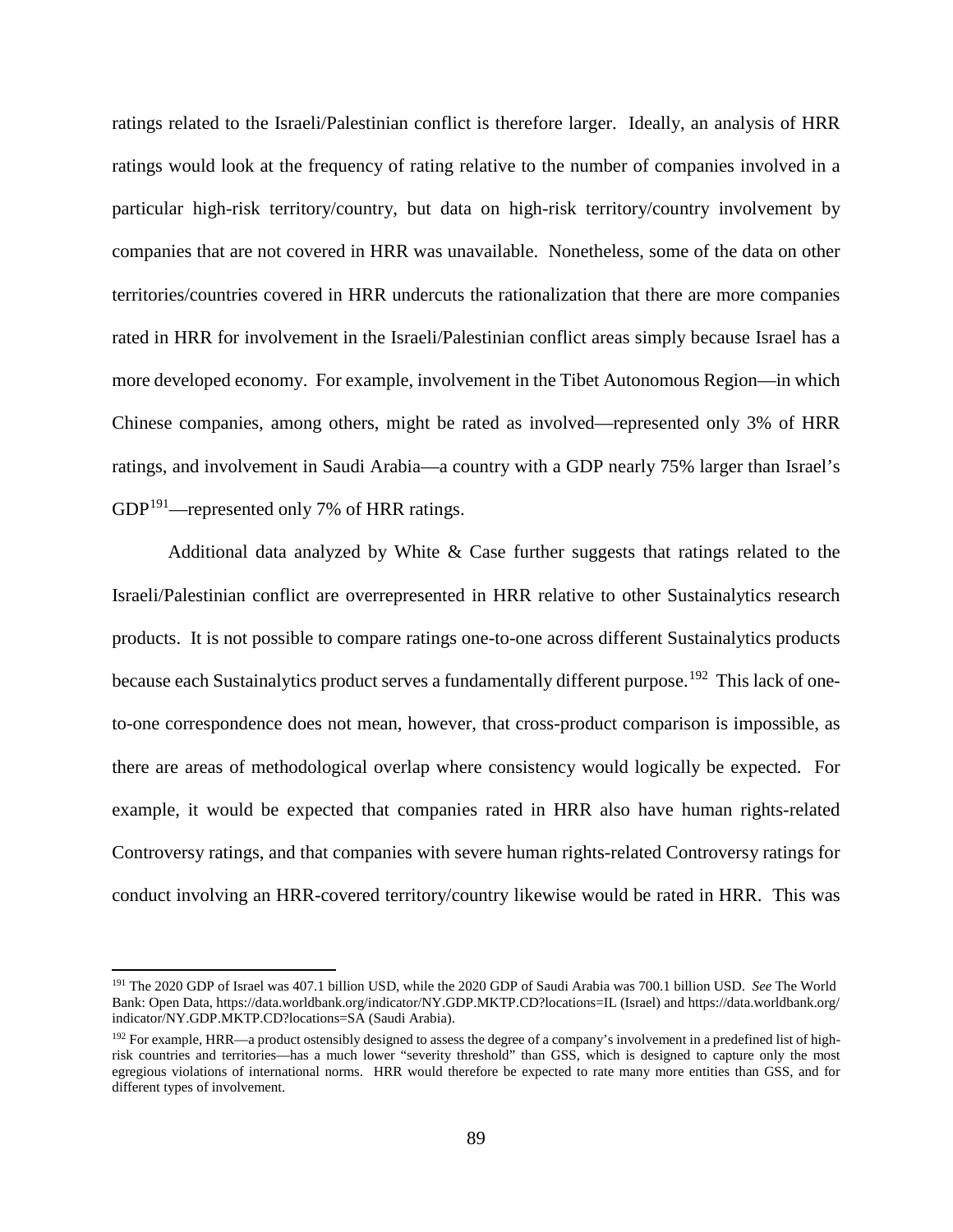ratings related to the Israeli/Palestinian conflict is therefore larger. Ideally, an analysis of HRR ratings would look at the frequency of rating relative to the number of companies involved in a particular high-risk territory/country, but data on high-risk territory/country involvement by companies that are not covered in HRR was unavailable. Nonetheless, some of the data on other territories/countries covered in HRR undercuts the rationalization that there are more companies rated in HRR for involvement in the Israeli/Palestinian conflict areas simply because Israel has a more developed economy. For example, involvement in the Tibet Autonomous Region—in which Chinese companies, among others, might be rated as involved—represented only 3% of HRR ratings, and involvement in Saudi Arabia—a country with a GDP nearly 75% larger than Israel's GDP[191]—represented only 7% of HRR ratings.

Additional data analyzed by White & Case further suggests that ratings related to the Israeli/Palestinian conflict are overrepresented in HRR relative to other Sustainalytics research products. It is not possible to compare ratings one-to-one across different Sustainalytics products because each Sustainalytics product serves a fundamentally different purpose.[192] This lack of one-to-one correspondence does not mean, however, that cross-product comparison is impossible, as there are areas of methodological overlap where consistency would logically be expected. For example, it would be expected that companies rated in HRR also have human rights-related Controversy ratings, and that companies with severe human rights-related Controversy ratings for conduct involving an HRR-covered territory/country likewise would be rated in HRR. This was

---

[191] The 2020 GDP of Israel was 407.1 billion USD, while the 2020 GDP of Saudi Arabia was 700.1 billion USD. *See* The World Bank: Open Data, https://data.worldbank.org/indicator/NY.GDP.MKTP.CD?locations=IL (Israel) and https://data.worldbank.org/indicator/NY.GDP.MKTP.CD?locations=SA (Saudi Arabia).

[192] For example, HRR—a product ostensibly designed to assess the degree of a company's involvement in a predefined list of high-risk countries and territories—has a much lower "severity threshold" than GSS, which is designed to capture only the most egregious violations of international norms. HRR would therefore be expected to rate many more entities than GSS, and for different types of involvement.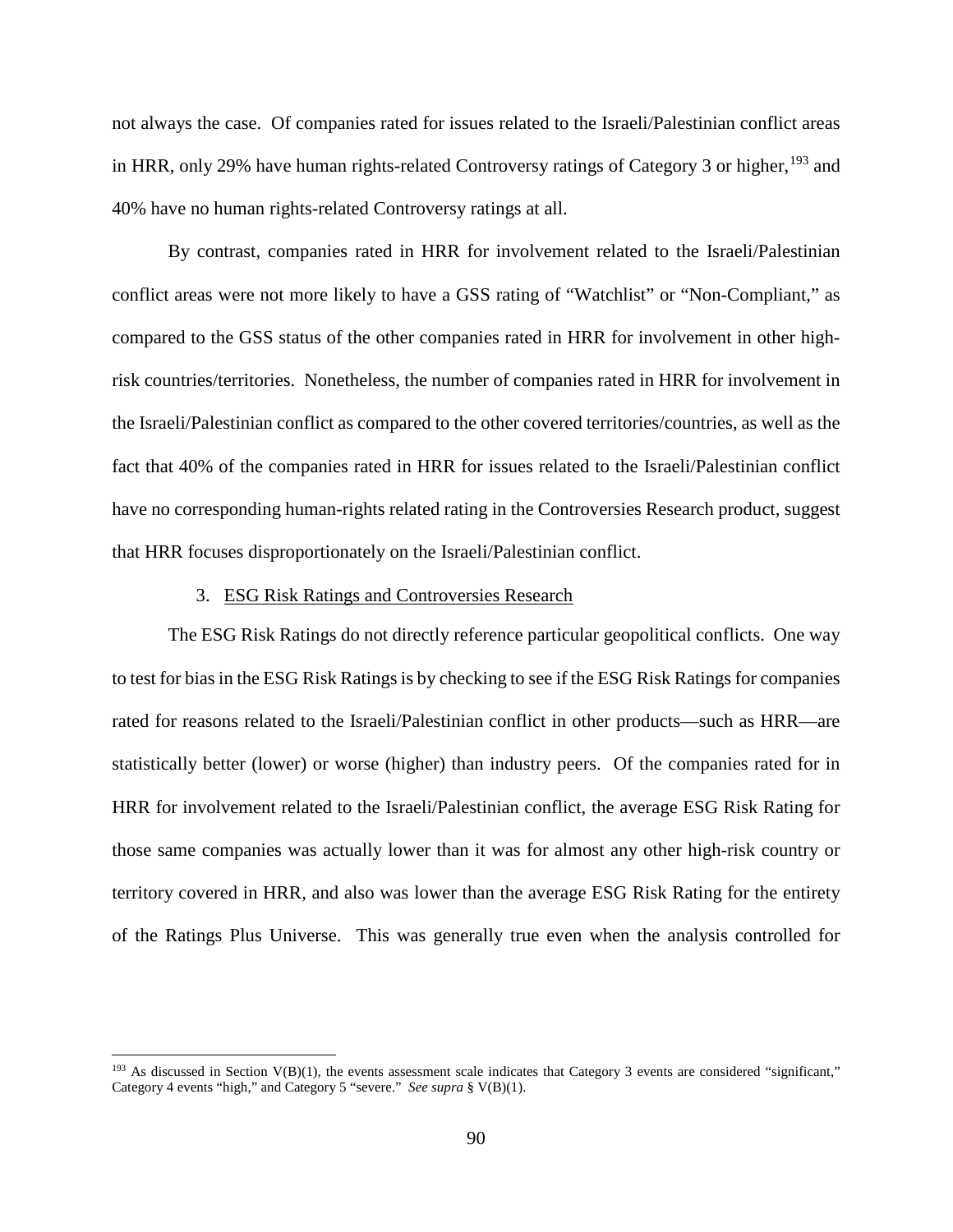not always the case. Of companies rated for issues related to the Israeli/Palestinian conflict areas in HRR, only 29% have human rights-related Controversy ratings of Category 3 or higher,[193] and 40% have no human rights-related Controversy ratings at all.

By contrast, companies rated in HRR for involvement related to the Israeli/Palestinian conflict areas were not more likely to have a GSS rating of "Watchlist" or "Non-Compliant," as compared to the GSS status of the other companies rated in HRR for involvement in other high-risk countries/territories. Nonetheless, the number of companies rated in HRR for involvement in the Israeli/Palestinian conflict as compared to the other covered territories/countries, as well as the fact that 40% of the companies rated in HRR for issues related to the Israeli/Palestinian conflict have no corresponding human-rights related rating in the Controversies Research product, suggest that HRR focuses disproportionately on the Israeli/Palestinian conflict.

### 3. <u>ESG Risk Ratings and Controversies Research</u>

The ESG Risk Ratings do not directly reference particular geopolitical conflicts. One way to test for bias in the ESG Risk Ratings is by checking to see if the ESG Risk Ratings for companies rated for reasons related to the Israeli/Palestinian conflict in other products—such as HRR—are statistically better (lower) or worse (higher) than industry peers. Of the companies rated for in HRR for involvement related to the Israeli/Palestinian conflict, the average ESG Risk Rating for those same companies was actually lower than it was for almost any other high-risk country or territory covered in HRR, and also was lower than the average ESG Risk Rating for the entirety of the Ratings Plus Universe. This was generally true even when the analysis controlled for

---

[193] As discussed in Section V(B)(1), the events assessment scale indicates that Category 3 events are considered "significant," Category 4 events "high," and Category 5 "severe." *See supra* § V(B)(1).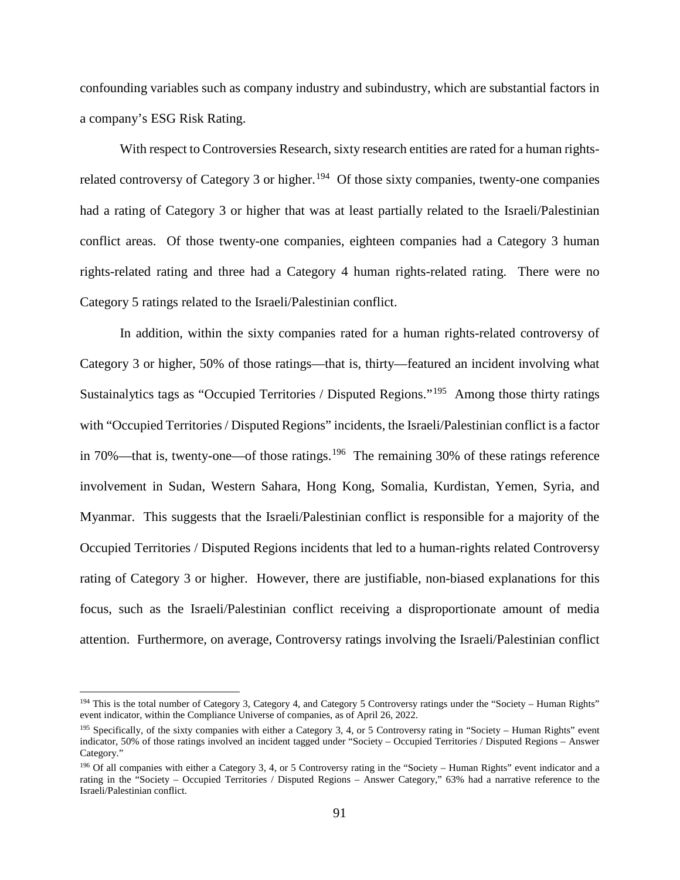confounding variables such as company industry and subindustry, which are substantial factors in a company's ESG Risk Rating.

With respect to Controversies Research, sixty research entities are rated for a human rights-related controversy of Category 3 or higher.[194] Of those sixty companies, twenty-one companies had a rating of Category 3 or higher that was at least partially related to the Israeli/Palestinian conflict areas. Of those twenty-one companies, eighteen companies had a Category 3 human rights-related rating and three had a Category 4 human rights-related rating. There were no Category 5 ratings related to the Israeli/Palestinian conflict.

In addition, within the sixty companies rated for a human rights-related controversy of Category 3 or higher, 50% of those ratings—that is, thirty—featured an incident involving what Sustainalytics tags as "Occupied Territories / Disputed Regions."[195] Among those thirty ratings with "Occupied Territories / Disputed Regions" incidents, the Israeli/Palestinian conflict is a factor in 70%—that is, twenty-one—of those ratings.[196] The remaining 30% of these ratings reference involvement in Sudan, Western Sahara, Hong Kong, Somalia, Kurdistan, Yemen, Syria, and Myanmar. This suggests that the Israeli/Palestinian conflict is responsible for a majority of the Occupied Territories / Disputed Regions incidents that led to a human-rights related Controversy rating of Category 3 or higher. However, there are justifiable, non-biased explanations for this focus, such as the Israeli/Palestinian conflict receiving a disproportionate amount of media attention. Furthermore, on average, Controversy ratings involving the Israeli/Palestinian conflict

---

[194] This is the total number of Category 3, Category 4, and Category 5 Controversy ratings under the "Society – Human Rights" event indicator, within the Compliance Universe of companies, as of April 26, 2022.

[195] Specifically, of the sixty companies with either a Category 3, 4, or 5 Controversy rating in "Society – Human Rights" event indicator, 50% of those ratings involved an incident tagged under "Society – Occupied Territories / Disputed Regions – Answer Category."

[196] Of all companies with either a Category 3, 4, or 5 Controversy rating in the "Society – Human Rights" event indicator and a rating in the "Society – Occupied Territories / Disputed Regions – Answer Category," 63% had a narrative reference to the Israeli/Palestinian conflict.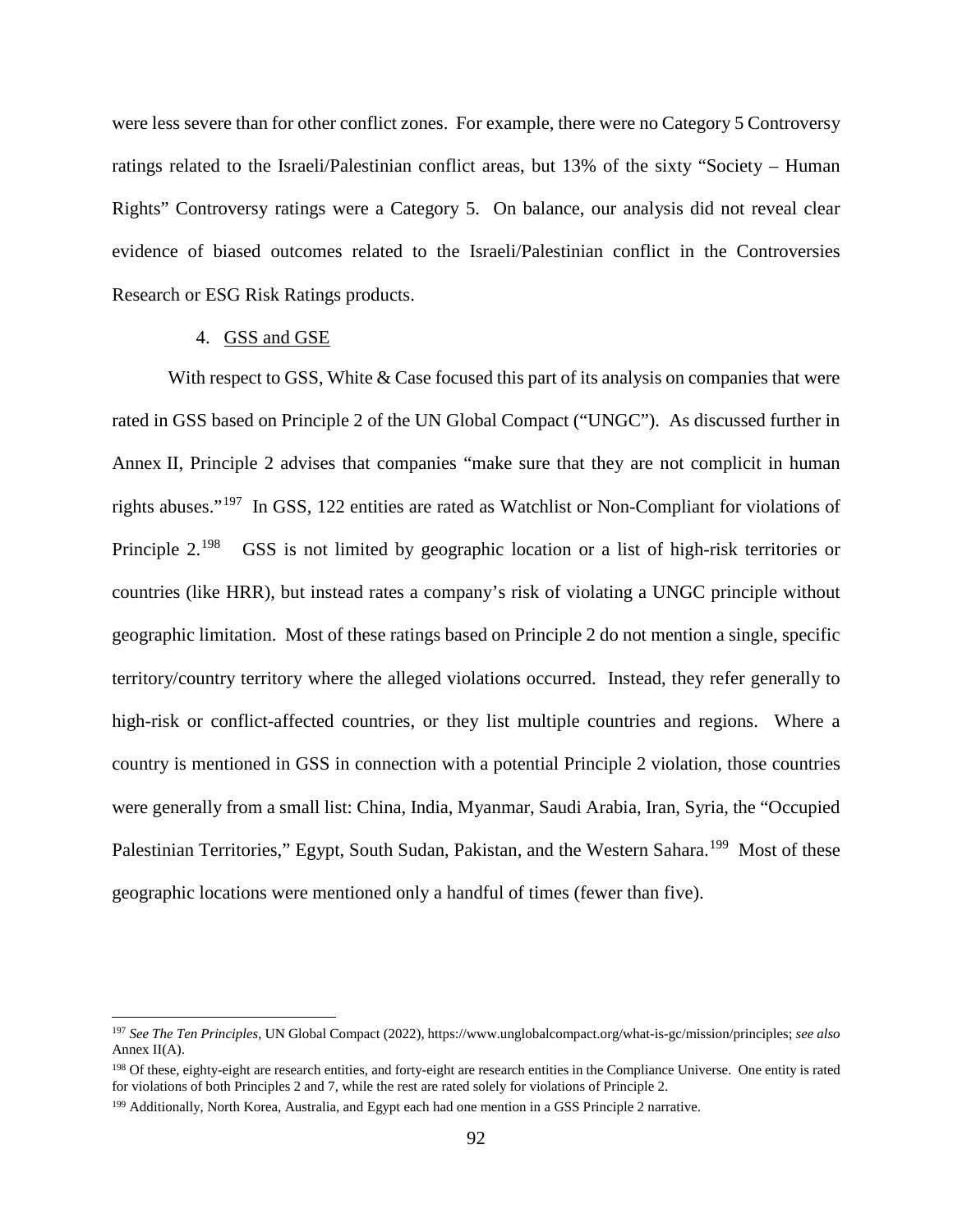were less severe than for other conflict zones. For example, there were no Category 5 Controversy ratings related to the Israeli/Palestinian conflict areas, but 13% of the sixty "Society – Human Rights" Controversy ratings were a Category 5. On balance, our analysis did not reveal clear evidence of biased outcomes related to the Israeli/Palestinian conflict in the Controversies Research or ESG Risk Ratings products.

4. <u>GSS and GSE</u>

With respect to GSS, White & Case focused this part of its analysis on companies that were rated in GSS based on Principle 2 of the UN Global Compact ("UNGC"). As discussed further in Annex II, Principle 2 advises that companies "make sure that they are not complicit in human rights abuses."[197] In GSS, 122 entities are rated as Watchlist or Non-Compliant for violations of Principle 2.[198] GSS is not limited by geographic location or a list of high-risk territories or countries (like HRR), but instead rates a company's risk of violating a UNGC principle without geographic limitation. Most of these ratings based on Principle 2 do not mention a single, specific territory/country territory where the alleged violations occurred. Instead, they refer generally to high-risk or conflict-affected countries, or they list multiple countries and regions. Where a country is mentioned in GSS in connection with a potential Principle 2 violation, those countries were generally from a small list: China, India, Myanmar, Saudi Arabia, Iran, Syria, the "Occupied Palestinian Territories," Egypt, South Sudan, Pakistan, and the Western Sahara.[199] Most of these geographic locations were mentioned only a handful of times (fewer than five).

---

[197] *See The Ten Principles*, UN Global Compact (2022), https://www.unglobalcompact.org/what-is-gc/mission/principles; *see also* Annex II(A).

[198] Of these, eighty-eight are research entities, and forty-eight are research entities in the Compliance Universe. One entity is rated for violations of both Principles 2 and 7, while the rest are rated solely for violations of Principle 2.

[199] Additionally, North Korea, Australia, and Egypt each had one mention in a GSS Principle 2 narrative.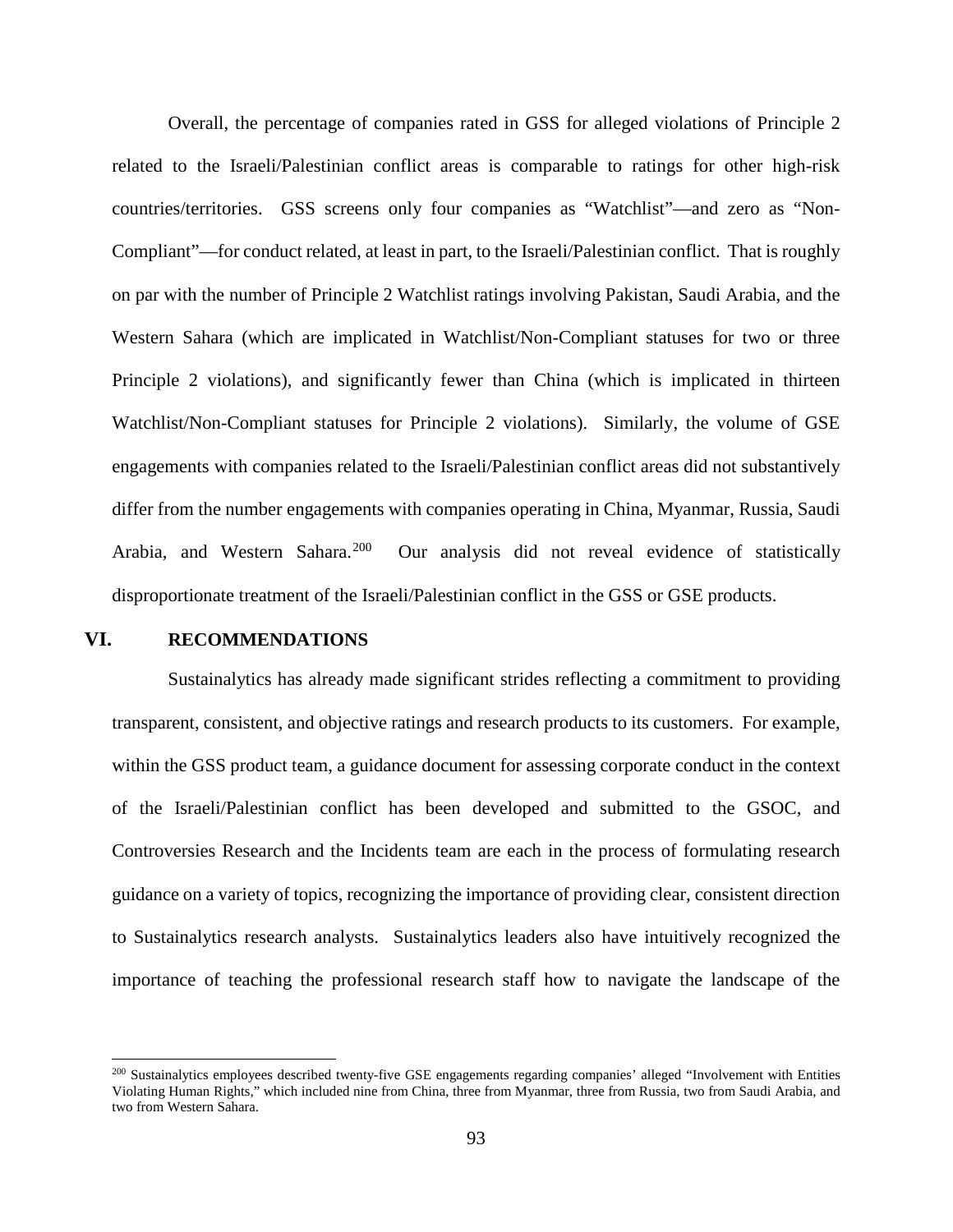Overall, the percentage of companies rated in GSS for alleged violations of Principle 2 related to the Israeli/Palestinian conflict areas is comparable to ratings for other high-risk countries/territories. GSS screens only four companies as "Watchlist"—and zero as "Non-Compliant"—for conduct related, at least in part, to the Israeli/Palestinian conflict. That is roughly on par with the number of Principle 2 Watchlist ratings involving Pakistan, Saudi Arabia, and the Western Sahara (which are implicated in Watchlist/Non-Compliant statuses for two or three Principle 2 violations), and significantly fewer than China (which is implicated in thirteen Watchlist/Non-Compliant statuses for Principle 2 violations). Similarly, the volume of GSE engagements with companies related to the Israeli/Palestinian conflict areas did not substantively differ from the number engagements with companies operating in China, Myanmar, Russia, Saudi Arabia, and Western Sahara.[200] Our analysis did not reveal evidence of statistically disproportionate treatment of the Israeli/Palestinian conflict in the GSS or GSE products.

## VI. RECOMMENDATIONS

Sustainalytics has already made significant strides reflecting a commitment to providing transparent, consistent, and objective ratings and research products to its customers. For example, within the GSS product team, a guidance document for assessing corporate conduct in the context of the Israeli/Palestinian conflict has been developed and submitted to the GSOC, and Controversies Research and the Incidents team are each in the process of formulating research guidance on a variety of topics, recognizing the importance of providing clear, consistent direction to Sustainalytics research analysts. Sustainalytics leaders also have intuitively recognized the importance of teaching the professional research staff how to navigate the landscape of the

---

[200] Sustainalytics employees described twenty-five GSE engagements regarding companies' alleged "Involvement with Entities Violating Human Rights," which included nine from China, three from Myanmar, three from Russia, two from Saudi Arabia, and two from Western Sahara.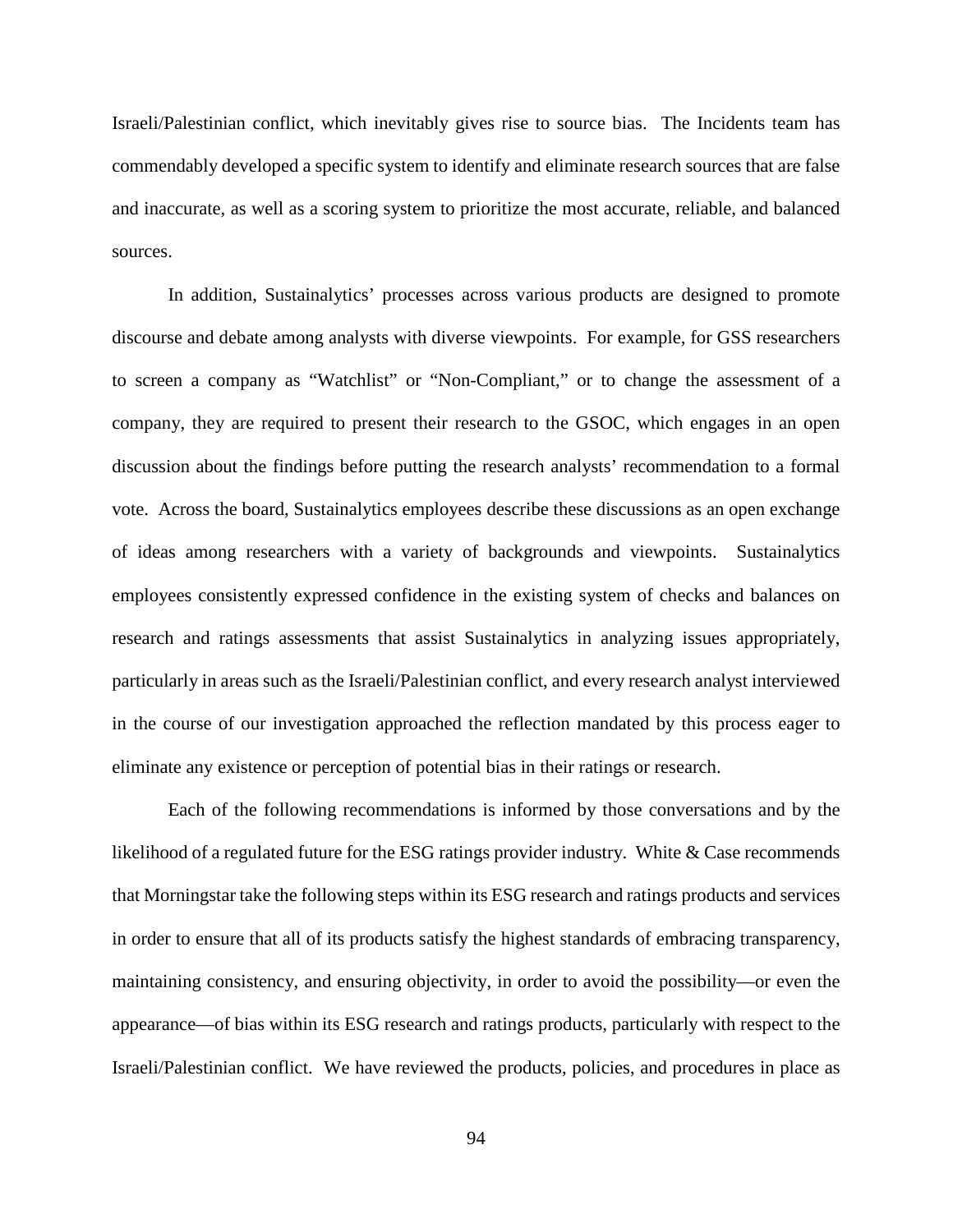Israeli/Palestinian conflict, which inevitably gives rise to source bias. The Incidents team has commendably developed a specific system to identify and eliminate research sources that are false and inaccurate, as well as a scoring system to prioritize the most accurate, reliable, and balanced sources.

In addition, Sustainalytics' processes across various products are designed to promote discourse and debate among analysts with diverse viewpoints. For example, for GSS researchers to screen a company as "Watchlist" or "Non-Compliant," or to change the assessment of a company, they are required to present their research to the GSOC, which engages in an open discussion about the findings before putting the research analysts' recommendation to a formal vote. Across the board, Sustainalytics employees describe these discussions as an open exchange of ideas among researchers with a variety of backgrounds and viewpoints. Sustainalytics employees consistently expressed confidence in the existing system of checks and balances on research and ratings assessments that assist Sustainalytics in analyzing issues appropriately, particularly in areas such as the Israeli/Palestinian conflict, and every research analyst interviewed in the course of our investigation approached the reflection mandated by this process eager to eliminate any existence or perception of potential bias in their ratings or research.

Each of the following recommendations is informed by those conversations and by the likelihood of a regulated future for the ESG ratings provider industry. White & Case recommends that Morningstar take the following steps within its ESG research and ratings products and services in order to ensure that all of its products satisfy the highest standards of embracing transparency, maintaining consistency, and ensuring objectivity, in order to avoid the possibility—or even the appearance—of bias within its ESG research and ratings products, particularly with respect to the Israeli/Palestinian conflict. We have reviewed the products, policies, and procedures in place as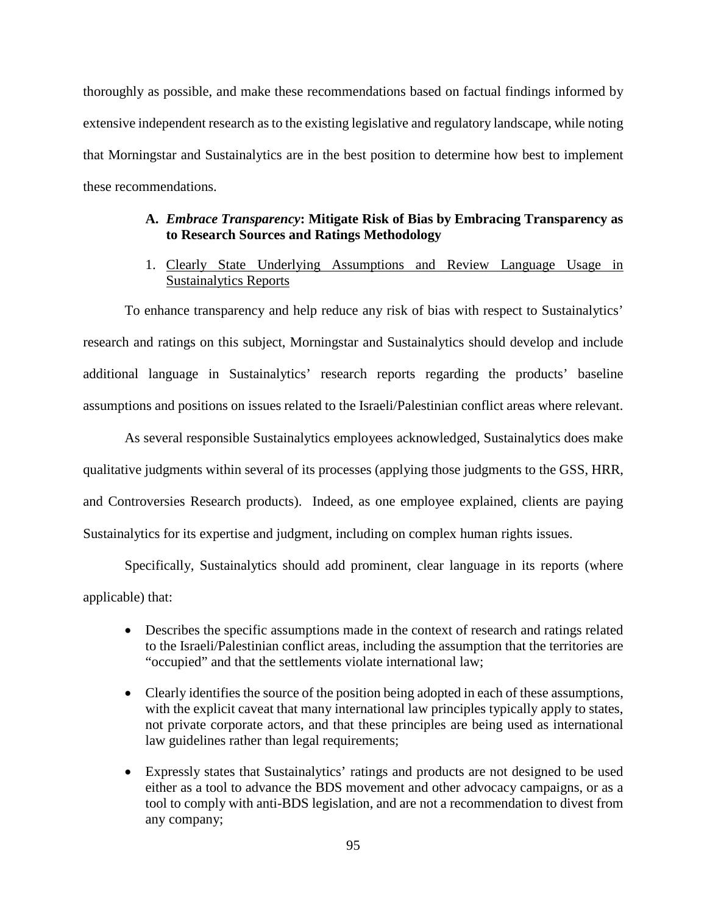thoroughly as possible, and make these recommendations based on factual findings informed by extensive independent research as to the existing legislative and regulatory landscape, while noting that Morningstar and Sustainalytics are in the best position to determine how best to implement these recommendations.

### A. *Embrace Transparency*: Mitigate Risk of Bias by Embracing Transparency as to Research Sources and Ratings Methodology

#### 1. <u>Clearly State Underlying Assumptions and Review Language Usage in Sustainalytics Reports</u>

To enhance transparency and help reduce any risk of bias with respect to Sustainalytics' research and ratings on this subject, Morningstar and Sustainalytics should develop and include additional language in Sustainalytics' research reports regarding the products' baseline assumptions and positions on issues related to the Israeli/Palestinian conflict areas where relevant.

As several responsible Sustainalytics employees acknowledged, Sustainalytics does make qualitative judgments within several of its processes (applying those judgments to the GSS, HRR, and Controversies Research products). Indeed, as one employee explained, clients are paying Sustainalytics for its expertise and judgment, including on complex human rights issues.

Specifically, Sustainalytics should add prominent, clear language in its reports (where applicable) that:

- Describes the specific assumptions made in the context of research and ratings related to the Israeli/Palestinian conflict areas, including the assumption that the territories are "occupied" and that the settlements violate international law;
- Clearly identifies the source of the position being adopted in each of these assumptions, with the explicit caveat that many international law principles typically apply to states, not private corporate actors, and that these principles are being used as international law guidelines rather than legal requirements;
- Expressly states that Sustainalytics' ratings and products are not designed to be used either as a tool to advance the BDS movement and other advocacy campaigns, or as a tool to comply with anti-BDS legislation, and are not a recommendation to divest from any company;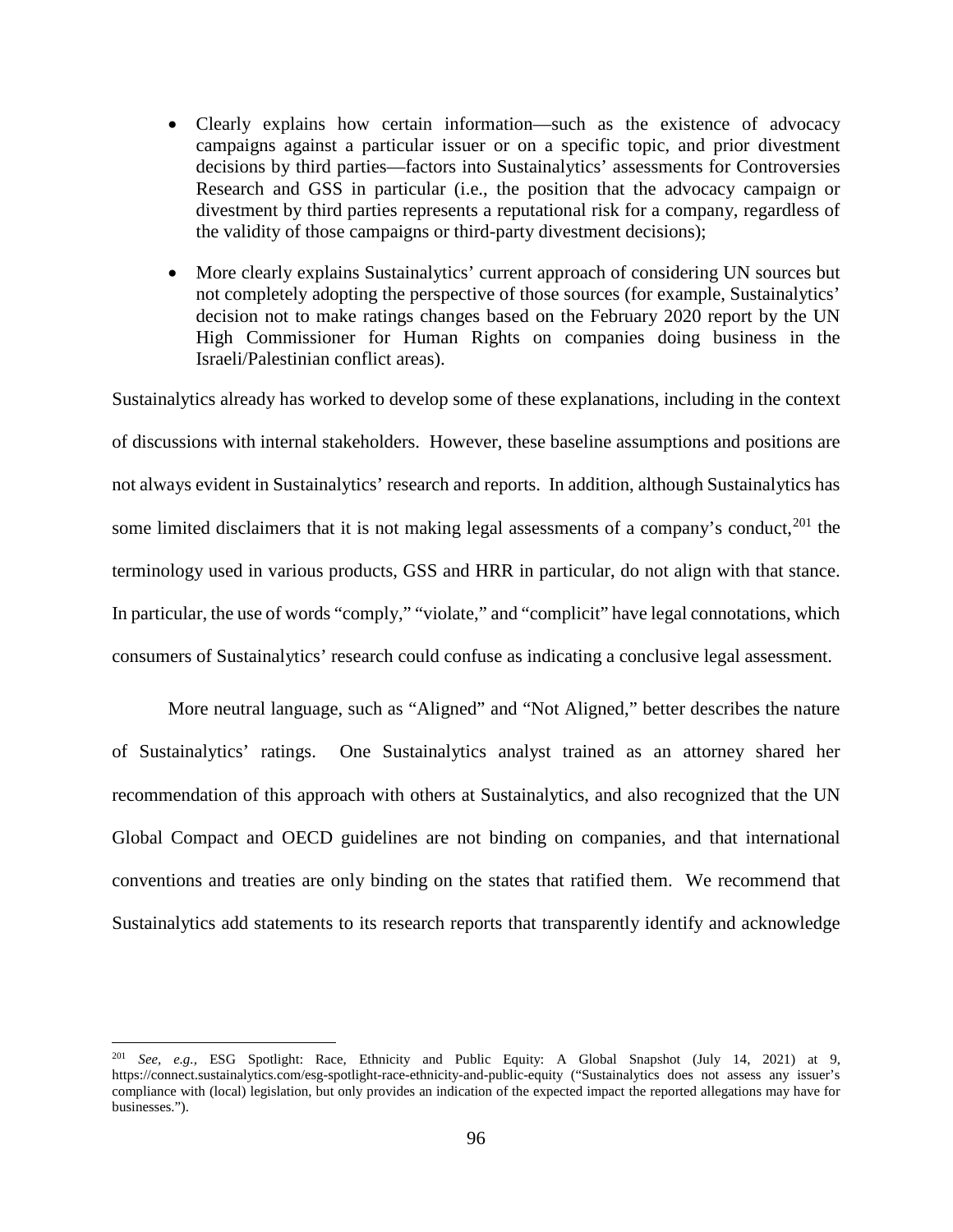- Clearly explains how certain information—such as the existence of advocacy campaigns against a particular issuer or on a specific topic, and prior divestment decisions by third parties—factors into Sustainalytics' assessments for Controversies Research and GSS in particular (i.e., the position that the advocacy campaign or divestment by third parties represents a reputational risk for a company, regardless of the validity of those campaigns or third-party divestment decisions);
- More clearly explains Sustainalytics' current approach of considering UN sources but not completely adopting the perspective of those sources (for example, Sustainalytics' decision not to make ratings changes based on the February 2020 report by the UN High Commissioner for Human Rights on companies doing business in the Israeli/Palestinian conflict areas).

Sustainalytics already has worked to develop some of these explanations, including in the context of discussions with internal stakeholders. However, these baseline assumptions and positions are not always evident in Sustainalytics' research and reports. In addition, although Sustainalytics has some limited disclaimers that it is not making legal assessments of a company's conduct,[201] the terminology used in various products, GSS and HRR in particular, do not align with that stance. In particular, the use of words "comply," "violate," and "complicit" have legal connotations, which consumers of Sustainalytics' research could confuse as indicating a conclusive legal assessment.

More neutral language, such as "Aligned" and "Not Aligned," better describes the nature of Sustainalytics' ratings. One Sustainalytics analyst trained as an attorney shared her recommendation of this approach with others at Sustainalytics, and also recognized that the UN Global Compact and OECD guidelines are not binding on companies, and that international conventions and treaties are only binding on the states that ratified them. We recommend that Sustainalytics add statements to its research reports that transparently identify and acknowledge

[201] *See, e.g.*, ESG Spotlight: Race, Ethnicity and Public Equity: A Global Snapshot (July 14, 2021) at 9, https://connect.sustainalytics.com/esg-spotlight-race-ethnicity-and-public-equity ("Sustainalytics does not assess any issuer's compliance with (local) legislation, but only provides an indication of the expected impact the reported allegations may have for businesses.").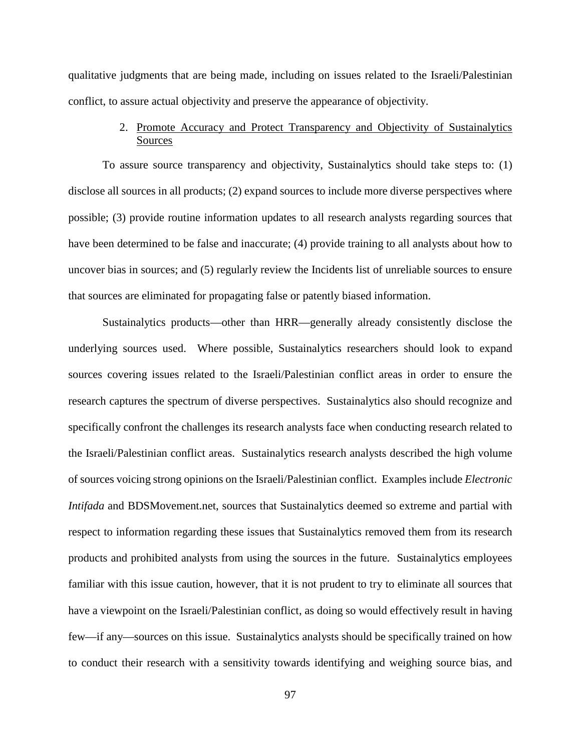qualitative judgments that are being made, including on issues related to the Israeli/Palestinian conflict, to assure actual objectivity and preserve the appearance of objectivity.

2. Promote Accuracy and Protect Transparency and Objectivity of Sustainalytics Sources

To assure source transparency and objectivity, Sustainalytics should take steps to: (1) disclose all sources in all products; (2) expand sources to include more diverse perspectives where possible; (3) provide routine information updates to all research analysts regarding sources that have been determined to be false and inaccurate; (4) provide training to all analysts about how to uncover bias in sources; and (5) regularly review the Incidents list of unreliable sources to ensure that sources are eliminated for propagating false or patently biased information.

Sustainalytics products—other than HRR—generally already consistently disclose the underlying sources used. Where possible, Sustainalytics researchers should look to expand sources covering issues related to the Israeli/Palestinian conflict areas in order to ensure the research captures the spectrum of diverse perspectives. Sustainalytics also should recognize and specifically confront the challenges its research analysts face when conducting research related to the Israeli/Palestinian conflict areas. Sustainalytics research analysts described the high volume of sources voicing strong opinions on the Israeli/Palestinian conflict. Examples include *Electronic Intifada* and BDSMovement.net, sources that Sustainalytics deemed so extreme and partial with respect to information regarding these issues that Sustainalytics removed them from its research products and prohibited analysts from using the sources in the future. Sustainalytics employees familiar with this issue caution, however, that it is not prudent to try to eliminate all sources that have a viewpoint on the Israeli/Palestinian conflict, as doing so would effectively result in having few—if any—sources on this issue. Sustainalytics analysts should be specifically trained on how to conduct their research with a sensitivity towards identifying and weighing source bias, and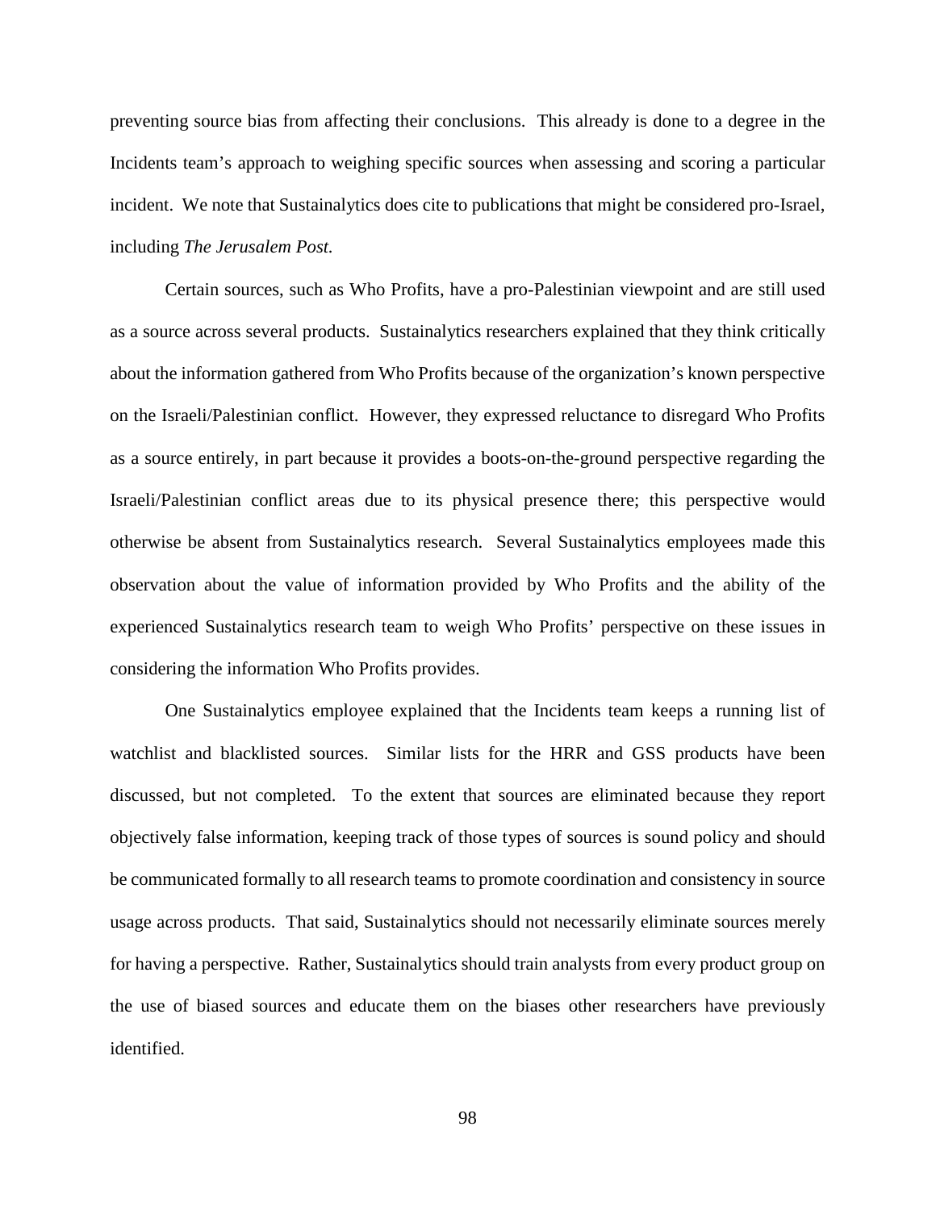preventing source bias from affecting their conclusions. This already is done to a degree in the Incidents team's approach to weighing specific sources when assessing and scoring a particular incident. We note that Sustainalytics does cite to publications that might be considered pro-Israel, including *The Jerusalem Post.*

Certain sources, such as Who Profits, have a pro-Palestinian viewpoint and are still used as a source across several products. Sustainalytics researchers explained that they think critically about the information gathered from Who Profits because of the organization's known perspective on the Israeli/Palestinian conflict. However, they expressed reluctance to disregard Who Profits as a source entirely, in part because it provides a boots-on-the-ground perspective regarding the Israeli/Palestinian conflict areas due to its physical presence there; this perspective would otherwise be absent from Sustainalytics research. Several Sustainalytics employees made this observation about the value of information provided by Who Profits and the ability of the experienced Sustainalytics research team to weigh Who Profits' perspective on these issues in considering the information Who Profits provides.

One Sustainalytics employee explained that the Incidents team keeps a running list of watchlist and blacklisted sources. Similar lists for the HRR and GSS products have been discussed, but not completed. To the extent that sources are eliminated because they report objectively false information, keeping track of those types of sources is sound policy and should be communicated formally to all research teams to promote coordination and consistency in source usage across products. That said, Sustainalytics should not necessarily eliminate sources merely for having a perspective. Rather, Sustainalytics should train analysts from every product group on the use of biased sources and educate them on the biases other researchers have previously identified.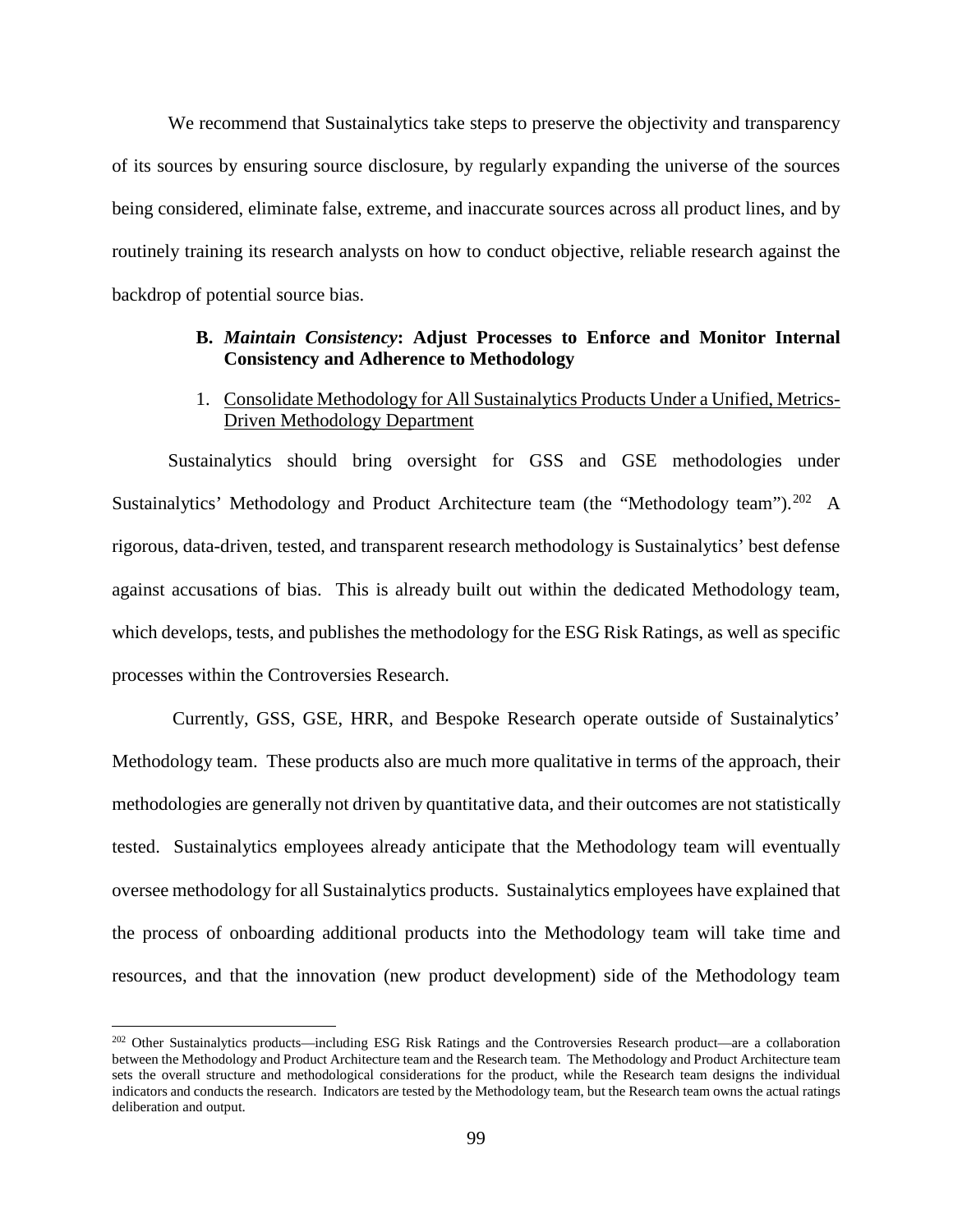We recommend that Sustainalytics take steps to preserve the objectivity and transparency of its sources by ensuring source disclosure, by regularly expanding the universe of the sources being considered, eliminate false, extreme, and inaccurate sources across all product lines, and by routinely training its research analysts on how to conduct objective, reliable research against the backdrop of potential source bias.

### B. *Maintain Consistency*: Adjust Processes to Enforce and Monitor Internal Consistency and Adherence to Methodology

#### 1. Consolidate Methodology for All Sustainalytics Products Under a Unified, Metrics-Driven Methodology Department

Sustainalytics should bring oversight for GSS and GSE methodologies under Sustainalytics' Methodology and Product Architecture team (the "Methodology team").[202] A rigorous, data-driven, tested, and transparent research methodology is Sustainalytics' best defense against accusations of bias. This is already built out within the dedicated Methodology team, which develops, tests, and publishes the methodology for the ESG Risk Ratings, as well as specific processes within the Controversies Research.

Currently, GSS, GSE, HRR, and Bespoke Research operate outside of Sustainalytics' Methodology team. These products also are much more qualitative in terms of the approach, their methodologies are generally not driven by quantitative data, and their outcomes are not statistically tested. Sustainalytics employees already anticipate that the Methodology team will eventually oversee methodology for all Sustainalytics products. Sustainalytics employees have explained that the process of onboarding additional products into the Methodology team will take time and resources, and that the innovation (new product development) side of the Methodology team

---

[202] Other Sustainalytics products—including ESG Risk Ratings and the Controversies Research product—are a collaboration between the Methodology and Product Architecture team and the Research team. The Methodology and Product Architecture team sets the overall structure and methodological considerations for the product, while the Research team designs the individual indicators and conducts the research. Indicators are tested by the Methodology team, but the Research team owns the actual ratings deliberation and output.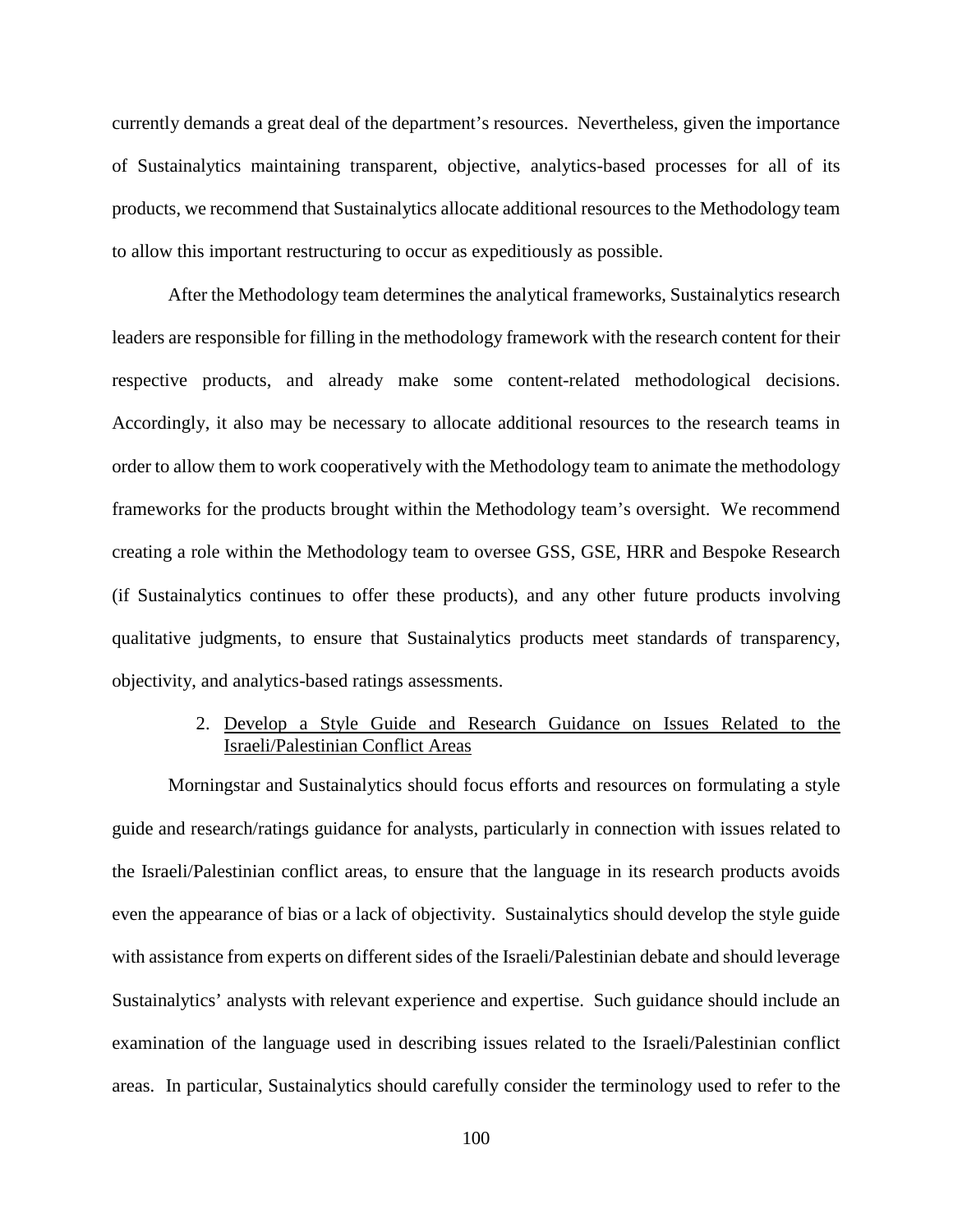currently demands a great deal of the department's resources. Nevertheless, given the importance of Sustainalytics maintaining transparent, objective, analytics-based processes for all of its products, we recommend that Sustainalytics allocate additional resources to the Methodology team to allow this important restructuring to occur as expeditiously as possible.

After the Methodology team determines the analytical frameworks, Sustainalytics research leaders are responsible for filling in the methodology framework with the research content for their respective products, and already make some content-related methodological decisions. Accordingly, it also may be necessary to allocate additional resources to the research teams in order to allow them to work cooperatively with the Methodology team to animate the methodology frameworks for the products brought within the Methodology team's oversight. We recommend creating a role within the Methodology team to oversee GSS, GSE, HRR and Bespoke Research (if Sustainalytics continues to offer these products), and any other future products involving qualitative judgments, to ensure that Sustainalytics products meet standards of transparency, objectivity, and analytics-based ratings assessments.

2. Develop a Style Guide and Research Guidance on Issues Related to the Israeli/Palestinian Conflict Areas

Morningstar and Sustainalytics should focus efforts and resources on formulating a style guide and research/ratings guidance for analysts, particularly in connection with issues related to the Israeli/Palestinian conflict areas, to ensure that the language in its research products avoids even the appearance of bias or a lack of objectivity. Sustainalytics should develop the style guide with assistance from experts on different sides of the Israeli/Palestinian debate and should leverage Sustainalytics' analysts with relevant experience and expertise. Such guidance should include an examination of the language used in describing issues related to the Israeli/Palestinian conflict areas. In particular, Sustainalytics should carefully consider the terminology used to refer to the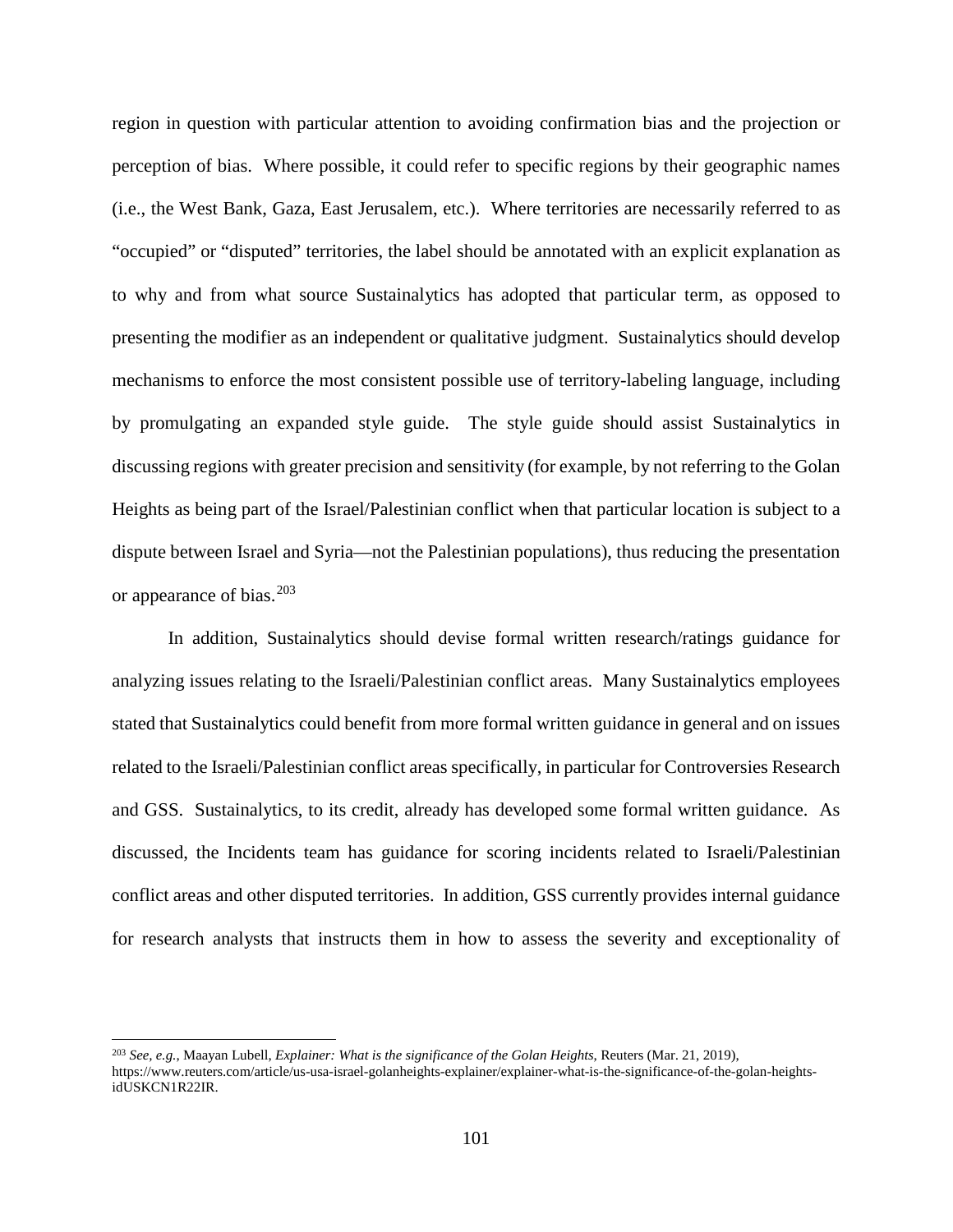region in question with particular attention to avoiding confirmation bias and the projection or perception of bias. Where possible, it could refer to specific regions by their geographic names (i.e., the West Bank, Gaza, East Jerusalem, etc.). Where territories are necessarily referred to as "occupied" or "disputed" territories, the label should be annotated with an explicit explanation as to why and from what source Sustainalytics has adopted that particular term, as opposed to presenting the modifier as an independent or qualitative judgment. Sustainalytics should develop mechanisms to enforce the most consistent possible use of territory-labeling language, including by promulgating an expanded style guide. The style guide should assist Sustainalytics in discussing regions with greater precision and sensitivity (for example, by not referring to the Golan Heights as being part of the Israel/Palestinian conflict when that particular location is subject to a dispute between Israel and Syria—not the Palestinian populations), thus reducing the presentation or appearance of bias.[203]

In addition, Sustainalytics should devise formal written research/ratings guidance for analyzing issues relating to the Israeli/Palestinian conflict areas. Many Sustainalytics employees stated that Sustainalytics could benefit from more formal written guidance in general and on issues related to the Israeli/Palestinian conflict areas specifically, in particular for Controversies Research and GSS. Sustainalytics, to its credit, already has developed some formal written guidance. As discussed, the Incidents team has guidance for scoring incidents related to Israeli/Palestinian conflict areas and other disputed territories. In addition, GSS currently provides internal guidance for research analysts that instructs them in how to assess the severity and exceptionality of

---

[203] *See, e.g.*, Maayan Lubell, *Explainer: What is the significance of the Golan Heights*, Reuters (Mar. 21, 2019), https://www.reuters.com/article/us-usa-israel-golanheights-explainer/explainer-what-is-the-significance-of-the-golan-heights-idUSKCN1R22IR.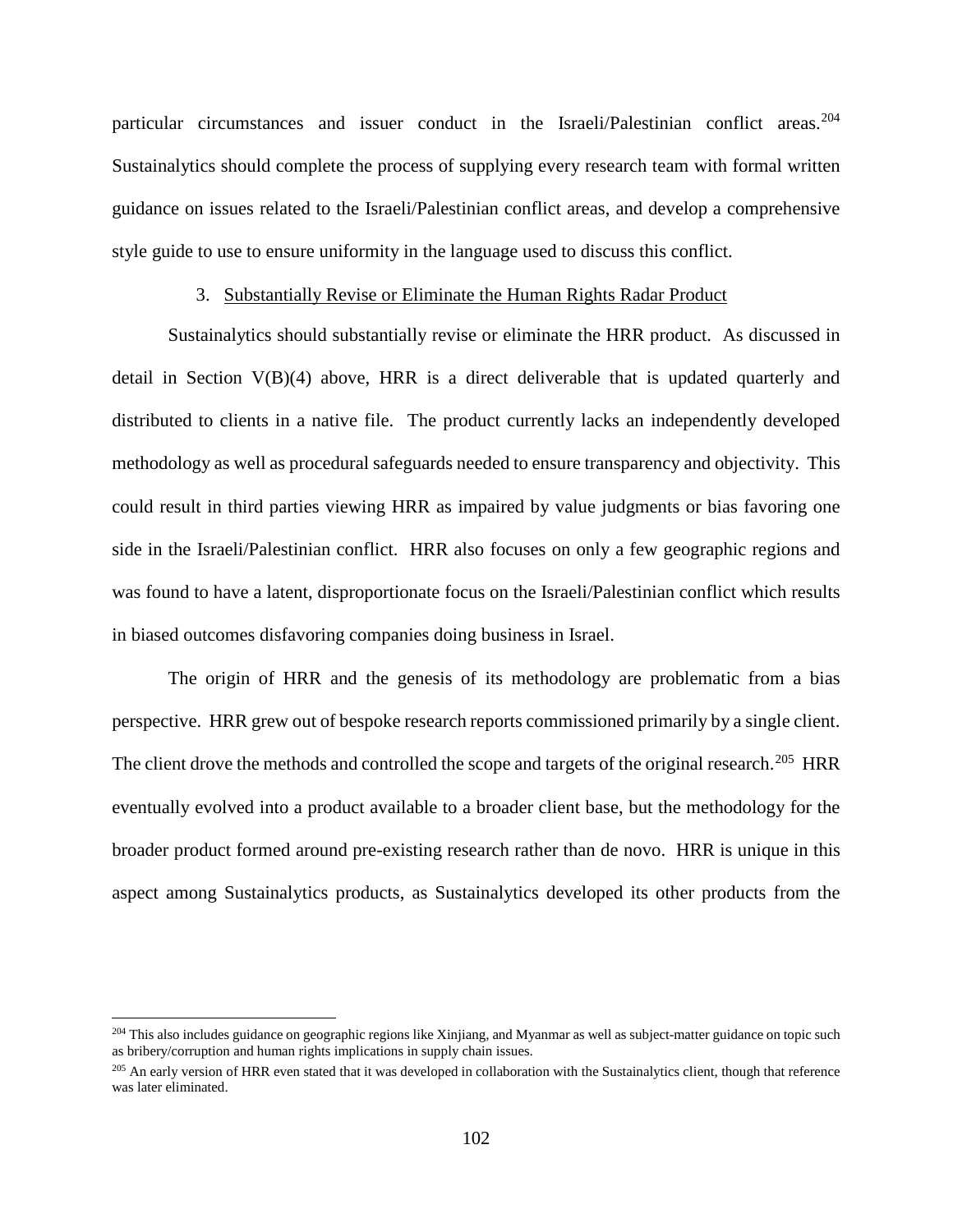particular circumstances and issuer conduct in the Israeli/Palestinian conflict areas.[204] Sustainalytics should complete the process of supplying every research team with formal written guidance on issues related to the Israeli/Palestinian conflict areas, and develop a comprehensive style guide to use to ensure uniformity in the language used to discuss this conflict.

### 3. Substantially Revise or Eliminate the Human Rights Radar Product

Sustainalytics should substantially revise or eliminate the HRR product. As discussed in detail in Section V(B)(4) above, HRR is a direct deliverable that is updated quarterly and distributed to clients in a native file. The product currently lacks an independently developed methodology as well as procedural safeguards needed to ensure transparency and objectivity. This could result in third parties viewing HRR as impaired by value judgments or bias favoring one side in the Israeli/Palestinian conflict. HRR also focuses on only a few geographic regions and was found to have a latent, disproportionate focus on the Israeli/Palestinian conflict which results in biased outcomes disfavoring companies doing business in Israel.

The origin of HRR and the genesis of its methodology are problematic from a bias perspective. HRR grew out of bespoke research reports commissioned primarily by a single client. The client drove the methods and controlled the scope and targets of the original research.[205] HRR eventually evolved into a product available to a broader client base, but the methodology for the broader product formed around pre-existing research rather than de novo. HRR is unique in this aspect among Sustainalytics products, as Sustainalytics developed its other products from the

---

[204] This also includes guidance on geographic regions like Xinjiang, and Myanmar as well as subject-matter guidance on topic such as bribery/corruption and human rights implications in supply chain issues.

[205] An early version of HRR even stated that it was developed in collaboration with the Sustainalytics client, though that reference was later eliminated.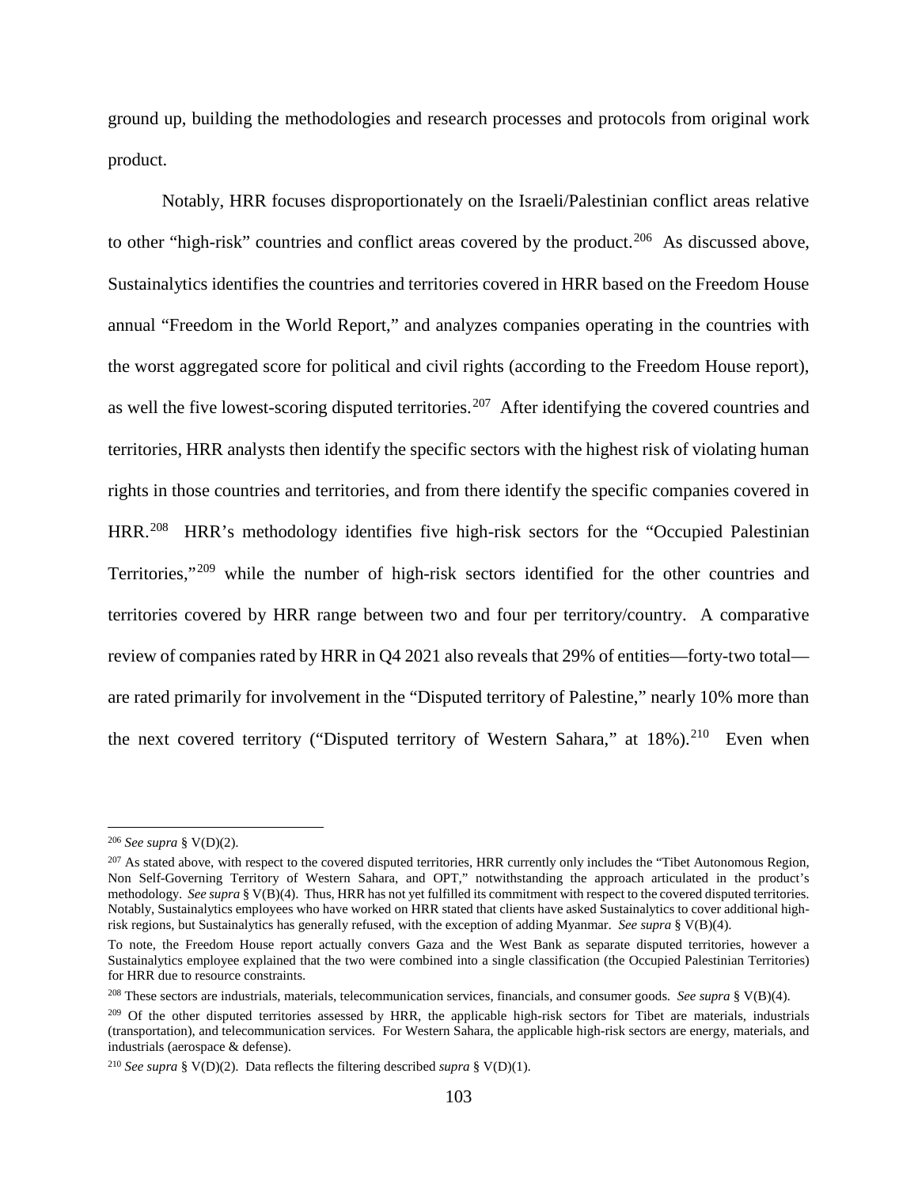ground up, building the methodologies and research processes and protocols from original work product.

Notably, HRR focuses disproportionately on the Israeli/Palestinian conflict areas relative to other "high-risk" countries and conflict areas covered by the product.[206] As discussed above, Sustainalytics identifies the countries and territories covered in HRR based on the Freedom House annual "Freedom in the World Report," and analyzes companies operating in the countries with the worst aggregated score for political and civil rights (according to the Freedom House report), as well the five lowest-scoring disputed territories.[207] After identifying the covered countries and territories, HRR analysts then identify the specific sectors with the highest risk of violating human rights in those countries and territories, and from there identify the specific companies covered in HRR.[208] HRR's methodology identifies five high-risk sectors for the "Occupied Palestinian Territories,"[209] while the number of high-risk sectors identified for the other countries and territories covered by HRR range between two and four per territory/country. A comparative review of companies rated by HRR in Q4 2021 also reveals that 29% of entities—forty-two total—are rated primarily for involvement in the "Disputed territory of Palestine," nearly 10% more than the next covered territory ("Disputed territory of Western Sahara," at 18%).[210] Even when

---

[206] *See supra* § V(D)(2).

[207] As stated above, with respect to the covered disputed territories, HRR currently only includes the "Tibet Autonomous Region, Non Self-Governing Territory of Western Sahara, and OPT," notwithstanding the approach articulated in the product's methodology. *See supra* § V(B)(4). Thus, HRR has not yet fulfilled its commitment with respect to the covered disputed territories. Notably, Sustainalytics employees who have worked on HRR stated that clients have asked Sustainalytics to cover additional high-risk regions, but Sustainalytics has generally refused, with the exception of adding Myanmar. *See supra* § V(B)(4).

To note, the Freedom House report actually convers Gaza and the West Bank as separate disputed territories, however a Sustainalytics employee explained that the two were combined into a single classification (the Occupied Palestinian Territories) for HRR due to resource constraints.

[208] These sectors are industrials, materials, telecommunication services, financials, and consumer goods. *See supra* § V(B)(4).

[209] Of the other disputed territories assessed by HRR, the applicable high-risk sectors for Tibet are materials, industrials (transportation), and telecommunication services. For Western Sahara, the applicable high-risk sectors are energy, materials, and industrials (aerospace & defense).

[210] *See supra* § V(D)(2). Data reflects the filtering described *supra* § V(D)(1).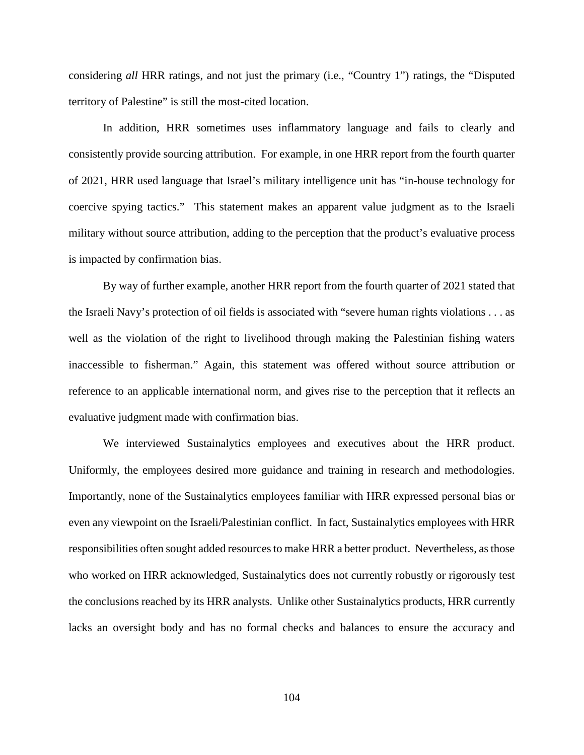considering *all* HRR ratings, and not just the primary (i.e., "Country 1") ratings, the "Disputed territory of Palestine" is still the most-cited location.

In addition, HRR sometimes uses inflammatory language and fails to clearly and consistently provide sourcing attribution. For example, in one HRR report from the fourth quarter of 2021, HRR used language that Israel's military intelligence unit has "in-house technology for coercive spying tactics." This statement makes an apparent value judgment as to the Israeli military without source attribution, adding to the perception that the product's evaluative process is impacted by confirmation bias.

By way of further example, another HRR report from the fourth quarter of 2021 stated that the Israeli Navy's protection of oil fields is associated with "severe human rights violations . . . as well as the violation of the right to livelihood through making the Palestinian fishing waters inaccessible to fisherman." Again, this statement was offered without source attribution or reference to an applicable international norm, and gives rise to the perception that it reflects an evaluative judgment made with confirmation bias.

We interviewed Sustainalytics employees and executives about the HRR product. Uniformly, the employees desired more guidance and training in research and methodologies. Importantly, none of the Sustainalytics employees familiar with HRR expressed personal bias or even any viewpoint on the Israeli/Palestinian conflict. In fact, Sustainalytics employees with HRR responsibilities often sought added resources to make HRR a better product. Nevertheless, as those who worked on HRR acknowledged, Sustainalytics does not currently robustly or rigorously test the conclusions reached by its HRR analysts. Unlike other Sustainalytics products, HRR currently lacks an oversight body and has no formal checks and balances to ensure the accuracy and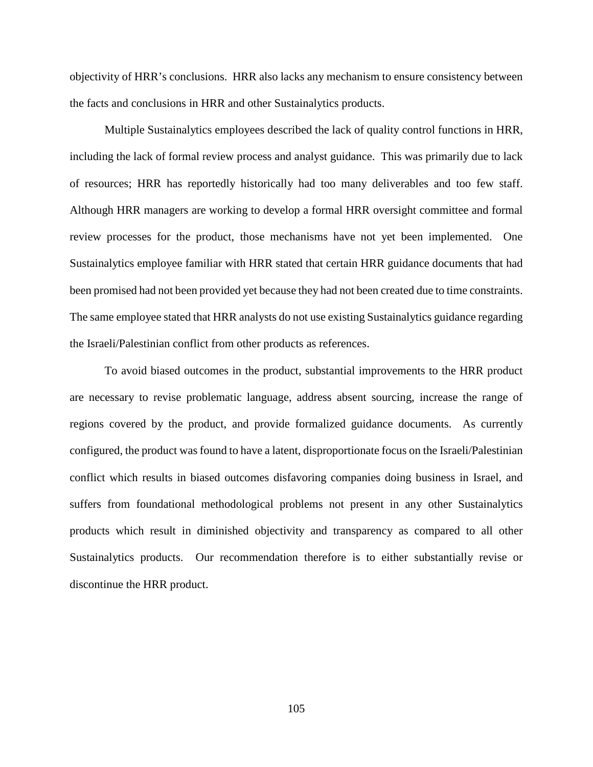objectivity of HRR's conclusions. HRR also lacks any mechanism to ensure consistency between the facts and conclusions in HRR and other Sustainalytics products.

Multiple Sustainalytics employees described the lack of quality control functions in HRR, including the lack of formal review process and analyst guidance. This was primarily due to lack of resources; HRR has reportedly historically had too many deliverables and too few staff. Although HRR managers are working to develop a formal HRR oversight committee and formal review processes for the product, those mechanisms have not yet been implemented. One Sustainalytics employee familiar with HRR stated that certain HRR guidance documents that had been promised had not been provided yet because they had not been created due to time constraints. The same employee stated that HRR analysts do not use existing Sustainalytics guidance regarding the Israeli/Palestinian conflict from other products as references.

To avoid biased outcomes in the product, substantial improvements to the HRR product are necessary to revise problematic language, address absent sourcing, increase the range of regions covered by the product, and provide formalized guidance documents. As currently configured, the product was found to have a latent, disproportionate focus on the Israeli/Palestinian conflict which results in biased outcomes disfavoring companies doing business in Israel, and suffers from foundational methodological problems not present in any other Sustainalytics products which result in diminished objectivity and transparency as compared to all other Sustainalytics products. Our recommendation therefore is to either substantially revise or discontinue the HRR product.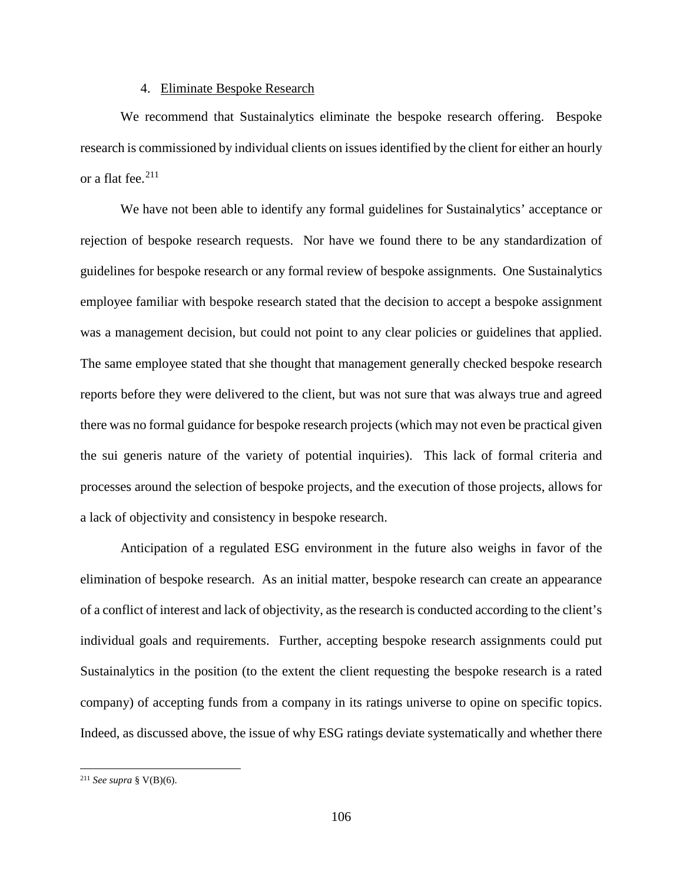4. Eliminate Bespoke Research

We recommend that Sustainalytics eliminate the bespoke research offering. Bespoke research is commissioned by individual clients on issues identified by the client for either an hourly or a flat fee.[211]

We have not been able to identify any formal guidelines for Sustainalytics' acceptance or rejection of bespoke research requests. Nor have we found there to be any standardization of guidelines for bespoke research or any formal review of bespoke assignments. One Sustainalytics employee familiar with bespoke research stated that the decision to accept a bespoke assignment was a management decision, but could not point to any clear policies or guidelines that applied. The same employee stated that she thought that management generally checked bespoke research reports before they were delivered to the client, but was not sure that was always true and agreed there was no formal guidance for bespoke research projects (which may not even be practical given the sui generis nature of the variety of potential inquiries). This lack of formal criteria and processes around the selection of bespoke projects, and the execution of those projects, allows for a lack of objectivity and consistency in bespoke research.

Anticipation of a regulated ESG environment in the future also weighs in favor of the elimination of bespoke research. As an initial matter, bespoke research can create an appearance of a conflict of interest and lack of objectivity, as the research is conducted according to the client's individual goals and requirements. Further, accepting bespoke research assignments could put Sustainalytics in the position (to the extent the client requesting the bespoke research is a rated company) of accepting funds from a company in its ratings universe to opine on specific topics. Indeed, as discussed above, the issue of why ESG ratings deviate systematically and whether there

---

[211] *See supra* § V(B)(6).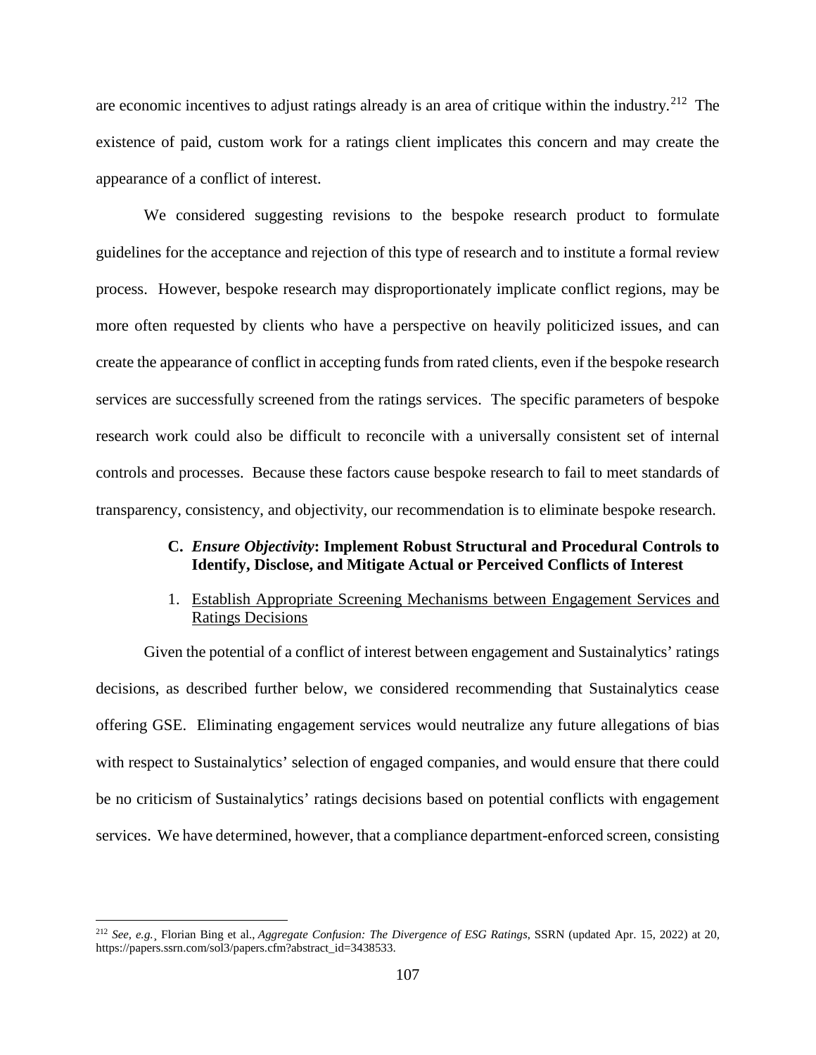are economic incentives to adjust ratings already is an area of critique within the industry.[212] The existence of paid, custom work for a ratings client implicates this concern and may create the appearance of a conflict of interest.

We considered suggesting revisions to the bespoke research product to formulate guidelines for the acceptance and rejection of this type of research and to institute a formal review process. However, bespoke research may disproportionately implicate conflict regions, may be more often requested by clients who have a perspective on heavily politicized issues, and can create the appearance of conflict in accepting funds from rated clients, even if the bespoke research services are successfully screened from the ratings services. The specific parameters of bespoke research work could also be difficult to reconcile with a universally consistent set of internal controls and processes. Because these factors cause bespoke research to fail to meet standards of transparency, consistency, and objectivity, our recommendation is to eliminate bespoke research.

### C. *Ensure Objectivity*: Implement Robust Structural and Procedural Controls to Identify, Disclose, and Mitigate Actual or Perceived Conflicts of Interest

#### 1. Establish Appropriate Screening Mechanisms between Engagement Services and Ratings Decisions

Given the potential of a conflict of interest between engagement and Sustainalytics' ratings decisions, as described further below, we considered recommending that Sustainalytics cease offering GSE. Eliminating engagement services would neutralize any future allegations of bias with respect to Sustainalytics' selection of engaged companies, and would ensure that there could be no criticism of Sustainalytics' ratings decisions based on potential conflicts with engagement services. We have determined, however, that a compliance department-enforced screen, consisting

---

[212] *See, e.g.*, Florian Bing et al., *Aggregate Confusion: The Divergence of ESG Ratings*, SSRN (updated Apr. 15, 2022) at 20, https://papers.ssrn.com/sol3/papers.cfm?abstract_id=3438533.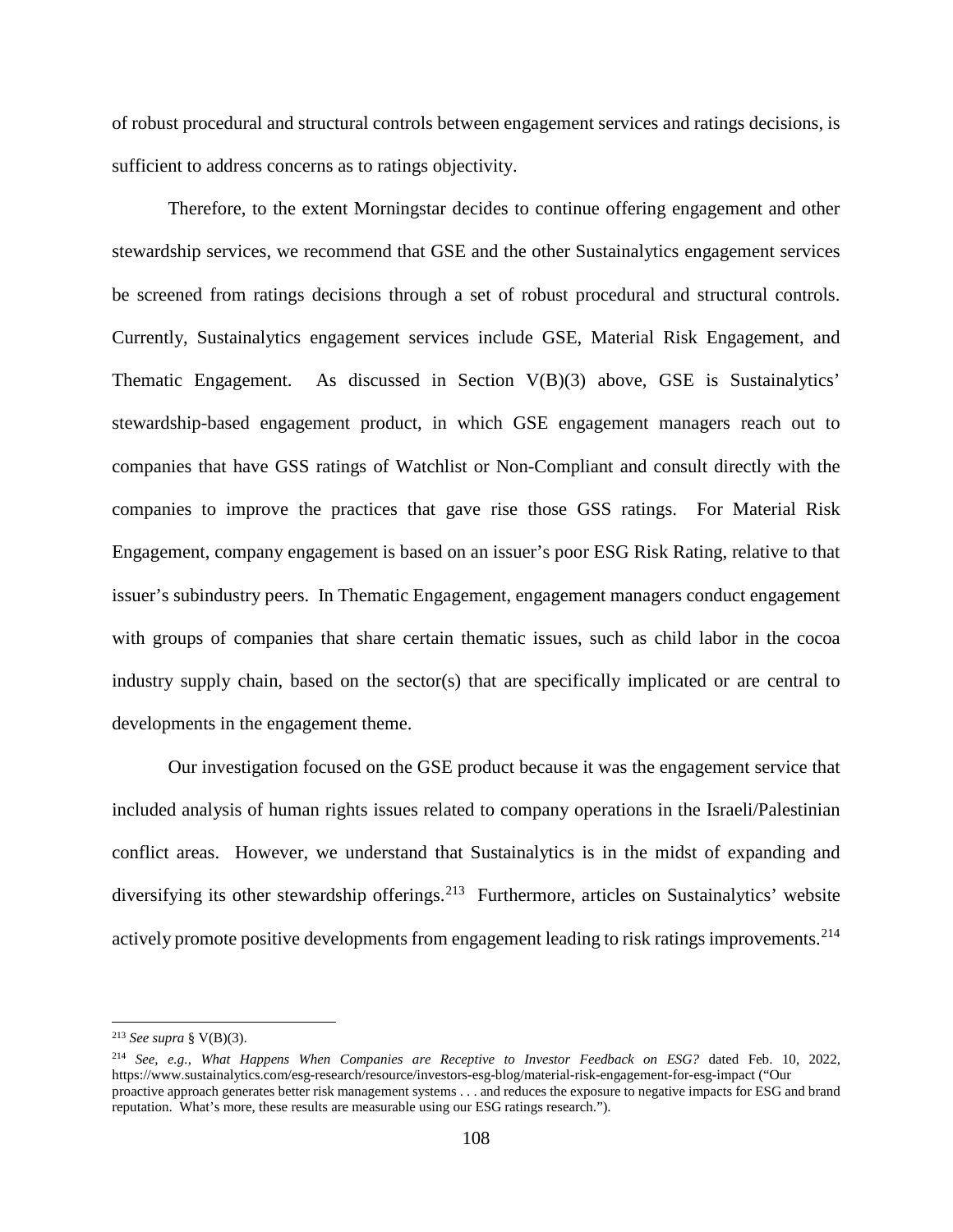of robust procedural and structural controls between engagement services and ratings decisions, is sufficient to address concerns as to ratings objectivity.

Therefore, to the extent Morningstar decides to continue offering engagement and other stewardship services, we recommend that GSE and the other Sustainalytics engagement services be screened from ratings decisions through a set of robust procedural and structural controls. Currently, Sustainalytics engagement services include GSE, Material Risk Engagement, and Thematic Engagement. As discussed in Section V(B)(3) above, GSE is Sustainalytics' stewardship-based engagement product, in which GSE engagement managers reach out to companies that have GSS ratings of Watchlist or Non-Compliant and consult directly with the companies to improve the practices that gave rise those GSS ratings. For Material Risk Engagement, company engagement is based on an issuer's poor ESG Risk Rating, relative to that issuer's subindustry peers. In Thematic Engagement, engagement managers conduct engagement with groups of companies that share certain thematic issues, such as child labor in the cocoa industry supply chain, based on the sector(s) that are specifically implicated or are central to developments in the engagement theme.

Our investigation focused on the GSE product because it was the engagement service that included analysis of human rights issues related to company operations in the Israeli/Palestinian conflict areas. However, we understand that Sustainalytics is in the midst of expanding and diversifying its other stewardship offerings.[213] Furthermore, articles on Sustainalytics' website actively promote positive developments from engagement leading to risk ratings improvements.[214]

---

[213] *See supra* § V(B)(3).

[214] *See, e.g.*, *What Happens When Companies are Receptive to Investor Feedback on ESG?* dated Feb. 10, 2022, https://www.sustainalytics.com/esg-research/resource/investors-esg-blog/material-risk-engagement-for-esg-impact ("Our proactive approach generates better risk management systems . . . and reduces the exposure to negative impacts for ESG and brand reputation. What's more, these results are measurable using our ESG ratings research.").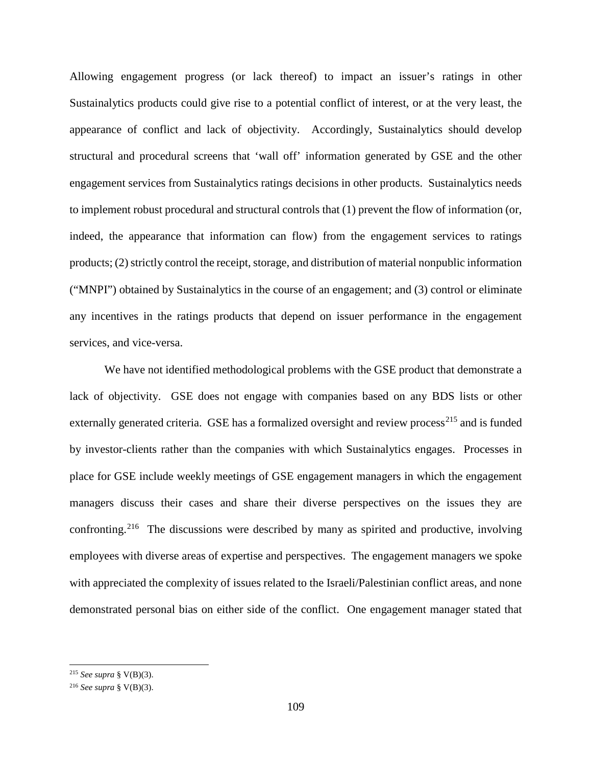Allowing engagement progress (or lack thereof) to impact an issuer's ratings in other Sustainalytics products could give rise to a potential conflict of interest, or at the very least, the appearance of conflict and lack of objectivity. Accordingly, Sustainalytics should develop structural and procedural screens that 'wall off' information generated by GSE and the other engagement services from Sustainalytics ratings decisions in other products. Sustainalytics needs to implement robust procedural and structural controls that (1) prevent the flow of information (or, indeed, the appearance that information can flow) from the engagement services to ratings products; (2) strictly control the receipt, storage, and distribution of material nonpublic information ("MNPI") obtained by Sustainalytics in the course of an engagement; and (3) control or eliminate any incentives in the ratings products that depend on issuer performance in the engagement services, and vice-versa.

We have not identified methodological problems with the GSE product that demonstrate a lack of objectivity. GSE does not engage with companies based on any BDS lists or other externally generated criteria. GSE has a formalized oversight and review process[215] and is funded by investor-clients rather than the companies with which Sustainalytics engages. Processes in place for GSE include weekly meetings of GSE engagement managers in which the engagement managers discuss their cases and share their diverse perspectives on the issues they are confronting.[216] The discussions were described by many as spirited and productive, involving employees with diverse areas of expertise and perspectives. The engagement managers we spoke with appreciated the complexity of issues related to the Israeli/Palestinian conflict areas, and none demonstrated personal bias on either side of the conflict. One engagement manager stated that

---

[215] *See supra* § V(B)(3).

[216] *See supra* § V(B)(3).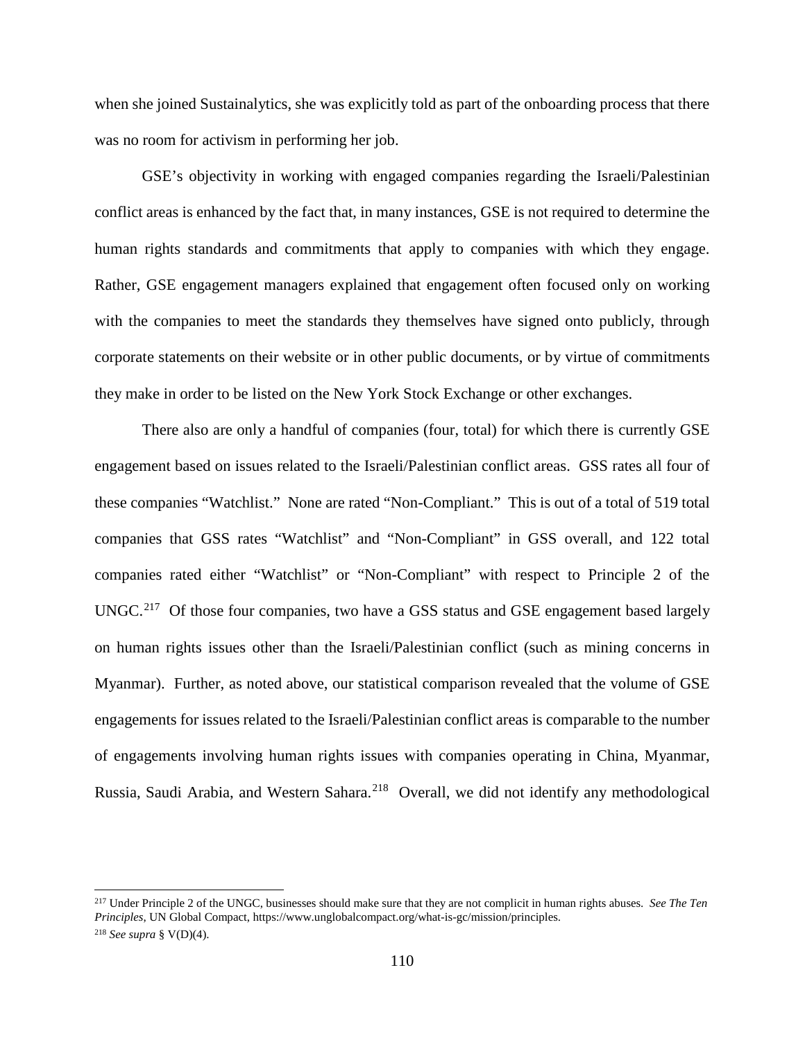when she joined Sustainalytics, she was explicitly told as part of the onboarding process that there was no room for activism in performing her job.

GSE's objectivity in working with engaged companies regarding the Israeli/Palestinian conflict areas is enhanced by the fact that, in many instances, GSE is not required to determine the human rights standards and commitments that apply to companies with which they engage. Rather, GSE engagement managers explained that engagement often focused only on working with the companies to meet the standards they themselves have signed onto publicly, through corporate statements on their website or in other public documents, or by virtue of commitments they make in order to be listed on the New York Stock Exchange or other exchanges.

There also are only a handful of companies (four, total) for which there is currently GSE engagement based on issues related to the Israeli/Palestinian conflict areas. GSS rates all four of these companies "Watchlist." None are rated "Non-Compliant." This is out of a total of 519 total companies that GSS rates "Watchlist" and "Non-Compliant" in GSS overall, and 122 total companies rated either "Watchlist" or "Non-Compliant" with respect to Principle 2 of the UNGC.[217] Of those four companies, two have a GSS status and GSE engagement based largely on human rights issues other than the Israeli/Palestinian conflict (such as mining concerns in Myanmar). Further, as noted above, our statistical comparison revealed that the volume of GSE engagements for issues related to the Israeli/Palestinian conflict areas is comparable to the number of engagements involving human rights issues with companies operating in China, Myanmar, Russia, Saudi Arabia, and Western Sahara.[218] Overall, we did not identify any methodological

---

[217] Under Principle 2 of the UNGC, businesses should make sure that they are not complicit in human rights abuses. *See The Ten Principles*, UN Global Compact, https://www.unglobalcompact.org/what-is-gc/mission/principles.

[218] *See supra* § V(D)(4).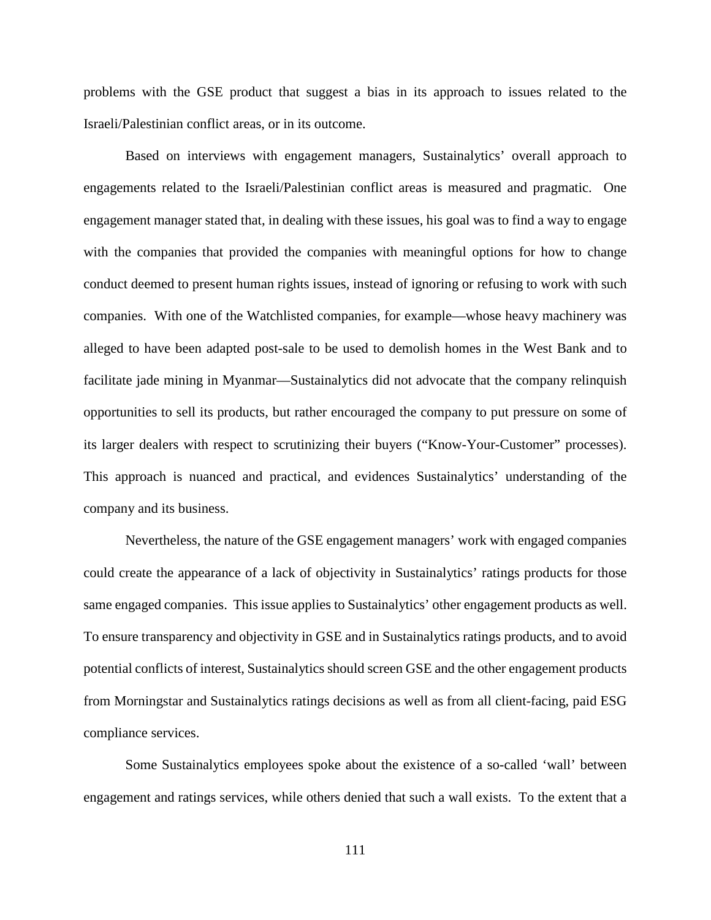problems with the GSE product that suggest a bias in its approach to issues related to the Israeli/Palestinian conflict areas, or in its outcome.

Based on interviews with engagement managers, Sustainalytics' overall approach to engagements related to the Israeli/Palestinian conflict areas is measured and pragmatic. One engagement manager stated that, in dealing with these issues, his goal was to find a way to engage with the companies that provided the companies with meaningful options for how to change conduct deemed to present human rights issues, instead of ignoring or refusing to work with such companies. With one of the Watchlisted companies, for example—whose heavy machinery was alleged to have been adapted post-sale to be used to demolish homes in the West Bank and to facilitate jade mining in Myanmar—Sustainalytics did not advocate that the company relinquish opportunities to sell its products, but rather encouraged the company to put pressure on some of its larger dealers with respect to scrutinizing their buyers ("Know-Your-Customer" processes). This approach is nuanced and practical, and evidences Sustainalytics' understanding of the company and its business.

Nevertheless, the nature of the GSE engagement managers' work with engaged companies could create the appearance of a lack of objectivity in Sustainalytics' ratings products for those same engaged companies. This issue applies to Sustainalytics' other engagement products as well. To ensure transparency and objectivity in GSE and in Sustainalytics ratings products, and to avoid potential conflicts of interest, Sustainalytics should screen GSE and the other engagement products from Morningstar and Sustainalytics ratings decisions as well as from all client-facing, paid ESG compliance services.

Some Sustainalytics employees spoke about the existence of a so-called 'wall' between engagement and ratings services, while others denied that such a wall exists. To the extent that a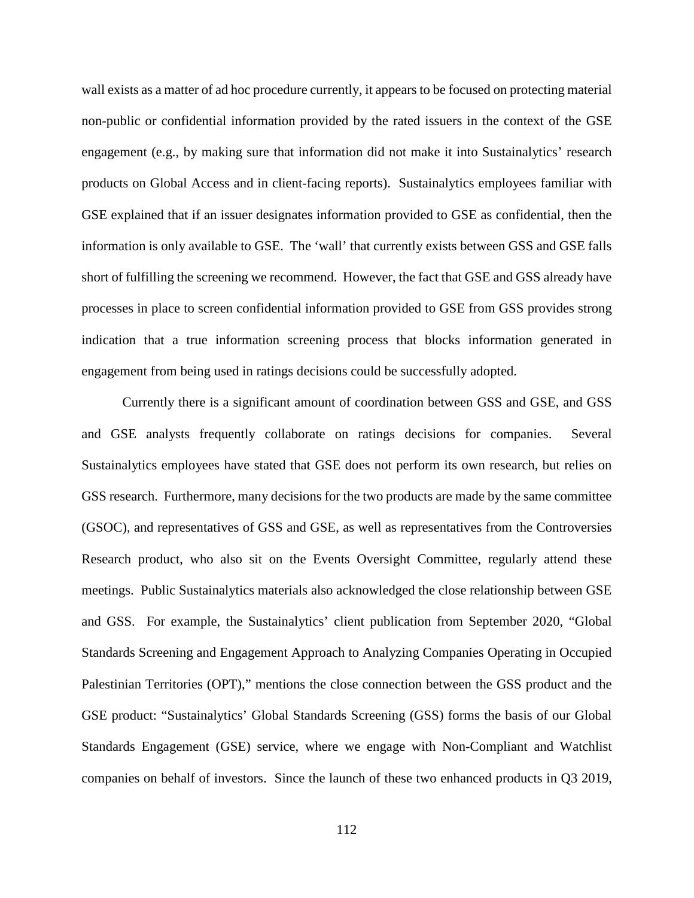wall exists as a matter of ad hoc procedure currently, it appears to be focused on protecting material non-public or confidential information provided by the rated issuers in the context of the GSE engagement (e.g., by making sure that information did not make it into Sustainalytics' research products on Global Access and in client-facing reports). Sustainalytics employees familiar with GSE explained that if an issuer designates information provided to GSE as confidential, then the information is only available to GSE. The 'wall' that currently exists between GSS and GSE falls short of fulfilling the screening we recommend. However, the fact that GSE and GSS already have processes in place to screen confidential information provided to GSE from GSS provides strong indication that a true information screening process that blocks information generated in engagement from being used in ratings decisions could be successfully adopted.

Currently there is a significant amount of coordination between GSS and GSE, and GSS and GSE analysts frequently collaborate on ratings decisions for companies. Several Sustainalytics employees have stated that GSE does not perform its own research, but relies on GSS research. Furthermore, many decisions for the two products are made by the same committee (GSOC), and representatives of GSS and GSE, as well as representatives from the Controversies Research product, who also sit on the Events Oversight Committee, regularly attend these meetings. Public Sustainalytics materials also acknowledged the close relationship between GSE and GSS. For example, the Sustainalytics' client publication from September 2020, "Global Standards Screening and Engagement Approach to Analyzing Companies Operating in Occupied Palestinian Territories (OPT)," mentions the close connection between the GSS product and the GSE product: "Sustainalytics' Global Standards Screening (GSS) forms the basis of our Global Standards Engagement (GSE) service, where we engage with Non-Compliant and Watchlist companies on behalf of investors. Since the launch of these two enhanced products in Q3 2019,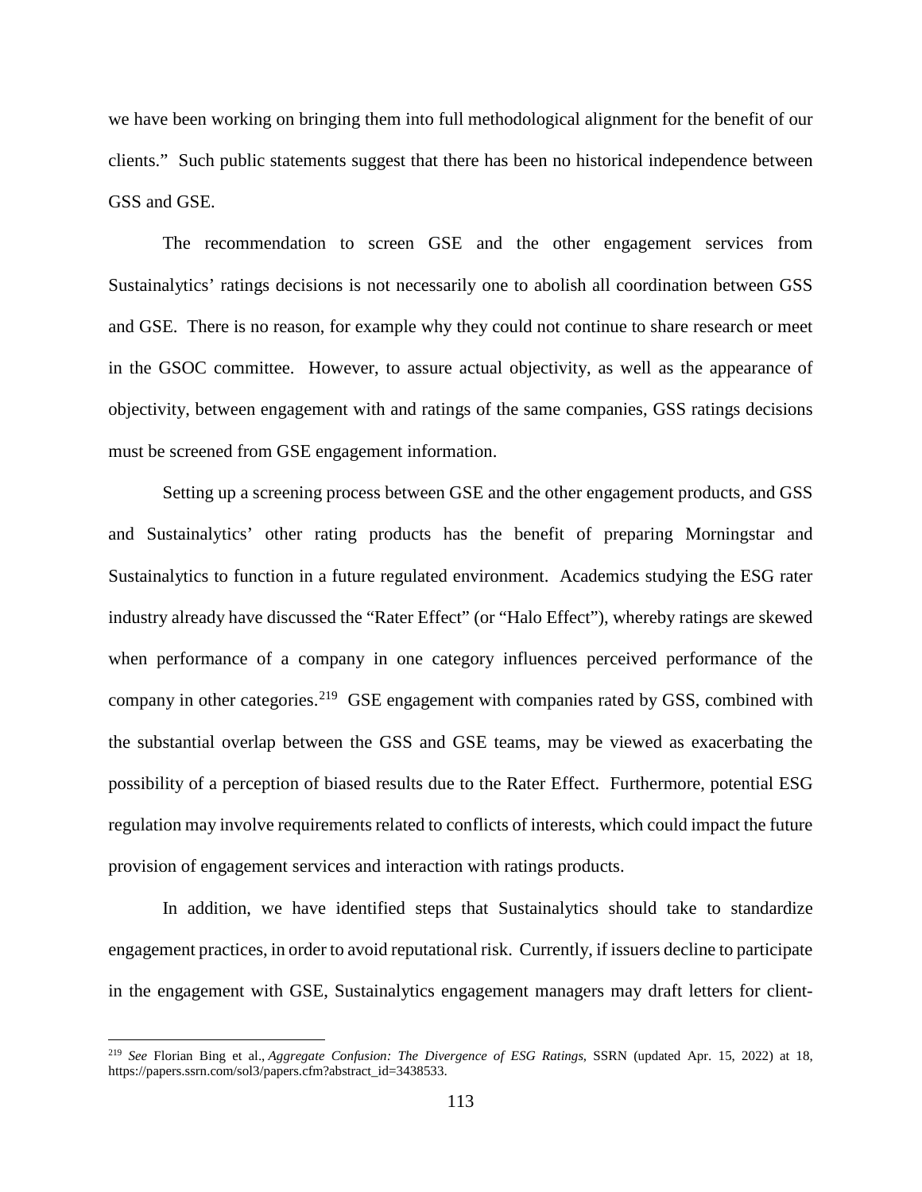we have been working on bringing them into full methodological alignment for the benefit of our clients." Such public statements suggest that there has been no historical independence between GSS and GSE.

The recommendation to screen GSE and the other engagement services from Sustainalytics' ratings decisions is not necessarily one to abolish all coordination between GSS and GSE. There is no reason, for example why they could not continue to share research or meet in the GSOC committee. However, to assure actual objectivity, as well as the appearance of objectivity, between engagement with and ratings of the same companies, GSS ratings decisions must be screened from GSE engagement information.

Setting up a screening process between GSE and the other engagement products, and GSS and Sustainalytics' other rating products has the benefit of preparing Morningstar and Sustainalytics to function in a future regulated environment. Academics studying the ESG rater industry already have discussed the "Rater Effect" (or "Halo Effect"), whereby ratings are skewed when performance of a company in one category influences perceived performance of the company in other categories.[219] GSE engagement with companies rated by GSS, combined with the substantial overlap between the GSS and GSE teams, may be viewed as exacerbating the possibility of a perception of biased results due to the Rater Effect. Furthermore, potential ESG regulation may involve requirements related to conflicts of interests, which could impact the future provision of engagement services and interaction with ratings products.

In addition, we have identified steps that Sustainalytics should take to standardize engagement practices, in order to avoid reputational risk. Currently, if issuers decline to participate in the engagement with GSE, Sustainalytics engagement managers may draft letters for client-

---

[219] *See* Florian Bing et al., *Aggregate Confusion: The Divergence of ESG Ratings*, SSRN (updated Apr. 15, 2022) at 18, https://papers.ssrn.com/sol3/papers.cfm?abstract_id=3438533.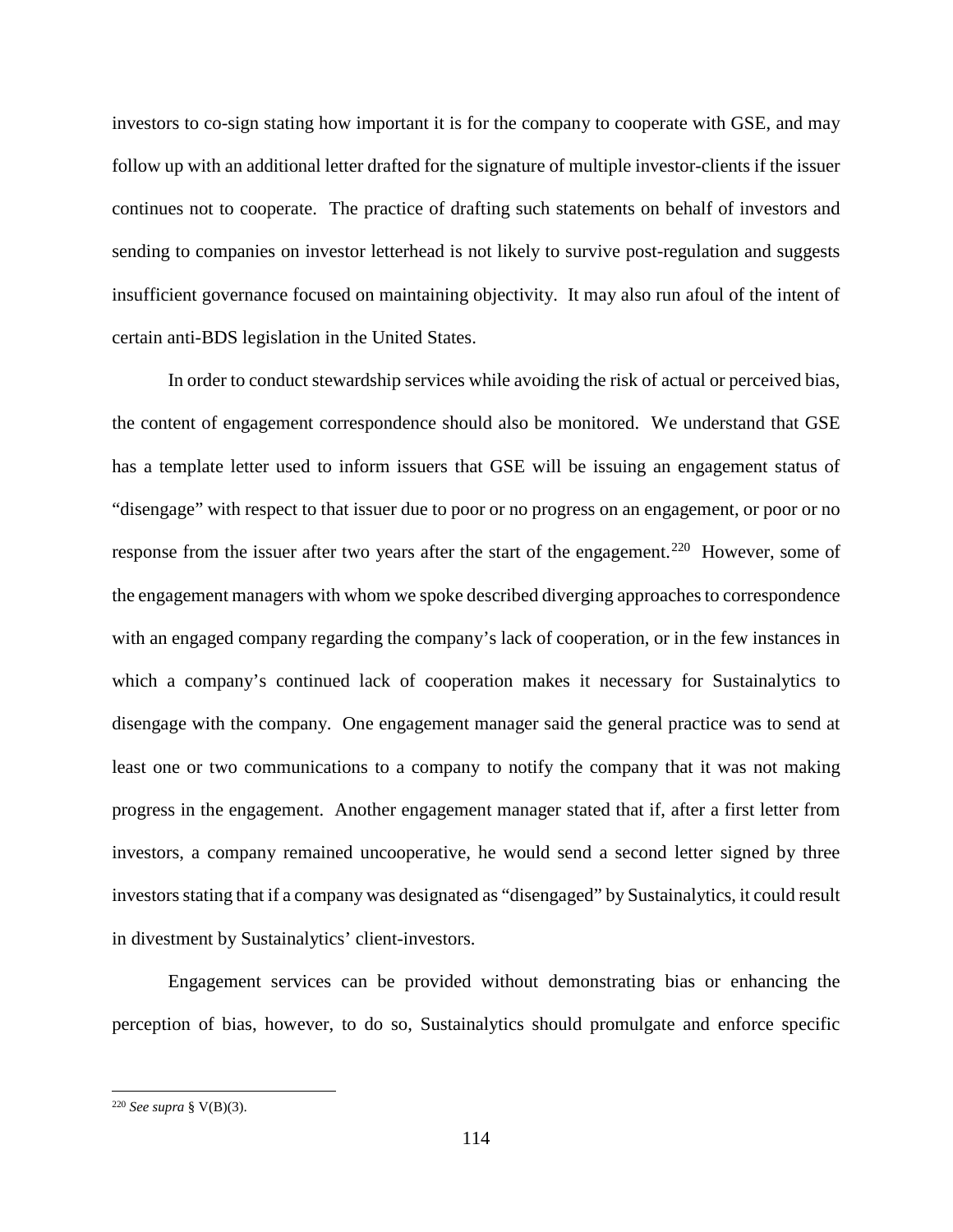investors to co-sign stating how important it is for the company to cooperate with GSE, and may follow up with an additional letter drafted for the signature of multiple investor-clients if the issuer continues not to cooperate. The practice of drafting such statements on behalf of investors and sending to companies on investor letterhead is not likely to survive post-regulation and suggests insufficient governance focused on maintaining objectivity. It may also run afoul of the intent of certain anti-BDS legislation in the United States.

In order to conduct stewardship services while avoiding the risk of actual or perceived bias, the content of engagement correspondence should also be monitored. We understand that GSE has a template letter used to inform issuers that GSE will be issuing an engagement status of "disengage" with respect to that issuer due to poor or no progress on an engagement, or poor or no response from the issuer after two years after the start of the engagement.[220] However, some of the engagement managers with whom we spoke described diverging approaches to correspondence with an engaged company regarding the company's lack of cooperation, or in the few instances in which a company's continued lack of cooperation makes it necessary for Sustainalytics to disengage with the company. One engagement manager said the general practice was to send at least one or two communications to a company to notify the company that it was not making progress in the engagement. Another engagement manager stated that if, after a first letter from investors, a company remained uncooperative, he would send a second letter signed by three investors stating that if a company was designated as "disengaged" by Sustainalytics, it could result in divestment by Sustainalytics' client-investors.

Engagement services can be provided without demonstrating bias or enhancing the perception of bias, however, to do so, Sustainalytics should promulgate and enforce specific

---

[220] *See supra* § V(B)(3).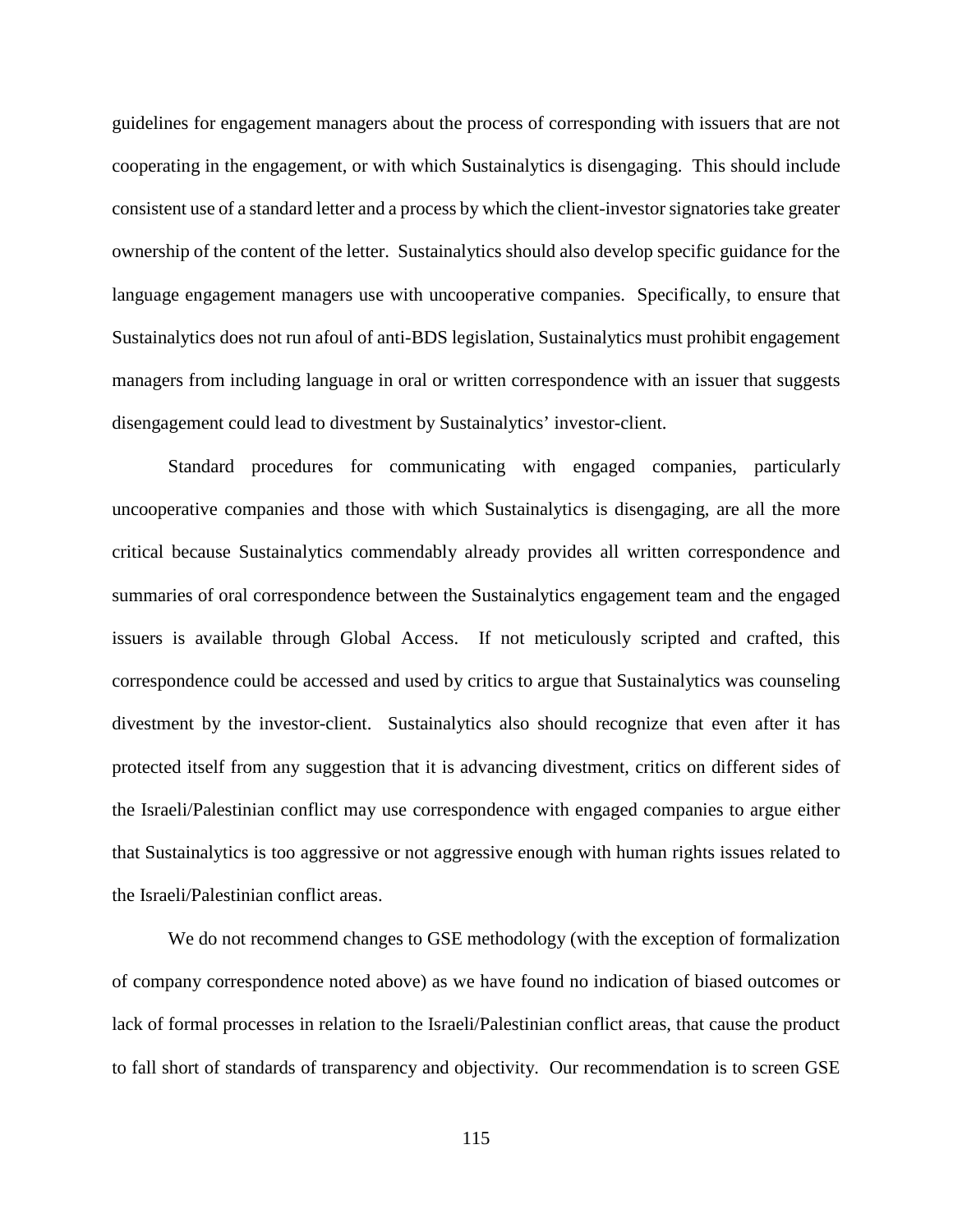guidelines for engagement managers about the process of corresponding with issuers that are not cooperating in the engagement, or with which Sustainalytics is disengaging. This should include consistent use of a standard letter and a process by which the client-investor signatories take greater ownership of the content of the letter. Sustainalytics should also develop specific guidance for the language engagement managers use with uncooperative companies. Specifically, to ensure that Sustainalytics does not run afoul of anti-BDS legislation, Sustainalytics must prohibit engagement managers from including language in oral or written correspondence with an issuer that suggests disengagement could lead to divestment by Sustainalytics' investor-client.

Standard procedures for communicating with engaged companies, particularly uncooperative companies and those with which Sustainalytics is disengaging, are all the more critical because Sustainalytics commendably already provides all written correspondence and summaries of oral correspondence between the Sustainalytics engagement team and the engaged issuers is available through Global Access. If not meticulously scripted and crafted, this correspondence could be accessed and used by critics to argue that Sustainalytics was counseling divestment by the investor-client. Sustainalytics also should recognize that even after it has protected itself from any suggestion that it is advancing divestment, critics on different sides of the Israeli/Palestinian conflict may use correspondence with engaged companies to argue either that Sustainalytics is too aggressive or not aggressive enough with human rights issues related to the Israeli/Palestinian conflict areas.

We do not recommend changes to GSE methodology (with the exception of formalization of company correspondence noted above) as we have found no indication of biased outcomes or lack of formal processes in relation to the Israeli/Palestinian conflict areas, that cause the product to fall short of standards of transparency and objectivity. Our recommendation is to screen GSE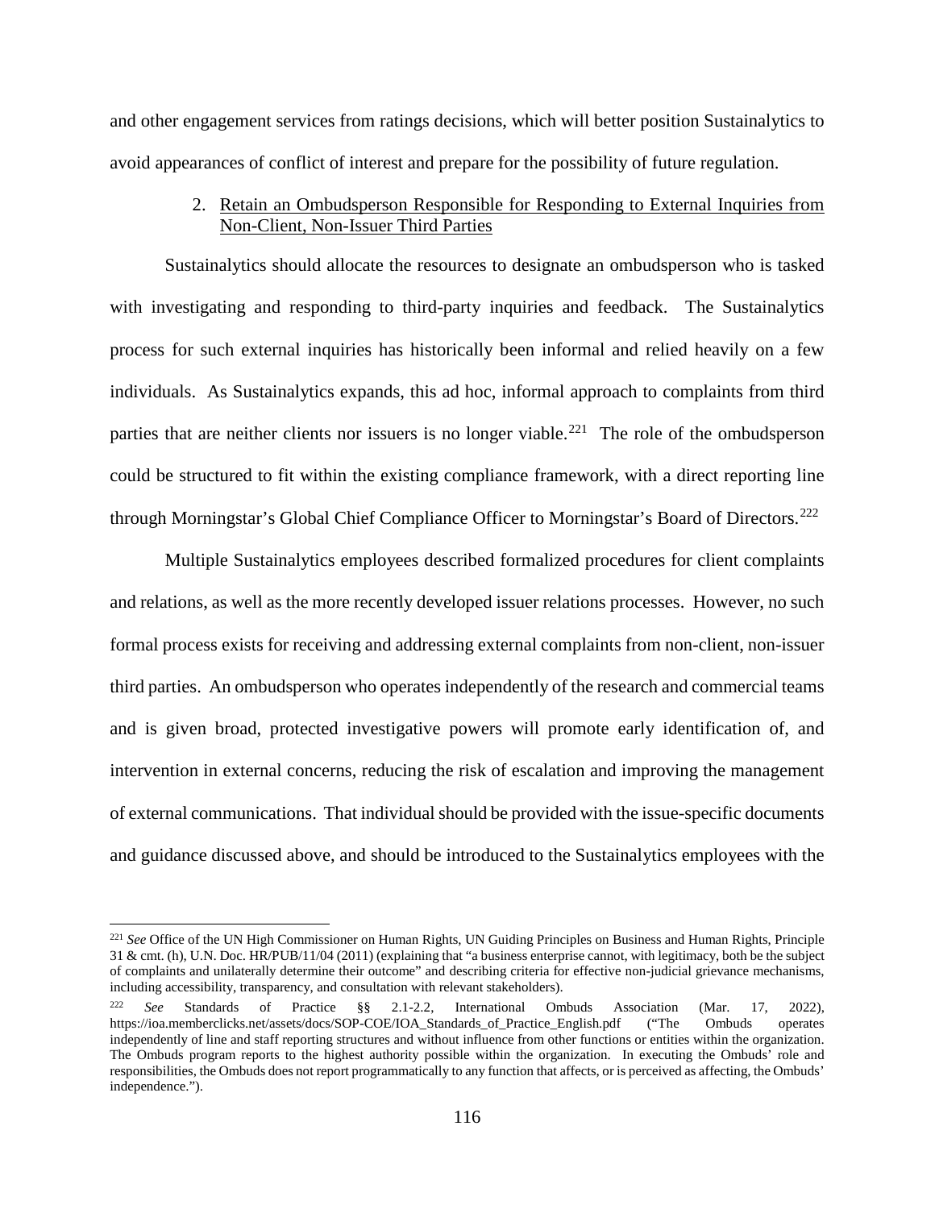and other engagement services from ratings decisions, which will better position Sustainalytics to avoid appearances of conflict of interest and prepare for the possibility of future regulation.

2. Retain an Ombudsperson Responsible for Responding to External Inquiries from Non-Client, Non-Issuer Third Parties

Sustainalytics should allocate the resources to designate an ombudsperson who is tasked with investigating and responding to third-party inquiries and feedback. The Sustainalytics process for such external inquiries has historically been informal and relied heavily on a few individuals. As Sustainalytics expands, this ad hoc, informal approach to complaints from third parties that are neither clients nor issuers is no longer viable.[221] The role of the ombudsperson could be structured to fit within the existing compliance framework, with a direct reporting line through Morningstar's Global Chief Compliance Officer to Morningstar's Board of Directors.[222]

Multiple Sustainalytics employees described formalized procedures for client complaints and relations, as well as the more recently developed issuer relations processes. However, no such formal process exists for receiving and addressing external complaints from non-client, non-issuer third parties. An ombudsperson who operates independently of the research and commercial teams and is given broad, protected investigative powers will promote early identification of, and intervention in external concerns, reducing the risk of escalation and improving the management of external communications. That individual should be provided with the issue-specific documents and guidance discussed above, and should be introduced to the Sustainalytics employees with the

---

[221] *See* Office of the UN High Commissioner on Human Rights, UN Guiding Principles on Business and Human Rights, Principle 31 & cmt. (h), U.N. Doc. HR/PUB/11/04 (2011) (explaining that "a business enterprise cannot, with legitimacy, both be the subject of complaints and unilaterally determine their outcome" and describing criteria for effective non-judicial grievance mechanisms, including accessibility, transparency, and consultation with relevant stakeholders).

[222] *See* Standards of Practice §§ 2.1-2.2, International Ombuds Association (Mar. 17, 2022), https://ioa.memberclicks.net/assets/docs/SOP-COE/IOA_Standards_of_Practice_English.pdf ("The Ombuds operates independently of line and staff reporting structures and without influence from other functions or entities within the organization. The Ombuds program reports to the highest authority possible within the organization. In executing the Ombuds' role and responsibilities, the Ombuds does not report programmatically to any function that affects, or is perceived as affecting, the Ombuds' independence.").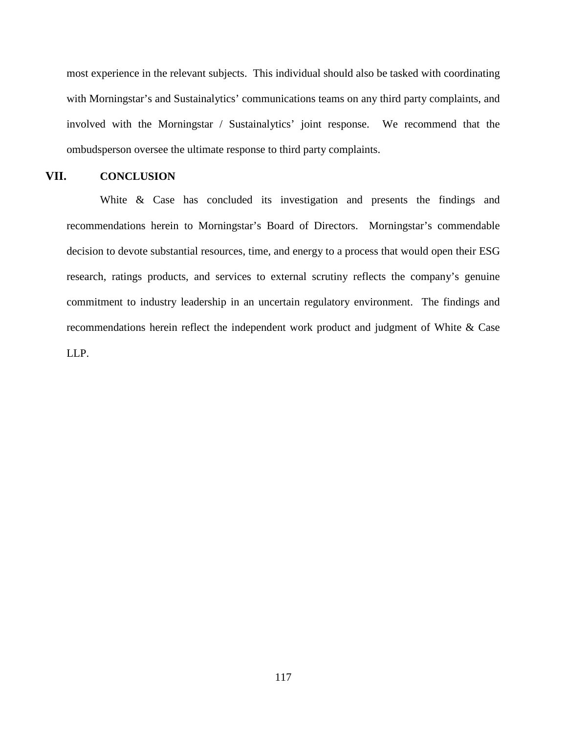most experience in the relevant subjects. This individual should also be tasked with coordinating with Morningstar's and Sustainalytics' communications teams on any third party complaints, and involved with the Morningstar / Sustainalytics' joint response. We recommend that the ombudsperson oversee the ultimate response to third party complaints.

## VII. CONCLUSION

White & Case has concluded its investigation and presents the findings and recommendations herein to Morningstar's Board of Directors. Morningstar's commendable decision to devote substantial resources, time, and energy to a process that would open their ESG research, ratings products, and services to external scrutiny reflects the company's genuine commitment to industry leadership in an uncertain regulatory environment. The findings and recommendations herein reflect the independent work product and judgment of White & Case LLP.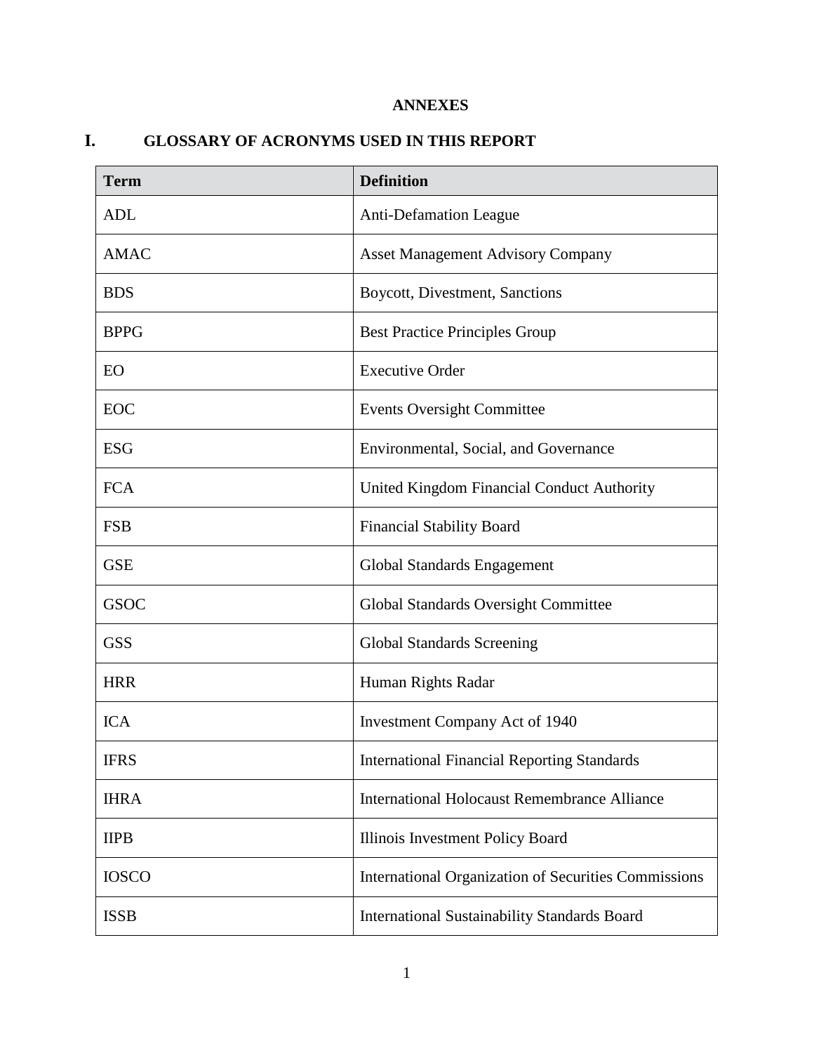**ANNEXES**

## I. GLOSSARY OF ACRONYMS USED IN THIS REPORT

| Term | Definition |
| --- | --- |
| ADL | Anti-Defamation League |
| AMAC | Asset Management Advisory Company |
| BDS | Boycott, Divestment, Sanctions |
| BPPG | Best Practice Principles Group |
| EO | Executive Order |
| EOC | Events Oversight Committee |
| ESG | Environmental, Social, and Governance |
| FCA | United Kingdom Financial Conduct Authority |
| FSB | Financial Stability Board |
| GSE | Global Standards Engagement |
| GSOC | Global Standards Oversight Committee |
| GSS | Global Standards Screening |
| HRR | Human Rights Radar |
| ICA | Investment Company Act of 1940 |
| IFRS | International Financial Reporting Standards |
| IHRA | International Holocaust Remembrance Alliance |
| IIPB | Illinois Investment Policy Board |
| IOSCO | International Organization of Securities Commissions |
| ISSB | International Sustainability Standards Board |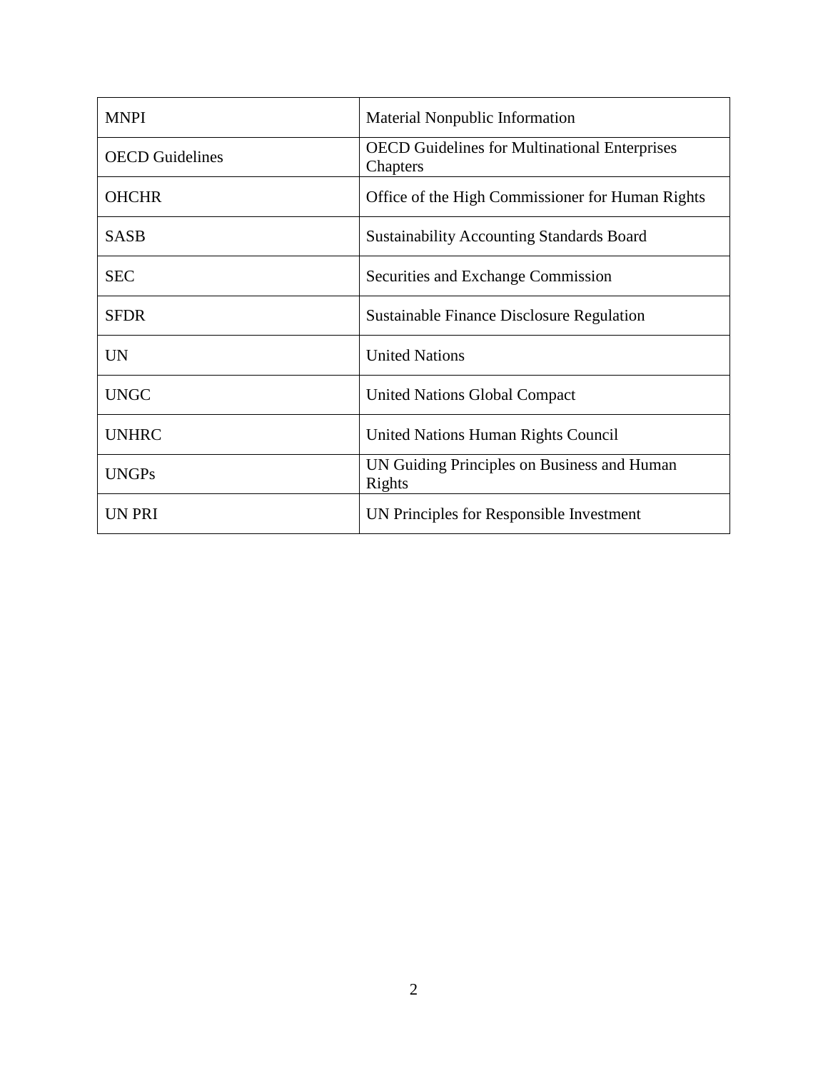| MNPI | Material Nonpublic Information |
|---|---|
| OECD Guidelines | OECD Guidelines for Multinational Enterprises Chapters |
| OHCHR | Office of the High Commissioner for Human Rights |
| SASB | Sustainability Accounting Standards Board |
| SEC | Securities and Exchange Commission |
| SFDR | Sustainable Finance Disclosure Regulation |
| UN | United Nations |
| UNGC | United Nations Global Compact |
| UNHRC | United Nations Human Rights Council |
| UNGPs | UN Guiding Principles on Business and Human Rights |
| UN PRI | UN Principles for Responsible Investment |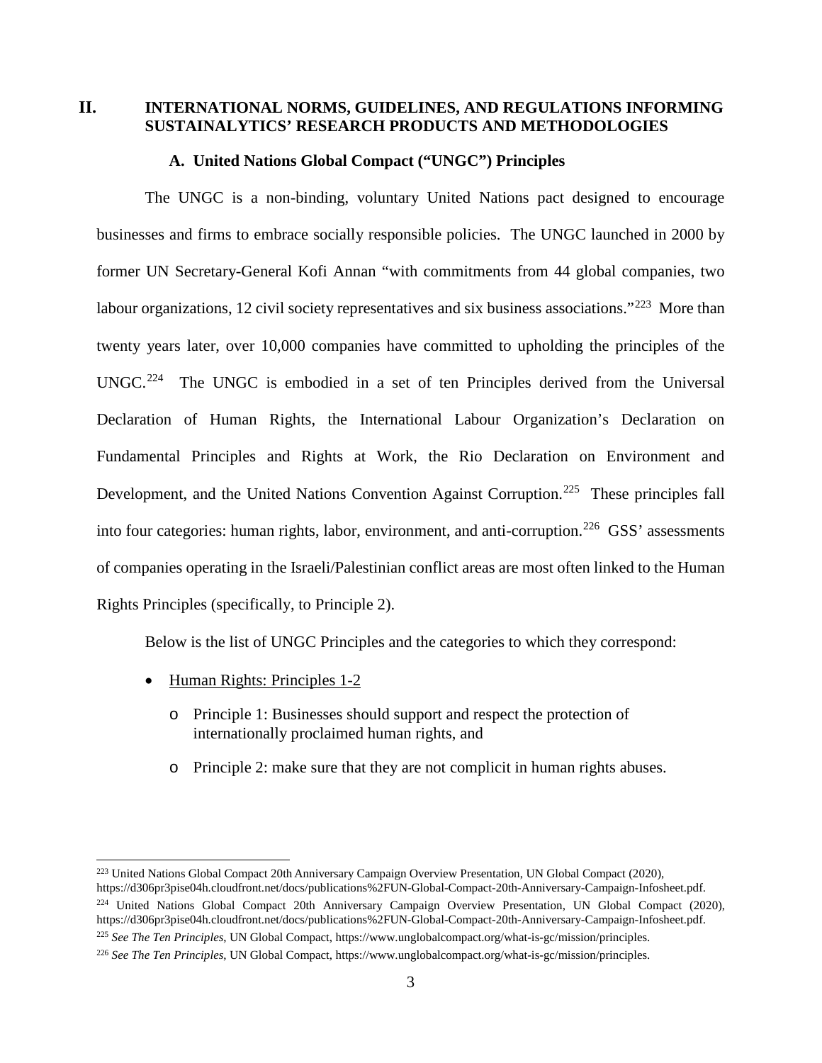## II. INTERNATIONAL NORMS, GUIDELINES, AND REGULATIONS INFORMING SUSTAINALYTICS' RESEARCH PRODUCTS AND METHODOLOGIES

### A. United Nations Global Compact ("UNGC") Principles

The UNGC is a non-binding, voluntary United Nations pact designed to encourage businesses and firms to embrace socially responsible policies. The UNGC launched in 2000 by former UN Secretary-General Kofi Annan "with commitments from 44 global companies, two labour organizations, 12 civil society representatives and six business associations."[223] More than twenty years later, over 10,000 companies have committed to upholding the principles of the UNGC.[224] The UNGC is embodied in a set of ten Principles derived from the Universal Declaration of Human Rights, the International Labour Organization's Declaration on Fundamental Principles and Rights at Work, the Rio Declaration on Environment and Development, and the United Nations Convention Against Corruption.[225] These principles fall into four categories: human rights, labor, environment, and anti-corruption.[226] GSS' assessments of companies operating in the Israeli/Palestinian conflict areas are most often linked to the Human Rights Principles (specifically, to Principle 2).

Below is the list of UNGC Principles and the categories to which they correspond:

- <u>Human Rights: Principles 1-2</u>
  - Principle 1: Businesses should support and respect the protection of internationally proclaimed human rights, and
  - Principle 2: make sure that they are not complicit in human rights abuses.

---

[223] United Nations Global Compact 20th Anniversary Campaign Overview Presentation, UN Global Compact (2020), https://d306pr3pise04h.cloudfront.net/docs/publications%2FUN-Global-Compact-20th-Anniversary-Campaign-Infosheet.pdf.

[224] United Nations Global Compact 20th Anniversary Campaign Overview Presentation, UN Global Compact (2020), https://d306pr3pise04h.cloudfront.net/docs/publications%2FUN-Global-Compact-20th-Anniversary-Campaign-Infosheet.pdf.

[225] *See The Ten Principles*, UN Global Compact, https://www.unglobalcompact.org/what-is-gc/mission/principles.

[226] *See The Ten Principles*, UN Global Compact, https://www.unglobalcompact.org/what-is-gc/mission/principles.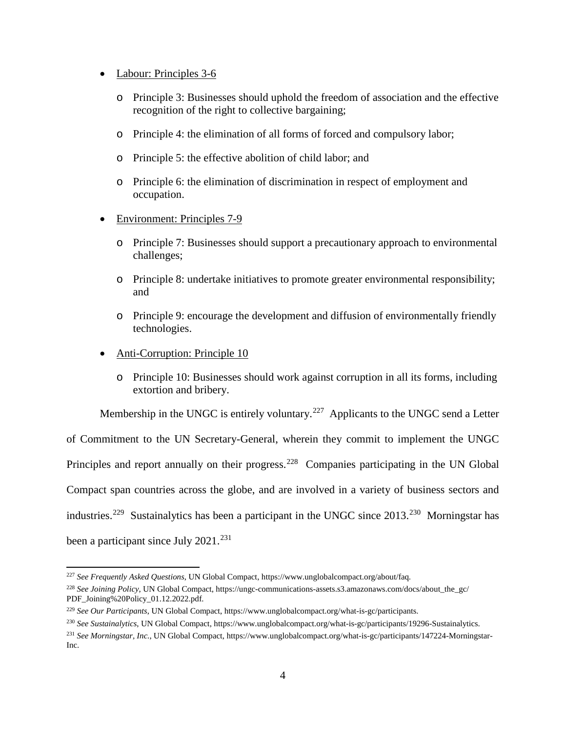- Labour: Principles 3-6
  - Principle 3: Businesses should uphold the freedom of association and the effective recognition of the right to collective bargaining;
  - Principle 4: the elimination of all forms of forced and compulsory labor;
  - Principle 5: the effective abolition of child labor; and
  - Principle 6: the elimination of discrimination in respect of employment and occupation.
- Environment: Principles 7-9
  - Principle 7: Businesses should support a precautionary approach to environmental challenges;
  - Principle 8: undertake initiatives to promote greater environmental responsibility; and
  - Principle 9: encourage the development and diffusion of environmentally friendly technologies.
- Anti-Corruption: Principle 10
  - Principle 10: Businesses should work against corruption in all its forms, including extortion and bribery.

Membership in the UNGC is entirely voluntary.[227] Applicants to the UNGC send a Letter of Commitment to the UN Secretary-General, wherein they commit to implement the UNGC Principles and report annually on their progress.[228] Companies participating in the UN Global Compact span countries across the globe, and are involved in a variety of business sectors and industries.[229] Sustainalytics has been a participant in the UNGC since 2013.[230] Morningstar has been a participant since July 2021.[231]

---

[227] *See Frequently Asked Questions*, UN Global Compact, https://www.unglobalcompact.org/about/faq.

[228] *See Joining Policy*, UN Global Compact, https://ungc-communications-assets.s3.amazonaws.com/docs/about_the_gc/PDF_Joining%20Policy_01.12.2022.pdf.

[229] *See Our Participants*, UN Global Compact, https://www.unglobalcompact.org/what-is-gc/participants.

[230] *See Sustainalytics*, UN Global Compact, https://www.unglobalcompact.org/what-is-gc/participants/19296-Sustainalytics.

[231] *See Morningstar, Inc.*, UN Global Compact, https://www.unglobalcompact.org/what-is-gc/participants/147224-Morningstar-Inc.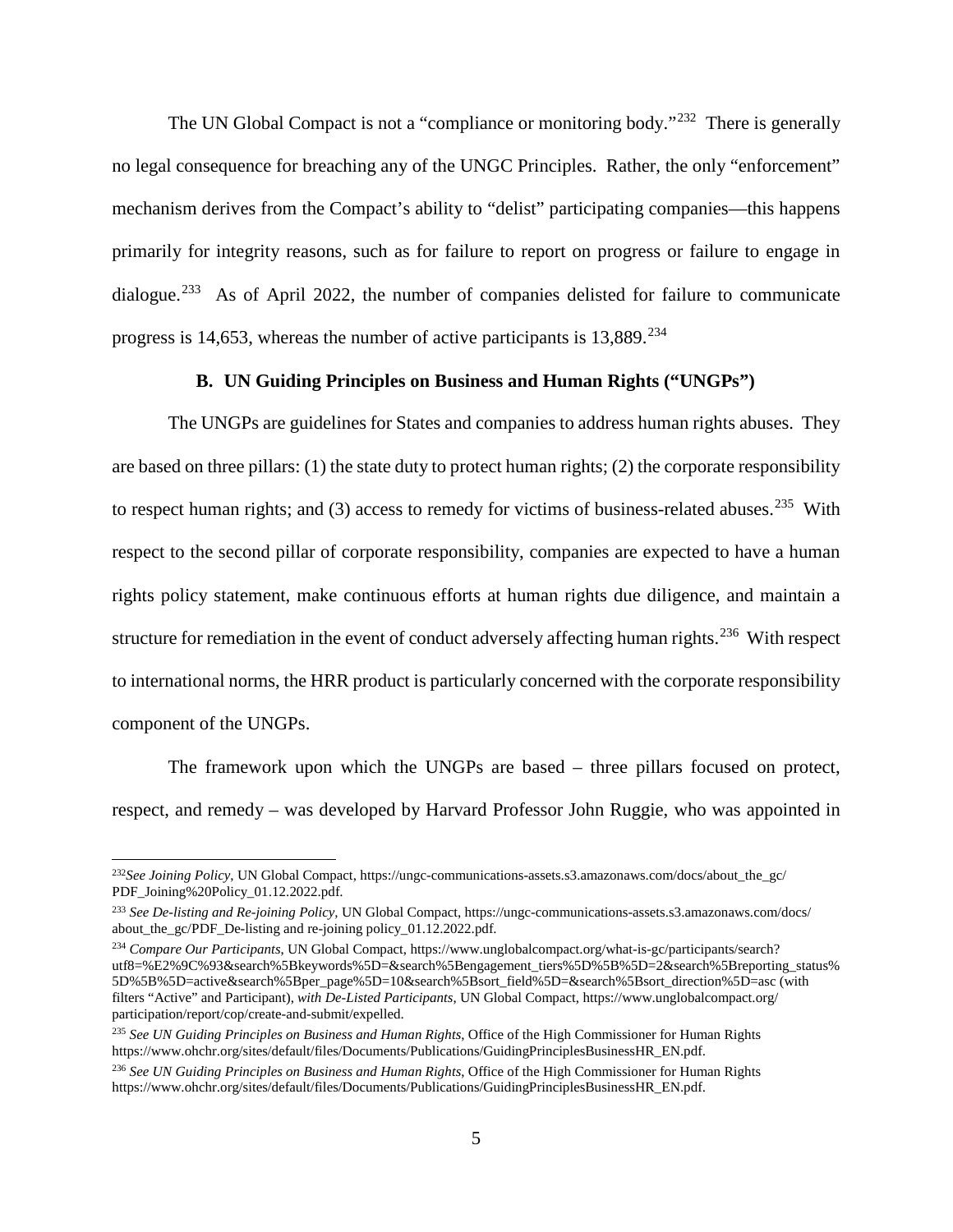The UN Global Compact is not a "compliance or monitoring body."[232] There is generally no legal consequence for breaching any of the UNGC Principles. Rather, the only "enforcement" mechanism derives from the Compact's ability to "delist" participating companies—this happens primarily for integrity reasons, such as for failure to report on progress or failure to engage in dialogue.[233] As of April 2022, the number of companies delisted for failure to communicate progress is 14,653, whereas the number of active participants is 13,889.[234]

### B. UN Guiding Principles on Business and Human Rights ("UNGPs")

The UNGPs are guidelines for States and companies to address human rights abuses. They are based on three pillars: (1) the state duty to protect human rights; (2) the corporate responsibility to respect human rights; and (3) access to remedy for victims of business-related abuses.[235] With respect to the second pillar of corporate responsibility, companies are expected to have a human rights policy statement, make continuous efforts at human rights due diligence, and maintain a structure for remediation in the event of conduct adversely affecting human rights.[236] With respect to international norms, the HRR product is particularly concerned with the corporate responsibility component of the UNGPs.

The framework upon which the UNGPs are based – three pillars focused on protect, respect, and remedy – was developed by Harvard Professor John Ruggie, who was appointed in

---

[232] *See Joining Policy*, UN Global Compact, https://ungc-communications-assets.s3.amazonaws.com/docs/about_the_gc/PDF_Joining%20Policy_01.12.2022.pdf.

[233] *See De-listing and Re-joining Policy*, UN Global Compact, https://ungc-communications-assets.s3.amazonaws.com/docs/about_the_gc/PDF_De-listing and re-joining policy_01.12.2022.pdf.

[234] *Compare Our Participants*, UN Global Compact, https://www.unglobalcompact.org/what-is-gc/participants/search?utf8=%E2%9C%93&search%5Bkeywords%5D=&search%5Bengagement_tiers%5D%5B%5D=2&search%5Breporting_status%5D%5B%5D=active&search%5Bper_page%5D=10&search%5Bsort_field%5D=&search%5Bsort_direction%5D=asc (with filters "Active" and Participant), *with De-Listed Participants*, UN Global Compact, https://www.unglobalcompact.org/participation/report/cop/create-and-submit/expelled.

[235] *See UN Guiding Principles on Business and Human Rights*, Office of the High Commissioner for Human Rights https://www.ohchr.org/sites/default/files/Documents/Publications/GuidingPrinciplesBusinessHR_EN.pdf.

[236] *See UN Guiding Principles on Business and Human Rights*, Office of the High Commissioner for Human Rights https://www.ohchr.org/sites/default/files/Documents/Publications/GuidingPrinciplesBusinessHR_EN.pdf.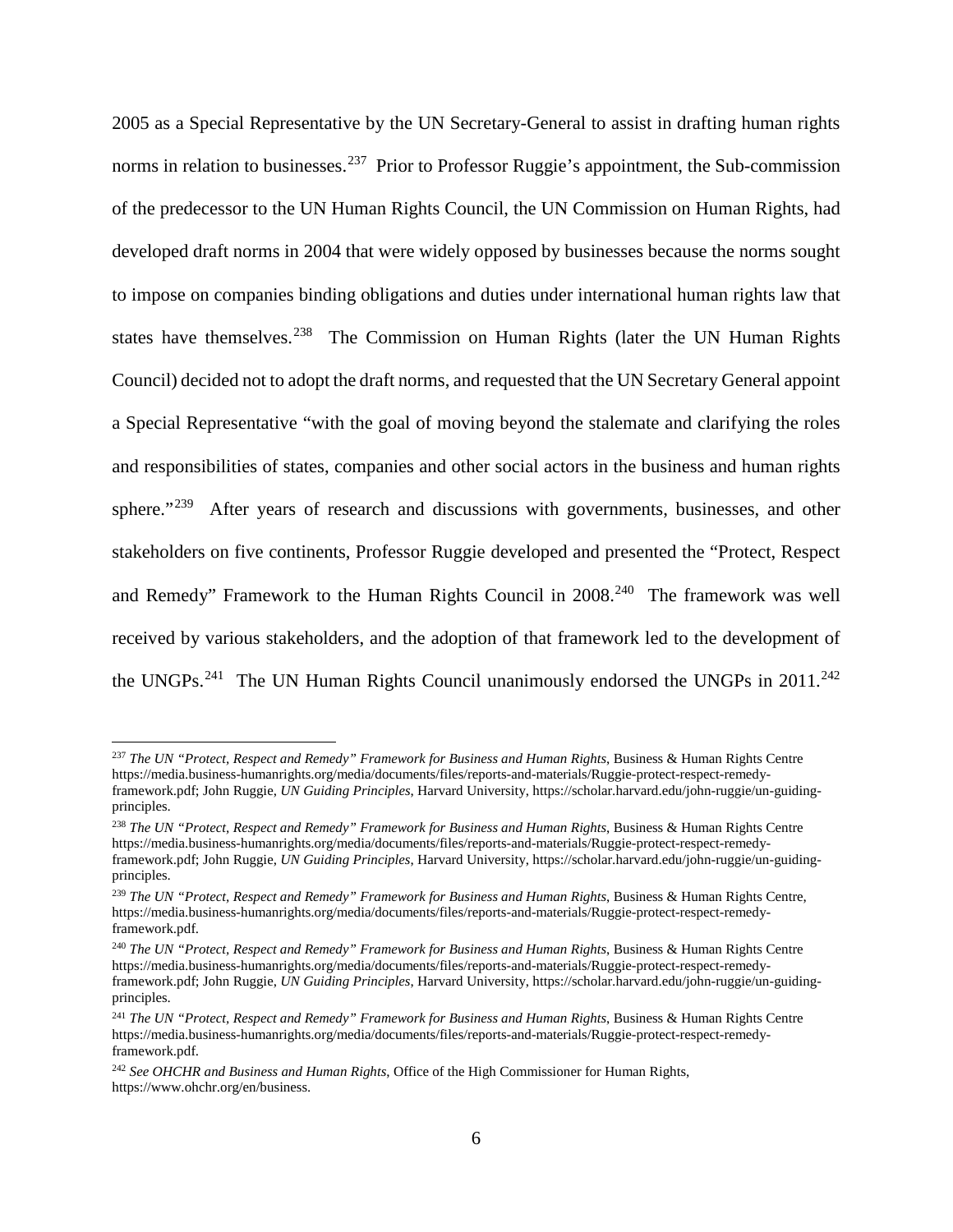2005 as a Special Representative by the UN Secretary-General to assist in drafting human rights norms in relation to businesses.[237] Prior to Professor Ruggie's appointment, the Sub-commission of the predecessor to the UN Human Rights Council, the UN Commission on Human Rights, had developed draft norms in 2004 that were widely opposed by businesses because the norms sought to impose on companies binding obligations and duties under international human rights law that states have themselves.[238] The Commission on Human Rights (later the UN Human Rights Council) decided not to adopt the draft norms, and requested that the UN Secretary General appoint a Special Representative "with the goal of moving beyond the stalemate and clarifying the roles and responsibilities of states, companies and other social actors in the business and human rights sphere."[239] After years of research and discussions with governments, businesses, and other stakeholders on five continents, Professor Ruggie developed and presented the "Protect, Respect and Remedy" Framework to the Human Rights Council in 2008.[240] The framework was well received by various stakeholders, and the adoption of that framework led to the development of the UNGPs.[241] The UN Human Rights Council unanimously endorsed the UNGPs in 2011.[242]

---

[237] *The UN "Protect, Respect and Remedy" Framework for Business and Human Rights*, Business & Human Rights Centre https://media.business-humanrights.org/media/documents/files/reports-and-materials/Ruggie-protect-respect-remedy-framework.pdf; John Ruggie, *UN Guiding Principles*, Harvard University, https://scholar.harvard.edu/john-ruggie/un-guiding-principles.

[238] *The UN "Protect, Respect and Remedy" Framework for Business and Human Rights*, Business & Human Rights Centre https://media.business-humanrights.org/media/documents/files/reports-and-materials/Ruggie-protect-respect-remedy-framework.pdf; John Ruggie, *UN Guiding Principles*, Harvard University, https://scholar.harvard.edu/john-ruggie/un-guiding-principles.

[239] *The UN "Protect, Respect and Remedy" Framework for Business and Human Rights*, Business & Human Rights Centre, https://media.business-humanrights.org/media/documents/files/reports-and-materials/Ruggie-protect-respect-remedy-framework.pdf.

[240] *The UN "Protect, Respect and Remedy" Framework for Business and Human Rights*, Business & Human Rights Centre https://media.business-humanrights.org/media/documents/files/reports-and-materials/Ruggie-protect-respect-remedy-framework.pdf; John Ruggie, *UN Guiding Principles*, Harvard University, https://scholar.harvard.edu/john-ruggie/un-guiding-principles.

[241] *The UN "Protect, Respect and Remedy" Framework for Business and Human Rights*, Business & Human Rights Centre https://media.business-humanrights.org/media/documents/files/reports-and-materials/Ruggie-protect-respect-remedy-framework.pdf.

[242] *See OHCHR and Business and Human Rights*, Office of the High Commissioner for Human Rights, https://www.ohchr.org/en/business.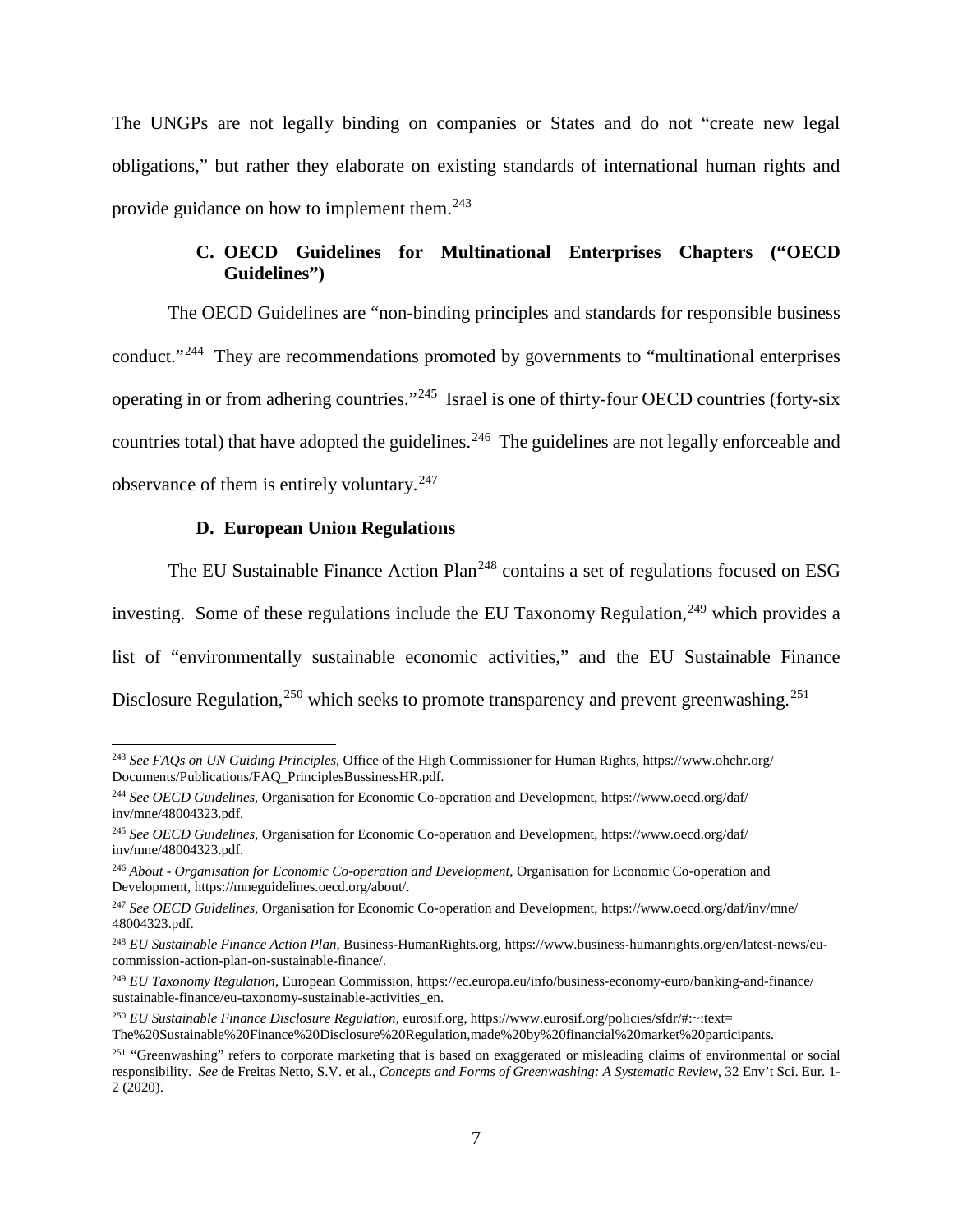The UNGPs are not legally binding on companies or States and do not "create new legal obligations," but rather they elaborate on existing standards of international human rights and provide guidance on how to implement them.[243]

### C. OECD Guidelines for Multinational Enterprises Chapters ("OECD Guidelines")

The OECD Guidelines are "non-binding principles and standards for responsible business conduct."[244] They are recommendations promoted by governments to "multinational enterprises operating in or from adhering countries."[245] Israel is one of thirty-four OECD countries (forty-six countries total) that have adopted the guidelines.[246] The guidelines are not legally enforceable and observance of them is entirely voluntary.[247]

### D. European Union Regulations

The EU Sustainable Finance Action Plan[248] contains a set of regulations focused on ESG investing. Some of these regulations include the EU Taxonomy Regulation,[249] which provides a list of "environmentally sustainable economic activities," and the EU Sustainable Finance Disclosure Regulation,[250] which seeks to promote transparency and prevent greenwashing.[251]

---

[243] *See FAQs on UN Guiding Principles*, Office of the High Commissioner for Human Rights, https://www.ohchr.org/Documents/Publications/FAQ_PrinciplesBussinessHR.pdf.

[244] *See OECD Guidelines*, Organisation for Economic Co-operation and Development, https://www.oecd.org/daf/inv/mne/48004323.pdf.

[245] *See OECD Guidelines*, Organisation for Economic Co-operation and Development, https://www.oecd.org/daf/inv/mne/48004323.pdf.

[246] *About - Organisation for Economic Co-operation and Development*, Organisation for Economic Co-operation and Development, https://mneguidelines.oecd.org/about/.

[247] *See OECD Guidelines*, Organisation for Economic Co-operation and Development, https://www.oecd.org/daf/inv/mne/48004323.pdf.

[248] *EU Sustainable Finance Action Plan*, Business-HumanRights.org, https://www.business-humanrights.org/en/latest-news/eu-commission-action-plan-on-sustainable-finance/.

[249] *EU Taxonomy Regulation*, European Commission, https://ec.europa.eu/info/business-economy-euro/banking-and-finance/sustainable-finance/eu-taxonomy-sustainable-activities_en.

[250] *EU Sustainable Finance Disclosure Regulation*, eurosif.org, https://www.eurosif.org/policies/sfdr/#:~:text=The%20Sustainable%20Finance%20Disclosure%20Regulation,made%20by%20financial%20market%20participants.

[251] "Greenwashing" refers to corporate marketing that is based on exaggerated or misleading claims of environmental or social responsibility. *See* de Freitas Netto, S.V. et al., *Concepts and Forms of Greenwashing: A Systematic Review*, 32 Env't Sci. Eur. 1-2 (2020).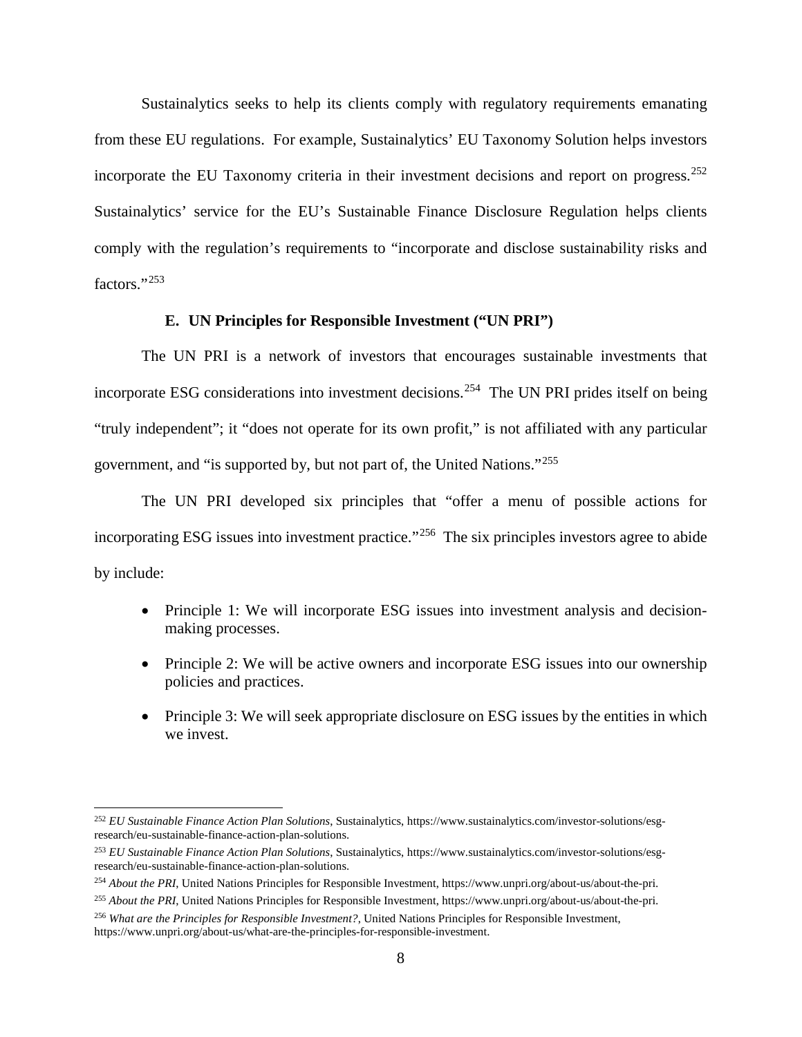Sustainalytics seeks to help its clients comply with regulatory requirements emanating from these EU regulations. For example, Sustainalytics' EU Taxonomy Solution helps investors incorporate the EU Taxonomy criteria in their investment decisions and report on progress.[252] Sustainalytics' service for the EU's Sustainable Finance Disclosure Regulation helps clients comply with the regulation's requirements to "incorporate and disclose sustainability risks and factors."[253]

### E. UN Principles for Responsible Investment ("UN PRI")

The UN PRI is a network of investors that encourages sustainable investments that incorporate ESG considerations into investment decisions.[254] The UN PRI prides itself on being "truly independent"; it "does not operate for its own profit," is not affiliated with any particular government, and "is supported by, but not part of, the United Nations."[255]

The UN PRI developed six principles that "offer a menu of possible actions for incorporating ESG issues into investment practice."[256] The six principles investors agree to abide by include:

- Principle 1: We will incorporate ESG issues into investment analysis and decision-making processes.
- Principle 2: We will be active owners and incorporate ESG issues into our ownership policies and practices.
- Principle 3: We will seek appropriate disclosure on ESG issues by the entities in which we invest.

---

[252] *EU Sustainable Finance Action Plan Solutions*, Sustainalytics, https://www.sustainalytics.com/investor-solutions/esg-research/eu-sustainable-finance-action-plan-solutions.

[253] *EU Sustainable Finance Action Plan Solutions*, Sustainalytics, https://www.sustainalytics.com/investor-solutions/esg-research/eu-sustainable-finance-action-plan-solutions.

[254] *About the PRI*, United Nations Principles for Responsible Investment, https://www.unpri.org/about-us/about-the-pri.

[255] *About the PRI*, United Nations Principles for Responsible Investment, https://www.unpri.org/about-us/about-the-pri.

[256] *What are the Principles for Responsible Investment?*, United Nations Principles for Responsible Investment, https://www.unpri.org/about-us/what-are-the-principles-for-responsible-investment.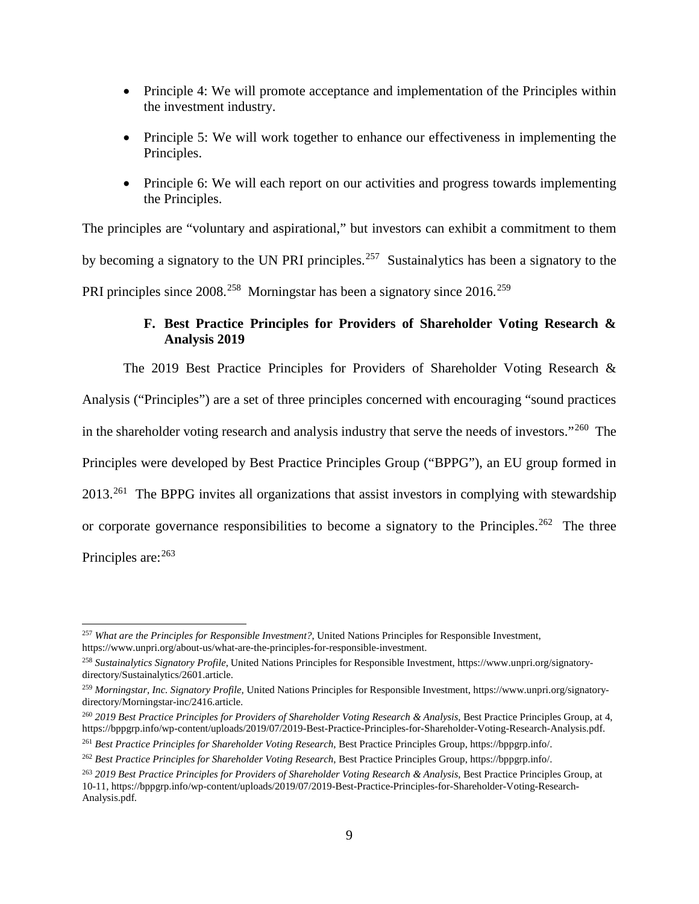- Principle 4: We will promote acceptance and implementation of the Principles within the investment industry.
- Principle 5: We will work together to enhance our effectiveness in implementing the Principles.
- Principle 6: We will each report on our activities and progress towards implementing the Principles.

The principles are "voluntary and aspirational," but investors can exhibit a commitment to them by becoming a signatory to the UN PRI principles.[257] Sustainalytics has been a signatory to the PRI principles since 2008.[258] Morningstar has been a signatory since 2016.[259]

### F. Best Practice Principles for Providers of Shareholder Voting Research & Analysis 2019

The 2019 Best Practice Principles for Providers of Shareholder Voting Research & Analysis ("Principles") are a set of three principles concerned with encouraging "sound practices in the shareholder voting research and analysis industry that serve the needs of investors."[260] The Principles were developed by Best Practice Principles Group ("BPPG"), an EU group formed in 2013.[261] The BPPG invites all organizations that assist investors in complying with stewardship or corporate governance responsibilities to become a signatory to the Principles.[262] The three Principles are:[263]

---

[257] *What are the Principles for Responsible Investment?*, United Nations Principles for Responsible Investment, https://www.unpri.org/about-us/what-are-the-principles-for-responsible-investment.

[258] *Sustainalytics Signatory Profile*, United Nations Principles for Responsible Investment, https://www.unpri.org/signatory-directory/Sustainalytics/2601.article.

[259] *Morningstar, Inc. Signatory Profile*, United Nations Principles for Responsible Investment, https://www.unpri.org/signatory-directory/Morningstar-inc/2416.article.

[260] *2019 Best Practice Principles for Providers of Shareholder Voting Research & Analysis*, Best Practice Principles Group, at 4, https://bppgrp.info/wp-content/uploads/2019/07/2019-Best-Practice-Principles-for-Shareholder-Voting-Research-Analysis.pdf.

[261] *Best Practice Principles for Shareholder Voting Research*, Best Practice Principles Group, https://bppgrp.info/.

[262] *Best Practice Principles for Shareholder Voting Research*, Best Practice Principles Group, https://bppgrp.info/.

[263] *2019 Best Practice Principles for Providers of Shareholder Voting Research & Analysis*, Best Practice Principles Group, at 10-11, https://bppgrp.info/wp-content/uploads/2019/07/2019-Best-Practice-Principles-for-Shareholder-Voting-Research-Analysis.pdf.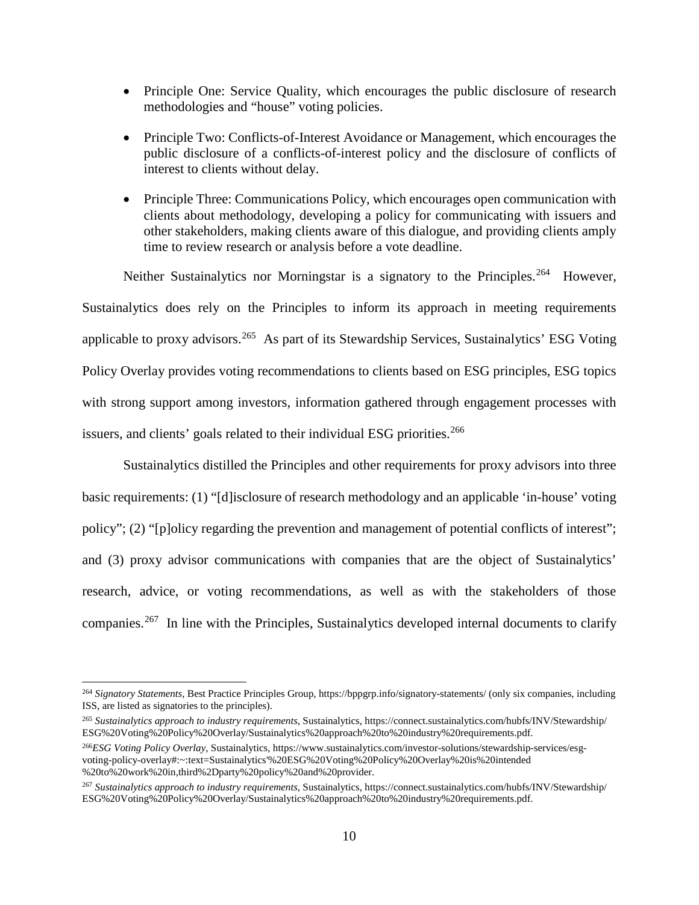- Principle One: Service Quality, which encourages the public disclosure of research methodologies and "house" voting policies.
- Principle Two: Conflicts-of-Interest Avoidance or Management, which encourages the public disclosure of a conflicts-of-interest policy and the disclosure of conflicts of interest to clients without delay.
- Principle Three: Communications Policy, which encourages open communication with clients about methodology, developing a policy for communicating with issuers and other stakeholders, making clients aware of this dialogue, and providing clients amply time to review research or analysis before a vote deadline.

Neither Sustainalytics nor Morningstar is a signatory to the Principles.[264] However, Sustainalytics does rely on the Principles to inform its approach in meeting requirements applicable to proxy advisors.[265] As part of its Stewardship Services, Sustainalytics' ESG Voting Policy Overlay provides voting recommendations to clients based on ESG principles, ESG topics with strong support among investors, information gathered through engagement processes with issuers, and clients' goals related to their individual ESG priorities.[266]

Sustainalytics distilled the Principles and other requirements for proxy advisors into three basic requirements: (1) "[d]isclosure of research methodology and an applicable 'in-house' voting policy"; (2) "[p]olicy regarding the prevention and management of potential conflicts of interest"; and (3) proxy advisor communications with companies that are the object of Sustainalytics' research, advice, or voting recommendations, as well as with the stakeholders of those companies.[267] In line with the Principles, Sustainalytics developed internal documents to clarify

---

[264] *Signatory Statements*, Best Practice Principles Group, https://bppgrp.info/signatory-statements/ (only six companies, including ISS, are listed as signatories to the principles).

[265] *Sustainalytics approach to industry requirements*, Sustainalytics, https://connect.sustainalytics.com/hubfs/INV/Stewardship/ESG%20Voting%20Policy%20Overlay/Sustainalytics%20approach%20to%20industry%20requirements.pdf.

[266] *ESG Voting Policy Overlay*, Sustainalytics, https://www.sustainalytics.com/investor-solutions/stewardship-services/esg-voting-policy-overlay#:~:text=Sustainalytics'%20ESG%20Voting%20Policy%20Overlay%20is%20intended%20to%20work%20in,third%2Dparty%20policy%20and%20provider.

[267] *Sustainalytics approach to industry requirements*, Sustainalytics, https://connect.sustainalytics.com/hubfs/INV/Stewardship/ESG%20Voting%20Policy%20Overlay/Sustainalytics%20approach%20to%20industry%20requirements.pdf.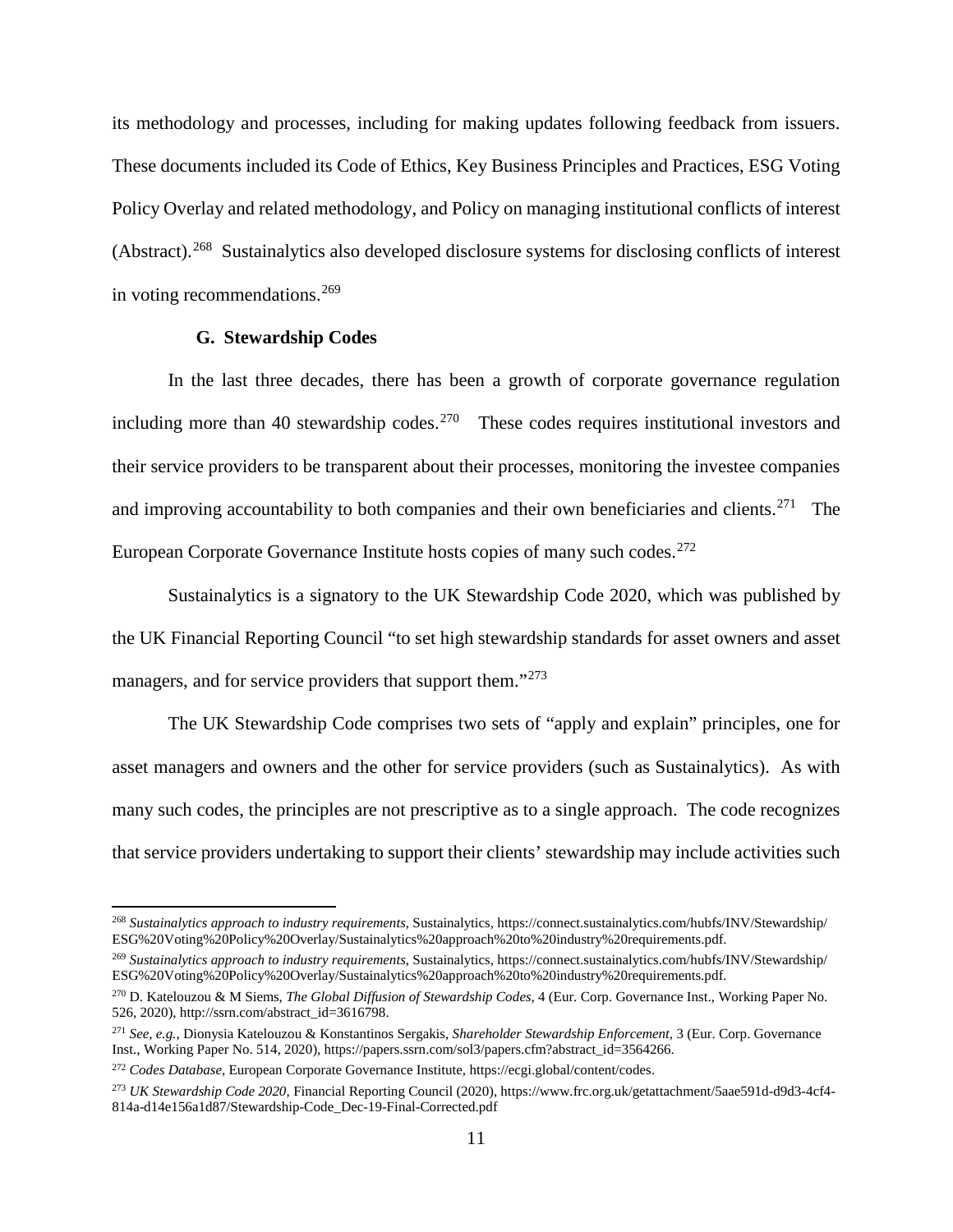its methodology and processes, including for making updates following feedback from issuers. These documents included its Code of Ethics, Key Business Principles and Practices, ESG Voting Policy Overlay and related methodology, and Policy on managing institutional conflicts of interest (Abstract).[268] Sustainalytics also developed disclosure systems for disclosing conflicts of interest in voting recommendations.[269]

### G. Stewardship Codes

In the last three decades, there has been a growth of corporate governance regulation including more than 40 stewardship codes.[270] These codes requires institutional investors and their service providers to be transparent about their processes, monitoring the investee companies and improving accountability to both companies and their own beneficiaries and clients.[271] The European Corporate Governance Institute hosts copies of many such codes.[272]

Sustainalytics is a signatory to the UK Stewardship Code 2020, which was published by the UK Financial Reporting Council "to set high stewardship standards for asset owners and asset managers, and for service providers that support them."[273]

The UK Stewardship Code comprises two sets of "apply and explain" principles, one for asset managers and owners and the other for service providers (such as Sustainalytics). As with many such codes, the principles are not prescriptive as to a single approach. The code recognizes that service providers undertaking to support their clients' stewardship may include activities such

---

[268] *Sustainalytics approach to industry requirements*, Sustainalytics, https://connect.sustainalytics.com/hubfs/INV/Stewardship/ESG%20Voting%20Policy%20Overlay/Sustainalytics%20approach%20to%20industry%20requirements.pdf.

[269] *Sustainalytics approach to industry requirements*, Sustainalytics, https://connect.sustainalytics.com/hubfs/INV/Stewardship/ESG%20Voting%20Policy%20Overlay/Sustainalytics%20approach%20to%20industry%20requirements.pdf.

[270] D. Katelouzou & M Siems, *The Global Diffusion of Stewardship Codes*, 4 (Eur. Corp. Governance Inst., Working Paper No. 526, 2020), http://ssrn.com/abstract_id=3616798.

[271] *See, e.g.*, Dionysia Katelouzou & Konstantinos Sergakis, *Shareholder Stewardship Enforcement*, 3 (Eur. Corp. Governance Inst., Working Paper No. 514, 2020), https://papers.ssrn.com/sol3/papers.cfm?abstract_id=3564266.

[272] *Codes Database*, European Corporate Governance Institute, https://ecgi.global/content/codes.

[273] *UK Stewardship Code 2020*, Financial Reporting Council (2020), https://www.frc.org.uk/getattachment/5aae591d-d9d3-4cf4-814a-d14e156a1d87/Stewardship-Code_Dec-19-Final-Corrected.pdf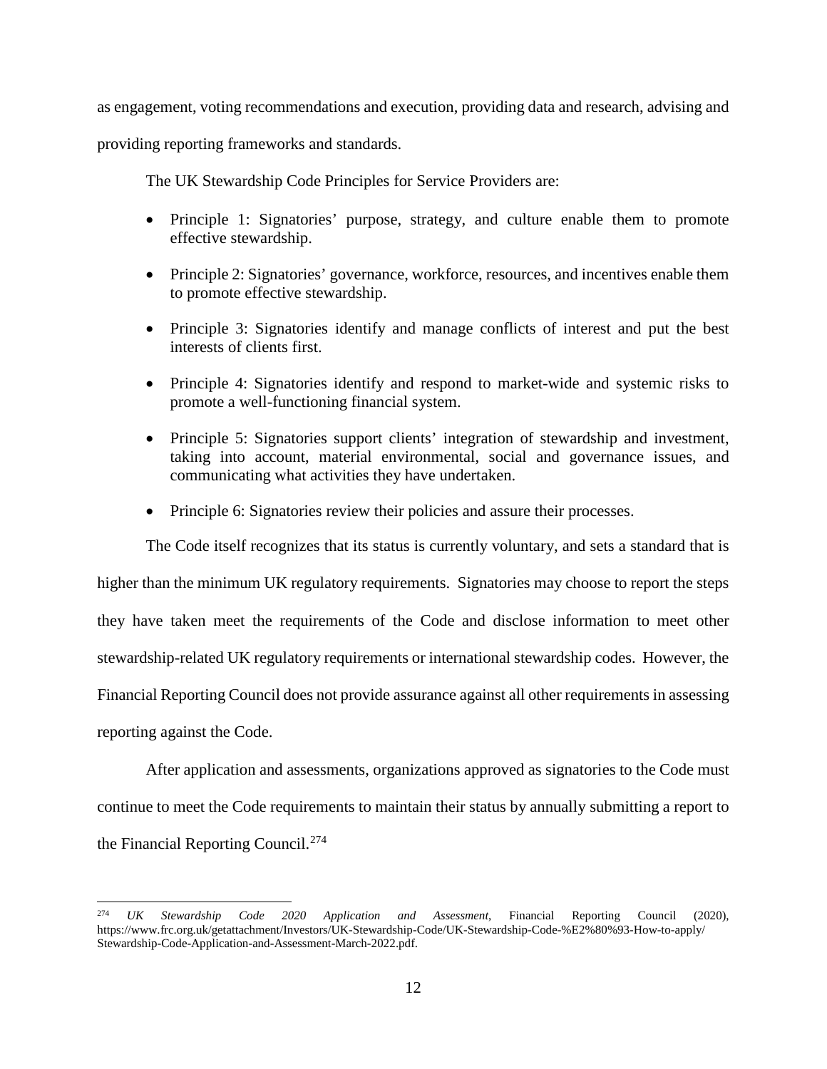as engagement, voting recommendations and execution, providing data and research, advising and providing reporting frameworks and standards.

The UK Stewardship Code Principles for Service Providers are:

- Principle 1: Signatories' purpose, strategy, and culture enable them to promote effective stewardship.
- Principle 2: Signatories' governance, workforce, resources, and incentives enable them to promote effective stewardship.
- Principle 3: Signatories identify and manage conflicts of interest and put the best interests of clients first.
- Principle 4: Signatories identify and respond to market-wide and systemic risks to promote a well-functioning financial system.
- Principle 5: Signatories support clients' integration of stewardship and investment, taking into account, material environmental, social and governance issues, and communicating what activities they have undertaken.
- Principle 6: Signatories review their policies and assure their processes.

The Code itself recognizes that its status is currently voluntary, and sets a standard that is higher than the minimum UK regulatory requirements. Signatories may choose to report the steps they have taken meet the requirements of the Code and disclose information to meet other stewardship-related UK regulatory requirements or international stewardship codes. However, the Financial Reporting Council does not provide assurance against all other requirements in assessing reporting against the Code.

After application and assessments, organizations approved as signatories to the Code must continue to meet the Code requirements to maintain their status by annually submitting a report to the Financial Reporting Council.[274]

---

[274] *UK Stewardship Code 2020 Application and Assessment*, Financial Reporting Council (2020), https://www.frc.org.uk/getattachment/Investors/UK-Stewardship-Code/UK-Stewardship-Code-%E2%80%93-How-to-apply/Stewardship-Code-Application-and-Assessment-March-2022.pdf.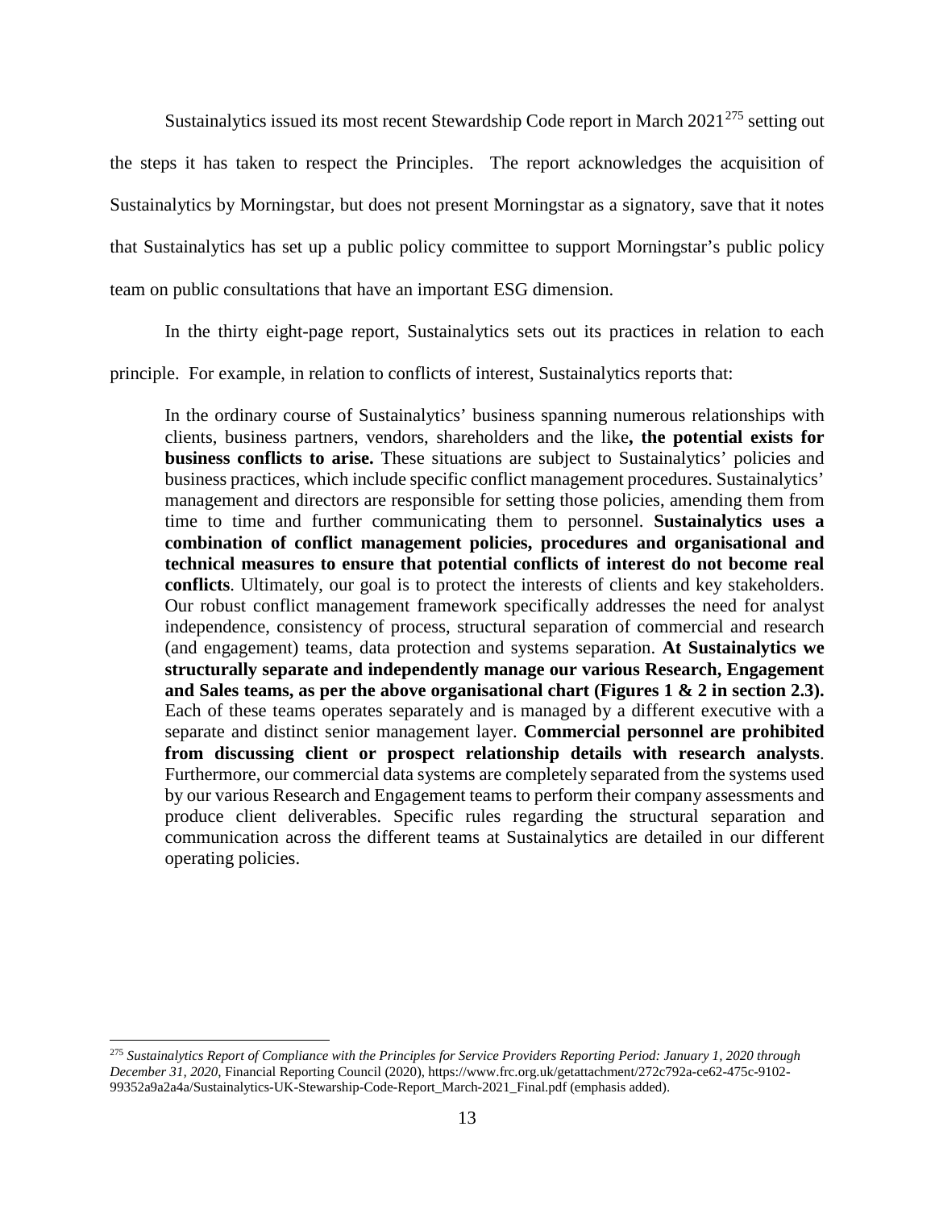Sustainalytics issued its most recent Stewardship Code report in March 2021[275] setting out the steps it has taken to respect the Principles. The report acknowledges the acquisition of Sustainalytics by Morningstar, but does not present Morningstar as a signatory, save that it notes that Sustainalytics has set up a public policy committee to support Morningstar's public policy team on public consultations that have an important ESG dimension.

In the thirty eight-page report, Sustainalytics sets out its practices in relation to each principle. For example, in relation to conflicts of interest, Sustainalytics reports that:

> In the ordinary course of Sustainalytics' business spanning numerous relationships with clients, business partners, vendors, shareholders and the like**, the potential exists for business conflicts to arise.** These situations are subject to Sustainalytics' policies and business practices, which include specific conflict management procedures. Sustainalytics' management and directors are responsible for setting those policies, amending them from time to time and further communicating them to personnel. **Sustainalytics uses a combination of conflict management policies, procedures and organisational and technical measures to ensure that potential conflicts of interest do not become real conflicts**. Ultimately, our goal is to protect the interests of clients and key stakeholders. Our robust conflict management framework specifically addresses the need for analyst independence, consistency of process, structural separation of commercial and research (and engagement) teams, data protection and systems separation. **At Sustainalytics we structurally separate and independently manage our various Research, Engagement and Sales teams, as per the above organisational chart (Figures 1 & 2 in section 2.3).** Each of these teams operates separately and is managed by a different executive with a separate and distinct senior management layer. **Commercial personnel are prohibited from discussing client or prospect relationship details with research analysts**. Furthermore, our commercial data systems are completely separated from the systems used by our various Research and Engagement teams to perform their company assessments and produce client deliverables. Specific rules regarding the structural separation and communication across the different teams at Sustainalytics are detailed in our different operating policies.

---

[275] *Sustainalytics Report of Compliance with the Principles for Service Providers Reporting Period: January 1, 2020 through December 31, 2020*, Financial Reporting Council (2020), https://www.frc.org.uk/getattachment/272c792a-ce62-475c-9102-99352a9a2a4a/Sustainalytics-UK-Stewardship-Code-Report_March-2021_Final.pdf (emphasis added).